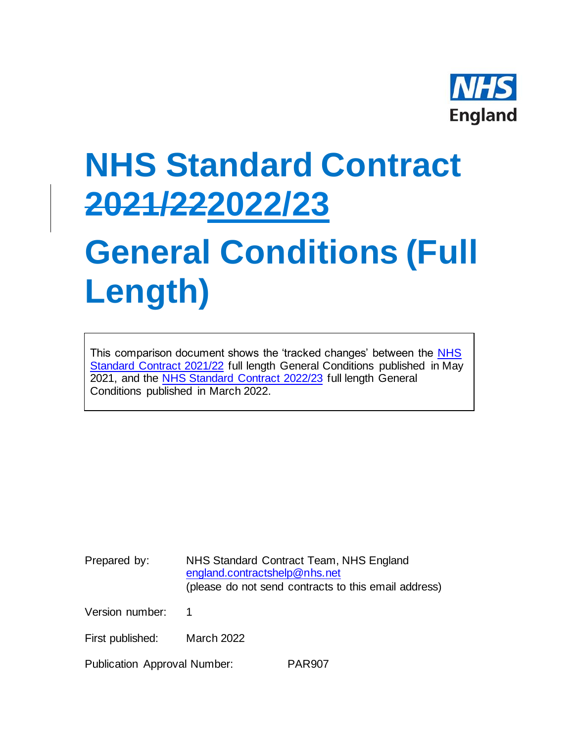NHS England

# NHS Standard Contract ~~2021/22~~2022/23

# General Conditions (Full Length)

This comparison document shows the 'tracked changes' between the NHS Standard Contract 2021/22 full length General Conditions published in May 2021, and the NHS Standard Contract 2022/23 full length General Conditions published in March 2022.

Prepared by: NHS Standard Contract Team, NHS England
england.contractshelp@nhs.net
(please do not send contracts to this email address)

Version number: 1

First published: March 2022

Publication Approval Number: PAR907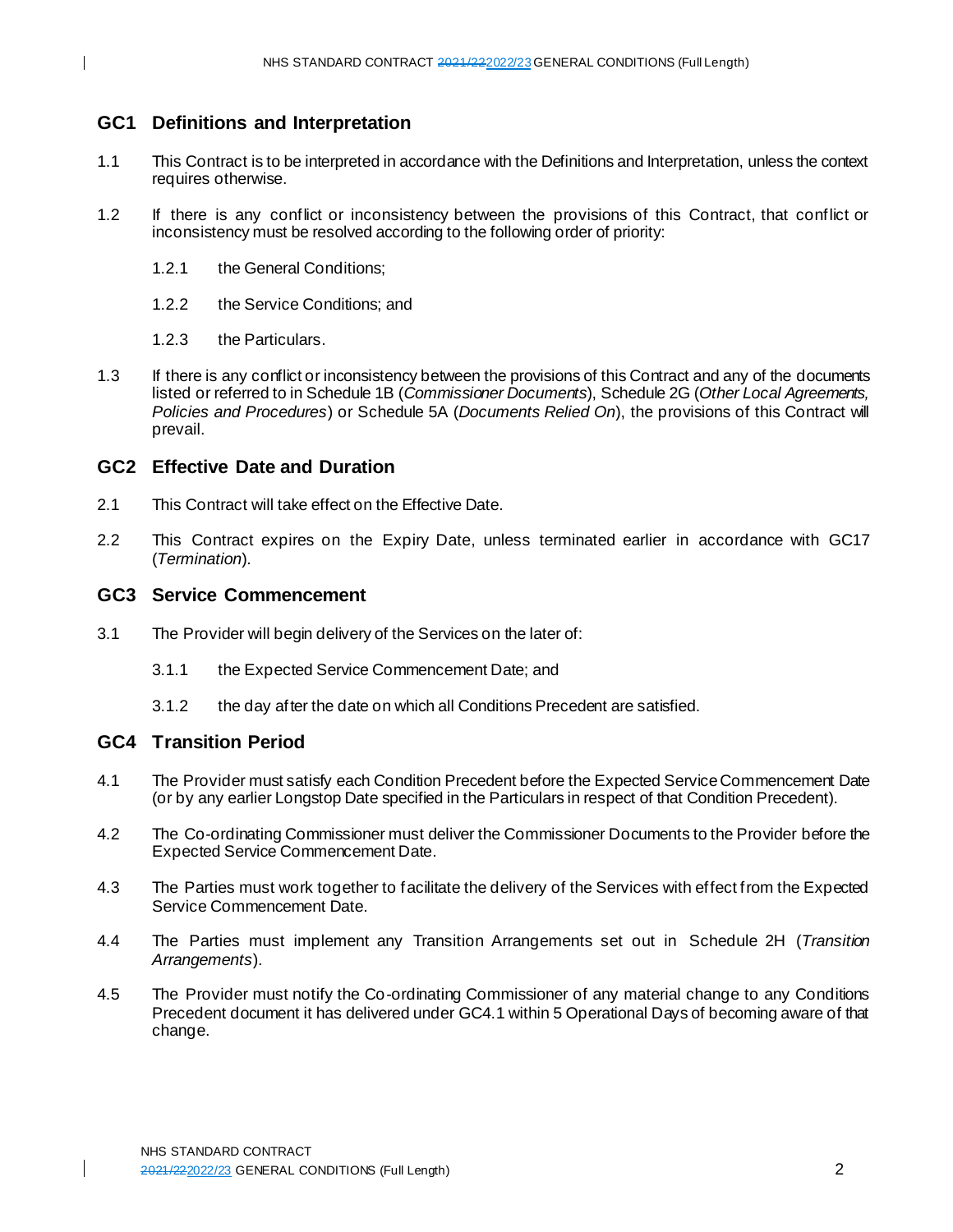## GC1 Definitions and Interpretation

1.1 This Contract is to be interpreted in accordance with the Definitions and Interpretation, unless the context requires otherwise.

1.2 If there is any conflict or inconsistency between the provisions of this Contract, that conflict or inconsistency must be resolved according to the following order of priority:

1.2.1 the General Conditions;

1.2.2 the Service Conditions; and

1.2.3 the Particulars.

1.3 If there is any conflict or inconsistency between the provisions of this Contract and any of the documents listed or referred to in Schedule 1B (*Commissioner Documents*), Schedule 2G (*Other Local Agreements, Policies and Procedures*) or Schedule 5A (*Documents Relied On*), the provisions of this Contract will prevail.

## GC2 Effective Date and Duration

2.1 This Contract will take effect on the Effective Date.

2.2 This Contract expires on the Expiry Date, unless terminated earlier in accordance with GC17 (*Termination*).

## GC3 Service Commencement

3.1 The Provider will begin delivery of the Services on the later of:

3.1.1 the Expected Service Commencement Date; and

3.1.2 the day after the date on which all Conditions Precedent are satisfied.

## GC4 Transition Period

4.1 The Provider must satisfy each Condition Precedent before the Expected Service Commencement Date (or by any earlier Longstop Date specified in the Particulars in respect of that Condition Precedent).

4.2 The Co-ordinating Commissioner must deliver the Commissioner Documents to the Provider before the Expected Service Commencement Date.

4.3 The Parties must work together to facilitate the delivery of the Services with effect from the Expected Service Commencement Date.

4.4 The Parties must implement any Transition Arrangements set out in Schedule 2H (*Transition Arrangements*).

4.5 The Provider must notify the Co-ordinating Commissioner of any material change to any Conditions Precedent document it has delivered under GC4.1 within 5 Operational Days of becoming aware of that change.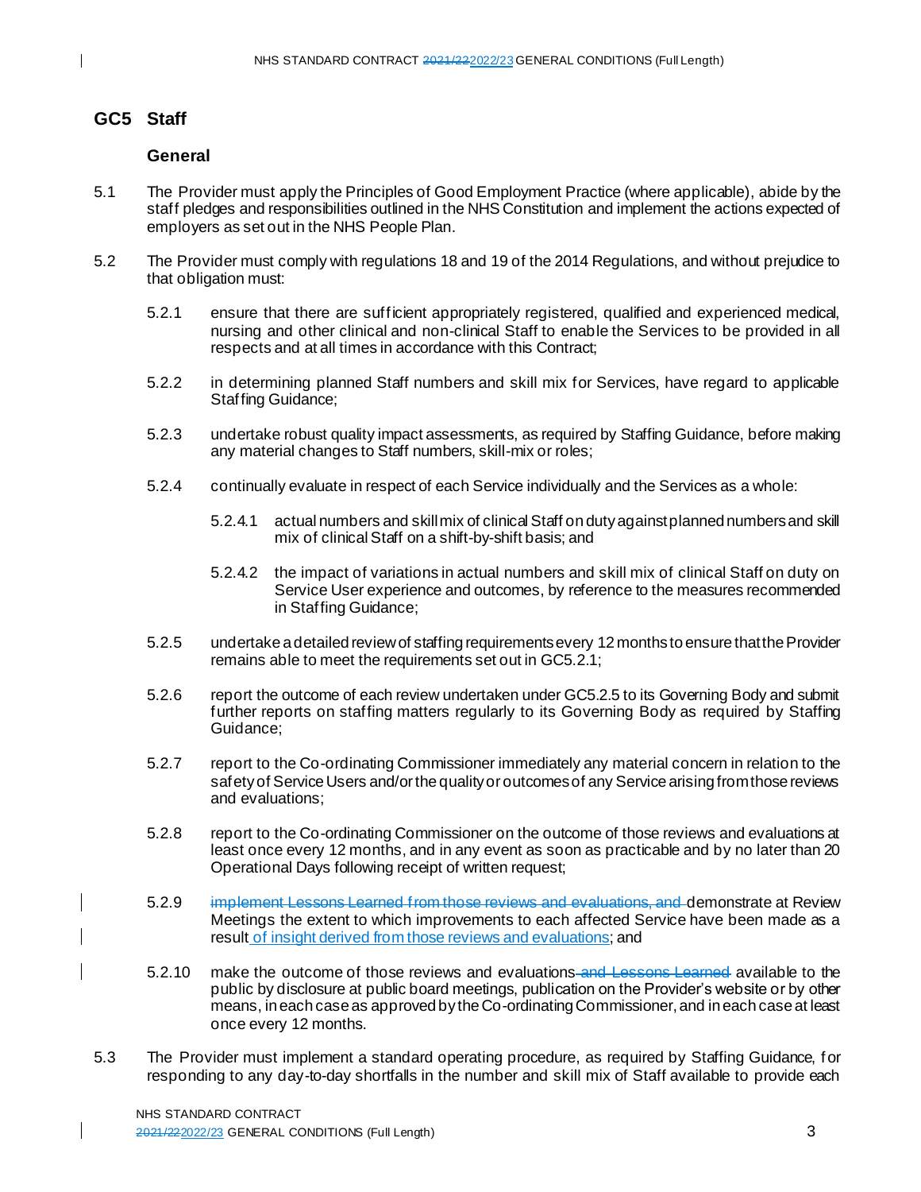## GC5 Staff

### General

5.1 The Provider must apply the Principles of Good Employment Practice (where applicable), abide by the staff pledges and responsibilities outlined in the NHS Constitution and implement the actions expected of employers as set out in the NHS People Plan.

5.2 The Provider must comply with regulations 18 and 19 of the 2014 Regulations, and without prejudice to that obligation must:

5.2.1 ensure that there are sufficient appropriately registered, qualified and experienced medical, nursing and other clinical and non-clinical Staff to enable the Services to be provided in all respects and at all times in accordance with this Contract;

5.2.2 in determining planned Staff numbers and skill mix for Services, have regard to applicable Staffing Guidance;

5.2.3 undertake robust quality impact assessments, as required by Staffing Guidance, before making any material changes to Staff numbers, skill-mix or roles;

5.2.4 continually evaluate in respect of each Service individually and the Services as a whole:

5.2.4.1 actual numbers and skill mix of clinical Staff on duty against planned numbers and skill mix of clinical Staff on a shift-by-shift basis; and

5.2.4.2 the impact of variations in actual numbers and skill mix of clinical Staff on duty on Service User experience and outcomes, by reference to the measures recommended in Staffing Guidance;

5.2.5 undertake a detailed review of staffing requirements every 12 months to ensure that the Provider remains able to meet the requirements set out in GC5.2.1;

5.2.6 report the outcome of each review undertaken under GC5.2.5 to its Governing Body and submit further reports on staffing matters regularly to its Governing Body as required by Staffing Guidance;

5.2.7 report to the Co-ordinating Commissioner immediately any material concern in relation to the safety of Service Users and/or the quality or outcomes of any Service arising from those reviews and evaluations;

5.2.8 report to the Co-ordinating Commissioner on the outcome of those reviews and evaluations at least once every 12 months, and in any event as soon as practicable and by no later than 20 Operational Days following receipt of written request;

5.2.9 ~~implement Lessons Learned from those reviews and evaluations, and~~ demonstrate at Review Meetings the extent to which improvements to each affected Service have been made as a result of insight derived from those reviews and evaluations; and

5.2.10 make the outcome of those reviews and evaluations ~~and Lessons Learned~~ available to the public by disclosure at public board meetings, publication on the Provider's website or by other means, in each case as approved by the Co-ordinating Commissioner, and in each case at least once every 12 months.

5.3 The Provider must implement a standard operating procedure, as required by Staffing Guidance, for responding to any day-to-day shortfalls in the number and skill mix of Staff available to provide each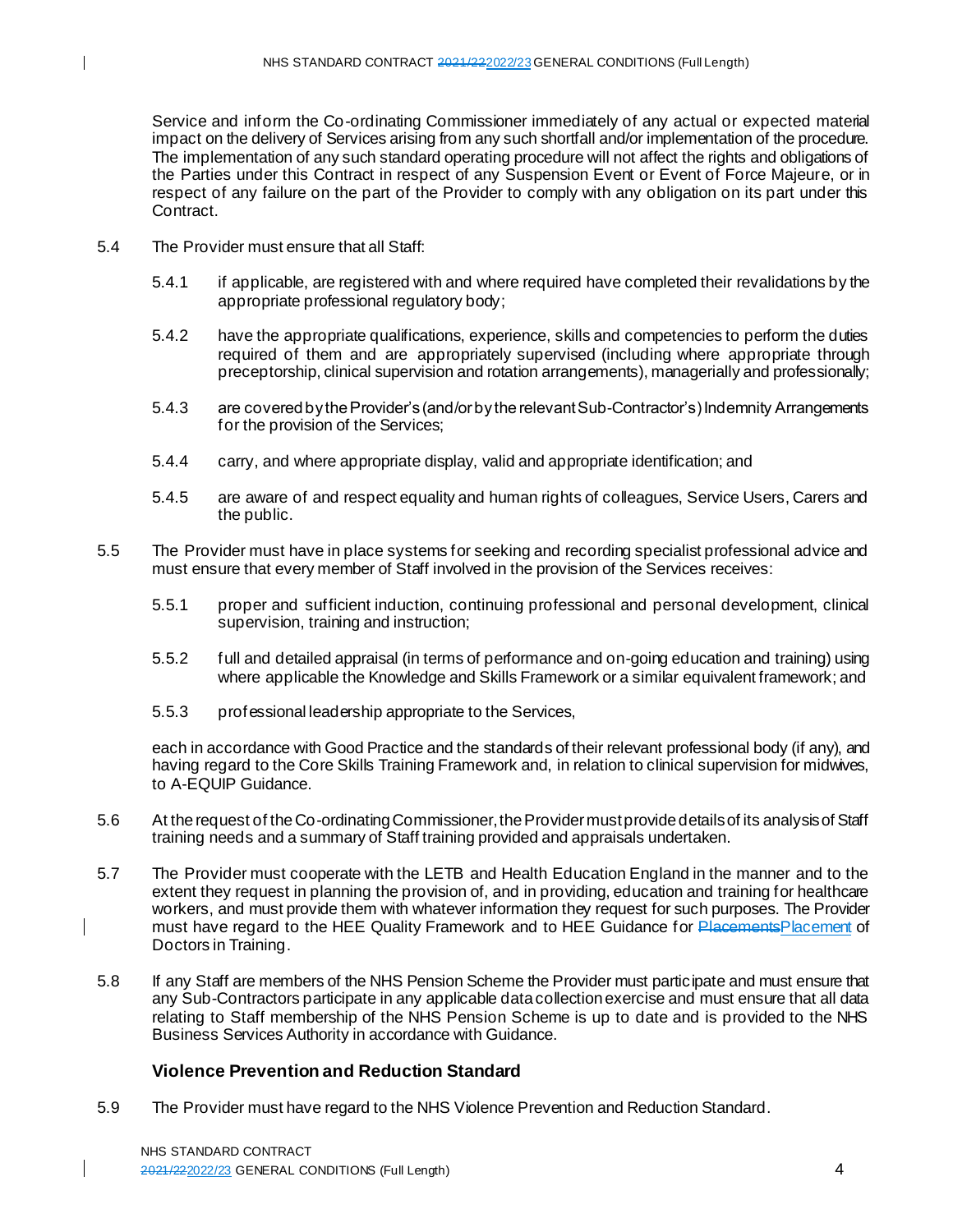Service and inform the Co-ordinating Commissioner immediately of any actual or expected material impact on the delivery of Services arising from any such shortfall and/or implementation of the procedure. The implementation of any such standard operating procedure will not affect the rights and obligations of the Parties under this Contract in respect of any Suspension Event or Event of Force Majeure, or in respect of any failure on the part of the Provider to comply with any obligation on its part under this Contract.

5.4 The Provider must ensure that all Staff:

5.4.1 if applicable, are registered with and where required have completed their revalidations by the appropriate professional regulatory body;

5.4.2 have the appropriate qualifications, experience, skills and competencies to perform the duties required of them and are appropriately supervised (including where appropriate through preceptorship, clinical supervision and rotation arrangements), managerially and professionally;

5.4.3 are covered by the Provider's (and/or by the relevant Sub-Contractor's) Indemnity Arrangements for the provision of the Services;

5.4.4 carry, and where appropriate display, valid and appropriate identification; and

5.4.5 are aware of and respect equality and human rights of colleagues, Service Users, Carers and the public.

5.5 The Provider must have in place systems for seeking and recording specialist professional advice and must ensure that every member of Staff involved in the provision of the Services receives:

5.5.1 proper and sufficient induction, continuing professional and personal development, clinical supervision, training and instruction;

5.5.2 full and detailed appraisal (in terms of performance and on-going education and training) using where applicable the Knowledge and Skills Framework or a similar equivalent framework; and

5.5.3 professional leadership appropriate to the Services,

each in accordance with Good Practice and the standards of their relevant professional body (if any), and having regard to the Core Skills Training Framework and, in relation to clinical supervision for midwives, to A-EQUIP Guidance.

5.6 At the request of the Co-ordinating Commissioner, the Provider must provide details of its analysis of Staff training needs and a summary of Staff training provided and appraisals undertaken.

5.7 The Provider must cooperate with the LETB and Health Education England in the manner and to the extent they request in planning the provision of, and in providing, education and training for healthcare workers, and must provide them with whatever information they request for such purposes. The Provider must have regard to the HEE Quality Framework and to HEE Guidance for ~~Placements~~Placement of Doctors in Training.

5.8 If any Staff are members of the NHS Pension Scheme the Provider must participate and must ensure that any Sub-Contractors participate in any applicable data collection exercise and must ensure that all data relating to Staff membership of the NHS Pension Scheme is up to date and is provided to the NHS Business Services Authority in accordance with Guidance.

### Violence Prevention and Reduction Standard

5.9 The Provider must have regard to the NHS Violence Prevention and Reduction Standard.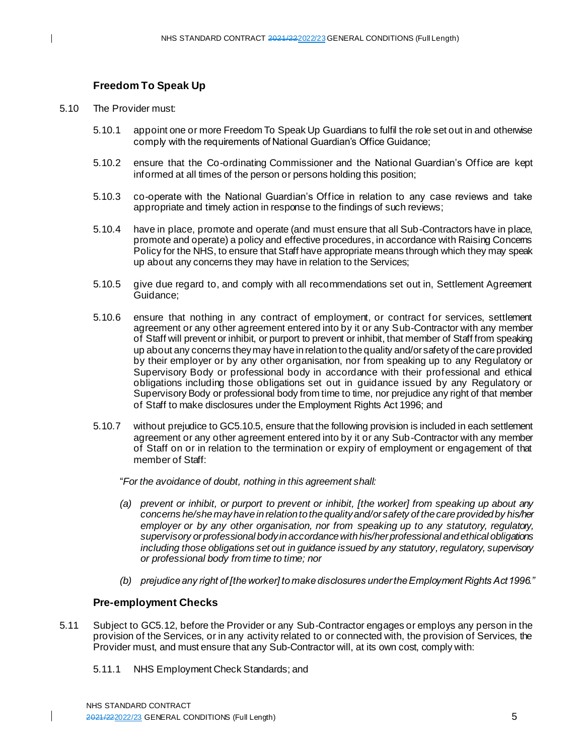## Freedom To Speak Up

5.10 The Provider must:

5.10.1 appoint one or more Freedom To Speak Up Guardians to fulfil the role set out in and otherwise comply with the requirements of National Guardian's Office Guidance;

5.10.2 ensure that the Co-ordinating Commissioner and the National Guardian's Office are kept informed at all times of the person or persons holding this position;

5.10.3 co-operate with the National Guardian's Office in relation to any case reviews and take appropriate and timely action in response to the findings of such reviews;

5.10.4 have in place, promote and operate (and must ensure that all Sub-Contractors have in place, promote and operate) a policy and effective procedures, in accordance with Raising Concerns Policy for the NHS, to ensure that Staff have appropriate means through which they may speak up about any concerns they may have in relation to the Services;

5.10.5 give due regard to, and comply with all recommendations set out in, Settlement Agreement Guidance;

5.10.6 ensure that nothing in any contract of employment, or contract for services, settlement agreement or any other agreement entered into by it or any Sub-Contractor with any member of Staff will prevent or inhibit, or purport to prevent or inhibit, that member of Staff from speaking up about any concerns they may have in relation to the quality and/or safety of the care provided by their employer or by any other organisation, nor from speaking up to any Regulatory or Supervisory Body or professional body in accordance with their professional and ethical obligations including those obligations set out in guidance issued by any Regulatory or Supervisory Body or professional body from time to time, nor prejudice any right of that member of Staff to make disclosures under the Employment Rights Act 1996; and

5.10.7 without prejudice to GC5.10.5, ensure that the following provision is included in each settlement agreement or any other agreement entered into by it or any Sub-Contractor with any member of Staff on or in relation to the termination or expiry of employment or engagement of that member of Staff:

"*For the avoidance of doubt, nothing in this agreement shall:*

*(a) prevent or inhibit, or purport to prevent or inhibit, [the worker] from speaking up about any concerns he/she may have in relation to the quality and/or safety of the care provided by his/her employer or by any other organisation, nor from speaking up to any statutory, regulatory, supervisory or professional body in accordance with his/her professional and ethical obligations including those obligations set out in guidance issued by any statutory, regulatory, supervisory or professional body from time to time; nor*

*(b) prejudice any right of [the worker] to make disclosures under the Employment Rights Act 1996."*

## Pre-employment Checks

5.11 Subject to GC5.12, before the Provider or any Sub-Contractor engages or employs any person in the provision of the Services, or in any activity related to or connected with, the provision of Services, the Provider must, and must ensure that any Sub-Contractor will, at its own cost, comply with:

5.11.1 NHS Employment Check Standards; and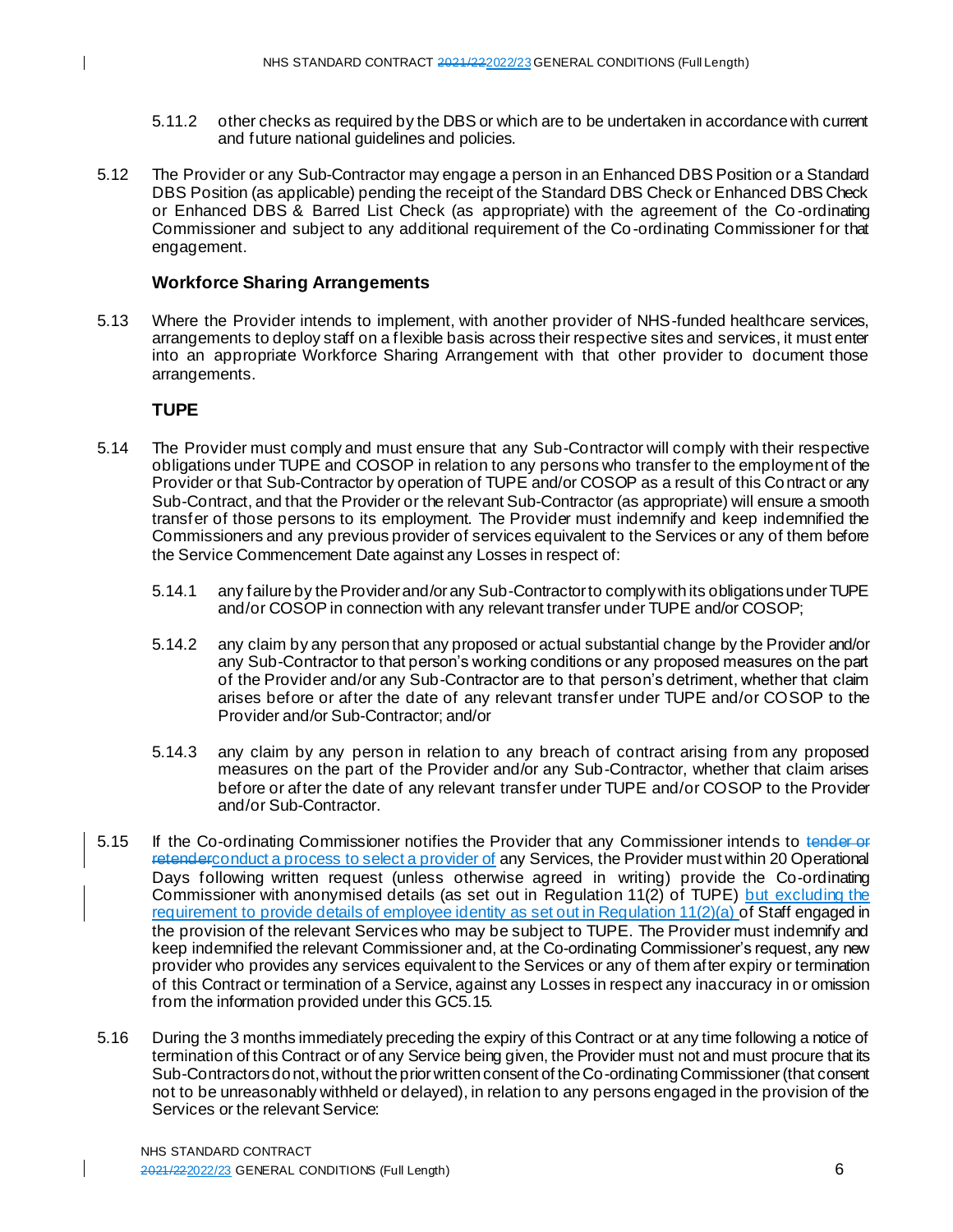5.11.2 other checks as required by the DBS or which are to be undertaken in accordance with current and future national guidelines and policies.

5.12 The Provider or any Sub-Contractor may engage a person in an Enhanced DBS Position or a Standard DBS Position (as applicable) pending the receipt of the Standard DBS Check or Enhanced DBS Check or Enhanced DBS & Barred List Check (as appropriate) with the agreement of the Co-ordinating Commissioner and subject to any additional requirement of the Co-ordinating Commissioner for that engagement.

### Workforce Sharing Arrangements

5.13 Where the Provider intends to implement, with another provider of NHS-funded healthcare services, arrangements to deploy staff on a flexible basis across their respective sites and services, it must enter into an appropriate Workforce Sharing Arrangement with that other provider to document those arrangements.

### TUPE

5.14 The Provider must comply and must ensure that any Sub-Contractor will comply with their respective obligations under TUPE and COSOP in relation to any persons who transfer to the employment of the Provider or that Sub-Contractor by operation of TUPE and/or COSOP as a result of this Contract or any Sub-Contract, and that the Provider or the relevant Sub-Contractor (as appropriate) will ensure a smooth transfer of those persons to its employment. The Provider must indemnify and keep indemnified the Commissioners and any previous provider of services equivalent to the Services or any of them before the Service Commencement Date against any Losses in respect of:

5.14.1 any failure by the Provider and/or any Sub-Contractor to comply with its obligations under TUPE and/or COSOP in connection with any relevant transfer under TUPE and/or COSOP;

5.14.2 any claim by any person that any proposed or actual substantial change by the Provider and/or any Sub-Contractor to that person's working conditions or any proposed measures on the part of the Provider and/or any Sub-Contractor are to that person's detriment, whether that claim arises before or after the date of any relevant transfer under TUPE and/or COSOP to the Provider and/or Sub-Contractor; and/or

5.14.3 any claim by any person in relation to any breach of contract arising from any proposed measures on the part of the Provider and/or any Sub-Contractor, whether that claim arises before or after the date of any relevant transfer under TUPE and/or COSOP to the Provider and/or Sub-Contractor.

5.15 If the Co-ordinating Commissioner notifies the Provider that any Commissioner intends to ~~tender or retender~~conduct a process to select a provider of any Services, the Provider must within 20 Operational Days following written request (unless otherwise agreed in writing) provide the Co-ordinating Commissioner with anonymised details (as set out in Regulation 11(2) of TUPE) but excluding the requirement to provide details of employee identity as set out in Regulation 11(2)(a) of Staff engaged in the provision of the relevant Services who may be subject to TUPE. The Provider must indemnify and keep indemnified the relevant Commissioner and, at the Co-ordinating Commissioner's request, any new provider who provides any services equivalent to the Services or any of them after expiry or termination of this Contract or termination of a Service, against any Losses in respect any inaccuracy in or omission from the information provided under this GC5.15.

5.16 During the 3 months immediately preceding the expiry of this Contract or at any time following a notice of termination of this Contract or of any Service being given, the Provider must not and must procure that its Sub-Contractors do not, without the prior written consent of the Co-ordinating Commissioner (that consent not to be unreasonably withheld or delayed), in relation to any persons engaged in the provision of the Services or the relevant Service: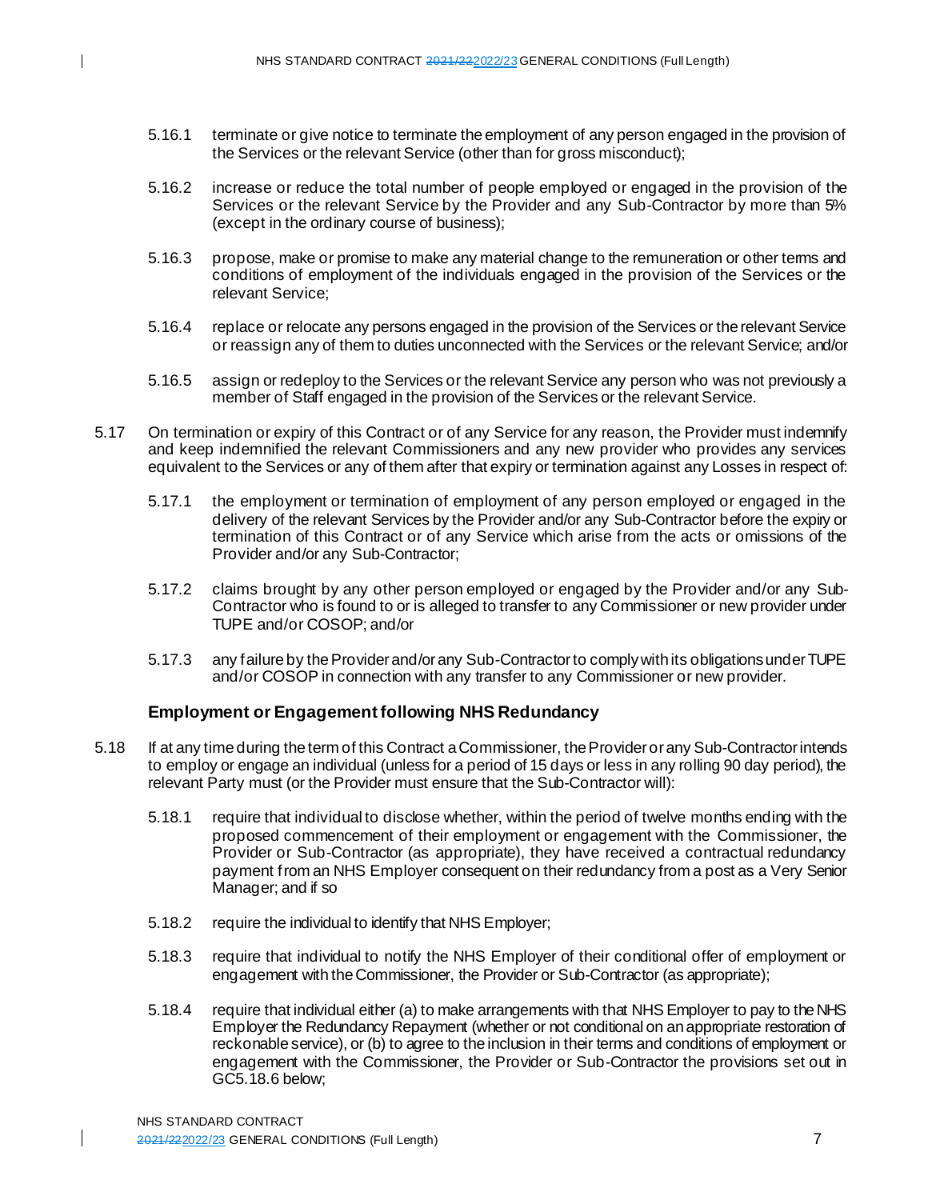5.16.1 terminate or give notice to terminate the employment of any person engaged in the provision of the Services or the relevant Service (other than for gross misconduct);

5.16.2 increase or reduce the total number of people employed or engaged in the provision of the Services or the relevant Service by the Provider and any Sub-Contractor by more than 5% (except in the ordinary course of business);

5.16.3 propose, make or promise to make any material change to the remuneration or other terms and conditions of employment of the individuals engaged in the provision of the Services or the relevant Service;

5.16.4 replace or relocate any persons engaged in the provision of the Services or the relevant Service or reassign any of them to duties unconnected with the Services or the relevant Service; and/or

5.16.5 assign or redeploy to the Services or the relevant Service any person who was not previously a member of Staff engaged in the provision of the Services or the relevant Service.

5.17 On termination or expiry of this Contract or of any Service for any reason, the Provider must indemnify and keep indemnified the relevant Commissioners and any new provider who provides any services equivalent to the Services or any of them after that expiry or termination against any Losses in respect of:

5.17.1 the employment or termination of employment of any person employed or engaged in the delivery of the relevant Services by the Provider and/or any Sub-Contractor before the expiry or termination of this Contract or of any Service which arise from the acts or omissions of the Provider and/or any Sub-Contractor;

5.17.2 claims brought by any other person employed or engaged by the Provider and/or any Sub-Contractor who is found to or is alleged to transfer to any Commissioner or new provider under TUPE and/or COSOP; and/or

5.17.3 any failure by the Provider and/or any Sub-Contractor to comply with its obligations under TUPE and/or COSOP in connection with any transfer to any Commissioner or new provider.

### Employment or Engagement following NHS Redundancy

5.18 If at any time during the term of this Contract a Commissioner, the Provider or any Sub-Contractor intends to employ or engage an individual (unless for a period of 15 days or less in any rolling 90 day period), the relevant Party must (or the Provider must ensure that the Sub-Contractor will):

5.18.1 require that individual to disclose whether, within the period of twelve months ending with the proposed commencement of their employment or engagement with the Commissioner, the Provider or Sub-Contractor (as appropriate), they have received a contractual redundancy payment from an NHS Employer consequent on their redundancy from a post as a Very Senior Manager; and if so

5.18.2 require the individual to identify that NHS Employer;

5.18.3 require that individual to notify the NHS Employer of their conditional offer of employment or engagement with the Commissioner, the Provider or Sub-Contractor (as appropriate);

5.18.4 require that individual either (a) to make arrangements with that NHS Employer to pay to the NHS Employer the Redundancy Repayment (whether or not conditional on an appropriate restoration of reckonable service), or (b) to agree to the inclusion in their terms and conditions of employment or engagement with the Commissioner, the Provider or Sub-Contractor the provisions set out in GC5.18.6 below;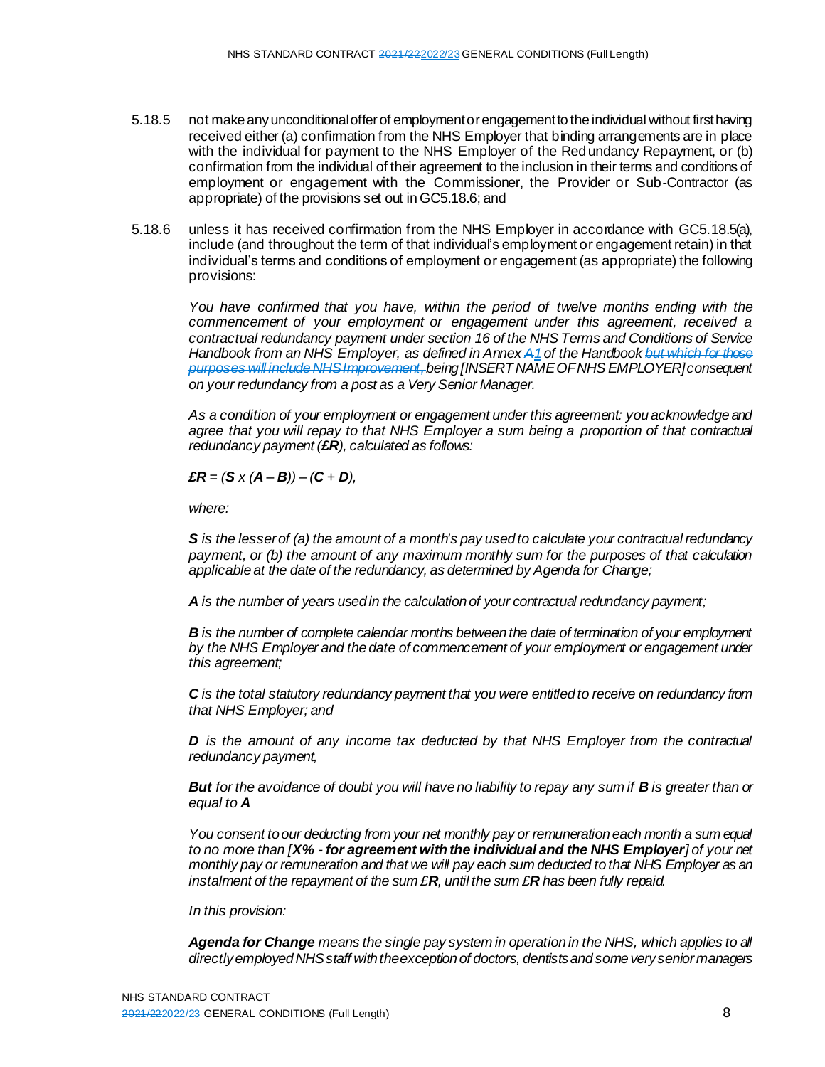5.18.5 not make any unconditional offer of employment or engagement to the individual without first having received either (a) confirmation from the NHS Employer that binding arrangements are in place with the individual for payment to the NHS Employer of the Redundancy Repayment, or (b) confirmation from the individual of their agreement to the inclusion in their terms and conditions of employment or engagement with the Commissioner, the Provider or Sub-Contractor (as appropriate) of the provisions set out in GC5.18.6; and

5.18.6 unless it has received confirmation from the NHS Employer in accordance with GC5.18.5(a), include (and throughout the term of that individual's employment or engagement retain) in that individual's terms and conditions of employment or engagement (as appropriate) the following provisions:

*You have confirmed that you have, within the period of twelve months ending with the commencement of your employment or engagement under this agreement, received a contractual redundancy payment under section 16 of the NHS Terms and Conditions of Service Handbook from an NHS Employer, as defined in Annex ~~A~~1 of the Handbook ~~but which for those purposes will include NHS Improvement,~~ being [INSERT NAME OF NHS EMPLOYER] consequent on your redundancy from a post as a Very Senior Manager.*

*As a condition of your employment or engagement under this agreement: you acknowledge and agree that you will repay to that NHS Employer a sum being a proportion of that contractual redundancy payment (**£R**), calculated as follows:*

$$£R = (S \times (A - B)) - (C + D),$$

*where:*

***S** is the lesser of (a) the amount of a month's pay used to calculate your contractual redundancy payment, or (b) the amount of any maximum monthly sum for the purposes of that calculation applicable at the date of the redundancy, as determined by Agenda for Change;*

***A** is the number of years used in the calculation of your contractual redundancy payment;*

***B** is the number of complete calendar months between the date of termination of your employment by the NHS Employer and the date of commencement of your employment or engagement under this agreement;*

***C** is the total statutory redundancy payment that you were entitled to receive on redundancy from that NHS Employer; and*

***D** is the amount of any income tax deducted by that NHS Employer from the contractual redundancy payment,*

***But** for the avoidance of doubt you will have no liability to repay any sum if **B** is greater than or equal to **A***

*You consent to our deducting from your net monthly pay or remuneration each month a sum equal to no more than [**X% - for agreement with the individual and the NHS Employer**] of your net monthly pay or remuneration and that we will pay each sum deducted to that NHS Employer as an instalment of the repayment of the sum £**R**, until the sum £**R** has been fully repaid.*

*In this provision:*

***Agenda for Change** means the single pay system in operation in the NHS, which applies to all directly employed NHS staff with the exception of doctors, dentists and some very senior managers*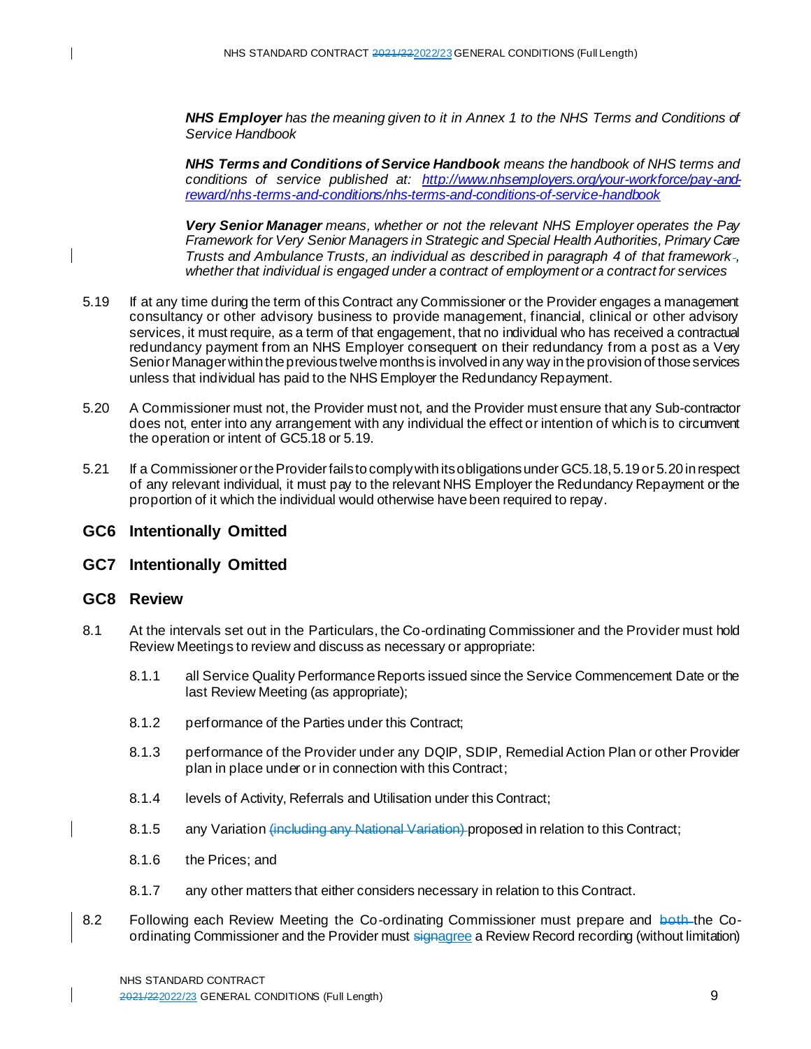*__NHS Employer__ has the meaning given to it in Annex 1 to the NHS Terms and Conditions of Service Handbook*

*__NHS Terms and Conditions of Service Handbook__ means the handbook of NHS terms and conditions of service published at: http://www.nhsemployers.org/your-workforce/pay-and-reward/nhs-terms-and-conditions/nhs-terms-and-conditions-of-service-handbook*

*__Very Senior Manager__ means, whether or not the relevant NHS Employer operates the Pay Framework for Very Senior Managers in Strategic and Special Health Authorities, Primary Care Trusts and Ambulance Trusts, an individual as described in paragraph 4 of that framework, whether that individual is engaged under a contract of employment or a contract for services*

5.19 If at any time during the term of this Contract any Commissioner or the Provider engages a management consultancy or other advisory business to provide management, financial, clinical or other advisory services, it must require, as a term of that engagement, that no individual who has received a contractual redundancy payment from an NHS Employer consequent on their redundancy from a post as a Very Senior Manager within the previous twelve months is involved in any way in the provision of those services unless that individual has paid to the NHS Employer the Redundancy Repayment.

5.20 A Commissioner must not, the Provider must not, and the Provider must ensure that any Sub-contractor does not, enter into any arrangement with any individual the effect or intention of which is to circumvent the operation or intent of GC5.18 or 5.19.

5.21 If a Commissioner or the Provider fails to comply with its obligations under GC5.18, 5.19 or 5.20 in respect of any relevant individual, it must pay to the relevant NHS Employer the Redundancy Repayment or the proportion of it which the individual would otherwise have been required to repay.

## GC6 Intentionally Omitted

## GC7 Intentionally Omitted

## GC8 Review

8.1 At the intervals set out in the Particulars, the Co-ordinating Commissioner and the Provider must hold Review Meetings to review and discuss as necessary or appropriate:

8.1.1 all Service Quality Performance Reports issued since the Service Commencement Date or the last Review Meeting (as appropriate);

8.1.2 performance of the Parties under this Contract;

8.1.3 performance of the Provider under any DQIP, SDIP, Remedial Action Plan or other Provider plan in place under or in connection with this Contract;

8.1.4 levels of Activity, Referrals and Utilisation under this Contract;

8.1.5 any Variation ~~(including any National Variation)~~ proposed in relation to this Contract;

8.1.6 the Prices; and

8.1.7 any other matters that either considers necessary in relation to this Contract.

8.2 Following each Review Meeting the Co-ordinating Commissioner must prepare and ~~both~~ the Co-ordinating Commissioner and the Provider must ~~sign~~agree a Review Record recording (without limitation)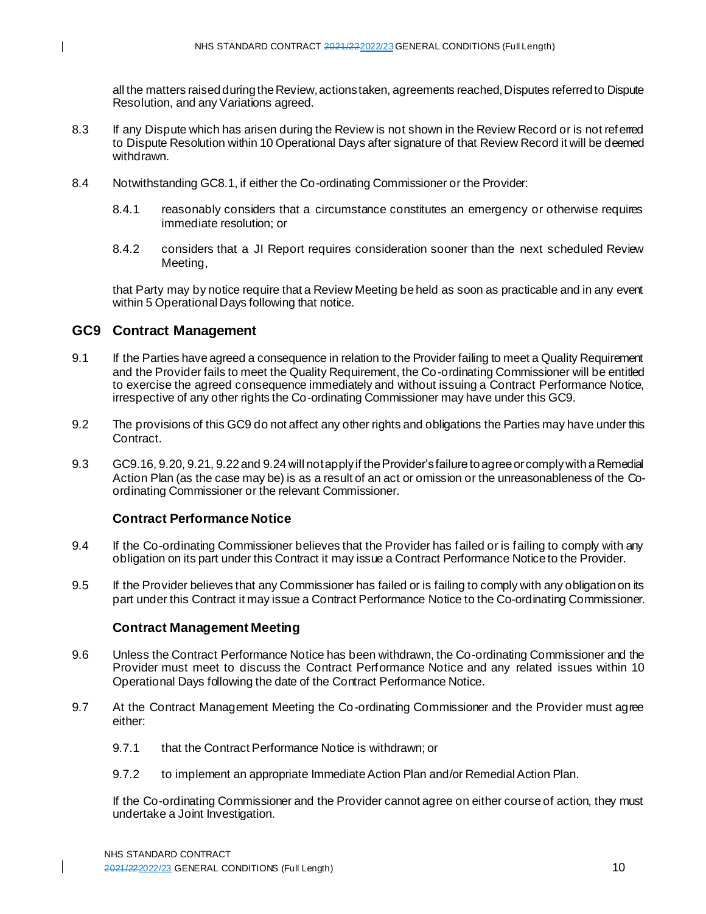all the matters raised during the Review, actions taken, agreements reached, Disputes referred to Dispute Resolution, and any Variations agreed.

8.3 If any Dispute which has arisen during the Review is not shown in the Review Record or is not referred to Dispute Resolution within 10 Operational Days after signature of that Review Record it will be deemed withdrawn.

8.4 Notwithstanding GC8.1, if either the Co-ordinating Commissioner or the Provider:

8.4.1 reasonably considers that a circumstance constitutes an emergency or otherwise requires immediate resolution; or

8.4.2 considers that a JI Report requires consideration sooner than the next scheduled Review Meeting,

that Party may by notice require that a Review Meeting be held as soon as practicable and in any event within 5 Operational Days following that notice.

## GC9 Contract Management

9.1 If the Parties have agreed a consequence in relation to the Provider failing to meet a Quality Requirement and the Provider fails to meet the Quality Requirement, the Co-ordinating Commissioner will be entitled to exercise the agreed consequence immediately and without issuing a Contract Performance Notice, irrespective of any other rights the Co-ordinating Commissioner may have under this GC9.

9.2 The provisions of this GC9 do not affect any other rights and obligations the Parties may have under this Contract.

9.3 GC9.16, 9.20, 9.21, 9.22 and 9.24 will not apply if the Provider's failure to agree or comply with a Remedial Action Plan (as the case may be) is as a result of an act or omission or the unreasonableness of the Co-ordinating Commissioner or the relevant Commissioner.

### Contract Performance Notice

9.4 If the Co-ordinating Commissioner believes that the Provider has failed or is failing to comply with any obligation on its part under this Contract it may issue a Contract Performance Notice to the Provider.

9.5 If the Provider believes that any Commissioner has failed or is failing to comply with any obligation on its part under this Contract it may issue a Contract Performance Notice to the Co-ordinating Commissioner.

### Contract Management Meeting

9.6 Unless the Contract Performance Notice has been withdrawn, the Co-ordinating Commissioner and the Provider must meet to discuss the Contract Performance Notice and any related issues within 10 Operational Days following the date of the Contract Performance Notice.

9.7 At the Contract Management Meeting the Co-ordinating Commissioner and the Provider must agree either:

9.7.1 that the Contract Performance Notice is withdrawn; or

9.7.2 to implement an appropriate Immediate Action Plan and/or Remedial Action Plan.

If the Co-ordinating Commissioner and the Provider cannot agree on either course of action, they must undertake a Joint Investigation.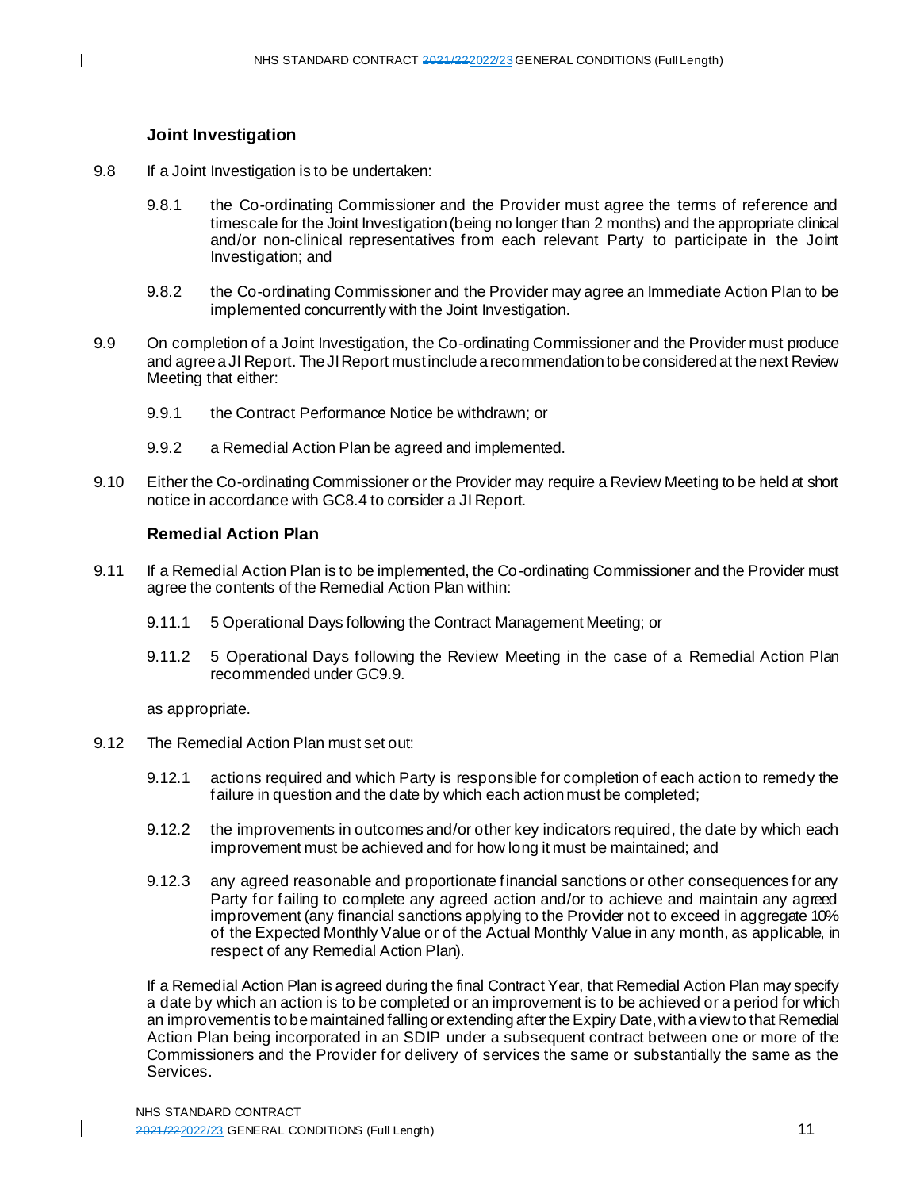### Joint Investigation

9.8 If a Joint Investigation is to be undertaken:

9.8.1 the Co-ordinating Commissioner and the Provider must agree the terms of reference and timescale for the Joint Investigation (being no longer than 2 months) and the appropriate clinical and/or non-clinical representatives from each relevant Party to participate in the Joint Investigation; and

9.8.2 the Co-ordinating Commissioner and the Provider may agree an Immediate Action Plan to be implemented concurrently with the Joint Investigation.

9.9 On completion of a Joint Investigation, the Co-ordinating Commissioner and the Provider must produce and agree a JI Report. The JI Report must include a recommendation to be considered at the next Review Meeting that either:

9.9.1 the Contract Performance Notice be withdrawn; or

9.9.2 a Remedial Action Plan be agreed and implemented.

9.10 Either the Co-ordinating Commissioner or the Provider may require a Review Meeting to be held at short notice in accordance with GC8.4 to consider a JI Report.

### Remedial Action Plan

9.11 If a Remedial Action Plan is to be implemented, the Co-ordinating Commissioner and the Provider must agree the contents of the Remedial Action Plan within:

9.11.1 5 Operational Days following the Contract Management Meeting; or

9.11.2 5 Operational Days following the Review Meeting in the case of a Remedial Action Plan recommended under GC9.9.

as appropriate.

9.12 The Remedial Action Plan must set out:

9.12.1 actions required and which Party is responsible for completion of each action to remedy the failure in question and the date by which each action must be completed;

9.12.2 the improvements in outcomes and/or other key indicators required, the date by which each improvement must be achieved and for how long it must be maintained; and

9.12.3 any agreed reasonable and proportionate financial sanctions or other consequences for any Party for failing to complete any agreed action and/or to achieve and maintain any agreed improvement (any financial sanctions applying to the Provider not to exceed in aggregate 10% of the Expected Monthly Value or of the Actual Monthly Value in any month, as applicable, in respect of any Remedial Action Plan).

If a Remedial Action Plan is agreed during the final Contract Year, that Remedial Action Plan may specify a date by which an action is to be completed or an improvement is to be achieved or a period for which an improvement is to be maintained falling or extending after the Expiry Date, with a view to that Remedial Action Plan being incorporated in an SDIP under a subsequent contract between one or more of the Commissioners and the Provider for delivery of services the same or substantially the same as the Services.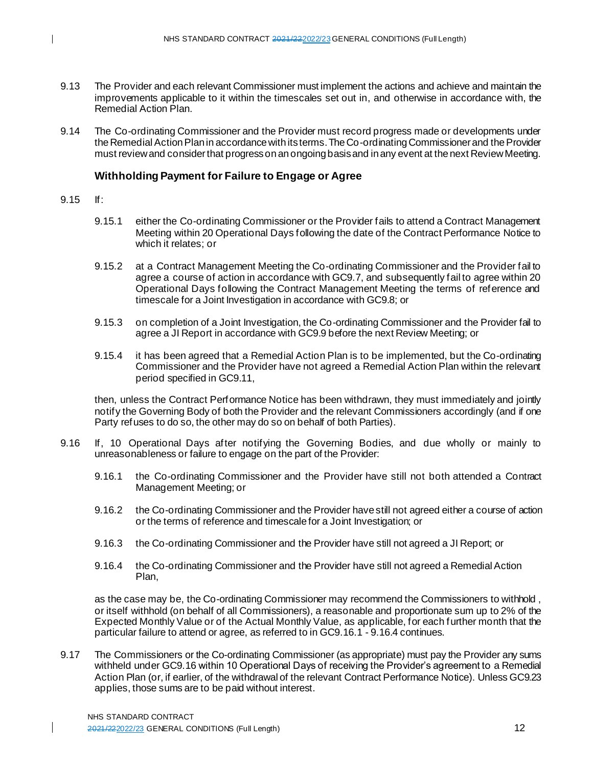9.13 The Provider and each relevant Commissioner must implement the actions and achieve and maintain the improvements applicable to it within the timescales set out in, and otherwise in accordance with, the Remedial Action Plan.

9.14 The Co-ordinating Commissioner and the Provider must record progress made or developments under the Remedial Action Plan in accordance with its terms. The Co-ordinating Commissioner and the Provider must review and consider that progress on an ongoing basis and in any event at the next Review Meeting.

### Withholding Payment for Failure to Engage or Agree

9.15 If:

9.15.1 either the Co-ordinating Commissioner or the Provider fails to attend a Contract Management Meeting within 20 Operational Days following the date of the Contract Performance Notice to which it relates; or

9.15.2 at a Contract Management Meeting the Co-ordinating Commissioner and the Provider fail to agree a course of action in accordance with GC9.7, and subsequently fail to agree within 20 Operational Days following the Contract Management Meeting the terms of reference and timescale for a Joint Investigation in accordance with GC9.8; or

9.15.3 on completion of a Joint Investigation, the Co-ordinating Commissioner and the Provider fail to agree a JI Report in accordance with GC9.9 before the next Review Meeting; or

9.15.4 it has been agreed that a Remedial Action Plan is to be implemented, but the Co-ordinating Commissioner and the Provider have not agreed a Remedial Action Plan within the relevant period specified in GC9.11,

then, unless the Contract Performance Notice has been withdrawn, they must immediately and jointly notify the Governing Body of both the Provider and the relevant Commissioners accordingly (and if one Party refuses to do so, the other may do so on behalf of both Parties).

9.16 If, 10 Operational Days after notifying the Governing Bodies, and due wholly or mainly to unreasonableness or failure to engage on the part of the Provider:

9.16.1 the Co-ordinating Commissioner and the Provider have still not both attended a Contract Management Meeting; or

9.16.2 the Co-ordinating Commissioner and the Provider have still not agreed either a course of action or the terms of reference and timescale for a Joint Investigation; or

9.16.3 the Co-ordinating Commissioner and the Provider have still not agreed a JI Report; or

9.16.4 the Co-ordinating Commissioner and the Provider have still not agreed a Remedial Action Plan,

as the case may be, the Co-ordinating Commissioner may recommend the Commissioners to withhold , or itself withhold (on behalf of all Commissioners), a reasonable and proportionate sum up to 2% of the Expected Monthly Value or of the Actual Monthly Value, as applicable, for each further month that the particular failure to attend or agree, as referred to in GC9.16.1 - 9.16.4 continues.

9.17 The Commissioners or the Co-ordinating Commissioner (as appropriate) must pay the Provider any sums withheld under GC9.16 within 10 Operational Days of receiving the Provider's agreement to a Remedial Action Plan (or, if earlier, of the withdrawal of the relevant Contract Performance Notice). Unless GC9.23 applies, those sums are to be paid without interest.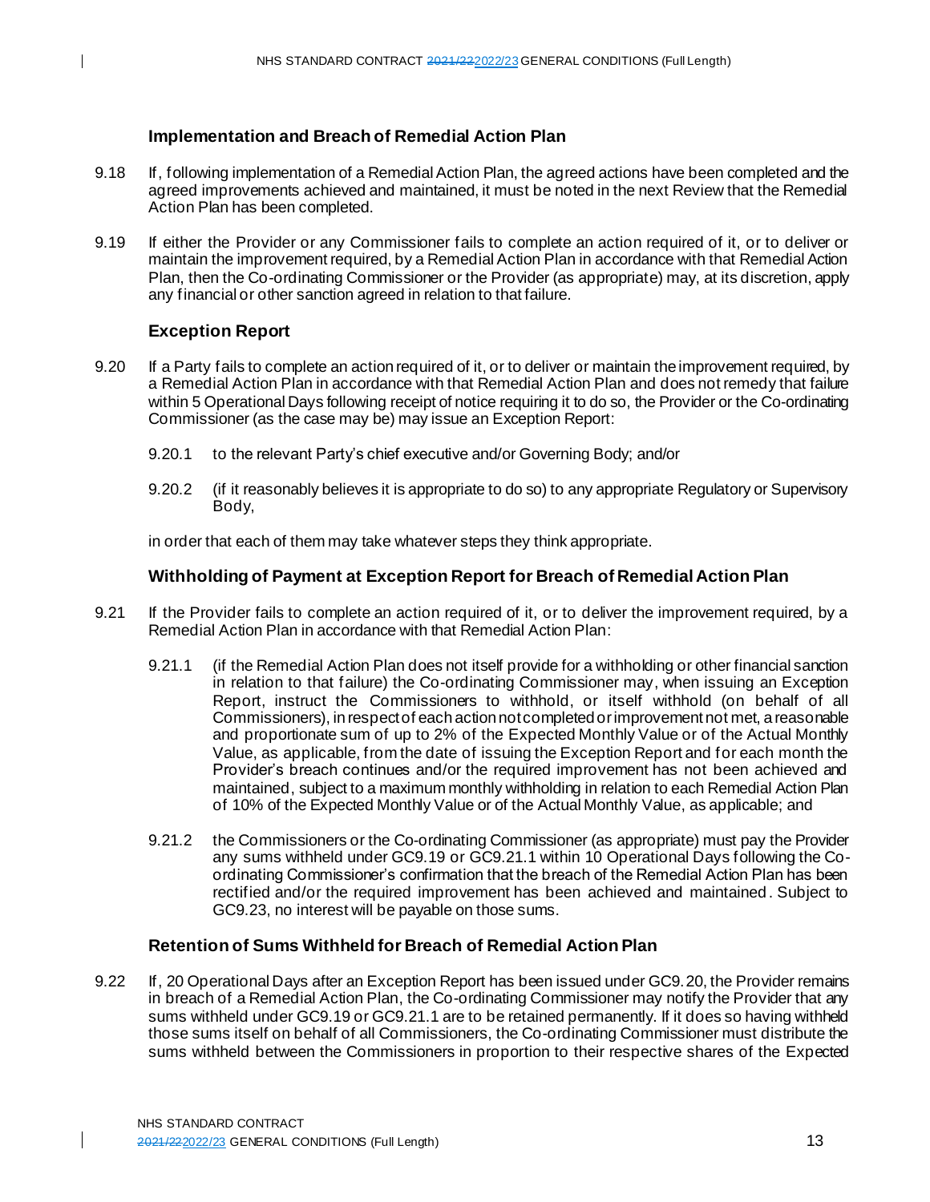### Implementation and Breach of Remedial Action Plan

9.18 If, following implementation of a Remedial Action Plan, the agreed actions have been completed and the agreed improvements achieved and maintained, it must be noted in the next Review that the Remedial Action Plan has been completed.

9.19 If either the Provider or any Commissioner fails to complete an action required of it, or to deliver or maintain the improvement required, by a Remedial Action Plan in accordance with that Remedial Action Plan, then the Co-ordinating Commissioner or the Provider (as appropriate) may, at its discretion, apply any financial or other sanction agreed in relation to that failure.

### Exception Report

9.20 If a Party fails to complete an action required of it, or to deliver or maintain the improvement required, by a Remedial Action Plan in accordance with that Remedial Action Plan and does not remedy that failure within 5 Operational Days following receipt of notice requiring it to do so, the Provider or the Co-ordinating Commissioner (as the case may be) may issue an Exception Report:

9.20.1 to the relevant Party's chief executive and/or Governing Body; and/or

9.20.2 (if it reasonably believes it is appropriate to do so) to any appropriate Regulatory or Supervisory Body,

in order that each of them may take whatever steps they think appropriate.

### Withholding of Payment at Exception Report for Breach of Remedial Action Plan

9.21 If the Provider fails to complete an action required of it, or to deliver the improvement required, by a Remedial Action Plan in accordance with that Remedial Action Plan:

9.21.1 (if the Remedial Action Plan does not itself provide for a withholding or other financial sanction in relation to that failure) the Co-ordinating Commissioner may, when issuing an Exception Report, instruct the Commissioners to withhold, or itself withhold (on behalf of all Commissioners), in respect of each action not completed or improvement not met, a reasonable and proportionate sum of up to 2% of the Expected Monthly Value or of the Actual Monthly Value, as applicable, from the date of issuing the Exception Report and for each month the Provider's breach continues and/or the required improvement has not been achieved and maintained, subject to a maximum monthly withholding in relation to each Remedial Action Plan of 10% of the Expected Monthly Value or of the Actual Monthly Value, as applicable; and

9.21.2 the Commissioners or the Co-ordinating Commissioner (as appropriate) must pay the Provider any sums withheld under GC9.19 or GC9.21.1 within 10 Operational Days following the Co-ordinating Commissioner's confirmation that the breach of the Remedial Action Plan has been rectified and/or the required improvement has been achieved and maintained. Subject to GC9.23, no interest will be payable on those sums.

### Retention of Sums Withheld for Breach of Remedial Action Plan

9.22 If, 20 Operational Days after an Exception Report has been issued under GC9.20, the Provider remains in breach of a Remedial Action Plan, the Co-ordinating Commissioner may notify the Provider that any sums withheld under GC9.19 or GC9.21.1 are to be retained permanently. If it does so having withheld those sums itself on behalf of all Commissioners, the Co-ordinating Commissioner must distribute the sums withheld between the Commissioners in proportion to their respective shares of the Expected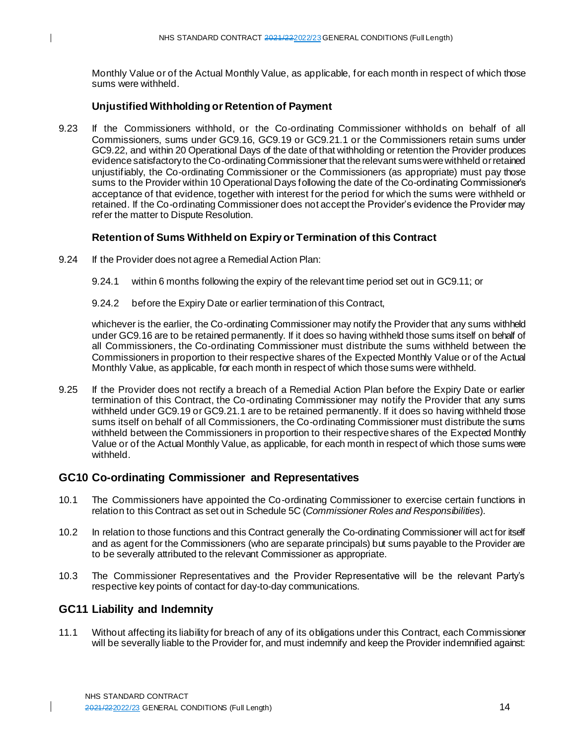Monthly Value or of the Actual Monthly Value, as applicable, for each month in respect of which those sums were withheld.

### Unjustified Withholding or Retention of Payment

9.23 If the Commissioners withhold, or the Co-ordinating Commissioner withholds on behalf of all Commissioners, sums under GC9.16, GC9.19 or GC9.21.1 or the Commissioners retain sums under GC9.22, and within 20 Operational Days of the date of that withholding or retention the Provider produces evidence satisfactory to the Co-ordinating Commissioner that the relevant sums were withheld or retained unjustifiably, the Co-ordinating Commissioner or the Commissioners (as appropriate) must pay those sums to the Provider within 10 Operational Days following the date of the Co-ordinating Commissioner's acceptance of that evidence, together with interest for the period for which the sums were withheld or retained. If the Co-ordinating Commissioner does not accept the Provider's evidence the Provider may refer the matter to Dispute Resolution.

### Retention of Sums Withheld on Expiry or Termination of this Contract

9.24 If the Provider does not agree a Remedial Action Plan:

9.24.1 within 6 months following the expiry of the relevant time period set out in GC9.11; or

9.24.2 before the Expiry Date or earlier termination of this Contract,

whichever is the earlier, the Co-ordinating Commissioner may notify the Provider that any sums withheld under GC9.16 are to be retained permanently. If it does so having withheld those sums itself on behalf of all Commissioners, the Co-ordinating Commissioner must distribute the sums withheld between the Commissioners in proportion to their respective shares of the Expected Monthly Value or of the Actual Monthly Value, as applicable, for each month in respect of which those sums were withheld.

9.25 If the Provider does not rectify a breach of a Remedial Action Plan before the Expiry Date or earlier termination of this Contract, the Co-ordinating Commissioner may notify the Provider that any sums withheld under GC9.19 or GC9.21.1 are to be retained permanently. If it does so having withheld those sums itself on behalf of all Commissioners, the Co-ordinating Commissioner must distribute the sums withheld between the Commissioners in proportion to their respective shares of the Expected Monthly Value or of the Actual Monthly Value, as applicable, for each month in respect of which those sums were withheld.

## GC10 Co-ordinating Commissioner and Representatives

10.1 The Commissioners have appointed the Co-ordinating Commissioner to exercise certain functions in relation to this Contract as set out in Schedule 5C (*Commissioner Roles and Responsibilities*).

10.2 In relation to those functions and this Contract generally the Co-ordinating Commissioner will act for itself and as agent for the Commissioners (who are separate principals) but sums payable to the Provider are to be severally attributed to the relevant Commissioner as appropriate.

10.3 The Commissioner Representatives and the Provider Representative will be the relevant Party's respective key points of contact for day-to-day communications.

## GC11 Liability and Indemnity

11.1 Without affecting its liability for breach of any of its obligations under this Contract, each Commissioner will be severally liable to the Provider for, and must indemnify and keep the Provider indemnified against: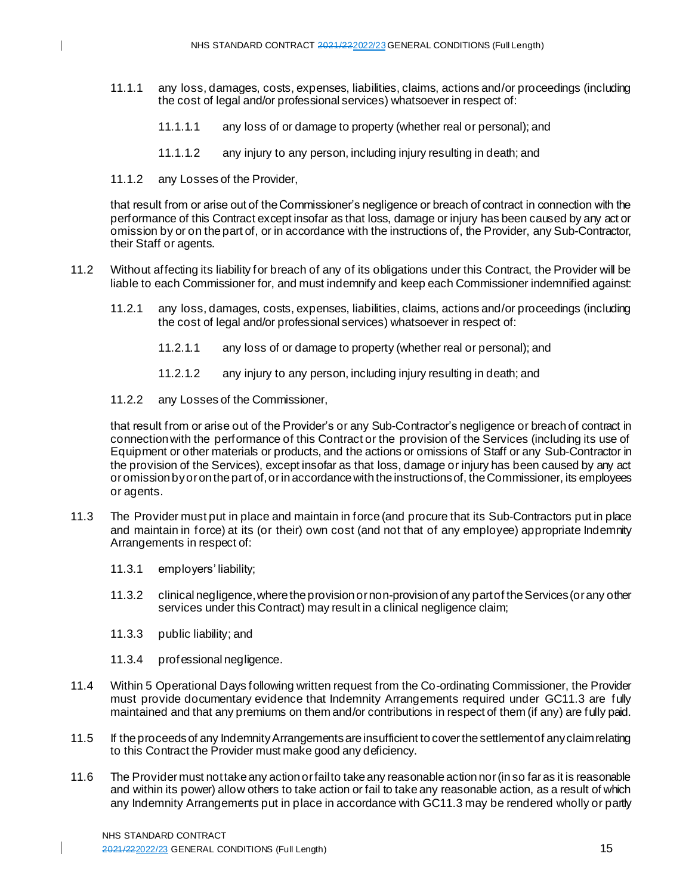11.1.1 any loss, damages, costs, expenses, liabilities, claims, actions and/or proceedings (including the cost of legal and/or professional services) whatsoever in respect of:

11.1.1.1 any loss of or damage to property (whether real or personal); and

11.1.1.2 any injury to any person, including injury resulting in death; and

11.1.2 any Losses of the Provider,

that result from or arise out of the Commissioner's negligence or breach of contract in connection with the performance of this Contract except insofar as that loss, damage or injury has been caused by any act or omission by or on the part of, or in accordance with the instructions of, the Provider, any Sub-Contractor, their Staff or agents.

11.2 Without affecting its liability for breach of any of its obligations under this Contract, the Provider will be liable to each Commissioner for, and must indemnify and keep each Commissioner indemnified against:

11.2.1 any loss, damages, costs, expenses, liabilities, claims, actions and/or proceedings (including the cost of legal and/or professional services) whatsoever in respect of:

11.2.1.1 any loss of or damage to property (whether real or personal); and

11.2.1.2 any injury to any person, including injury resulting in death; and

11.2.2 any Losses of the Commissioner,

that result from or arise out of the Provider's or any Sub-Contractor's negligence or breach of contract in connection with the performance of this Contract or the provision of the Services (including its use of Equipment or other materials or products, and the actions or omissions of Staff or any Sub-Contractor in the provision of the Services), except insofar as that loss, damage or injury has been caused by any act or omission by or on the part of, or in accordance with the instructions of, the Commissioner, its employees or agents.

11.3 The Provider must put in place and maintain in force (and procure that its Sub-Contractors put in place and maintain in force) at its (or their) own cost (and not that of any employee) appropriate Indemnity Arrangements in respect of:

11.3.1 employers' liability;

11.3.2 clinical negligence, where the provision or non-provision of any part of the Services (or any other services under this Contract) may result in a clinical negligence claim;

11.3.3 public liability; and

11.3.4 professional negligence.

11.4 Within 5 Operational Days following written request from the Co-ordinating Commissioner, the Provider must provide documentary evidence that Indemnity Arrangements required under GC11.3 are fully maintained and that any premiums on them and/or contributions in respect of them (if any) are fully paid.

11.5 If the proceeds of any Indemnity Arrangements are insufficient to cover the settlement of any claim relating to this Contract the Provider must make good any deficiency.

11.6 The Provider must not take any action or fail to take any reasonable action nor (in so far as it is reasonable and within its power) allow others to take action or fail to take any reasonable action, as a result of which any Indemnity Arrangements put in place in accordance with GC11.3 may be rendered wholly or partly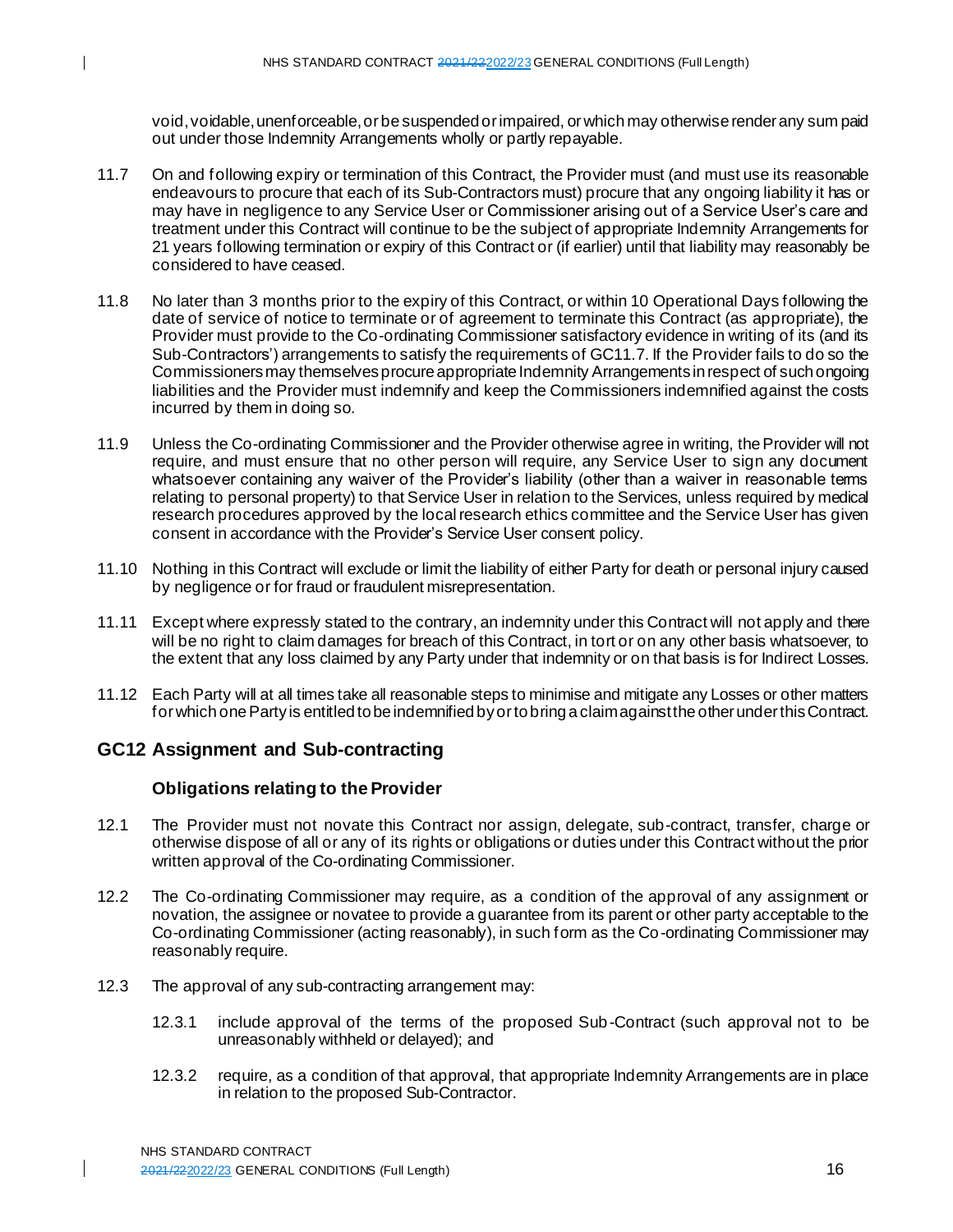void, voidable, unenforceable, or be suspended or impaired, or which may otherwise render any sum paid out under those Indemnity Arrangements wholly or partly repayable.

11.7 On and following expiry or termination of this Contract, the Provider must (and must use its reasonable endeavours to procure that each of its Sub-Contractors must) procure that any ongoing liability it has or may have in negligence to any Service User or Commissioner arising out of a Service User's care and treatment under this Contract will continue to be the subject of appropriate Indemnity Arrangements for 21 years following termination or expiry of this Contract or (if earlier) until that liability may reasonably be considered to have ceased.

11.8 No later than 3 months prior to the expiry of this Contract, or within 10 Operational Days following the date of service of notice to terminate or of agreement to terminate this Contract (as appropriate), the Provider must provide to the Co-ordinating Commissioner satisfactory evidence in writing of its (and its Sub-Contractors') arrangements to satisfy the requirements of GC11.7. If the Provider fails to do so the Commissioners may themselves procure appropriate Indemnity Arrangements in respect of such ongoing liabilities and the Provider must indemnify and keep the Commissioners indemnified against the costs incurred by them in doing so.

11.9 Unless the Co-ordinating Commissioner and the Provider otherwise agree in writing, the Provider will not require, and must ensure that no other person will require, any Service User to sign any document whatsoever containing any waiver of the Provider's liability (other than a waiver in reasonable terms relating to personal property) to that Service User in relation to the Services, unless required by medical research procedures approved by the local research ethics committee and the Service User has given consent in accordance with the Provider's Service User consent policy.

11.10 Nothing in this Contract will exclude or limit the liability of either Party for death or personal injury caused by negligence or for fraud or fraudulent misrepresentation.

11.11 Except where expressly stated to the contrary, an indemnity under this Contract will not apply and there will be no right to claim damages for breach of this Contract, in tort or on any other basis whatsoever, to the extent that any loss claimed by any Party under that indemnity or on that basis is for Indirect Losses.

11.12 Each Party will at all times take all reasonable steps to minimise and mitigate any Losses or other matters for which one Party is entitled to be indemnified by or to bring a claim against the other under this Contract.

## GC12 Assignment and Sub-contracting

### Obligations relating to the Provider

12.1 The Provider must not novate this Contract nor assign, delegate, sub-contract, transfer, charge or otherwise dispose of all or any of its rights or obligations or duties under this Contract without the prior written approval of the Co-ordinating Commissioner.

12.2 The Co-ordinating Commissioner may require, as a condition of the approval of any assignment or novation, the assignee or novatee to provide a guarantee from its parent or other party acceptable to the Co-ordinating Commissioner (acting reasonably), in such form as the Co-ordinating Commissioner may reasonably require.

12.3 The approval of any sub-contracting arrangement may:

12.3.1 include approval of the terms of the proposed Sub-Contract (such approval not to be unreasonably withheld or delayed); and

12.3.2 require, as a condition of that approval, that appropriate Indemnity Arrangements are in place in relation to the proposed Sub-Contractor.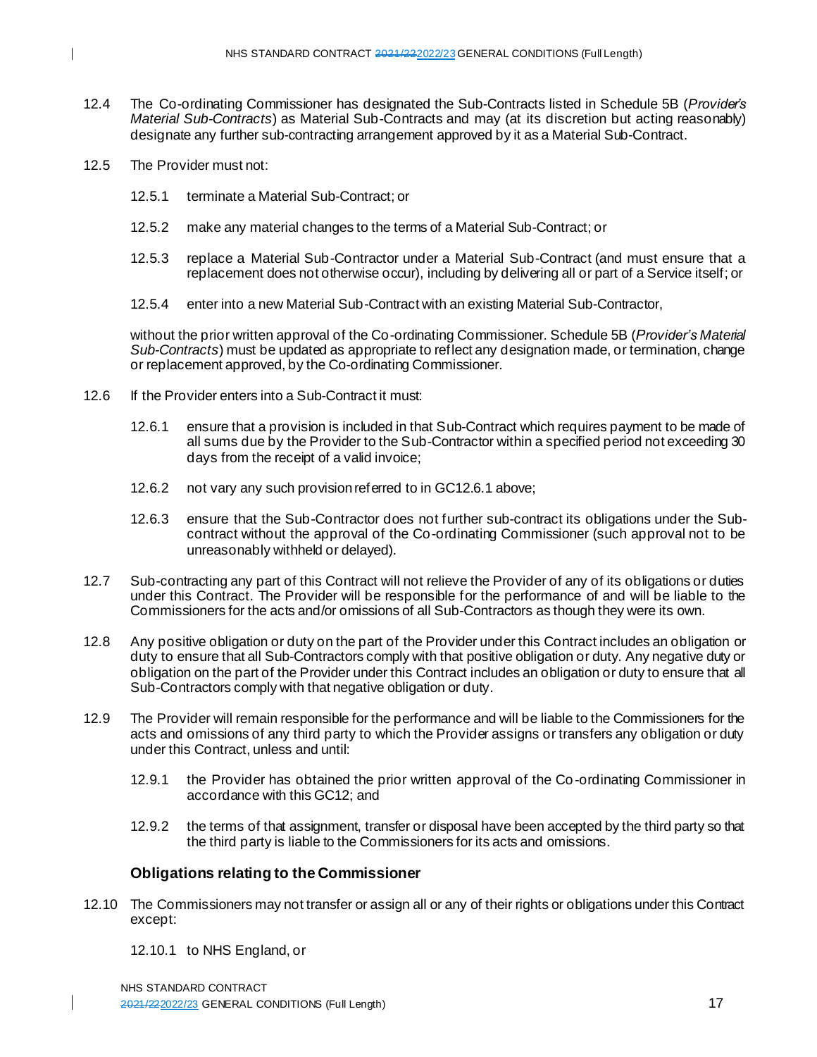12.4 The Co-ordinating Commissioner has designated the Sub-Contracts listed in Schedule 5B (*Provider's Material Sub-Contracts*) as Material Sub-Contracts and may (at its discretion but acting reasonably) designate any further sub-contracting arrangement approved by it as a Material Sub-Contract.

12.5 The Provider must not:

12.5.1 terminate a Material Sub-Contract; or

12.5.2 make any material changes to the terms of a Material Sub-Contract; or

12.5.3 replace a Material Sub-Contractor under a Material Sub-Contract (and must ensure that a replacement does not otherwise occur), including by delivering all or part of a Service itself; or

12.5.4 enter into a new Material Sub-Contract with an existing Material Sub-Contractor,

without the prior written approval of the Co-ordinating Commissioner. Schedule 5B (*Provider's Material Sub-Contracts*) must be updated as appropriate to reflect any designation made, or termination, change or replacement approved, by the Co-ordinating Commissioner.

12.6 If the Provider enters into a Sub-Contract it must:

12.6.1 ensure that a provision is included in that Sub-Contract which requires payment to be made of all sums due by the Provider to the Sub-Contractor within a specified period not exceeding 30 days from the receipt of a valid invoice;

12.6.2 not vary any such provision referred to in GC12.6.1 above;

12.6.3 ensure that the Sub-Contractor does not further sub-contract its obligations under the Sub-contract without the approval of the Co-ordinating Commissioner (such approval not to be unreasonably withheld or delayed).

12.7 Sub-contracting any part of this Contract will not relieve the Provider of any of its obligations or duties under this Contract. The Provider will be responsible for the performance of and will be liable to the Commissioners for the acts and/or omissions of all Sub-Contractors as though they were its own.

12.8 Any positive obligation or duty on the part of the Provider under this Contract includes an obligation or duty to ensure that all Sub-Contractors comply with that positive obligation or duty. Any negative duty or obligation on the part of the Provider under this Contract includes an obligation or duty to ensure that all Sub-Contractors comply with that negative obligation or duty.

12.9 The Provider will remain responsible for the performance and will be liable to the Commissioners for the acts and omissions of any third party to which the Provider assigns or transfers any obligation or duty under this Contract, unless and until:

12.9.1 the Provider has obtained the prior written approval of the Co-ordinating Commissioner in accordance with this GC12; and

12.9.2 the terms of that assignment, transfer or disposal have been accepted by the third party so that the third party is liable to the Commissioners for its acts and omissions.

### Obligations relating to the Commissioner

12.10 The Commissioners may not transfer or assign all or any of their rights or obligations under this Contract except:

12.10.1 to NHS England, or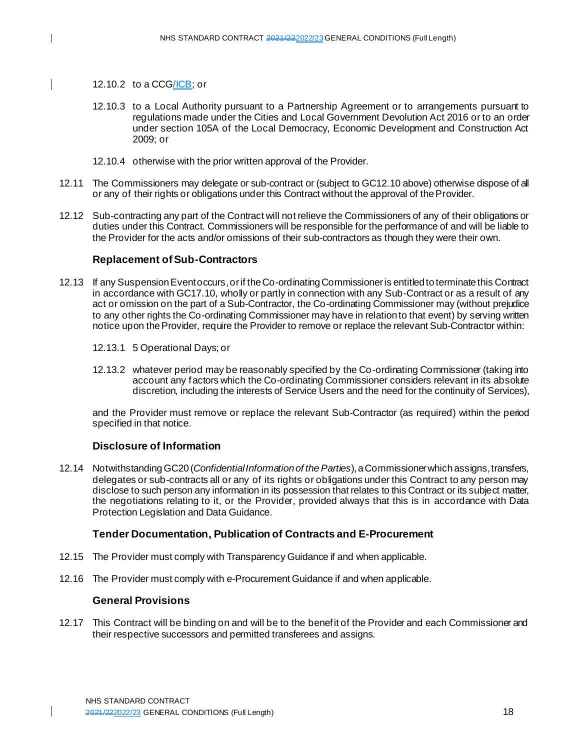12.10.2 to a CCG/ICB; or

12.10.3 to a Local Authority pursuant to a Partnership Agreement or to arrangements pursuant to regulations made under the Cities and Local Government Devolution Act 2016 or to an order under section 105A of the Local Democracy, Economic Development and Construction Act 2009; or

12.10.4 otherwise with the prior written approval of the Provider.

12.11 The Commissioners may delegate or sub-contract or (subject to GC12.10 above) otherwise dispose of all or any of their rights or obligations under this Contract without the approval of the Provider.

12.12 Sub-contracting any part of the Contract will not relieve the Commissioners of any of their obligations or duties under this Contract. Commissioners will be responsible for the performance of and will be liable to the Provider for the acts and/or omissions of their sub-contractors as though they were their own.

### Replacement of Sub-Contractors

12.13 If any Suspension Event occurs, or if the Co-ordinating Commissioner is entitled to terminate this Contract in accordance with GC17.10, wholly or partly in connection with any Sub-Contract or as a result of any act or omission on the part of a Sub-Contractor, the Co-ordinating Commissioner may (without prejudice to any other rights the Co-ordinating Commissioner may have in relation to that event) by serving written notice upon the Provider, require the Provider to remove or replace the relevant Sub-Contractor within:

12.13.1 5 Operational Days; or

12.13.2 whatever period may be reasonably specified by the Co-ordinating Commissioner (taking into account any factors which the Co-ordinating Commissioner considers relevant in its absolute discretion, including the interests of Service Users and the need for the continuity of Services),

and the Provider must remove or replace the relevant Sub-Contractor (as required) within the period specified in that notice.

### Disclosure of Information

12.14 Notwithstanding GC20 (*Confidential Information of the Parties*), a Commissioner which assigns, transfers, delegates or sub-contracts all or any of its rights or obligations under this Contract to any person may disclose to such person any information in its possession that relates to this Contract or its subject matter, the negotiations relating to it, or the Provider, provided always that this is in accordance with Data Protection Legislation and Data Guidance.

### Tender Documentation, Publication of Contracts and E-Procurement

12.15 The Provider must comply with Transparency Guidance if and when applicable.

12.16 The Provider must comply with e-Procurement Guidance if and when applicable.

### General Provisions

12.17 This Contract will be binding on and will be to the benefit of the Provider and each Commissioner and their respective successors and permitted transferees and assigns.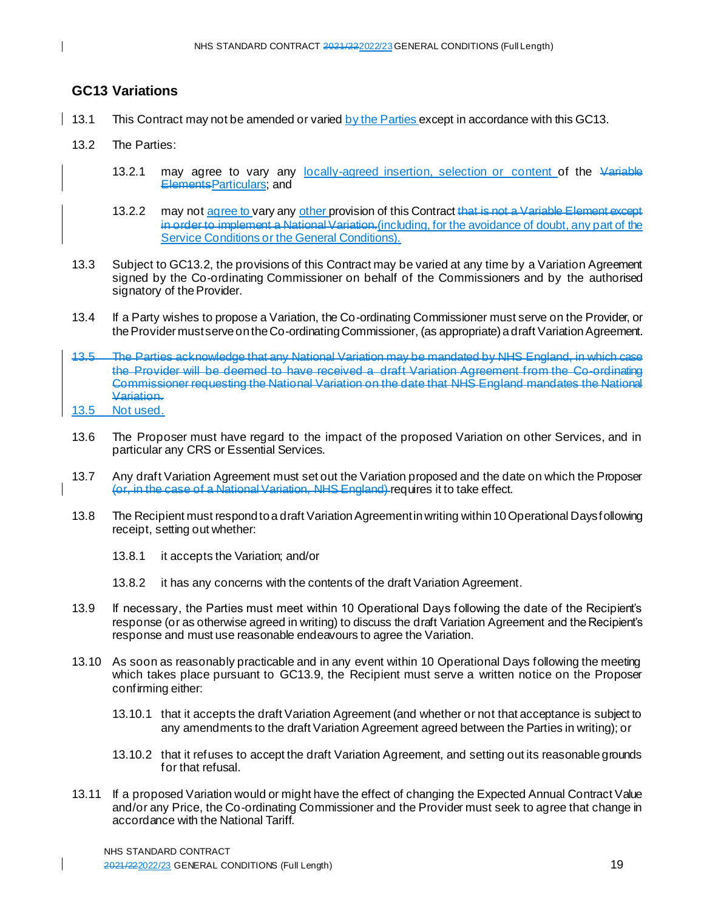## GC13 Variations

13.1 This Contract may not be amended or varied by the Parties except in accordance with this GC13.

13.2 The Parties:

13.2.1 may agree to vary any locally-agreed insertion, selection or content of the ~~Variable Elements~~Particulars; and

13.2.2 may not agree to vary any other provision of this Contract ~~that is not a Variable Element except in order to implement a National Variation.~~(including, for the avoidance of doubt, any part of the Service Conditions or the General Conditions).

13.3 Subject to GC13.2, the provisions of this Contract may be varied at any time by a Variation Agreement signed by the Co-ordinating Commissioner on behalf of the Commissioners and by the authorised signatory of the Provider.

13.4 If a Party wishes to propose a Variation, the Co-ordinating Commissioner must serve on the Provider, or the Provider must serve on the Co-ordinating Commissioner, (as appropriate) a draft Variation Agreement.

~~13.5 The Parties acknowledge that any National Variation may be mandated by NHS England, in which case the Provider will be deemed to have received a draft Variation Agreement from the Co-ordinating Commissioner requesting the National Variation on the date that NHS England mandates the National Variation.~~

13.5 Not used.

13.6 The Proposer must have regard to the impact of the proposed Variation on other Services, and in particular any CRS or Essential Services.

13.7 Any draft Variation Agreement must set out the Variation proposed and the date on which the Proposer ~~(or, in the case of a National Variation, NHS England)~~ requires it to take effect.

13.8 The Recipient must respond to a draft Variation Agreement in writing within 10 Operational Days following receipt, setting out whether:

13.8.1 it accepts the Variation; and/or

13.8.2 it has any concerns with the contents of the draft Variation Agreement.

13.9 If necessary, the Parties must meet within 10 Operational Days following the date of the Recipient's response (or as otherwise agreed in writing) to discuss the draft Variation Agreement and the Recipient's response and must use reasonable endeavours to agree the Variation.

13.10 As soon as reasonably practicable and in any event within 10 Operational Days following the meeting which takes place pursuant to GC13.9, the Recipient must serve a written notice on the Proposer confirming either:

13.10.1 that it accepts the draft Variation Agreement (and whether or not that acceptance is subject to any amendments to the draft Variation Agreement agreed between the Parties in writing); or

13.10.2 that it refuses to accept the draft Variation Agreement, and setting out its reasonable grounds for that refusal.

13.11 If a proposed Variation would or might have the effect of changing the Expected Annual Contract Value and/or any Price, the Co-ordinating Commissioner and the Provider must seek to agree that change in accordance with the National Tariff.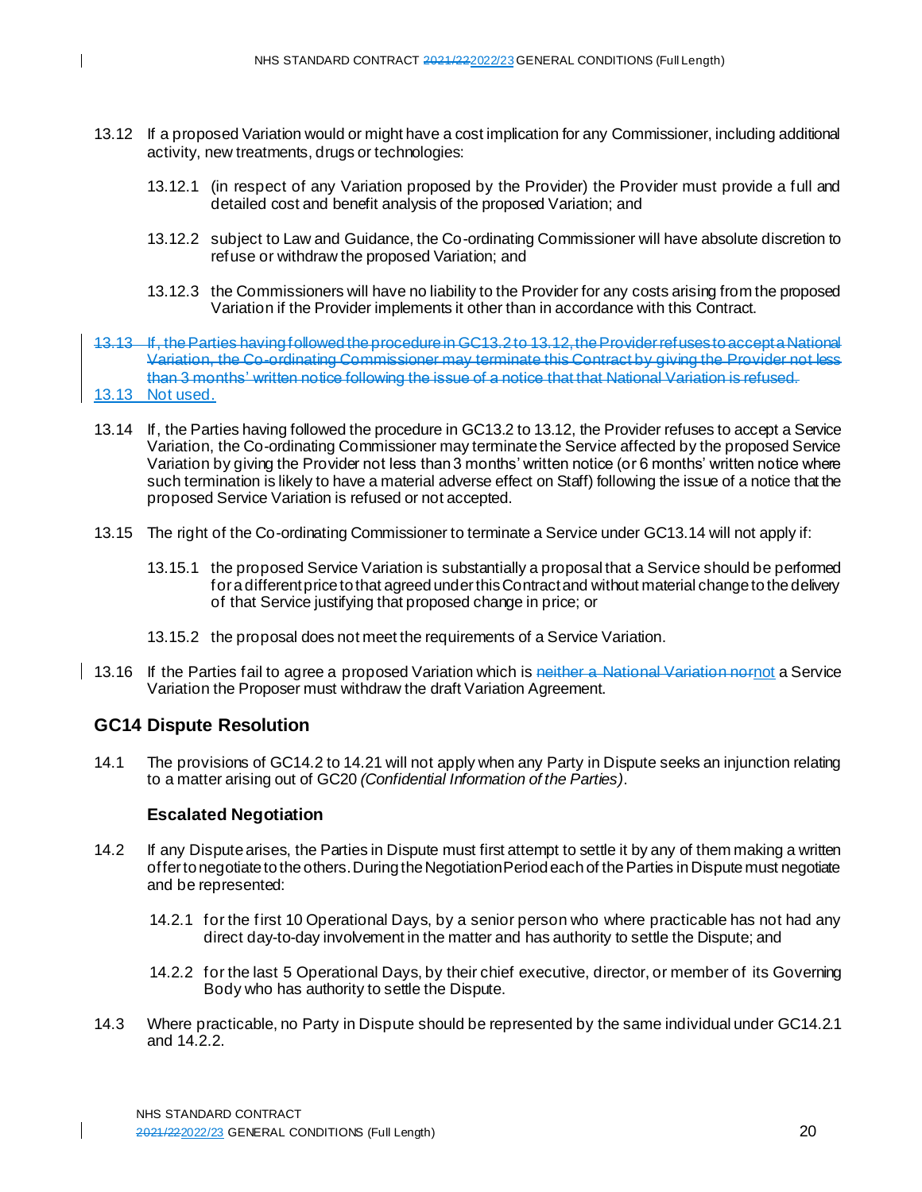13.12 If a proposed Variation would or might have a cost implication for any Commissioner, including additional activity, new treatments, drugs or technologies:

13.12.1 (in respect of any Variation proposed by the Provider) the Provider must provide a full and detailed cost and benefit analysis of the proposed Variation; and

13.12.2 subject to Law and Guidance, the Co-ordinating Commissioner will have absolute discretion to refuse or withdraw the proposed Variation; and

13.12.3 the Commissioners will have no liability to the Provider for any costs arising from the proposed Variation if the Provider implements it other than in accordance with this Contract.

~~13.13 If, the Parties having followed the procedure in GC13.2 to 13.12, the Provider refuses to accept a National Variation, the Co-ordinating Commissioner may terminate this Contract by giving the Provider not less than 3 months' written notice following the issue of a notice that that National Variation is refused.~~

13.13 Not used.

13.14 If, the Parties having followed the procedure in GC13.2 to 13.12, the Provider refuses to accept a Service Variation, the Co-ordinating Commissioner may terminate the Service affected by the proposed Service Variation by giving the Provider not less than 3 months' written notice (or 6 months' written notice where such termination is likely to have a material adverse effect on Staff) following the issue of a notice that the proposed Service Variation is refused or not accepted.

13.15 The right of the Co-ordinating Commissioner to terminate a Service under GC13.14 will not apply if:

13.15.1 the proposed Service Variation is substantially a proposal that a Service should be performed for a different price to that agreed under this Contract and without material change to the delivery of that Service justifying that proposed change in price; or

13.15.2 the proposal does not meet the requirements of a Service Variation.

13.16 If the Parties fail to agree a proposed Variation which is ~~neither a National Variation nor~~not a Service Variation the Proposer must withdraw the draft Variation Agreement.

## GC14 Dispute Resolution

14.1 The provisions of GC14.2 to 14.21 will not apply when any Party in Dispute seeks an injunction relating to a matter arising out of GC20 *(Confidential Information of the Parties)*.

### Escalated Negotiation

14.2 If any Dispute arises, the Parties in Dispute must first attempt to settle it by any of them making a written offer to negotiate to the others. During the Negotiation Period each of the Parties in Dispute must negotiate and be represented:

14.2.1 for the first 10 Operational Days, by a senior person who where practicable has not had any direct day-to-day involvement in the matter and has authority to settle the Dispute; and

14.2.2 for the last 5 Operational Days, by their chief executive, director, or member of its Governing Body who has authority to settle the Dispute.

14.3 Where practicable, no Party in Dispute should be represented by the same individual under GC14.2.1 and 14.2.2.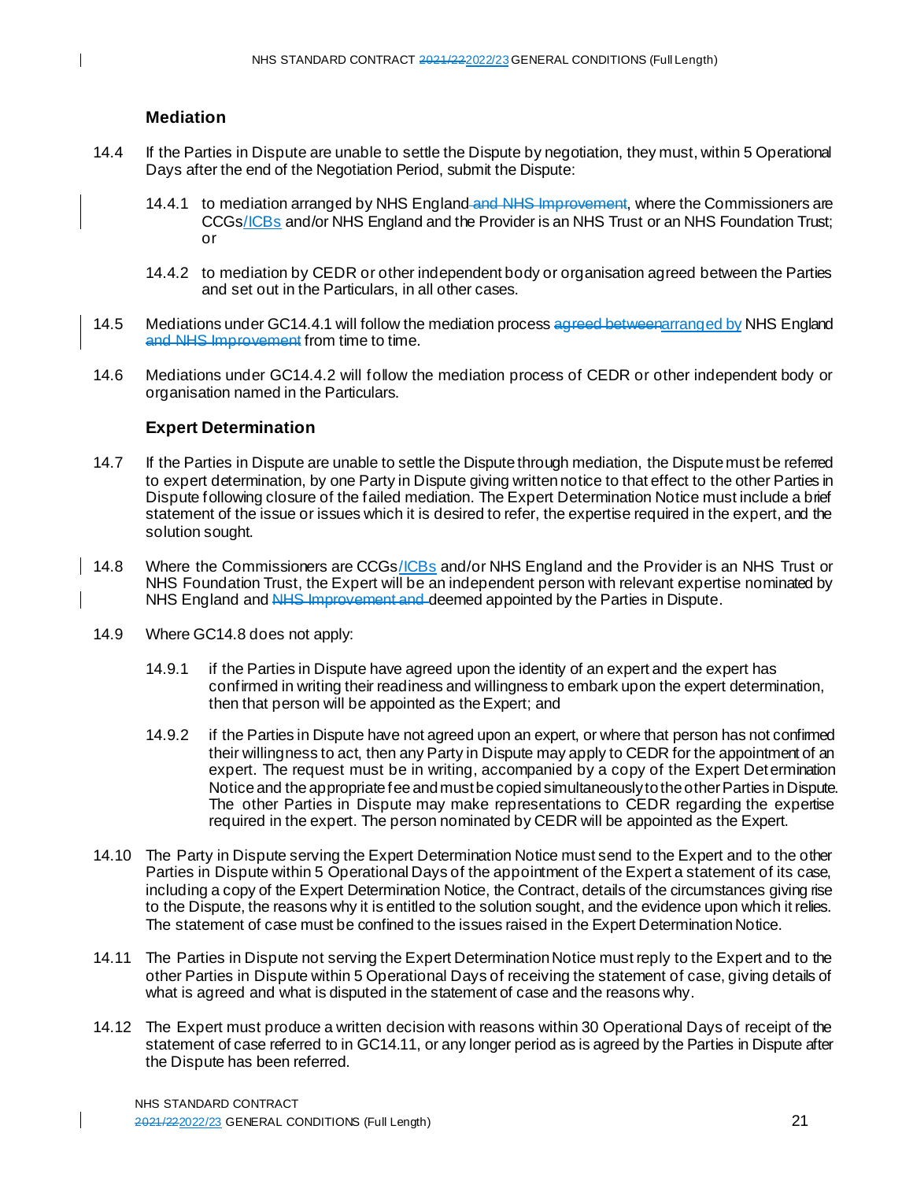### Mediation

14.4 If the Parties in Dispute are unable to settle the Dispute by negotiation, they must, within 5 Operational Days after the end of the Negotiation Period, submit the Dispute:

14.4.1 to mediation arranged by NHS England~~ and NHS Improvement~~, where the Commissioners are CCGs/ICBs and/or NHS England and the Provider is an NHS Trust or an NHS Foundation Trust; or

14.4.2 to mediation by CEDR or other independent body or organisation agreed between the Parties and set out in the Particulars, in all other cases.

14.5 Mediations under GC14.4.1 will follow the mediation process ~~agreed between~~arranged by NHS England ~~and NHS Improvement~~ from time to time.

14.6 Mediations under GC14.4.2 will follow the mediation process of CEDR or other independent body or organisation named in the Particulars.

### Expert Determination

14.7 If the Parties in Dispute are unable to settle the Dispute through mediation, the Dispute must be referred to expert determination, by one Party in Dispute giving written notice to that effect to the other Parties in Dispute following closure of the failed mediation. The Expert Determination Notice must include a brief statement of the issue or issues which it is desired to refer, the expertise required in the expert, and the solution sought.

14.8 Where the Commissioners are CCGs/ICBs and/or NHS England and the Provider is an NHS Trust or NHS Foundation Trust, the Expert will be an independent person with relevant expertise nominated by NHS England and ~~NHS Improvement and~~ deemed appointed by the Parties in Dispute.

14.9 Where GC14.8 does not apply:

14.9.1 if the Parties in Dispute have agreed upon the identity of an expert and the expert has confirmed in writing their readiness and willingness to embark upon the expert determination, then that person will be appointed as the Expert; and

14.9.2 if the Parties in Dispute have not agreed upon an expert, or where that person has not confirmed their willingness to act, then any Party in Dispute may apply to CEDR for the appointment of an expert. The request must be in writing, accompanied by a copy of the Expert Determination Notice and the appropriate fee and must be copied simultaneously to the other Parties in Dispute. The other Parties in Dispute may make representations to CEDR regarding the expertise required in the expert. The person nominated by CEDR will be appointed as the Expert.

14.10 The Party in Dispute serving the Expert Determination Notice must send to the Expert and to the other Parties in Dispute within 5 Operational Days of the appointment of the Expert a statement of its case, including a copy of the Expert Determination Notice, the Contract, details of the circumstances giving rise to the Dispute, the reasons why it is entitled to the solution sought, and the evidence upon which it relies. The statement of case must be confined to the issues raised in the Expert Determination Notice.

14.11 The Parties in Dispute not serving the Expert Determination Notice must reply to the Expert and to the other Parties in Dispute within 5 Operational Days of receiving the statement of case, giving details of what is agreed and what is disputed in the statement of case and the reasons why.

14.12 The Expert must produce a written decision with reasons within 30 Operational Days of receipt of the statement of case referred to in GC14.11, or any longer period as is agreed by the Parties in Dispute after the Dispute has been referred.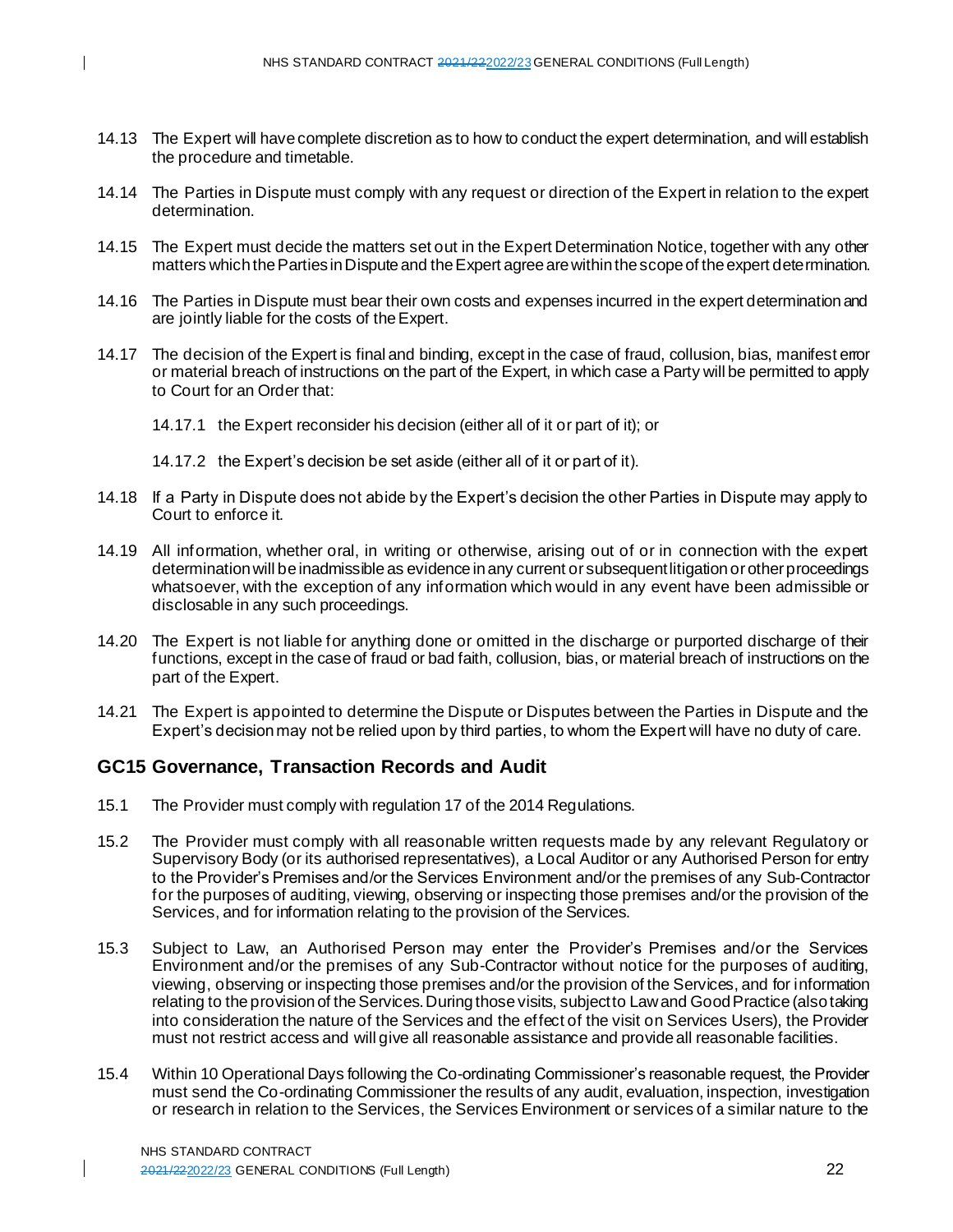14.13 The Expert will have complete discretion as to how to conduct the expert determination, and will establish the procedure and timetable.

14.14 The Parties in Dispute must comply with any request or direction of the Expert in relation to the expert determination.

14.15 The Expert must decide the matters set out in the Expert Determination Notice, together with any other matters which the Parties in Dispute and the Expert agree are within the scope of the expert determination.

14.16 The Parties in Dispute must bear their own costs and expenses incurred in the expert determination and are jointly liable for the costs of the Expert.

14.17 The decision of the Expert is final and binding, except in the case of fraud, collusion, bias, manifest error or material breach of instructions on the part of the Expert, in which case a Party will be permitted to apply to Court for an Order that:

14.17.1 the Expert reconsider his decision (either all of it or part of it); or

14.17.2 the Expert's decision be set aside (either all of it or part of it).

14.18 If a Party in Dispute does not abide by the Expert's decision the other Parties in Dispute may apply to Court to enforce it.

14.19 All information, whether oral, in writing or otherwise, arising out of or in connection with the expert determination will be inadmissible as evidence in any current or subsequent litigation or other proceedings whatsoever, with the exception of any information which would in any event have been admissible or disclosable in any such proceedings.

14.20 The Expert is not liable for anything done or omitted in the discharge or purported discharge of their functions, except in the case of fraud or bad faith, collusion, bias, or material breach of instructions on the part of the Expert.

14.21 The Expert is appointed to determine the Dispute or Disputes between the Parties in Dispute and the Expert's decision may not be relied upon by third parties, to whom the Expert will have no duty of care.

## GC15 Governance, Transaction Records and Audit

15.1 The Provider must comply with regulation 17 of the 2014 Regulations.

15.2 The Provider must comply with all reasonable written requests made by any relevant Regulatory or Supervisory Body (or its authorised representatives), a Local Auditor or any Authorised Person for entry to the Provider's Premises and/or the Services Environment and/or the premises of any Sub-Contractor for the purposes of auditing, viewing, observing or inspecting those premises and/or the provision of the Services, and for information relating to the provision of the Services.

15.3 Subject to Law, an Authorised Person may enter the Provider's Premises and/or the Services Environment and/or the premises of any Sub-Contractor without notice for the purposes of auditing, viewing, observing or inspecting those premises and/or the provision of the Services, and for information relating to the provision of the Services. During those visits, subject to Law and Good Practice (also taking into consideration the nature of the Services and the effect of the visit on Services Users), the Provider must not restrict access and will give all reasonable assistance and provide all reasonable facilities.

15.4 Within 10 Operational Days following the Co-ordinating Commissioner's reasonable request, the Provider must send the Co-ordinating Commissioner the results of any audit, evaluation, inspection, investigation or research in relation to the Services, the Services Environment or services of a similar nature to the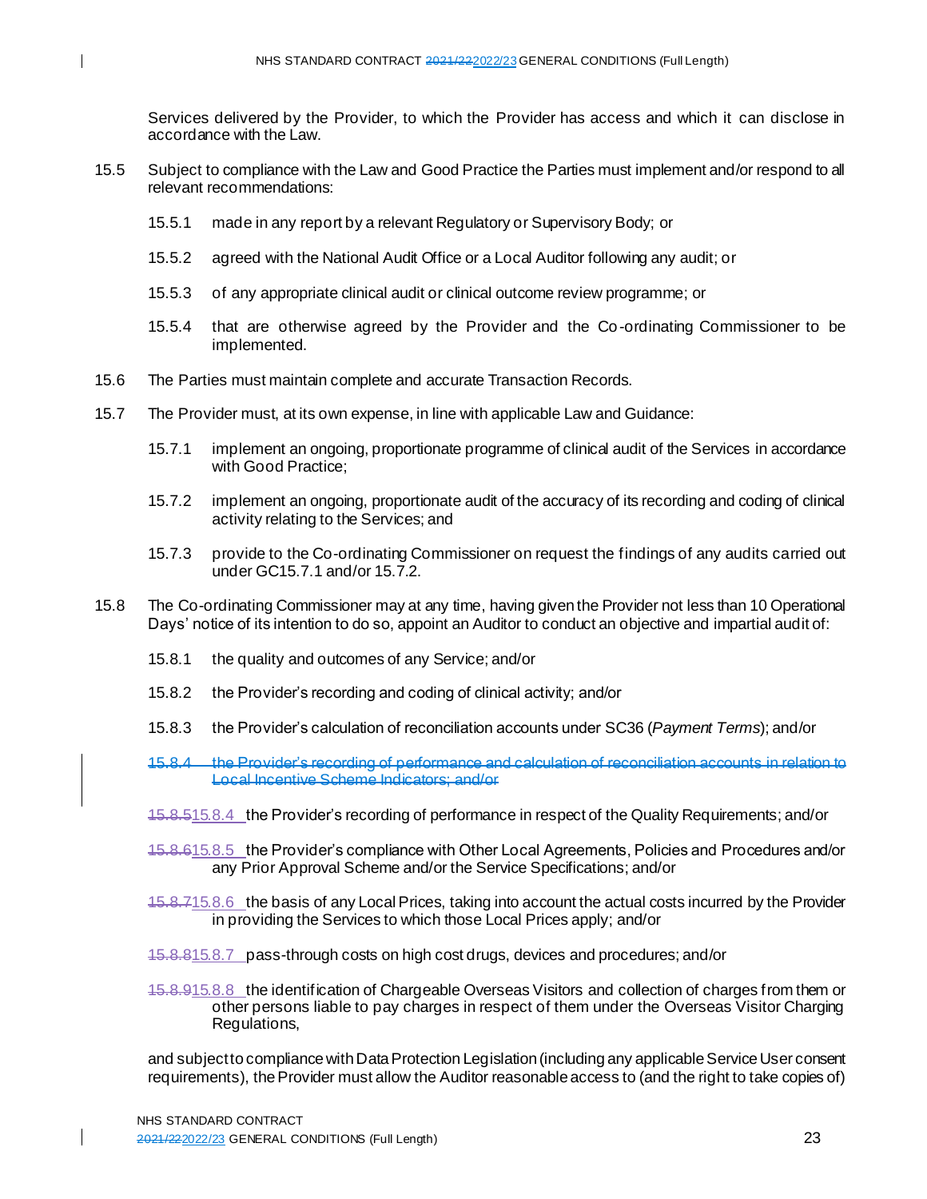Services delivered by the Provider, to which the Provider has access and which it can disclose in accordance with the Law.

15.5 Subject to compliance with the Law and Good Practice the Parties must implement and/or respond to all relevant recommendations:

15.5.1 made in any report by a relevant Regulatory or Supervisory Body; or

15.5.2 agreed with the National Audit Office or a Local Auditor following any audit; or

15.5.3 of any appropriate clinical audit or clinical outcome review programme; or

15.5.4 that are otherwise agreed by the Provider and the Co-ordinating Commissioner to be implemented.

15.6 The Parties must maintain complete and accurate Transaction Records.

15.7 The Provider must, at its own expense, in line with applicable Law and Guidance:

15.7.1 implement an ongoing, proportionate programme of clinical audit of the Services in accordance with Good Practice;

15.7.2 implement an ongoing, proportionate audit of the accuracy of its recording and coding of clinical activity relating to the Services; and

15.7.3 provide to the Co-ordinating Commissioner on request the findings of any audits carried out under GC15.7.1 and/or 15.7.2.

15.8 The Co-ordinating Commissioner may at any time, having given the Provider not less than 10 Operational Days' notice of its intention to do so, appoint an Auditor to conduct an objective and impartial audit of:

15.8.1 the quality and outcomes of any Service; and/or

15.8.2 the Provider's recording and coding of clinical activity; and/or

15.8.3 the Provider's calculation of reconciliation accounts under SC36 (*Payment Terms*); and/or

~~15.8.4 the Provider's recording of performance and calculation of reconciliation accounts in relation to Local Incentive Scheme Indicators; and/or~~

~~15.8.5~~15.8.4 the Provider's recording of performance in respect of the Quality Requirements; and/or

~~15.8.6~~15.8.5 the Provider's compliance with Other Local Agreements, Policies and Procedures and/or any Prior Approval Scheme and/or the Service Specifications; and/or

~~15.8.7~~15.8.6 the basis of any Local Prices, taking into account the actual costs incurred by the Provider in providing the Services to which those Local Prices apply; and/or

~~15.8.8~~15.8.7 pass-through costs on high cost drugs, devices and procedures; and/or

~~15.8.9~~15.8.8 the identification of Chargeable Overseas Visitors and collection of charges from them or other persons liable to pay charges in respect of them under the Overseas Visitor Charging Regulations,

and subject to compliance with Data Protection Legislation (including any applicable Service User consent requirements), the Provider must allow the Auditor reasonable access to (and the right to take copies of)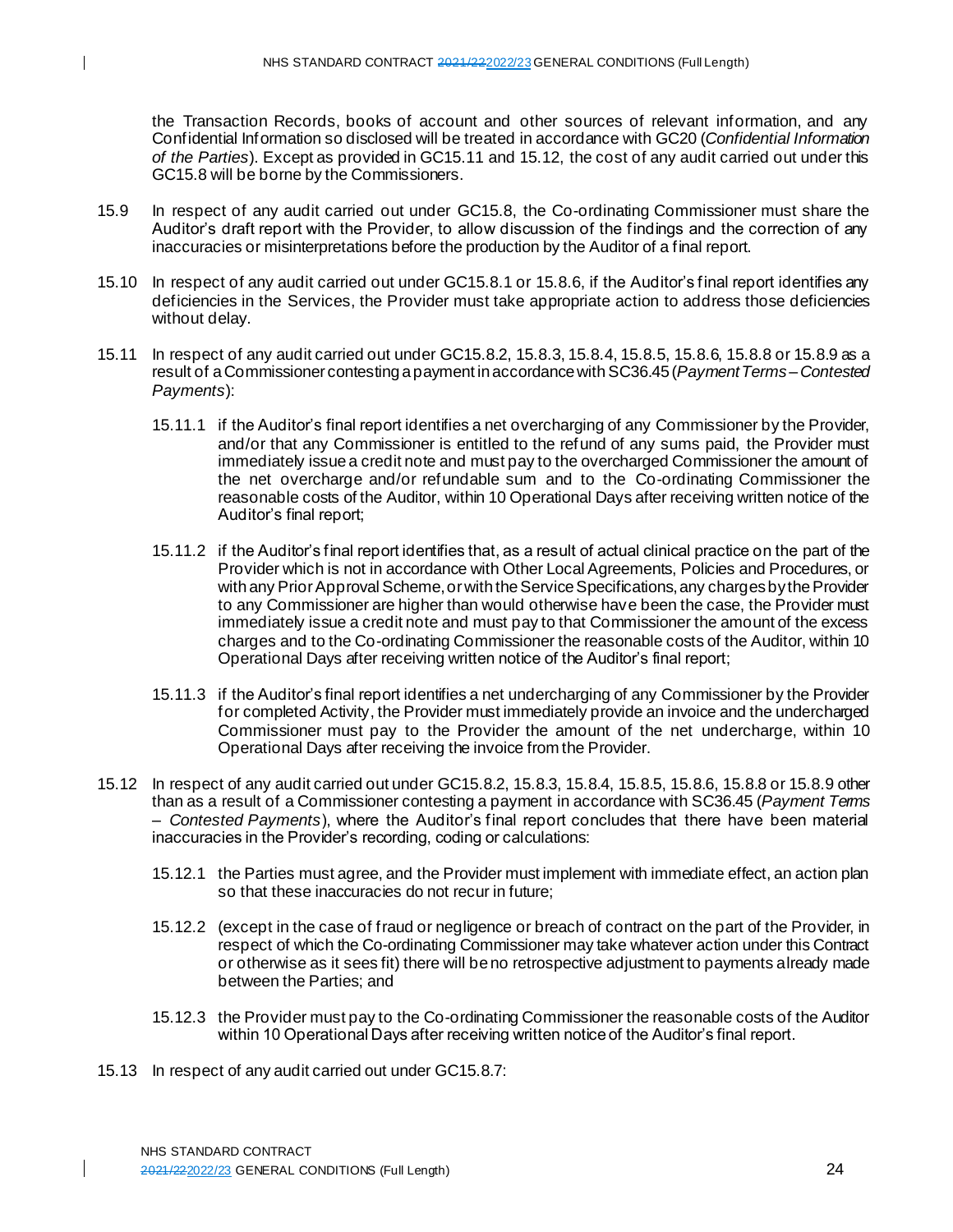the Transaction Records, books of account and other sources of relevant information, and any Confidential Information so disclosed will be treated in accordance with GC20 (*Confidential Information of the Parties*). Except as provided in GC15.11 and 15.12, the cost of any audit carried out under this GC15.8 will be borne by the Commissioners.

15.9 In respect of any audit carried out under GC15.8, the Co-ordinating Commissioner must share the Auditor's draft report with the Provider, to allow discussion of the findings and the correction of any inaccuracies or misinterpretations before the production by the Auditor of a final report.

15.10 In respect of any audit carried out under GC15.8.1 or 15.8.6, if the Auditor's final report identifies any deficiencies in the Services, the Provider must take appropriate action to address those deficiencies without delay.

15.11 In respect of any audit carried out under GC15.8.2, 15.8.3, 15.8.4, 15.8.5, 15.8.6, 15.8.8 or 15.8.9 as a result of a Commissioner contesting a payment in accordance with SC36.45 (*Payment Terms – Contested Payments*):

15.11.1 if the Auditor's final report identifies a net overcharging of any Commissioner by the Provider, and/or that any Commissioner is entitled to the refund of any sums paid, the Provider must immediately issue a credit note and must pay to the overcharged Commissioner the amount of the net overcharge and/or refundable sum and to the Co-ordinating Commissioner the reasonable costs of the Auditor, within 10 Operational Days after receiving written notice of the Auditor's final report;

15.11.2 if the Auditor's final report identifies that, as a result of actual clinical practice on the part of the Provider which is not in accordance with Other Local Agreements, Policies and Procedures, or with any Prior Approval Scheme, or with the Service Specifications, any charges by the Provider to any Commissioner are higher than would otherwise have been the case, the Provider must immediately issue a credit note and must pay to that Commissioner the amount of the excess charges and to the Co-ordinating Commissioner the reasonable costs of the Auditor, within 10 Operational Days after receiving written notice of the Auditor's final report;

15.11.3 if the Auditor's final report identifies a net undercharging of any Commissioner by the Provider for completed Activity, the Provider must immediately provide an invoice and the undercharged Commissioner must pay to the Provider the amount of the net undercharge, within 10 Operational Days after receiving the invoice from the Provider.

15.12 In respect of any audit carried out under GC15.8.2, 15.8.3, 15.8.4, 15.8.5, 15.8.6, 15.8.8 or 15.8.9 other than as a result of a Commissioner contesting a payment in accordance with SC36.45 (*Payment Terms – Contested Payments*), where the Auditor's final report concludes that there have been material inaccuracies in the Provider's recording, coding or calculations:

15.12.1 the Parties must agree, and the Provider must implement with immediate effect, an action plan so that these inaccuracies do not recur in future;

15.12.2 (except in the case of fraud or negligence or breach of contract on the part of the Provider, in respect of which the Co-ordinating Commissioner may take whatever action under this Contract or otherwise as it sees fit) there will be no retrospective adjustment to payments already made between the Parties; and

15.12.3 the Provider must pay to the Co-ordinating Commissioner the reasonable costs of the Auditor within 10 Operational Days after receiving written notice of the Auditor's final report.

15.13 In respect of any audit carried out under GC15.8.7: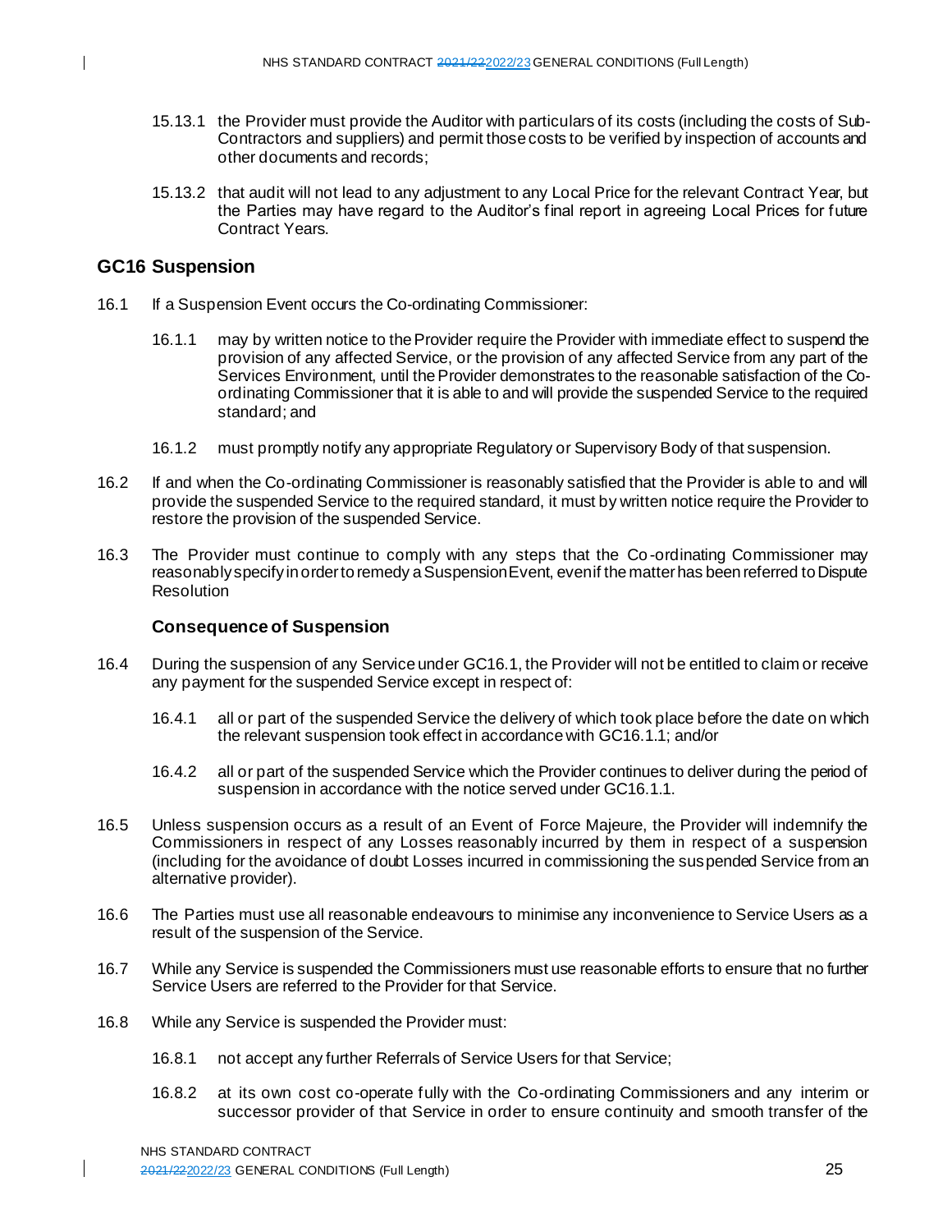15.13.1 the Provider must provide the Auditor with particulars of its costs (including the costs of Sub-Contractors and suppliers) and permit those costs to be verified by inspection of accounts and other documents and records;

15.13.2 that audit will not lead to any adjustment to any Local Price for the relevant Contract Year, but the Parties may have regard to the Auditor's final report in agreeing Local Prices for future Contract Years.

## GC16 Suspension

16.1 If a Suspension Event occurs the Co-ordinating Commissioner:

16.1.1 may by written notice to the Provider require the Provider with immediate effect to suspend the provision of any affected Service, or the provision of any affected Service from any part of the Services Environment, until the Provider demonstrates to the reasonable satisfaction of the Co-ordinating Commissioner that it is able to and will provide the suspended Service to the required standard; and

16.1.2 must promptly notify any appropriate Regulatory or Supervisory Body of that suspension.

16.2 If and when the Co-ordinating Commissioner is reasonably satisfied that the Provider is able to and will provide the suspended Service to the required standard, it must by written notice require the Provider to restore the provision of the suspended Service.

16.3 The Provider must continue to comply with any steps that the Co-ordinating Commissioner may reasonably specify in order to remedy a Suspension Event, even if the matter has been referred to Dispute Resolution

### Consequence of Suspension

16.4 During the suspension of any Service under GC16.1, the Provider will not be entitled to claim or receive any payment for the suspended Service except in respect of:

16.4.1 all or part of the suspended Service the delivery of which took place before the date on which the relevant suspension took effect in accordance with GC16.1.1; and/or

16.4.2 all or part of the suspended Service which the Provider continues to deliver during the period of suspension in accordance with the notice served under GC16.1.1.

16.5 Unless suspension occurs as a result of an Event of Force Majeure, the Provider will indemnify the Commissioners in respect of any Losses reasonably incurred by them in respect of a suspension (including for the avoidance of doubt Losses incurred in commissioning the suspended Service from an alternative provider).

16.6 The Parties must use all reasonable endeavours to minimise any inconvenience to Service Users as a result of the suspension of the Service.

16.7 While any Service is suspended the Commissioners must use reasonable efforts to ensure that no further Service Users are referred to the Provider for that Service.

16.8 While any Service is suspended the Provider must:

16.8.1 not accept any further Referrals of Service Users for that Service;

16.8.2 at its own cost co-operate fully with the Co-ordinating Commissioners and any interim or successor provider of that Service in order to ensure continuity and smooth transfer of the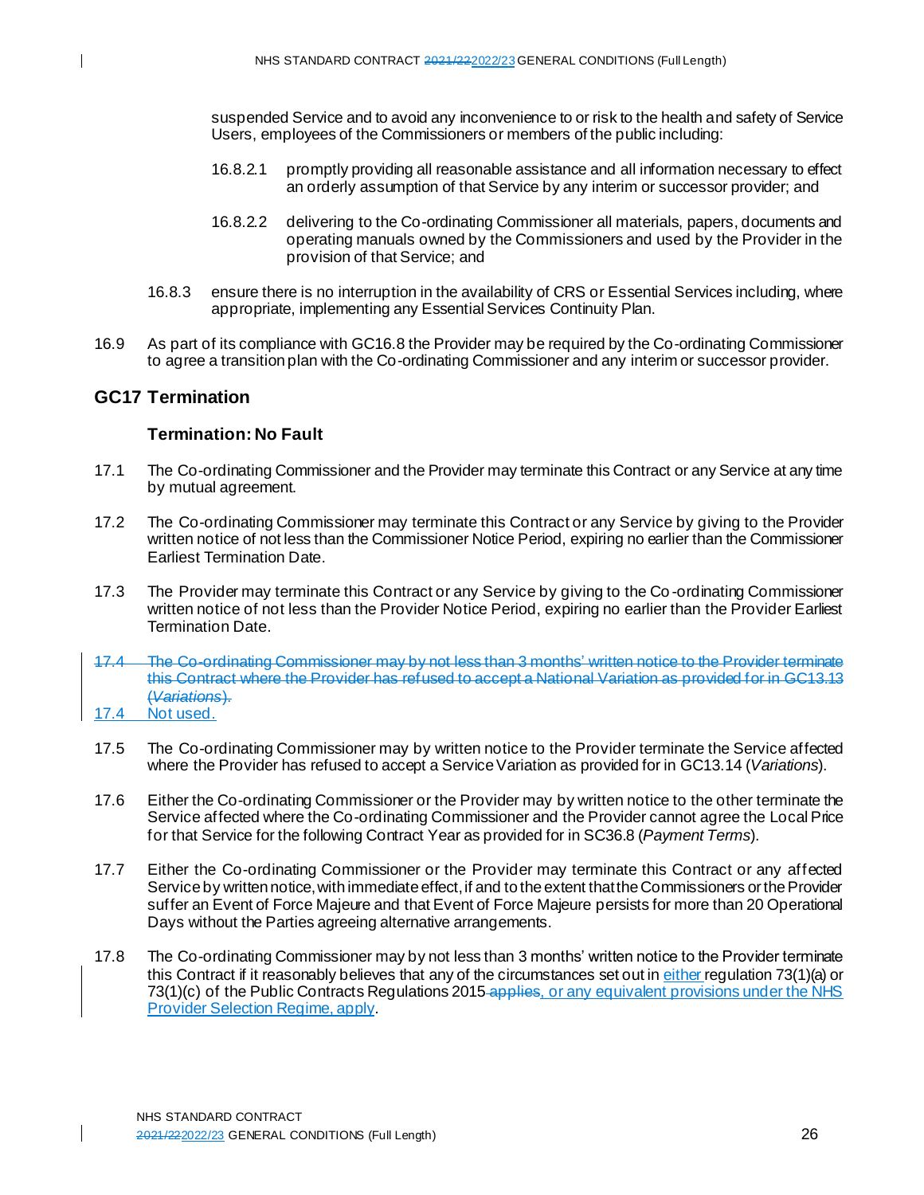suspended Service and to avoid any inconvenience to or risk to the health and safety of Service Users, employees of the Commissioners or members of the public including:

16.8.2.1 promptly providing all reasonable assistance and all information necessary to effect an orderly assumption of that Service by any interim or successor provider; and

16.8.2.2 delivering to the Co-ordinating Commissioner all materials, papers, documents and operating manuals owned by the Commissioners and used by the Provider in the provision of that Service; and

16.8.3 ensure there is no interruption in the availability of CRS or Essential Services including, where appropriate, implementing any Essential Services Continuity Plan.

16.9 As part of its compliance with GC16.8 the Provider may be required by the Co-ordinating Commissioner to agree a transition plan with the Co-ordinating Commissioner and any interim or successor provider.

## GC17 Termination

### Termination: No Fault

17.1 The Co-ordinating Commissioner and the Provider may terminate this Contract or any Service at any time by mutual agreement.

17.2 The Co-ordinating Commissioner may terminate this Contract or any Service by giving to the Provider written notice of not less than the Commissioner Notice Period, expiring no earlier than the Commissioner Earliest Termination Date.

17.3 The Provider may terminate this Contract or any Service by giving to the Co-ordinating Commissioner written notice of not less than the Provider Notice Period, expiring no earlier than the Provider Earliest Termination Date.

~~17.4 The Co-ordinating Commissioner may by not less than 3 months' written notice to the Provider terminate this Contract where the Provider has refused to accept a National Variation as provided for in GC13.13 (*Variations*).~~

17.4 Not used.

17.5 The Co-ordinating Commissioner may by written notice to the Provider terminate the Service affected where the Provider has refused to accept a Service Variation as provided for in GC13.14 (*Variations*).

17.6 Either the Co-ordinating Commissioner or the Provider may by written notice to the other terminate the Service affected where the Co-ordinating Commissioner and the Provider cannot agree the Local Price for that Service for the following Contract Year as provided for in SC36.8 (*Payment Terms*).

17.7 Either the Co-ordinating Commissioner or the Provider may terminate this Contract or any affected Service by written notice, with immediate effect, if and to the extent that the Commissioners or the Provider suffer an Event of Force Majeure and that Event of Force Majeure persists for more than 20 Operational Days without the Parties agreeing alternative arrangements.

17.8 The Co-ordinating Commissioner may by not less than 3 months' written notice to the Provider terminate this Contract if it reasonably believes that any of the circumstances set out in either regulation 73(1)(a) or 73(1)(c) of the Public Contracts Regulations 2015 ~~applies~~, or any equivalent provisions under the NHS Provider Selection Regime, apply.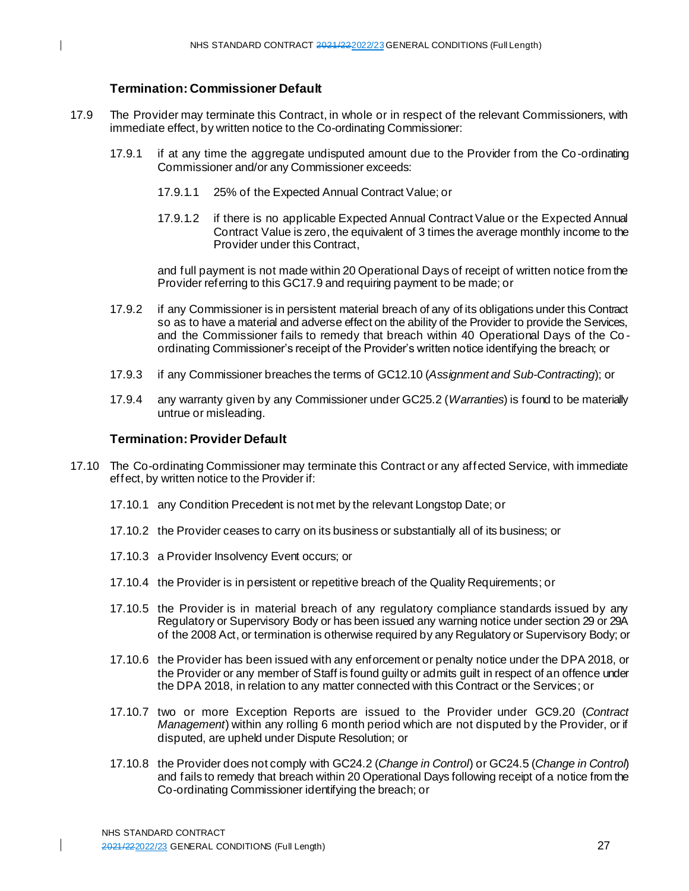### Termination: Commissioner Default

17.9 The Provider may terminate this Contract, in whole or in respect of the relevant Commissioners, with immediate effect, by written notice to the Co-ordinating Commissioner:

17.9.1 if at any time the aggregate undisputed amount due to the Provider from the Co-ordinating Commissioner and/or any Commissioner exceeds:

17.9.1.1 25% of the Expected Annual Contract Value; or

17.9.1.2 if there is no applicable Expected Annual Contract Value or the Expected Annual Contract Value is zero, the equivalent of 3 times the average monthly income to the Provider under this Contract,

and full payment is not made within 20 Operational Days of receipt of written notice from the Provider referring to this GC17.9 and requiring payment to be made; or

17.9.2 if any Commissioner is in persistent material breach of any of its obligations under this Contract so as to have a material and adverse effect on the ability of the Provider to provide the Services, and the Commissioner fails to remedy that breach within 40 Operational Days of the Co-ordinating Commissioner's receipt of the Provider's written notice identifying the breach; or

17.9.3 if any Commissioner breaches the terms of GC12.10 (*Assignment and Sub-Contracting*); or

17.9.4 any warranty given by any Commissioner under GC25.2 (*Warranties*) is found to be materially untrue or misleading.

### Termination: Provider Default

17.10 The Co-ordinating Commissioner may terminate this Contract or any affected Service, with immediate effect, by written notice to the Provider if:

17.10.1 any Condition Precedent is not met by the relevant Longstop Date; or

17.10.2 the Provider ceases to carry on its business or substantially all of its business; or

17.10.3 a Provider Insolvency Event occurs; or

17.10.4 the Provider is in persistent or repetitive breach of the Quality Requirements; or

17.10.5 the Provider is in material breach of any regulatory compliance standards issued by any Regulatory or Supervisory Body or has been issued any warning notice under section 29 or 29A of the 2008 Act, or termination is otherwise required by any Regulatory or Supervisory Body; or

17.10.6 the Provider has been issued with any enforcement or penalty notice under the DPA 2018, or the Provider or any member of Staff is found guilty or admits guilt in respect of an offence under the DPA 2018, in relation to any matter connected with this Contract or the Services; or

17.10.7 two or more Exception Reports are issued to the Provider under GC9.20 (*Contract Management*) within any rolling 6 month period which are not disputed by the Provider, or if disputed, are upheld under Dispute Resolution; or

17.10.8 the Provider does not comply with GC24.2 (*Change in Control*) or GC24.5 (*Change in Control*) and fails to remedy that breach within 20 Operational Days following receipt of a notice from the Co-ordinating Commissioner identifying the breach; or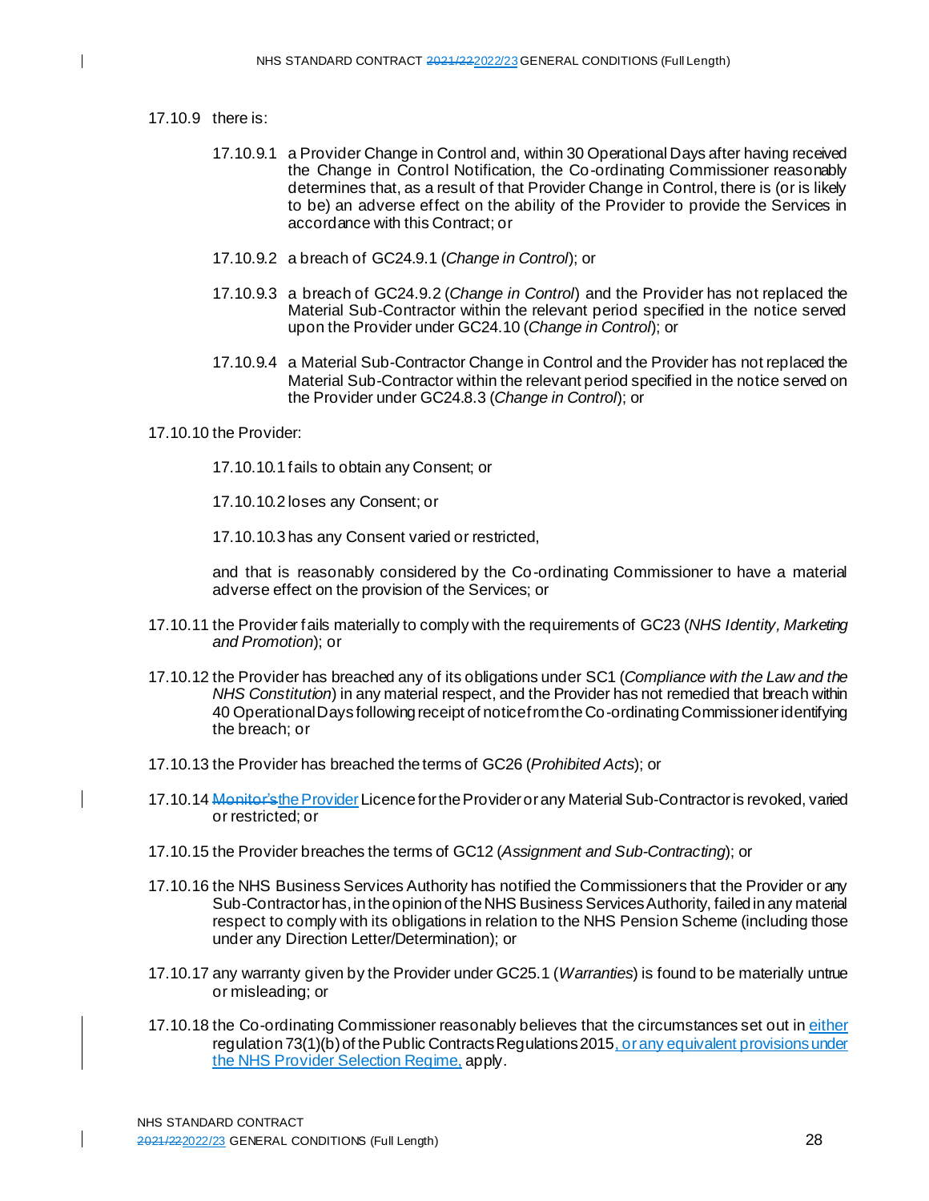17.10.9 there is:

17.10.9.1 a Provider Change in Control and, within 30 Operational Days after having received the Change in Control Notification, the Co-ordinating Commissioner reasonably determines that, as a result of that Provider Change in Control, there is (or is likely to be) an adverse effect on the ability of the Provider to provide the Services in accordance with this Contract; or

17.10.9.2 a breach of GC24.9.1 (*Change in Control*); or

17.10.9.3 a breach of GC24.9.2 (*Change in Control*) and the Provider has not replaced the Material Sub-Contractor within the relevant period specified in the notice served upon the Provider under GC24.10 (*Change in Control*); or

17.10.9.4 a Material Sub-Contractor Change in Control and the Provider has not replaced the Material Sub-Contractor within the relevant period specified in the notice served on the Provider under GC24.8.3 (*Change in Control*); or

17.10.10 the Provider:

17.10.10.1 fails to obtain any Consent; or

17.10.10.2 loses any Consent; or

17.10.10.3 has any Consent varied or restricted,

and that is reasonably considered by the Co-ordinating Commissioner to have a material adverse effect on the provision of the Services; or

17.10.11 the Provider fails materially to comply with the requirements of GC23 (*NHS Identity, Marketing and Promotion*); or

17.10.12 the Provider has breached any of its obligations under SC1 (*Compliance with the Law and the NHS Constitution*) in any material respect, and the Provider has not remedied that breach within 40 Operational Days following receipt of notice from the Co-ordinating Commissioner identifying the breach; or

17.10.13 the Provider has breached the terms of GC26 (*Prohibited Acts*); or

17.10.14 ~~Monitor's~~the Provider Licence for the Provider or any Material Sub-Contractor is revoked, varied or restricted; or

17.10.15 the Provider breaches the terms of GC12 (*Assignment and Sub-Contracting*); or

17.10.16 the NHS Business Services Authority has notified the Commissioners that the Provider or any Sub-Contractor has, in the opinion of the NHS Business Services Authority, failed in any material respect to comply with its obligations in relation to the NHS Pension Scheme (including those under any Direction Letter/Determination); or

17.10.17 any warranty given by the Provider under GC25.1 (*Warranties*) is found to be materially untrue or misleading; or

17.10.18 the Co-ordinating Commissioner reasonably believes that the circumstances set out in either regulation 73(1)(b) of the Public Contracts Regulations 2015, or any equivalent provisions under the NHS Provider Selection Regime, apply.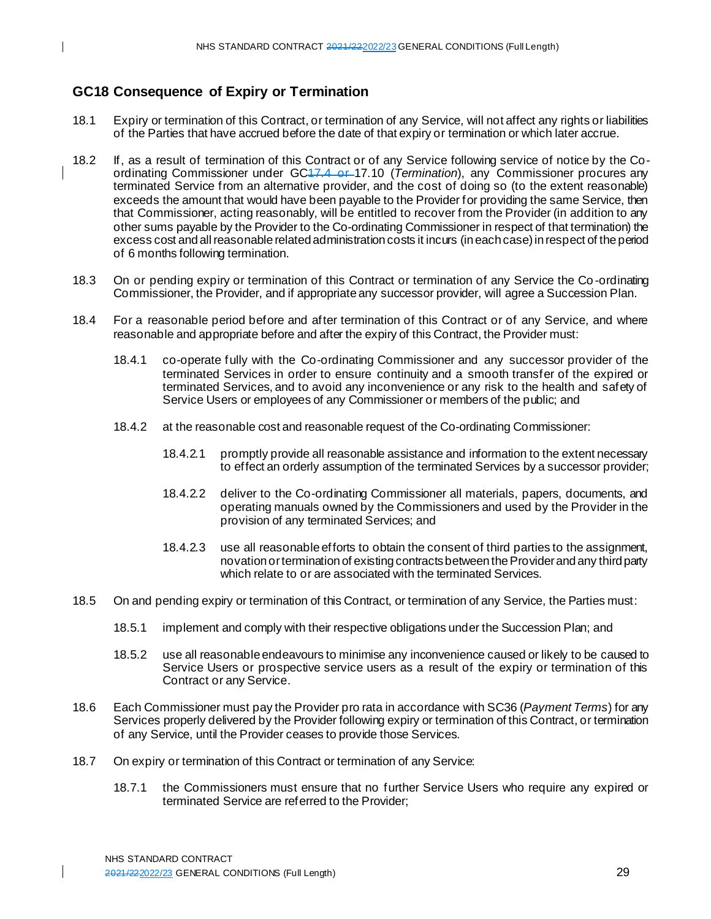## GC18 Consequence of Expiry or Termination

18.1 Expiry or termination of this Contract, or termination of any Service, will not affect any rights or liabilities of the Parties that have accrued before the date of that expiry or termination or which later accrue.

18.2 If, as a result of termination of this Contract or of any Service following service of notice by the Co-ordinating Commissioner under GC~~17.4 or~~ 17.10 (*Termination*), any Commissioner procures any terminated Service from an alternative provider, and the cost of doing so (to the extent reasonable) exceeds the amount that would have been payable to the Provider for providing the same Service, then that Commissioner, acting reasonably, will be entitled to recover from the Provider (in addition to any other sums payable by the Provider to the Co-ordinating Commissioner in respect of that termination) the excess cost and all reasonable related administration costs it incurs (in each case) in respect of the period of 6 months following termination.

18.3 On or pending expiry or termination of this Contract or termination of any Service the Co-ordinating Commissioner, the Provider, and if appropriate any successor provider, will agree a Succession Plan.

18.4 For a reasonable period before and after termination of this Contract or of any Service, and where reasonable and appropriate before and after the expiry of this Contract, the Provider must:

- 18.4.1 co-operate fully with the Co-ordinating Commissioner and any successor provider of the terminated Services in order to ensure continuity and a smooth transfer of the expired or terminated Services, and to avoid any inconvenience or any risk to the health and safety of Service Users or employees of any Commissioner or members of the public; and

- 18.4.2 at the reasonable cost and reasonable request of the Co-ordinating Commissioner:

  - 18.4.2.1 promptly provide all reasonable assistance and information to the extent necessary to effect an orderly assumption of the terminated Services by a successor provider;

  - 18.4.2.2 deliver to the Co-ordinating Commissioner all materials, papers, documents, and operating manuals owned by the Commissioners and used by the Provider in the provision of any terminated Services; and

  - 18.4.2.3 use all reasonable efforts to obtain the consent of third parties to the assignment, novation or termination of existing contracts between the Provider and any third party which relate to or are associated with the terminated Services.

18.5 On and pending expiry or termination of this Contract, or termination of any Service, the Parties must:

- 18.5.1 implement and comply with their respective obligations under the Succession Plan; and

- 18.5.2 use all reasonable endeavours to minimise any inconvenience caused or likely to be caused to Service Users or prospective service users as a result of the expiry or termination of this Contract or any Service.

18.6 Each Commissioner must pay the Provider pro rata in accordance with SC36 (*Payment Terms*) for any Services properly delivered by the Provider following expiry or termination of this Contract, or termination of any Service, until the Provider ceases to provide those Services.

18.7 On expiry or termination of this Contract or termination of any Service:

- 18.7.1 the Commissioners must ensure that no further Service Users who require any expired or terminated Service are referred to the Provider;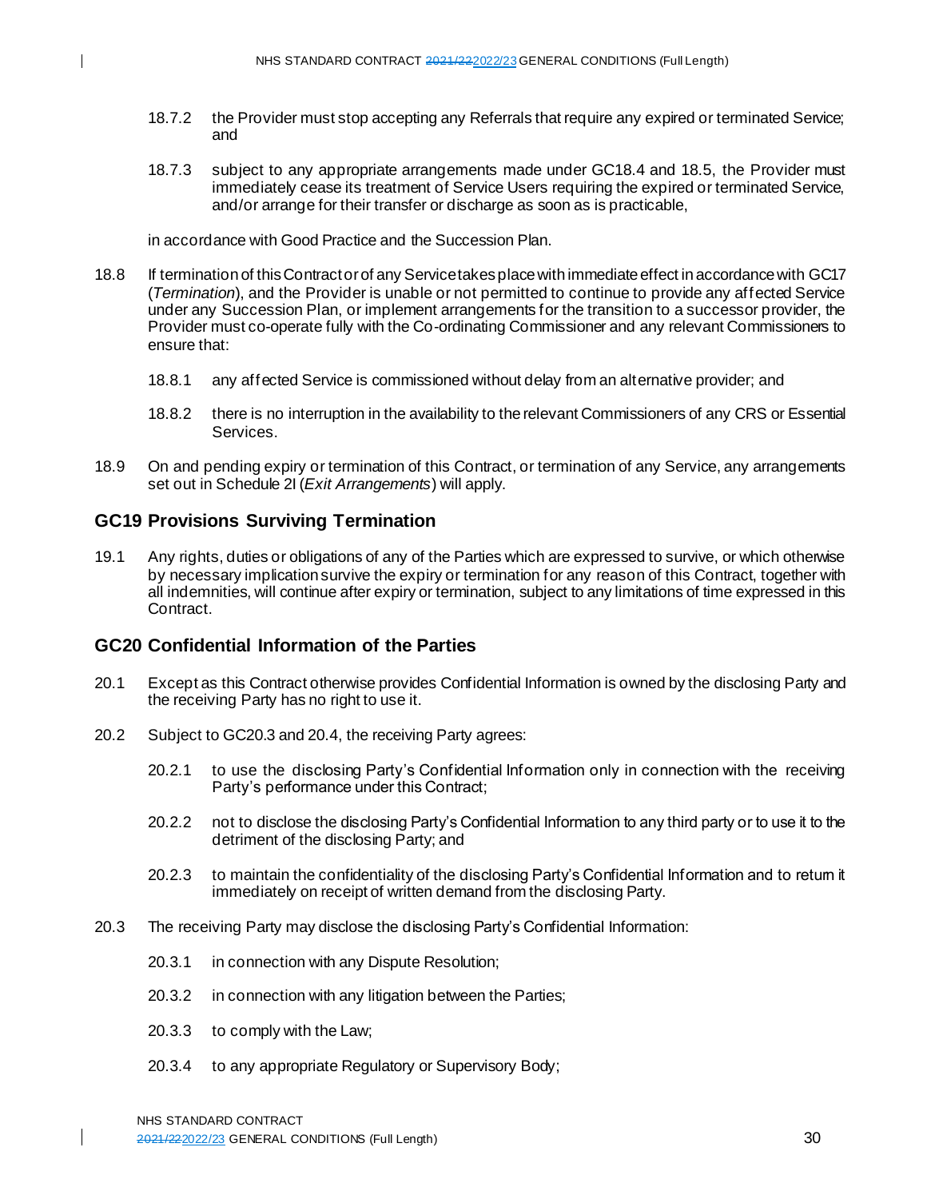18.7.2 the Provider must stop accepting any Referrals that require any expired or terminated Service; and

18.7.3 subject to any appropriate arrangements made under GC18.4 and 18.5, the Provider must immediately cease its treatment of Service Users requiring the expired or terminated Service, and/or arrange for their transfer or discharge as soon as is practicable,

in accordance with Good Practice and the Succession Plan.

18.8 If termination of this Contract or of any Service takes place with immediate effect in accordance with GC17 (*Termination*), and the Provider is unable or not permitted to continue to provide any affected Service under any Succession Plan, or implement arrangements for the transition to a successor provider, the Provider must co-operate fully with the Co-ordinating Commissioner and any relevant Commissioners to ensure that:

18.8.1 any affected Service is commissioned without delay from an alternative provider; and

18.8.2 there is no interruption in the availability to the relevant Commissioners of any CRS or Essential Services.

18.9 On and pending expiry or termination of this Contract, or termination of any Service, any arrangements set out in Schedule 2I (*Exit Arrangements*) will apply.

## GC19 Provisions Surviving Termination

19.1 Any rights, duties or obligations of any of the Parties which are expressed to survive, or which otherwise by necessary implication survive the expiry or termination for any reason of this Contract, together with all indemnities, will continue after expiry or termination, subject to any limitations of time expressed in this Contract.

## GC20 Confidential Information of the Parties

20.1 Except as this Contract otherwise provides Confidential Information is owned by the disclosing Party and the receiving Party has no right to use it.

20.2 Subject to GC20.3 and 20.4, the receiving Party agrees:

20.2.1 to use the disclosing Party's Confidential Information only in connection with the receiving Party's performance under this Contract;

20.2.2 not to disclose the disclosing Party's Confidential Information to any third party or to use it to the detriment of the disclosing Party; and

20.2.3 to maintain the confidentiality of the disclosing Party's Confidential Information and to return it immediately on receipt of written demand from the disclosing Party.

20.3 The receiving Party may disclose the disclosing Party's Confidential Information:

20.3.1 in connection with any Dispute Resolution;

20.3.2 in connection with any litigation between the Parties;

20.3.3 to comply with the Law;

20.3.4 to any appropriate Regulatory or Supervisory Body;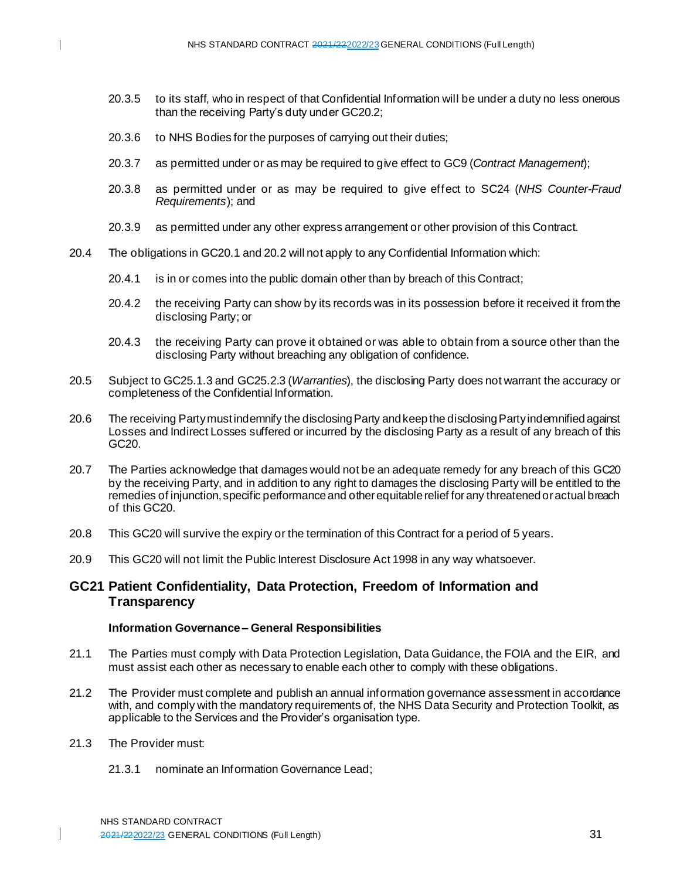20.3.5 to its staff, who in respect of that Confidential Information will be under a duty no less onerous than the receiving Party's duty under GC20.2;

20.3.6 to NHS Bodies for the purposes of carrying out their duties;

20.3.7 as permitted under or as may be required to give effect to GC9 (*Contract Management*);

20.3.8 as permitted under or as may be required to give effect to SC24 (*NHS Counter-Fraud Requirements*); and

20.3.9 as permitted under any other express arrangement or other provision of this Contract.

20.4 The obligations in GC20.1 and 20.2 will not apply to any Confidential Information which:

20.4.1 is in or comes into the public domain other than by breach of this Contract;

20.4.2 the receiving Party can show by its records was in its possession before it received it from the disclosing Party; or

20.4.3 the receiving Party can prove it obtained or was able to obtain from a source other than the disclosing Party without breaching any obligation of confidence.

20.5 Subject to GC25.1.3 and GC25.2.3 (*Warranties*), the disclosing Party does not warrant the accuracy or completeness of the Confidential Information.

20.6 The receiving Party must indemnify the disclosing Party and keep the disclosing Party indemnified against Losses and Indirect Losses suffered or incurred by the disclosing Party as a result of any breach of this GC20.

20.7 The Parties acknowledge that damages would not be an adequate remedy for any breach of this GC20 by the receiving Party, and in addition to any right to damages the disclosing Party will be entitled to the remedies of injunction, specific performance and other equitable relief for any threatened or actual breach of this GC20.

20.8 This GC20 will survive the expiry or the termination of this Contract for a period of 5 years.

20.9 This GC20 will not limit the Public Interest Disclosure Act 1998 in any way whatsoever.

## GC21 Patient Confidentiality, Data Protection, Freedom of Information and Transparency

**Information Governance – General Responsibilities**

21.1 The Parties must comply with Data Protection Legislation, Data Guidance, the FOIA and the EIR, and must assist each other as necessary to enable each other to comply with these obligations.

21.2 The Provider must complete and publish an annual information governance assessment in accordance with, and comply with the mandatory requirements of, the NHS Data Security and Protection Toolkit, as applicable to the Services and the Provider's organisation type.

21.3 The Provider must:

21.3.1 nominate an Information Governance Lead;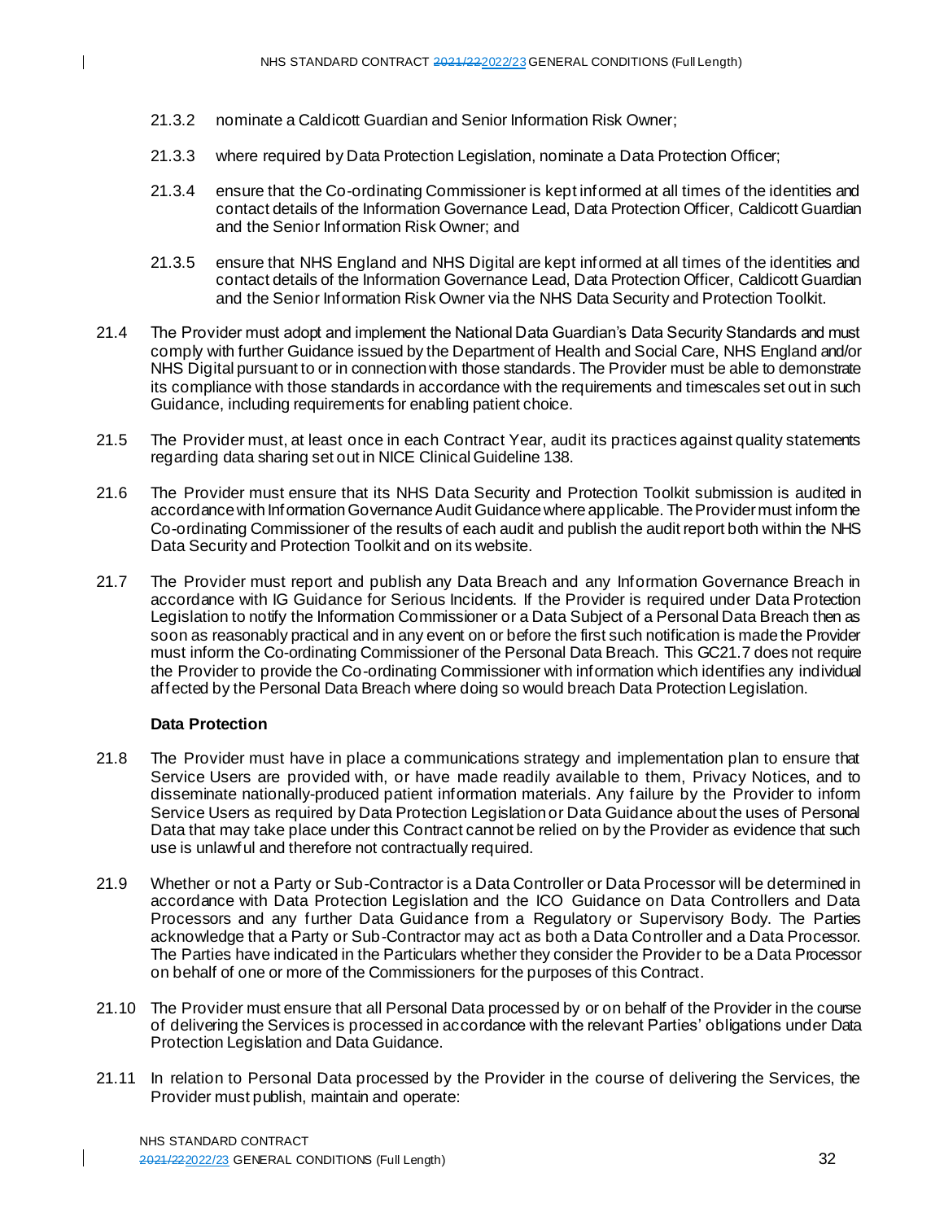21.3.2 nominate a Caldicott Guardian and Senior Information Risk Owner;

21.3.3 where required by Data Protection Legislation, nominate a Data Protection Officer;

21.3.4 ensure that the Co-ordinating Commissioner is kept informed at all times of the identities and contact details of the Information Governance Lead, Data Protection Officer, Caldicott Guardian and the Senior Information Risk Owner; and

21.3.5 ensure that NHS England and NHS Digital are kept informed at all times of the identities and contact details of the Information Governance Lead, Data Protection Officer, Caldicott Guardian and the Senior Information Risk Owner via the NHS Data Security and Protection Toolkit.

21.4 The Provider must adopt and implement the National Data Guardian's Data Security Standards and must comply with further Guidance issued by the Department of Health and Social Care, NHS England and/or NHS Digital pursuant to or in connection with those standards. The Provider must be able to demonstrate its compliance with those standards in accordance with the requirements and timescales set out in such Guidance, including requirements for enabling patient choice.

21.5 The Provider must, at least once in each Contract Year, audit its practices against quality statements regarding data sharing set out in NICE Clinical Guideline 138.

21.6 The Provider must ensure that its NHS Data Security and Protection Toolkit submission is audited in accordance with Information Governance Audit Guidance where applicable. The Provider must inform the Co-ordinating Commissioner of the results of each audit and publish the audit report both within the NHS Data Security and Protection Toolkit and on its website.

21.7 The Provider must report and publish any Data Breach and any Information Governance Breach in accordance with IG Guidance for Serious Incidents. If the Provider is required under Data Protection Legislation to notify the Information Commissioner or a Data Subject of a Personal Data Breach then as soon as reasonably practical and in any event on or before the first such notification is made the Provider must inform the Co-ordinating Commissioner of the Personal Data Breach. This GC21.7 does not require the Provider to provide the Co-ordinating Commissioner with information which identifies any individual affected by the Personal Data Breach where doing so would breach Data Protection Legislation.

**Data Protection**

21.8 The Provider must have in place a communications strategy and implementation plan to ensure that Service Users are provided with, or have made readily available to them, Privacy Notices, and to disseminate nationally-produced patient information materials. Any failure by the Provider to inform Service Users as required by Data Protection Legislation or Data Guidance about the uses of Personal Data that may take place under this Contract cannot be relied on by the Provider as evidence that such use is unlawful and therefore not contractually required.

21.9 Whether or not a Party or Sub-Contractor is a Data Controller or Data Processor will be determined in accordance with Data Protection Legislation and the ICO Guidance on Data Controllers and Data Processors and any further Data Guidance from a Regulatory or Supervisory Body. The Parties acknowledge that a Party or Sub-Contractor may act as both a Data Controller and a Data Processor. The Parties have indicated in the Particulars whether they consider the Provider to be a Data Processor on behalf of one or more of the Commissioners for the purposes of this Contract.

21.10 The Provider must ensure that all Personal Data processed by or on behalf of the Provider in the course of delivering the Services is processed in accordance with the relevant Parties' obligations under Data Protection Legislation and Data Guidance.

21.11 In relation to Personal Data processed by the Provider in the course of delivering the Services, the Provider must publish, maintain and operate: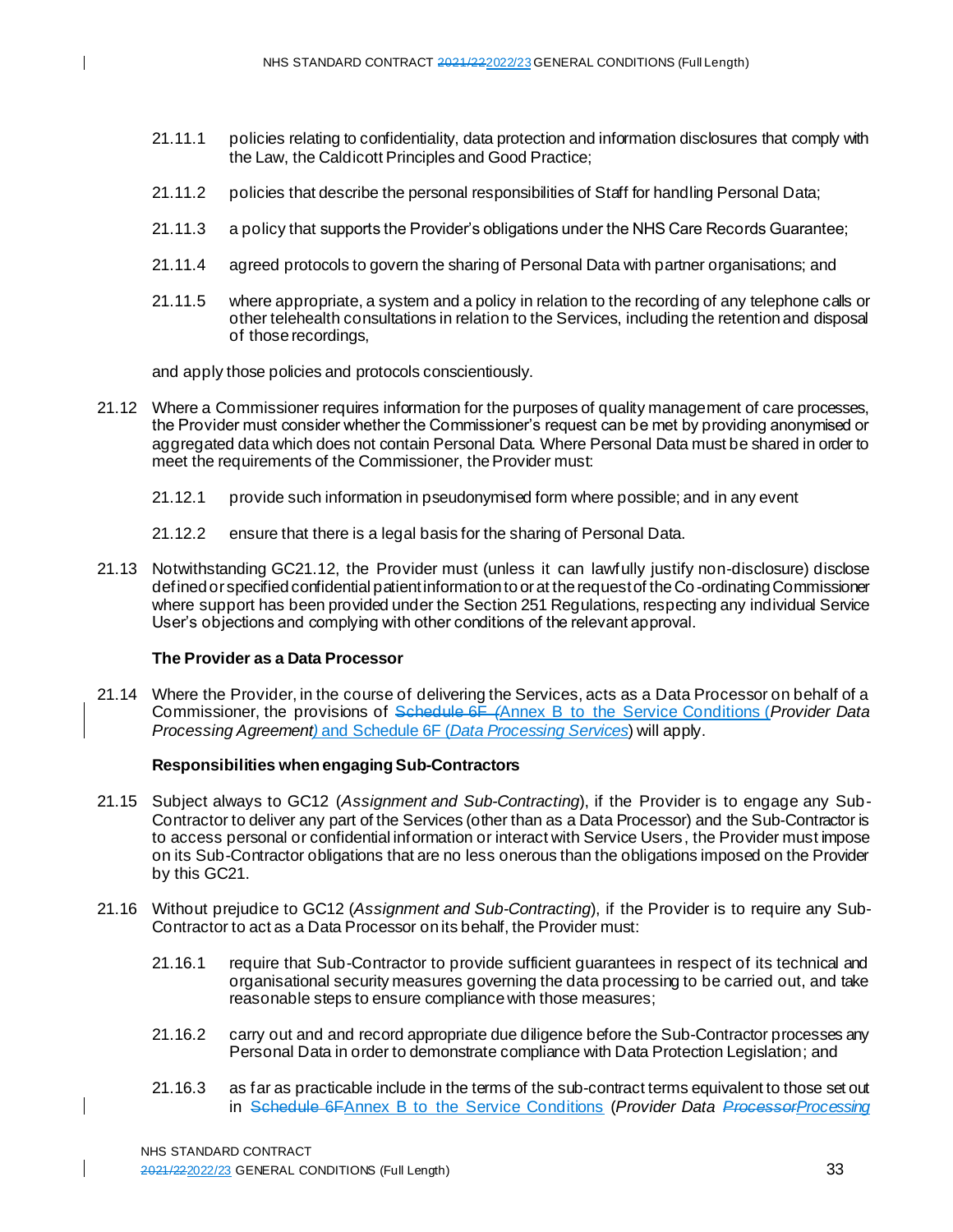21.11.1 policies relating to confidentiality, data protection and information disclosures that comply with the Law, the Caldicott Principles and Good Practice;

21.11.2 policies that describe the personal responsibilities of Staff for handling Personal Data;

21.11.3 a policy that supports the Provider's obligations under the NHS Care Records Guarantee;

21.11.4 agreed protocols to govern the sharing of Personal Data with partner organisations; and

21.11.5 where appropriate, a system and a policy in relation to the recording of any telephone calls or other telehealth consultations in relation to the Services, including the retention and disposal of those recordings,

and apply those policies and protocols conscientiously.

21.12 Where a Commissioner requires information for the purposes of quality management of care processes, the Provider must consider whether the Commissioner's request can be met by providing anonymised or aggregated data which does not contain Personal Data. Where Personal Data must be shared in order to meet the requirements of the Commissioner, the Provider must:

21.12.1 provide such information in pseudonymised form where possible; and in any event

21.12.2 ensure that there is a legal basis for the sharing of Personal Data.

21.13 Notwithstanding GC21.12, the Provider must (unless it can lawfully justify non-disclosure) disclose defined or specified confidential patient information to or at the request of the Co-ordinating Commissioner where support has been provided under the Section 251 Regulations, respecting any individual Service User's objections and complying with other conditions of the relevant approval.

**The Provider as a Data Processor**

21.14 Where the Provider, in the course of delivering the Services, acts as a Data Processor on behalf of a Commissioner, the provisions of ~~Schedule 6F (~~Annex B to the Service Conditions (*Provider Data Processing Agreement*) and Schedule 6F (*Data Processing Services*) will apply.

**Responsibilities when engaging Sub-Contractors**

21.15 Subject always to GC12 (*Assignment and Sub-Contracting*), if the Provider is to engage any Sub-Contractor to deliver any part of the Services (other than as a Data Processor) and the Sub-Contractor is to access personal or confidential information or interact with Service Users, the Provider must impose on its Sub-Contractor obligations that are no less onerous than the obligations imposed on the Provider by this GC21.

21.16 Without prejudice to GC12 (*Assignment and Sub-Contracting*), if the Provider is to require any Sub-Contractor to act as a Data Processor on its behalf, the Provider must:

21.16.1 require that Sub-Contractor to provide sufficient guarantees in respect of its technical and organisational security measures governing the data processing to be carried out, and take reasonable steps to ensure compliance with those measures;

21.16.2 carry out and and record appropriate due diligence before the Sub-Contractor processes any Personal Data in order to demonstrate compliance with Data Protection Legislation; and

21.16.3 as far as practicable include in the terms of the sub-contract terms equivalent to those set out in ~~Schedule 6F~~Annex B to the Service Conditions (*Provider Data ~~Processor~~Processing*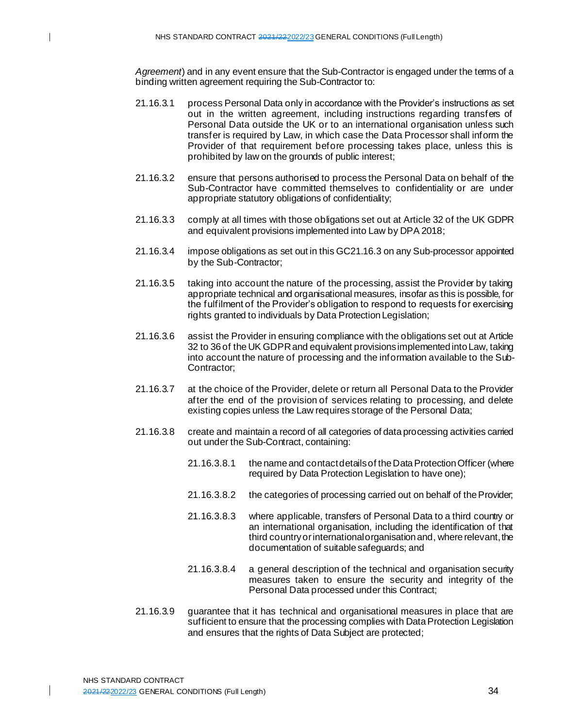*Agreement*) and in any event ensure that the Sub-Contractor is engaged under the terms of a binding written agreement requiring the Sub-Contractor to:

21.16.3.1 process Personal Data only in accordance with the Provider's instructions as set out in the written agreement, including instructions regarding transfers of Personal Data outside the UK or to an international organisation unless such transfer is required by Law, in which case the Data Processor shall inform the Provider of that requirement before processing takes place, unless this is prohibited by law on the grounds of public interest;

21.16.3.2 ensure that persons authorised to process the Personal Data on behalf of the Sub-Contractor have committed themselves to confidentiality or are under appropriate statutory obligations of confidentiality;

21.16.3.3 comply at all times with those obligations set out at Article 32 of the UK GDPR and equivalent provisions implemented into Law by DPA 2018;

21.16.3.4 impose obligations as set out in this GC21.16.3 on any Sub-processor appointed by the Sub-Contractor;

21.16.3.5 taking into account the nature of the processing, assist the Provider by taking appropriate technical and organisational measures, insofar as this is possible, for the fulfilment of the Provider's obligation to respond to requests for exercising rights granted to individuals by Data Protection Legislation;

21.16.3.6 assist the Provider in ensuring compliance with the obligations set out at Article 32 to 36 of the UK GDPR and equivalent provisions implemented into Law, taking into account the nature of processing and the information available to the Sub-Contractor;

21.16.3.7 at the choice of the Provider, delete or return all Personal Data to the Provider after the end of the provision of services relating to processing, and delete existing copies unless the Law requires storage of the Personal Data;

21.16.3.8 create and maintain a record of all categories of data processing activities carried out under the Sub-Contract, containing:

21.16.3.8.1 the name and contact details of the Data Protection Officer (where required by Data Protection Legislation to have one);

21.16.3.8.2 the categories of processing carried out on behalf of the Provider;

21.16.3.8.3 where applicable, transfers of Personal Data to a third country or an international organisation, including the identification of that third country or international organisation and, where relevant, the documentation of suitable safeguards; and

21.16.3.8.4 a general description of the technical and organisation security measures taken to ensure the security and integrity of the Personal Data processed under this Contract;

21.16.3.9 guarantee that it has technical and organisational measures in place that are sufficient to ensure that the processing complies with Data Protection Legislation and ensures that the rights of Data Subject are protected;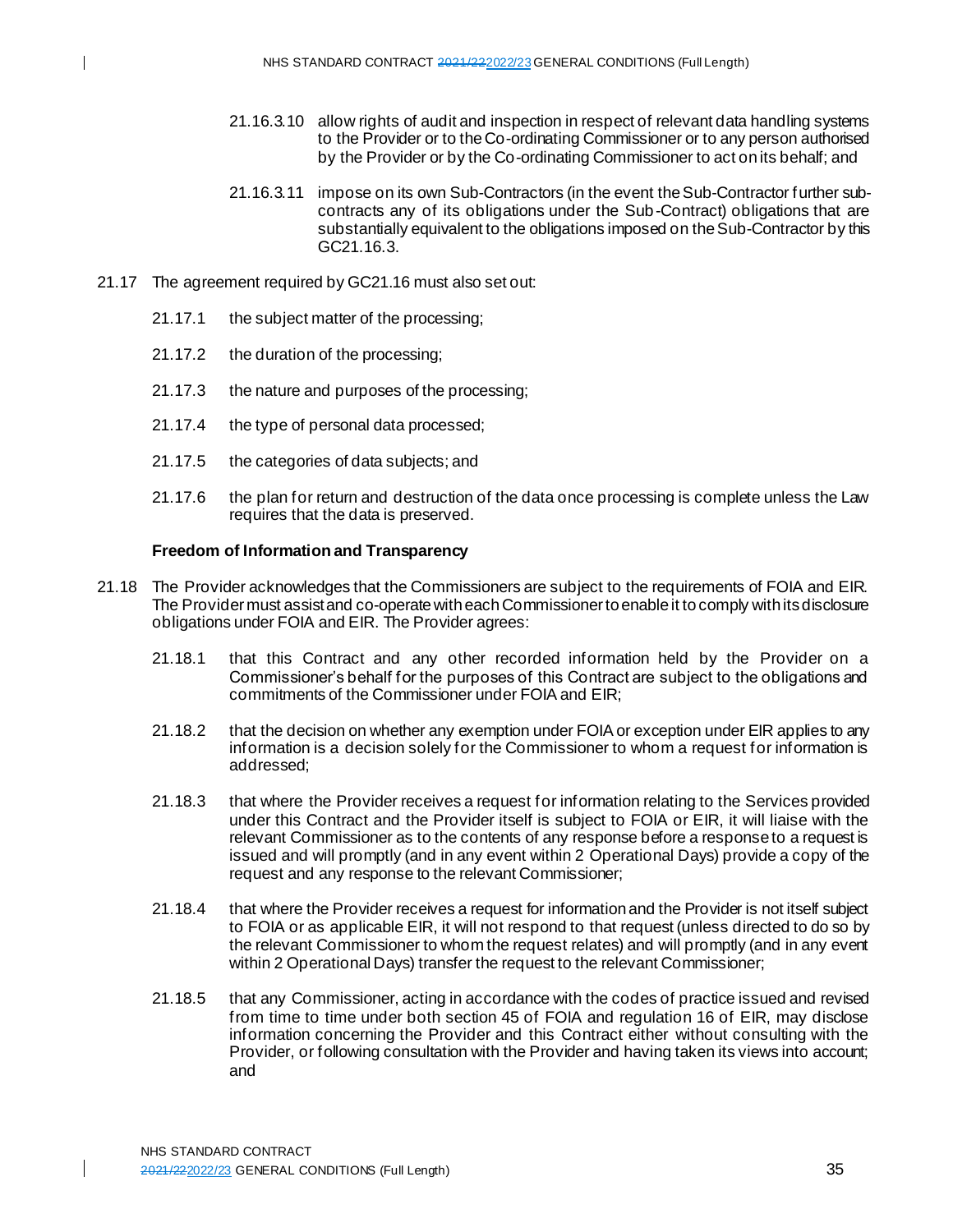21.16.3.10 allow rights of audit and inspection in respect of relevant data handling systems to the Provider or to the Co-ordinating Commissioner or to any person authorised by the Provider or by the Co-ordinating Commissioner to act on its behalf; and

21.16.3.11 impose on its own Sub-Contractors (in the event the Sub-Contractor further sub-contracts any of its obligations under the Sub-Contract) obligations that are substantially equivalent to the obligations imposed on the Sub-Contractor by this GC21.16.3.

21.17 The agreement required by GC21.16 must also set out:

21.17.1 the subject matter of the processing;

21.17.2 the duration of the processing;

21.17.3 the nature and purposes of the processing;

21.17.4 the type of personal data processed;

21.17.5 the categories of data subjects; and

21.17.6 the plan for return and destruction of the data once processing is complete unless the Law requires that the data is preserved.

**Freedom of Information and Transparency**

21.18 The Provider acknowledges that the Commissioners are subject to the requirements of FOIA and EIR. The Provider must assist and co-operate with each Commissioner to enable it to comply with its disclosure obligations under FOIA and EIR. The Provider agrees:

21.18.1 that this Contract and any other recorded information held by the Provider on a Commissioner's behalf for the purposes of this Contract are subject to the obligations and commitments of the Commissioner under FOIA and EIR;

21.18.2 that the decision on whether any exemption under FOIA or exception under EIR applies to any information is a decision solely for the Commissioner to whom a request for information is addressed;

21.18.3 that where the Provider receives a request for information relating to the Services provided under this Contract and the Provider itself is subject to FOIA or EIR, it will liaise with the relevant Commissioner as to the contents of any response before a response to a request is issued and will promptly (and in any event within 2 Operational Days) provide a copy of the request and any response to the relevant Commissioner;

21.18.4 that where the Provider receives a request for information and the Provider is not itself subject to FOIA or as applicable EIR, it will not respond to that request (unless directed to do so by the relevant Commissioner to whom the request relates) and will promptly (and in any event within 2 Operational Days) transfer the request to the relevant Commissioner;

21.18.5 that any Commissioner, acting in accordance with the codes of practice issued and revised from time to time under both section 45 of FOIA and regulation 16 of EIR, may disclose information concerning the Provider and this Contract either without consulting with the Provider, or following consultation with the Provider and having taken its views into account; and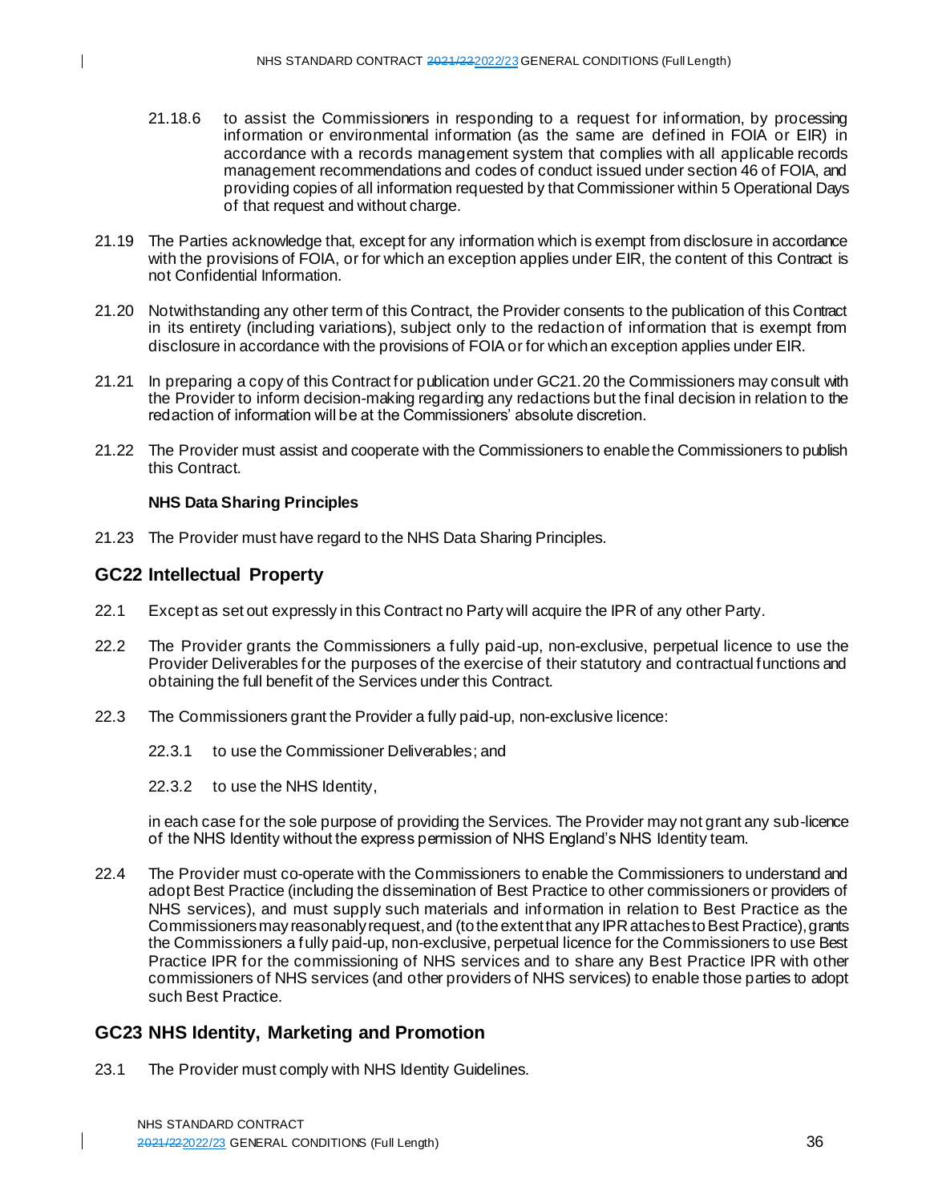21.18.6 to assist the Commissioners in responding to a request for information, by processing information or environmental information (as the same are defined in FOIA or EIR) in accordance with a records management system that complies with all applicable records management recommendations and codes of conduct issued under section 46 of FOIA, and providing copies of all information requested by that Commissioner within 5 Operational Days of that request and without charge.

21.19 The Parties acknowledge that, except for any information which is exempt from disclosure in accordance with the provisions of FOIA, or for which an exception applies under EIR, the content of this Contract is not Confidential Information.

21.20 Notwithstanding any other term of this Contract, the Provider consents to the publication of this Contract in its entirety (including variations), subject only to the redaction of information that is exempt from disclosure in accordance with the provisions of FOIA or for which an exception applies under EIR.

21.21 In preparing a copy of this Contract for publication under GC21.20 the Commissioners may consult with the Provider to inform decision-making regarding any redactions but the final decision in relation to the redaction of information will be at the Commissioners' absolute discretion.

21.22 The Provider must assist and cooperate with the Commissioners to enable the Commissioners to publish this Contract.

**NHS Data Sharing Principles**

21.23 The Provider must have regard to the NHS Data Sharing Principles.

## GC22 Intellectual Property

22.1 Except as set out expressly in this Contract no Party will acquire the IPR of any other Party.

22.2 The Provider grants the Commissioners a fully paid-up, non-exclusive, perpetual licence to use the Provider Deliverables for the purposes of the exercise of their statutory and contractual functions and obtaining the full benefit of the Services under this Contract.

22.3 The Commissioners grant the Provider a fully paid-up, non-exclusive licence:

22.3.1 to use the Commissioner Deliverables; and

22.3.2 to use the NHS Identity,

in each case for the sole purpose of providing the Services. The Provider may not grant any sub-licence of the NHS Identity without the express permission of NHS England's NHS Identity team.

22.4 The Provider must co-operate with the Commissioners to enable the Commissioners to understand and adopt Best Practice (including the dissemination of Best Practice to other commissioners or providers of NHS services), and must supply such materials and information in relation to Best Practice as the Commissioners may reasonably request, and (to the extent that any IPR attaches to Best Practice), grants the Commissioners a fully paid-up, non-exclusive, perpetual licence for the Commissioners to use Best Practice IPR for the commissioning of NHS services and to share any Best Practice IPR with other commissioners of NHS services (and other providers of NHS services) to enable those parties to adopt such Best Practice.

## GC23 NHS Identity, Marketing and Promotion

23.1 The Provider must comply with NHS Identity Guidelines.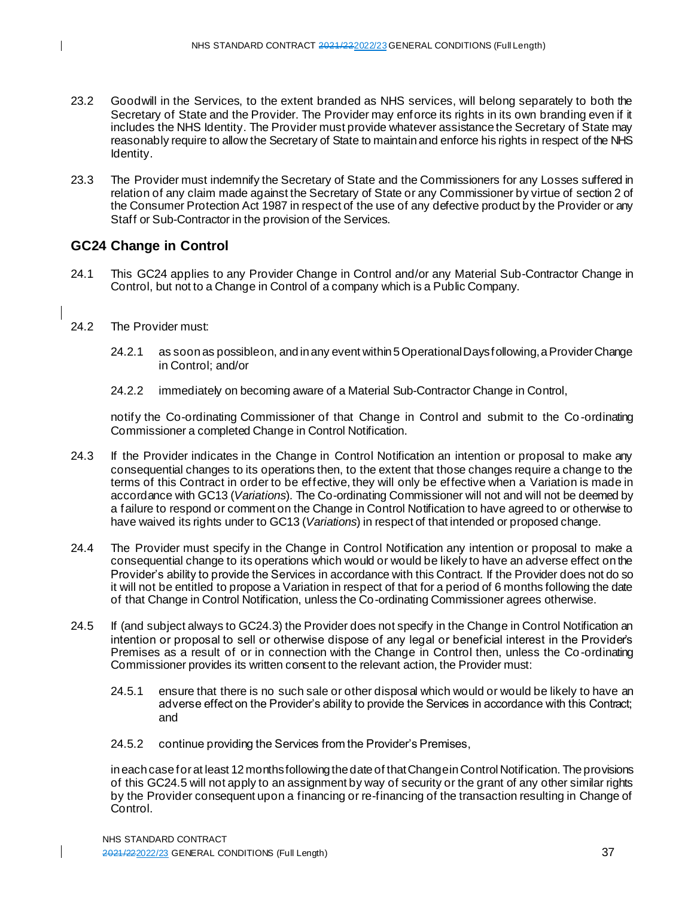23.2 Goodwill in the Services, to the extent branded as NHS services, will belong separately to both the Secretary of State and the Provider. The Provider may enforce its rights in its own branding even if it includes the NHS Identity. The Provider must provide whatever assistance the Secretary of State may reasonably require to allow the Secretary of State to maintain and enforce his rights in respect of the NHS Identity.

23.3 The Provider must indemnify the Secretary of State and the Commissioners for any Losses suffered in relation of any claim made against the Secretary of State or any Commissioner by virtue of section 2 of the Consumer Protection Act 1987 in respect of the use of any defective product by the Provider or any Staff or Sub-Contractor in the provision of the Services.

## GC24 Change in Control

24.1 This GC24 applies to any Provider Change in Control and/or any Material Sub-Contractor Change in Control, but not to a Change in Control of a company which is a Public Company.

24.2 The Provider must:

24.2.1 as soon as possible on, and in any event within 5 Operational Days following, a Provider Change in Control; and/or

24.2.2 immediately on becoming aware of a Material Sub-Contractor Change in Control,

notify the Co-ordinating Commissioner of that Change in Control and submit to the Co-ordinating Commissioner a completed Change in Control Notification.

24.3 If the Provider indicates in the Change in Control Notification an intention or proposal to make any consequential changes to its operations then, to the extent that those changes require a change to the terms of this Contract in order to be effective, they will only be effective when a Variation is made in accordance with GC13 (*Variations*). The Co-ordinating Commissioner will not and will not be deemed by a failure to respond or comment on the Change in Control Notification to have agreed to or otherwise to have waived its rights under to GC13 (*Variations*) in respect of that intended or proposed change.

24.4 The Provider must specify in the Change in Control Notification any intention or proposal to make a consequential change to its operations which would or would be likely to have an adverse effect on the Provider's ability to provide the Services in accordance with this Contract. If the Provider does not do so it will not be entitled to propose a Variation in respect of that for a period of 6 months following the date of that Change in Control Notification, unless the Co-ordinating Commissioner agrees otherwise.

24.5 If (and subject always to GC24.3) the Provider does not specify in the Change in Control Notification an intention or proposal to sell or otherwise dispose of any legal or beneficial interest in the Provider's Premises as a result of or in connection with the Change in Control then, unless the Co-ordinating Commissioner provides its written consent to the relevant action, the Provider must:

24.5.1 ensure that there is no such sale or other disposal which would or would be likely to have an adverse effect on the Provider's ability to provide the Services in accordance with this Contract; and

24.5.2 continue providing the Services from the Provider's Premises,

in each case for at least 12 months following the date of that Change in Control Notification. The provisions of this GC24.5 will not apply to an assignment by way of security or the grant of any other similar rights by the Provider consequent upon a financing or re-financing of the transaction resulting in Change of Control.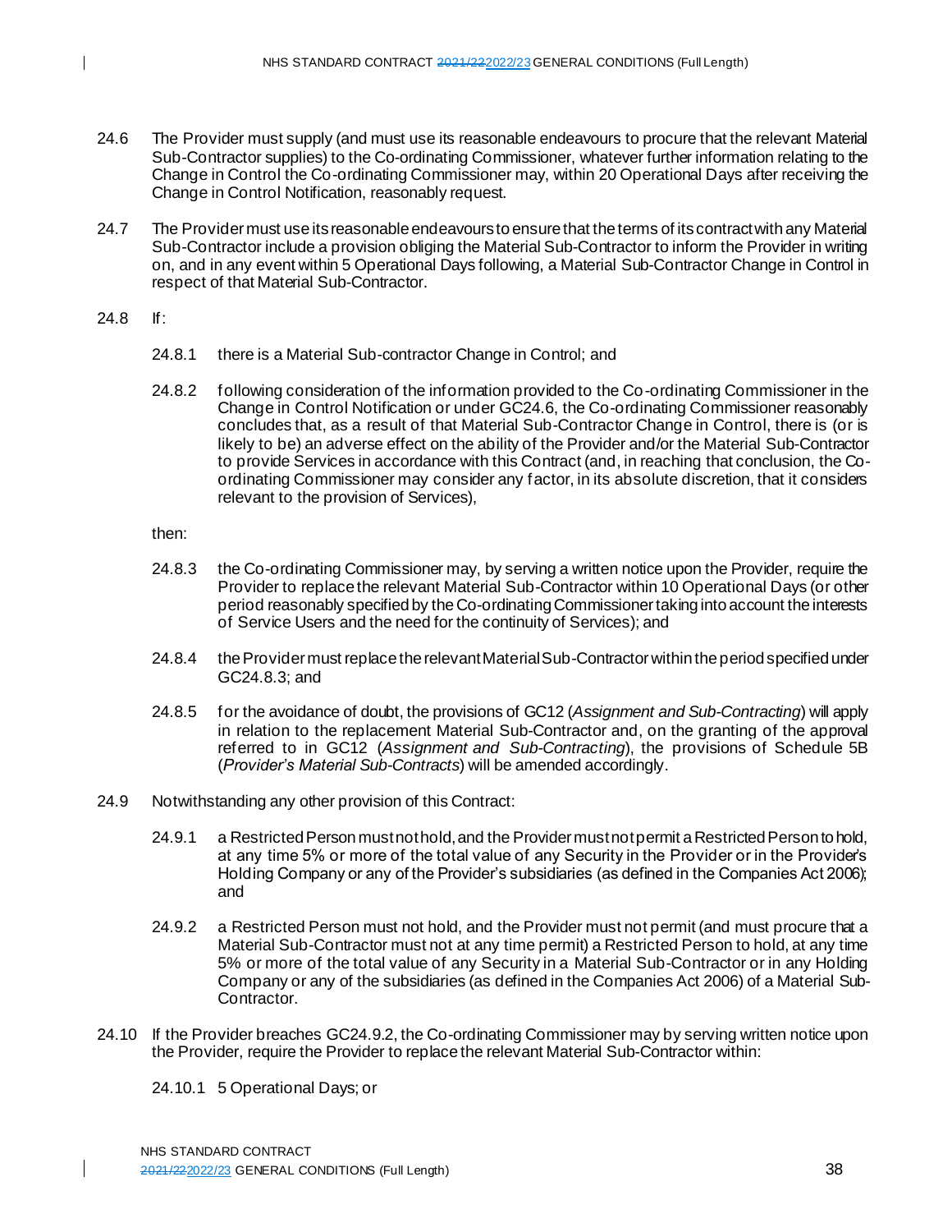24.6 The Provider must supply (and must use its reasonable endeavours to procure that the relevant Material Sub-Contractor supplies) to the Co-ordinating Commissioner, whatever further information relating to the Change in Control the Co-ordinating Commissioner may, within 20 Operational Days after receiving the Change in Control Notification, reasonably request.

24.7 The Provider must use its reasonable endeavours to ensure that the terms of its contract with any Material Sub-Contractor include a provision obliging the Material Sub-Contractor to inform the Provider in writing on, and in any event within 5 Operational Days following, a Material Sub-Contractor Change in Control in respect of that Material Sub-Contractor.

24.8 If:

24.8.1 there is a Material Sub-contractor Change in Control; and

24.8.2 following consideration of the information provided to the Co-ordinating Commissioner in the Change in Control Notification or under GC24.6, the Co-ordinating Commissioner reasonably concludes that, as a result of that Material Sub-Contractor Change in Control, there is (or is likely to be) an adverse effect on the ability of the Provider and/or the Material Sub-Contractor to provide Services in accordance with this Contract (and, in reaching that conclusion, the Co-ordinating Commissioner may consider any factor, in its absolute discretion, that it considers relevant to the provision of Services),

then:

24.8.3 the Co-ordinating Commissioner may, by serving a written notice upon the Provider, require the Provider to replace the relevant Material Sub-Contractor within 10 Operational Days (or other period reasonably specified by the Co-ordinating Commissioner taking into account the interests of Service Users and the need for the continuity of Services); and

24.8.4 the Provider must replace the relevant Material Sub-Contractor within the period specified under GC24.8.3; and

24.8.5 for the avoidance of doubt, the provisions of GC12 (*Assignment and Sub-Contracting*) will apply in relation to the replacement Material Sub-Contractor and, on the granting of the approval referred to in GC12 (*Assignment and Sub-Contracting*), the provisions of Schedule 5B (*Provider's Material Sub-Contracts*) will be amended accordingly.

24.9 Notwithstanding any other provision of this Contract:

24.9.1 a Restricted Person must not hold, and the Provider must not permit a Restricted Person to hold, at any time 5% or more of the total value of any Security in the Provider or in the Provider's Holding Company or any of the Provider's subsidiaries (as defined in the Companies Act 2006); and

24.9.2 a Restricted Person must not hold, and the Provider must not permit (and must procure that a Material Sub-Contractor must not at any time permit) a Restricted Person to hold, at any time 5% or more of the total value of any Security in a Material Sub-Contractor or in any Holding Company or any of the subsidiaries (as defined in the Companies Act 2006) of a Material Sub-Contractor.

24.10 If the Provider breaches GC24.9.2, the Co-ordinating Commissioner may by serving written notice upon the Provider, require the Provider to replace the relevant Material Sub-Contractor within:

24.10.1 5 Operational Days; or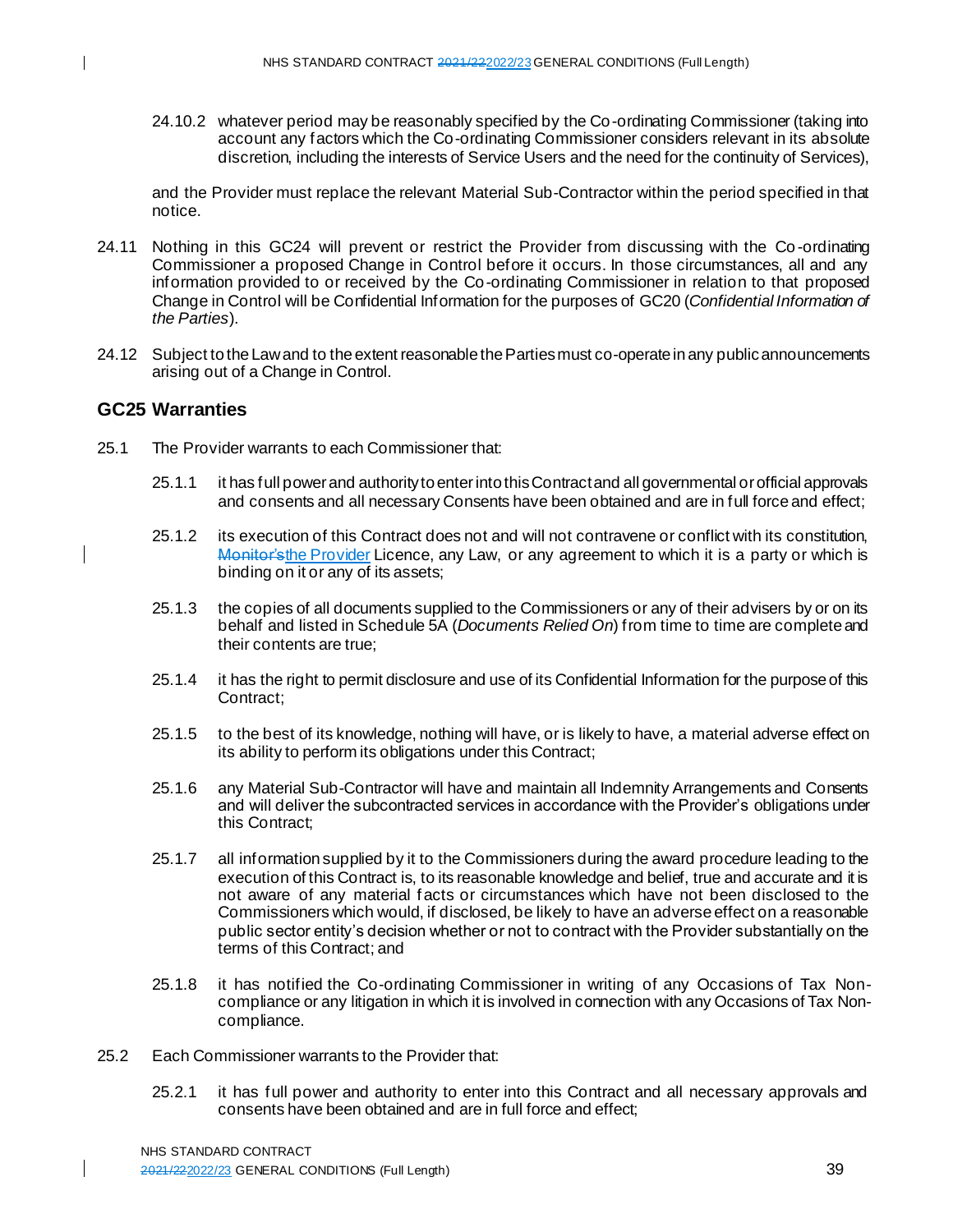24.10.2 whatever period may be reasonably specified by the Co-ordinating Commissioner (taking into account any factors which the Co-ordinating Commissioner considers relevant in its absolute discretion, including the interests of Service Users and the need for the continuity of Services),

and the Provider must replace the relevant Material Sub-Contractor within the period specified in that notice.

24.11 Nothing in this GC24 will prevent or restrict the Provider from discussing with the Co-ordinating Commissioner a proposed Change in Control before it occurs. In those circumstances, all and any information provided to or received by the Co-ordinating Commissioner in relation to that proposed Change in Control will be Confidential Information for the purposes of GC20 (*Confidential Information of the Parties*).

24.12 Subject to the Law and to the extent reasonable the Parties must co-operate in any public announcements arising out of a Change in Control.

## GC25 Warranties

25.1 The Provider warrants to each Commissioner that:

25.1.1 it has full power and authority to enter into this Contract and all governmental or official approvals and consents and all necessary Consents have been obtained and are in full force and effect;

25.1.2 its execution of this Contract does not and will not contravene or conflict with its constitution, ~~Monitor's~~the Provider Licence, any Law, or any agreement to which it is a party or which is binding on it or any of its assets;

25.1.3 the copies of all documents supplied to the Commissioners or any of their advisers by or on its behalf and listed in Schedule 5A (*Documents Relied On*) from time to time are complete and their contents are true;

25.1.4 it has the right to permit disclosure and use of its Confidential Information for the purpose of this Contract;

25.1.5 to the best of its knowledge, nothing will have, or is likely to have, a material adverse effect on its ability to perform its obligations under this Contract;

25.1.6 any Material Sub-Contractor will have and maintain all Indemnity Arrangements and Consents and will deliver the subcontracted services in accordance with the Provider's obligations under this Contract;

25.1.7 all information supplied by it to the Commissioners during the award procedure leading to the execution of this Contract is, to its reasonable knowledge and belief, true and accurate and it is not aware of any material facts or circumstances which have not been disclosed to the Commissioners which would, if disclosed, be likely to have an adverse effect on a reasonable public sector entity's decision whether or not to contract with the Provider substantially on the terms of this Contract; and

25.1.8 it has notified the Co-ordinating Commissioner in writing of any Occasions of Tax Non-compliance or any litigation in which it is involved in connection with any Occasions of Tax Non-compliance.

25.2 Each Commissioner warrants to the Provider that:

25.2.1 it has full power and authority to enter into this Contract and all necessary approvals and consents have been obtained and are in full force and effect;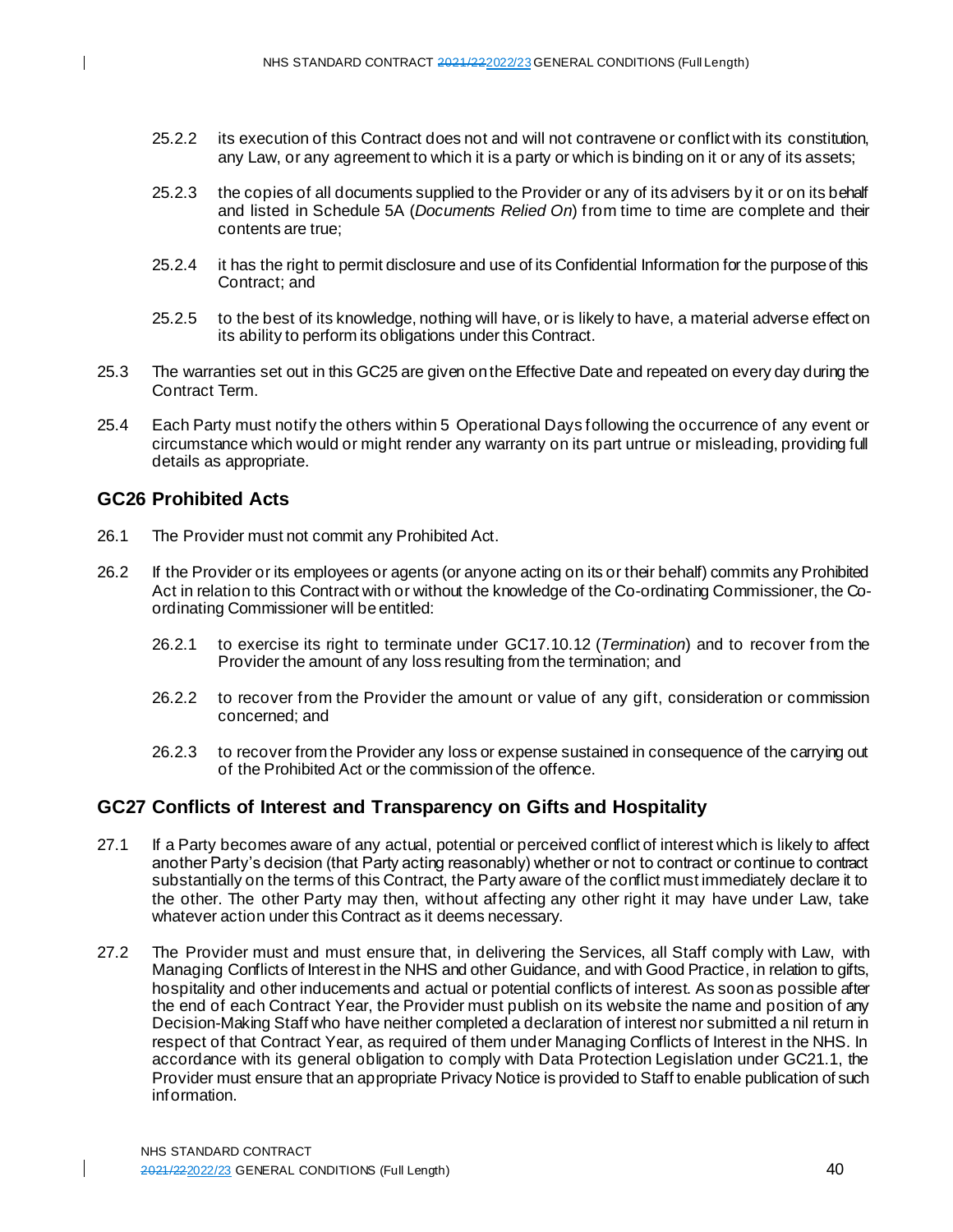25.2.2 its execution of this Contract does not and will not contravene or conflict with its constitution, any Law, or any agreement to which it is a party or which is binding on it or any of its assets;

25.2.3 the copies of all documents supplied to the Provider or any of its advisers by it or on its behalf and listed in Schedule 5A (*Documents Relied On*) from time to time are complete and their contents are true;

25.2.4 it has the right to permit disclosure and use of its Confidential Information for the purpose of this Contract; and

25.2.5 to the best of its knowledge, nothing will have, or is likely to have, a material adverse effect on its ability to perform its obligations under this Contract.

25.3 The warranties set out in this GC25 are given on the Effective Date and repeated on every day during the Contract Term.

25.4 Each Party must notify the others within 5 Operational Days following the occurrence of any event or circumstance which would or might render any warranty on its part untrue or misleading, providing full details as appropriate.

## GC26 Prohibited Acts

26.1 The Provider must not commit any Prohibited Act.

26.2 If the Provider or its employees or agents (or anyone acting on its or their behalf) commits any Prohibited Act in relation to this Contract with or without the knowledge of the Co-ordinating Commissioner, the Co-ordinating Commissioner will be entitled:

26.2.1 to exercise its right to terminate under GC17.10.12 (*Termination*) and to recover from the Provider the amount of any loss resulting from the termination; and

26.2.2 to recover from the Provider the amount or value of any gift, consideration or commission concerned; and

26.2.3 to recover from the Provider any loss or expense sustained in consequence of the carrying out of the Prohibited Act or the commission of the offence.

## GC27 Conflicts of Interest and Transparency on Gifts and Hospitality

27.1 If a Party becomes aware of any actual, potential or perceived conflict of interest which is likely to affect another Party's decision (that Party acting reasonably) whether or not to contract or continue to contract substantially on the terms of this Contract, the Party aware of the conflict must immediately declare it to the other. The other Party may then, without affecting any other right it may have under Law, take whatever action under this Contract as it deems necessary.

27.2 The Provider must and must ensure that, in delivering the Services, all Staff comply with Law, with Managing Conflicts of Interest in the NHS and other Guidance, and with Good Practice, in relation to gifts, hospitality and other inducements and actual or potential conflicts of interest. As soon as possible after the end of each Contract Year, the Provider must publish on its website the name and position of any Decision-Making Staff who have neither completed a declaration of interest nor submitted a nil return in respect of that Contract Year, as required of them under Managing Conflicts of Interest in the NHS. In accordance with its general obligation to comply with Data Protection Legislation under GC21.1, the Provider must ensure that an appropriate Privacy Notice is provided to Staff to enable publication of such information.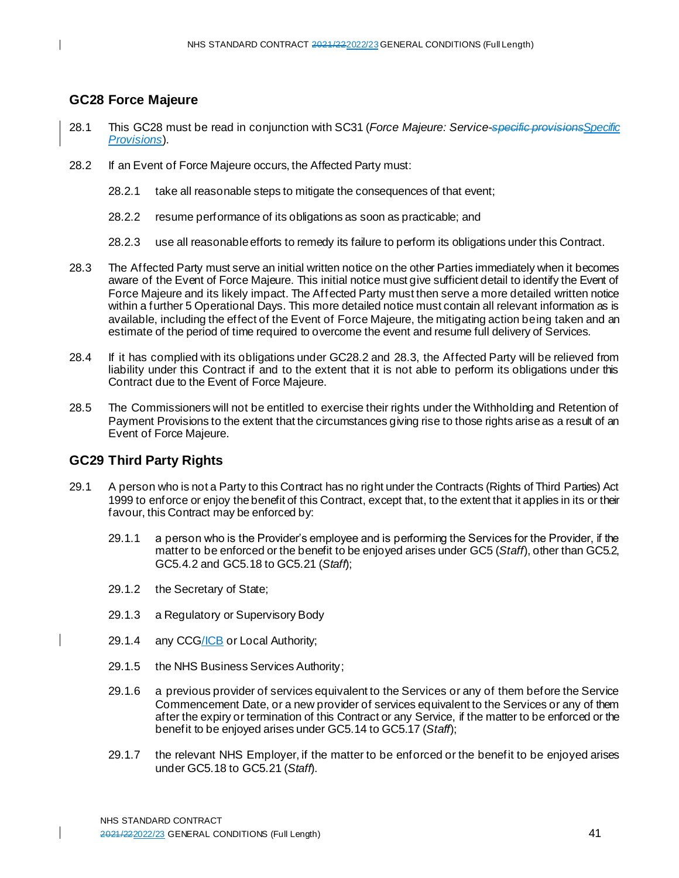## GC28 Force Majeure

28.1 This GC28 must be read in conjunction with SC31 (*Force Majeure: Service-~~specific provisions~~Specific Provisions*).

28.2 If an Event of Force Majeure occurs, the Affected Party must:

28.2.1 take all reasonable steps to mitigate the consequences of that event;

28.2.2 resume performance of its obligations as soon as practicable; and

28.2.3 use all reasonable efforts to remedy its failure to perform its obligations under this Contract.

28.3 The Affected Party must serve an initial written notice on the other Parties immediately when it becomes aware of the Event of Force Majeure. This initial notice must give sufficient detail to identify the Event of Force Majeure and its likely impact. The Affected Party must then serve a more detailed written notice within a further 5 Operational Days. This more detailed notice must contain all relevant information as is available, including the effect of the Event of Force Majeure, the mitigating action being taken and an estimate of the period of time required to overcome the event and resume full delivery of Services.

28.4 If it has complied with its obligations under GC28.2 and 28.3, the Affected Party will be relieved from liability under this Contract if and to the extent that it is not able to perform its obligations under this Contract due to the Event of Force Majeure.

28.5 The Commissioners will not be entitled to exercise their rights under the Withholding and Retention of Payment Provisions to the extent that the circumstances giving rise to those rights arise as a result of an Event of Force Majeure.

## GC29 Third Party Rights

29.1 A person who is not a Party to this Contract has no right under the Contracts (Rights of Third Parties) Act 1999 to enforce or enjoy the benefit of this Contract, except that, to the extent that it applies in its or their favour, this Contract may be enforced by:

29.1.1 a person who is the Provider's employee and is performing the Services for the Provider, if the matter to be enforced or the benefit to be enjoyed arises under GC5 (*Staff*), other than GC5.2, GC5.4.2 and GC5.18 to GC5.21 (*Staff*);

29.1.2 the Secretary of State;

29.1.3 a Regulatory or Supervisory Body

29.1.4 any CCG/ICB or Local Authority;

29.1.5 the NHS Business Services Authority;

29.1.6 a previous provider of services equivalent to the Services or any of them before the Service Commencement Date, or a new provider of services equivalent to the Services or any of them after the expiry or termination of this Contract or any Service, if the matter to be enforced or the benefit to be enjoyed arises under GC5.14 to GC5.17 (*Staff*);

29.1.7 the relevant NHS Employer, if the matter to be enforced or the benefit to be enjoyed arises under GC5.18 to GC5.21 (*Staff*).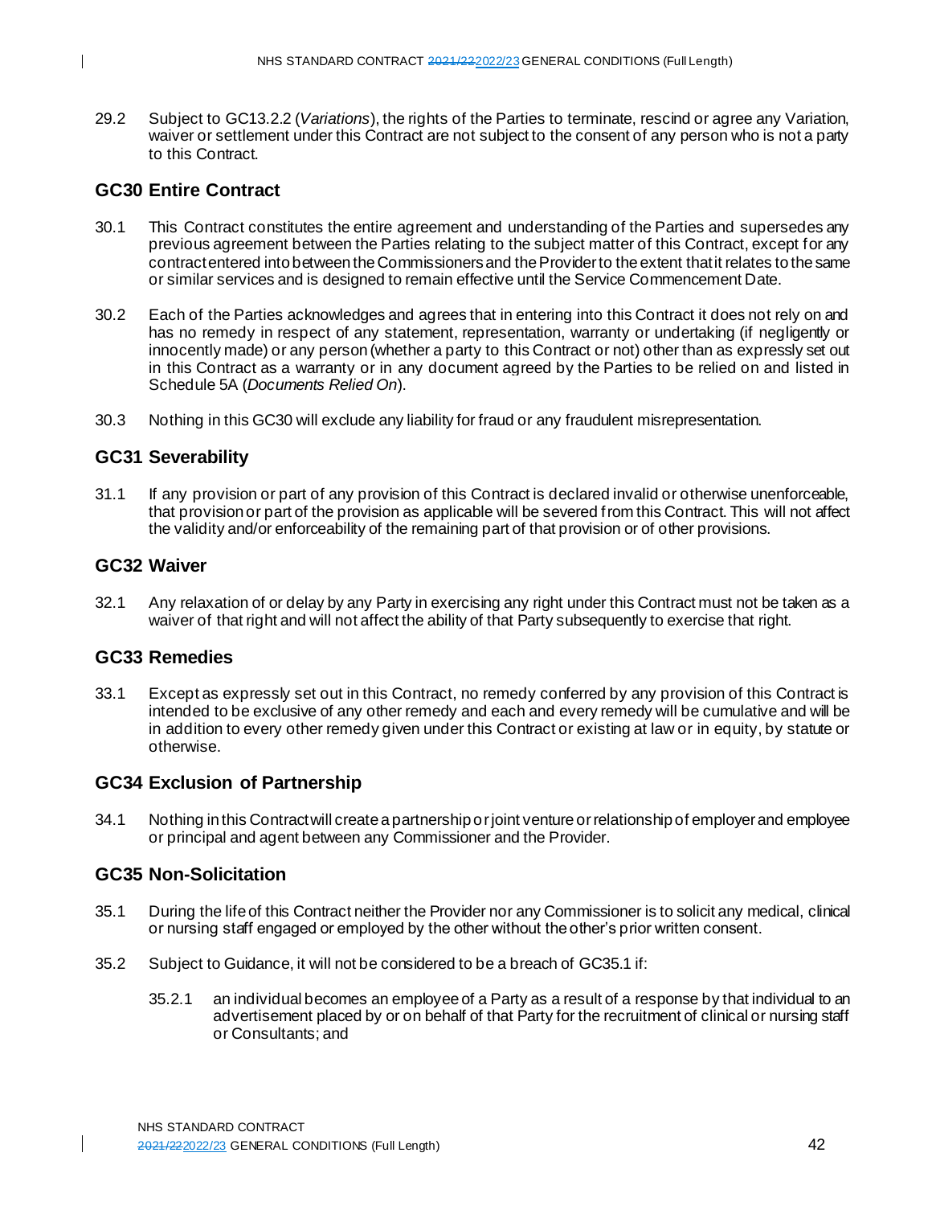29.2 Subject to GC13.2.2 (*Variations*), the rights of the Parties to terminate, rescind or agree any Variation, waiver or settlement under this Contract are not subject to the consent of any person who is not a party to this Contract.

## GC30 Entire Contract

30.1 This Contract constitutes the entire agreement and understanding of the Parties and supersedes any previous agreement between the Parties relating to the subject matter of this Contract, except for any contract entered into between the Commissioners and the Provider to the extent that it relates to the same or similar services and is designed to remain effective until the Service Commencement Date.

30.2 Each of the Parties acknowledges and agrees that in entering into this Contract it does not rely on and has no remedy in respect of any statement, representation, warranty or undertaking (if negligently or innocently made) or any person (whether a party to this Contract or not) other than as expressly set out in this Contract as a warranty or in any document agreed by the Parties to be relied on and listed in Schedule 5A (*Documents Relied On*).

30.3 Nothing in this GC30 will exclude any liability for fraud or any fraudulent misrepresentation.

## GC31 Severability

31.1 If any provision or part of any provision of this Contract is declared invalid or otherwise unenforceable, that provision or part of the provision as applicable will be severed from this Contract. This will not affect the validity and/or enforceability of the remaining part of that provision or of other provisions.

## GC32 Waiver

32.1 Any relaxation of or delay by any Party in exercising any right under this Contract must not be taken as a waiver of that right and will not affect the ability of that Party subsequently to exercise that right.

## GC33 Remedies

33.1 Except as expressly set out in this Contract, no remedy conferred by any provision of this Contract is intended to be exclusive of any other remedy and each and every remedy will be cumulative and will be in addition to every other remedy given under this Contract or existing at law or in equity, by statute or otherwise.

## GC34 Exclusion of Partnership

34.1 Nothing in this Contract will create a partnership or joint venture or relationship of employer and employee or principal and agent between any Commissioner and the Provider.

## GC35 Non-Solicitation

35.1 During the life of this Contract neither the Provider nor any Commissioner is to solicit any medical, clinical or nursing staff engaged or employed by the other without the other's prior written consent.

35.2 Subject to Guidance, it will not be considered to be a breach of GC35.1 if:

35.2.1 an individual becomes an employee of a Party as a result of a response by that individual to an advertisement placed by or on behalf of that Party for the recruitment of clinical or nursing staff or Consultants; and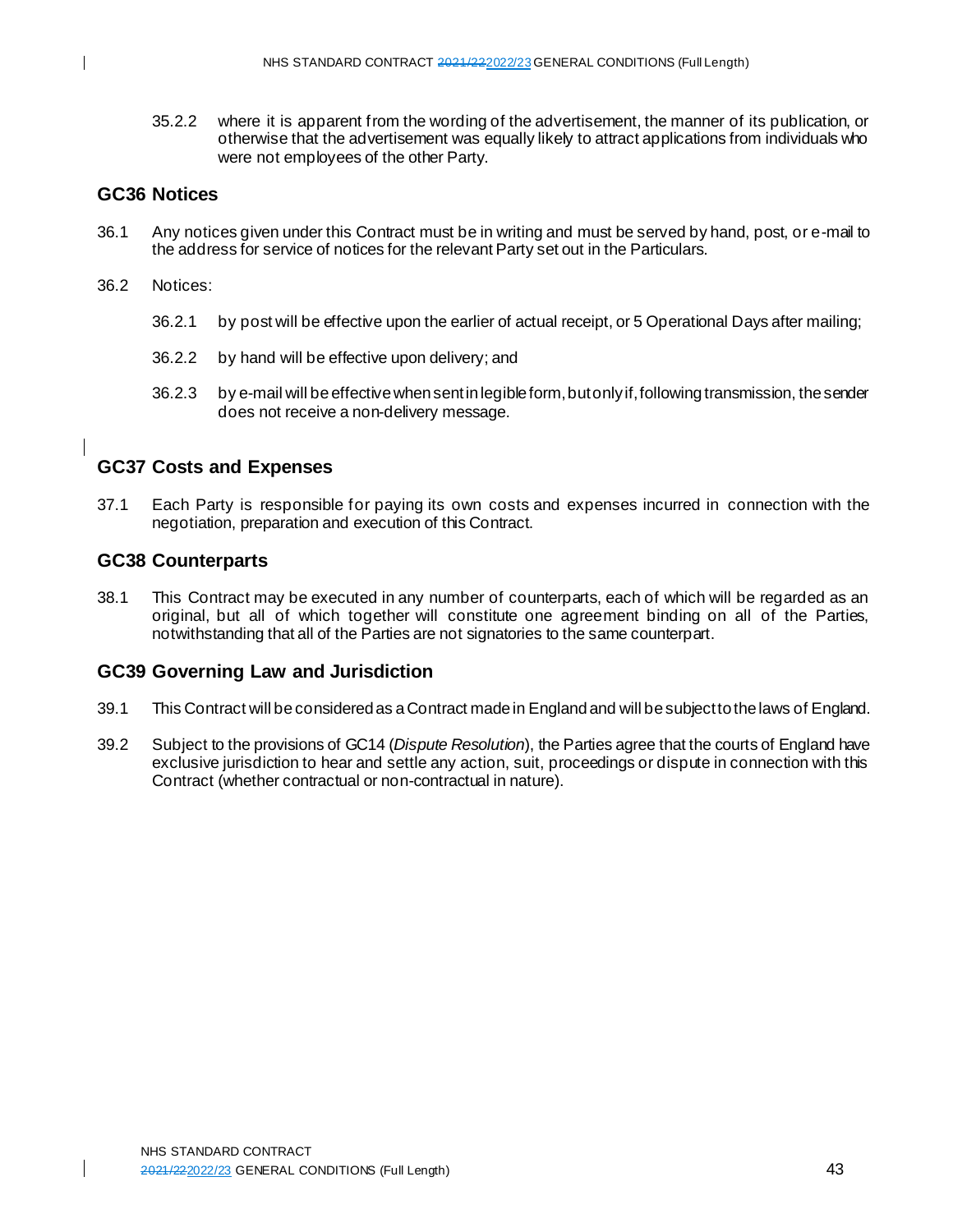35.2.2 where it is apparent from the wording of the advertisement, the manner of its publication, or otherwise that the advertisement was equally likely to attract applications from individuals who were not employees of the other Party.

## GC36 Notices

36.1 Any notices given under this Contract must be in writing and must be served by hand, post, or e-mail to the address for service of notices for the relevant Party set out in the Particulars.

36.2 Notices:

36.2.1 by post will be effective upon the earlier of actual receipt, or 5 Operational Days after mailing;

36.2.2 by hand will be effective upon delivery; and

36.2.3 by e-mail will be effective when sent in legible form, but only if, following transmission, the sender does not receive a non-delivery message.

## GC37 Costs and Expenses

37.1 Each Party is responsible for paying its own costs and expenses incurred in connection with the negotiation, preparation and execution of this Contract.

## GC38 Counterparts

38.1 This Contract may be executed in any number of counterparts, each of which will be regarded as an original, but all of which together will constitute one agreement binding on all of the Parties, notwithstanding that all of the Parties are not signatories to the same counterpart.

## GC39 Governing Law and Jurisdiction

39.1 This Contract will be considered as a Contract made in England and will be subject to the laws of England.

39.2 Subject to the provisions of GC14 (*Dispute Resolution*), the Parties agree that the courts of England have exclusive jurisdiction to hear and settle any action, suit, proceedings or dispute in connection with this Contract (whether contractual or non-contractual in nature).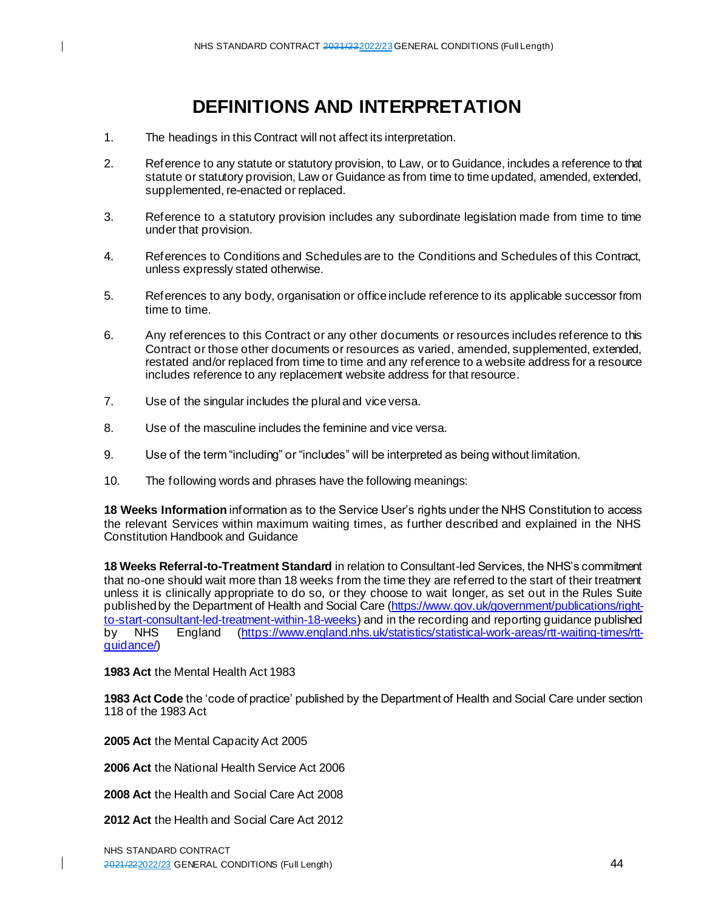# DEFINITIONS AND INTERPRETATION

1. The headings in this Contract will not affect its interpretation.

2. Reference to any statute or statutory provision, to Law, or to Guidance, includes a reference to that statute or statutory provision, Law or Guidance as from time to time updated, amended, extended, supplemented, re-enacted or replaced.

3. Reference to a statutory provision includes any subordinate legislation made from time to time under that provision.

4. References to Conditions and Schedules are to the Conditions and Schedules of this Contract, unless expressly stated otherwise.

5. References to any body, organisation or office include reference to its applicable successor from time to time.

6. Any references to this Contract or any other documents or resources includes reference to this Contract or those other documents or resources as varied, amended, supplemented, extended, restated and/or replaced from time to time and any reference to a website address for a resource includes reference to any replacement website address for that resource.

7. Use of the singular includes the plural and vice versa.

8. Use of the masculine includes the feminine and vice versa.

9. Use of the term "including" or "includes" will be interpreted as being without limitation.

10. The following words and phrases have the following meanings:

**18 Weeks Information** information as to the Service User's rights under the NHS Constitution to access the relevant Services within maximum waiting times, as further described and explained in the NHS Constitution Handbook and Guidance

**18 Weeks Referral-to-Treatment Standard** in relation to Consultant-led Services, the NHS's commitment that no-one should wait more than 18 weeks from the time they are referred to the start of their treatment unless it is clinically appropriate to do so, or they choose to wait longer, as set out in the Rules Suite published by the Department of Health and Social Care (https://www.gov.uk/government/publications/right-to-start-consultant-led-treatment-within-18-weeks) and in the recording and reporting guidance published by NHS England (https://www.england.nhs.uk/statistics/statistical-work-areas/rtt-waiting-times/rtt-guidance/)

**1983 Act** the Mental Health Act 1983

**1983 Act Code** the 'code of practice' published by the Department of Health and Social Care under section 118 of the 1983 Act

**2005 Act** the Mental Capacity Act 2005

**2006 Act** the National Health Service Act 2006

**2008 Act** the Health and Social Care Act 2008

**2012 Act** the Health and Social Care Act 2012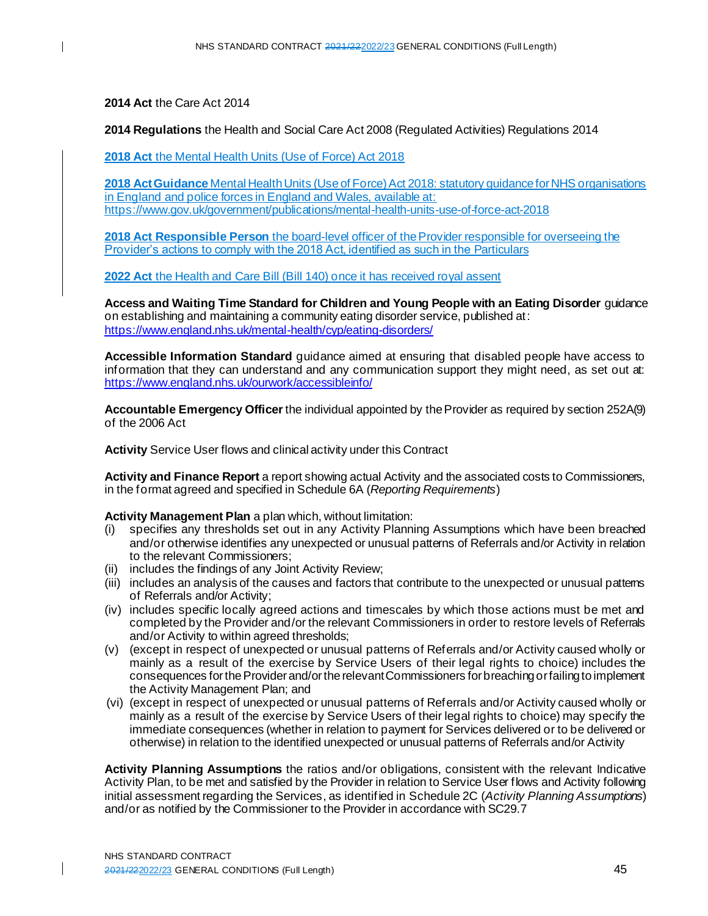**2014 Act** the Care Act 2014

**2014 Regulations** the Health and Social Care Act 2008 (Regulated Activities) Regulations 2014

**2018 Act** the Mental Health Units (Use of Force) Act 2018

**2018 Act Guidance** Mental Health Units (Use of Force) Act 2018: statutory guidance for NHS organisations in England and police forces in England and Wales, available at: https://www.gov.uk/government/publications/mental-health-units-use-of-force-act-2018

**2018 Act Responsible Person** the board-level officer of the Provider responsible for overseeing the Provider's actions to comply with the 2018 Act, identified as such in the Particulars

**2022 Act** the Health and Care Bill (Bill 140) once it has received royal assent

**Access and Waiting Time Standard for Children and Young People with an Eating Disorder** guidance on establishing and maintaining a community eating disorder service, published at: https://www.england.nhs.uk/mental-health/cyp/eating-disorders/

**Accessible Information Standard** guidance aimed at ensuring that disabled people have access to information that they can understand and any communication support they might need, as set out at: https://www.england.nhs.uk/ourwork/accessibleinfo/

**Accountable Emergency Officer** the individual appointed by the Provider as required by section 252A(9) of the 2006 Act

**Activity** Service User flows and clinical activity under this Contract

**Activity and Finance Report** a report showing actual Activity and the associated costs to Commissioners, in the format agreed and specified in Schedule 6A (*Reporting Requirements*)

**Activity Management Plan** a plan which, without limitation:

(i) specifies any thresholds set out in any Activity Planning Assumptions which have been breached and/or otherwise identifies any unexpected or unusual patterns of Referrals and/or Activity in relation to the relevant Commissioners;
(ii) includes the findings of any Joint Activity Review;
(iii) includes an analysis of the causes and factors that contribute to the unexpected or unusual patterns of Referrals and/or Activity;
(iv) includes specific locally agreed actions and timescales by which those actions must be met and completed by the Provider and/or the relevant Commissioners in order to restore levels of Referrals and/or Activity to within agreed thresholds;
(v) (except in respect of unexpected or unusual patterns of Referrals and/or Activity caused wholly or mainly as a result of the exercise by Service Users of their legal rights to choice) includes the consequences for the Provider and/or the relevant Commissioners for breaching or failing to implement the Activity Management Plan; and
(vi) (except in respect of unexpected or unusual patterns of Referrals and/or Activity caused wholly or mainly as a result of the exercise by Service Users of their legal rights to choice) may specify the immediate consequences (whether in relation to payment for Services delivered or to be delivered or otherwise) in relation to the identified unexpected or unusual patterns of Referrals and/or Activity

**Activity Planning Assumptions** the ratios and/or obligations, consistent with the relevant Indicative Activity Plan, to be met and satisfied by the Provider in relation to Service User flows and Activity following initial assessment regarding the Services, as identified in Schedule 2C (*Activity Planning Assumptions*) and/or as notified by the Commissioner to the Provider in accordance with SC29.7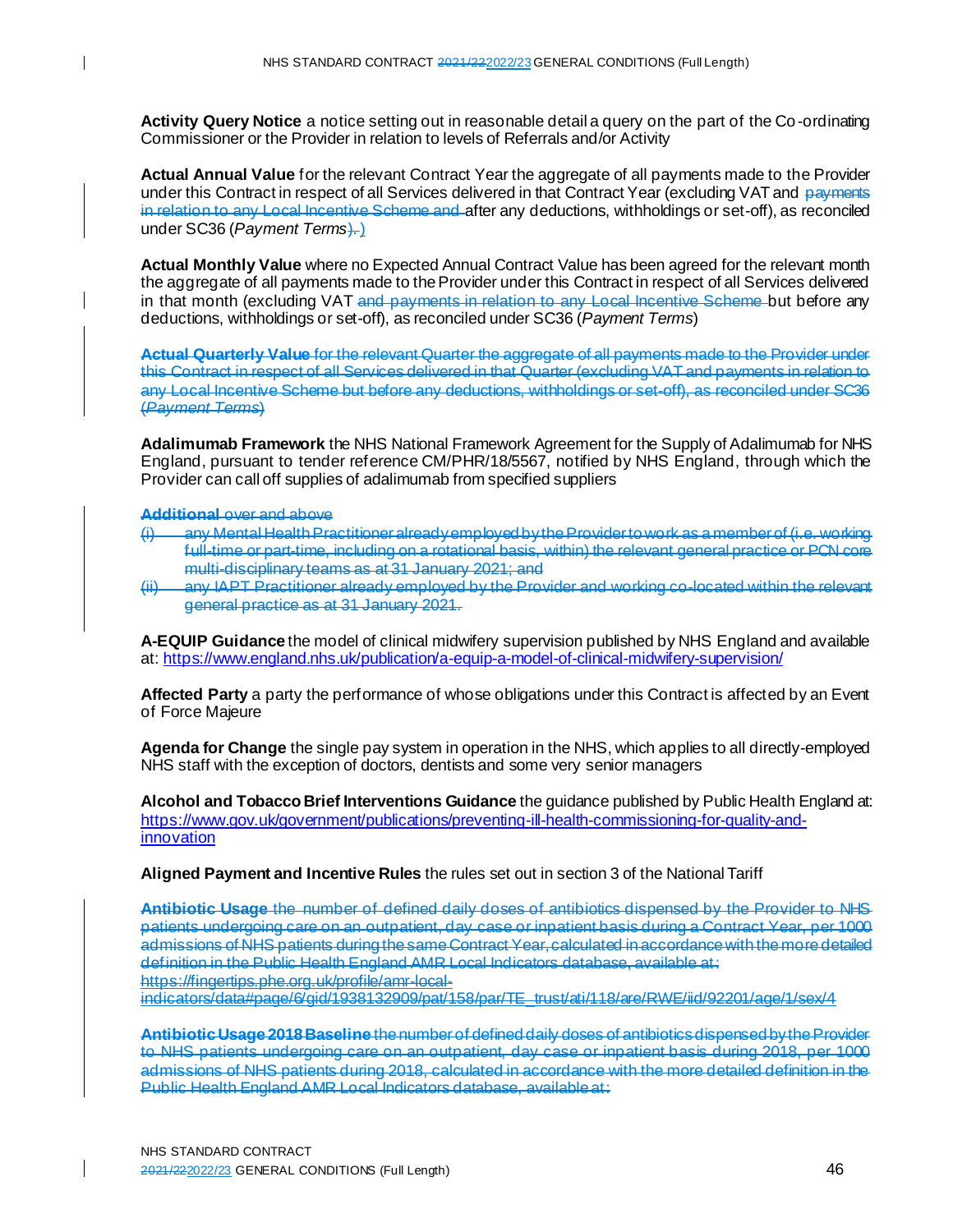**Activity Query Notice** a notice setting out in reasonable detail a query on the part of the Co-ordinating Commissioner or the Provider in relation to levels of Referrals and/or Activity

**Actual Annual Value** for the relevant Contract Year the aggregate of all payments made to the Provider under this Contract in respect of all Services delivered in that Contract Year (excluding VAT and ~~payments in relation to any Local Incentive Scheme and~~ after any deductions, withholdings or set-off), as reconciled under SC36 (*Payment Terms*)~~.~~)

**Actual Monthly Value** where no Expected Annual Contract Value has been agreed for the relevant month the aggregate of all payments made to the Provider under this Contract in respect of all Services delivered in that month (excluding VAT ~~and payments in relation to any Local Incentive Scheme~~ but before any deductions, withholdings or set-off), as reconciled under SC36 (*Payment Terms*)

~~**Actual Quarterly Value** for the relevant Quarter the aggregate of all payments made to the Provider under this Contract in respect of all Services delivered in that Quarter (excluding VAT and payments in relation to any Local Incentive Scheme but before any deductions, withholdings or set-off), as reconciled under SC36 (*Payment Terms*)~~

**Adalimumab Framework** the NHS National Framework Agreement for the Supply of Adalimumab for NHS England, pursuant to tender reference CM/PHR/18/5567, notified by NHS England, through which the Provider can call off supplies of adalimumab from specified suppliers

~~**Additional** over and above~~
~~(i) any Mental Health Practitioner already employed by the Provider to work as a member of (i.e. working full-time or part-time, including on a rotational basis, within) the relevant general practice or PCN core multi-disciplinary teams as at 31 January 2021; and~~
~~(ii) any IAPT Practitioner already employed by the Provider and working co-located within the relevant general practice as at 31 January 2021.~~

**A-EQUIP Guidance** the model of clinical midwifery supervision published by NHS England and available at: https://www.england.nhs.uk/publication/a-equip-a-model-of-clinical-midwifery-supervision/

**Affected Party** a party the performance of whose obligations under this Contract is affected by an Event of Force Majeure

**Agenda for Change** the single pay system in operation in the NHS, which applies to all directly-employed NHS staff with the exception of doctors, dentists and some very senior managers

**Alcohol and Tobacco Brief Interventions Guidance** the guidance published by Public Health England at: https://www.gov.uk/government/publications/preventing-ill-health-commissioning-for-quality-and-innovation

**Aligned Payment and Incentive Rules** the rules set out in section 3 of the National Tariff

~~**Antibiotic Usage** the number of defined daily doses of antibiotics dispensed by the Provider to NHS patients undergoing care on an outpatient, day case or inpatient basis during a Contract Year, per 1000 admissions of NHS patients during the same Contract Year, calculated in accordance with the more detailed definition in the Public Health England AMR Local Indicators database, available at: https://fingertips.phe.org.uk/profile/amr-local-indicators/data#page/6/gid/1938132909/pat/158/par/TE_trust/ati/118/are/RWE/iid/92201/age/1/sex/4~~

~~**Antibiotic Usage 2018 Baseline** the number of defined daily doses of antibiotics dispensed by the Provider to NHS patients undergoing care on an outpatient, day case or inpatient basis during 2018, per 1000 admissions of NHS patients during 2018, calculated in accordance with the more detailed definition in the Public Health England AMR Local Indicators database, available at:~~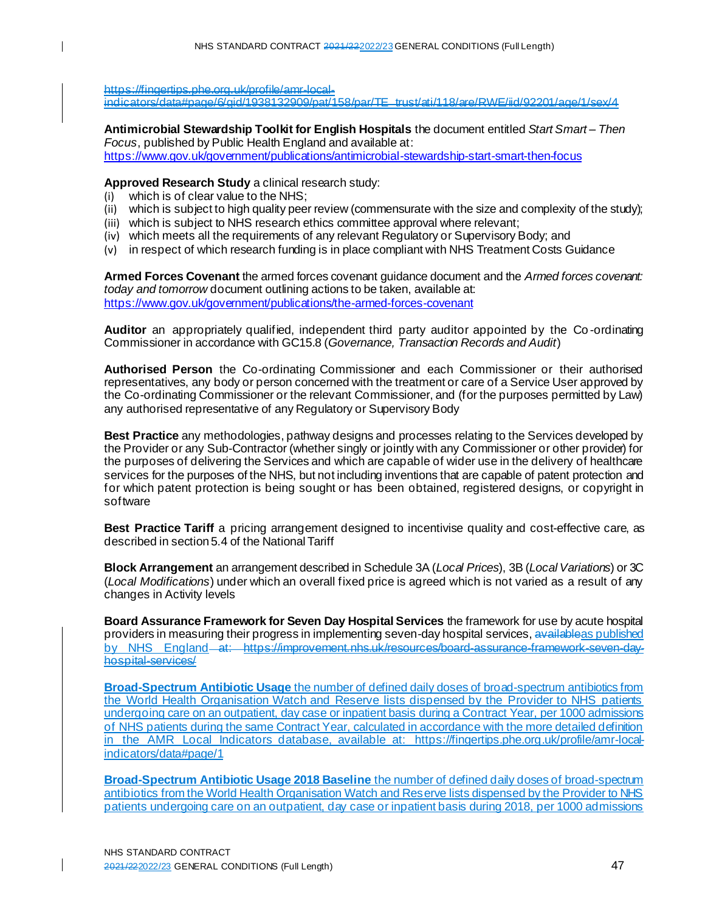https://fingertips.phe.org.uk/profile/amr-local-indicators/data#page/6/gid/1938132909/pat/158/par/TE_trust/ati/118/are/RWE/iid/92201/age/1/sex/4

**Antimicrobial Stewardship Toolkit for English Hospitals** the document entitled *Start Smart – Then Focus*, published by Public Health England and available at: https://www.gov.uk/government/publications/antimicrobial-stewardship-start-smart-then-focus

**Approved Research Study** a clinical research study:

(i) which is of clear value to the NHS;
(ii) which is subject to high quality peer review (commensurate with the size and complexity of the study);
(iii) which is subject to NHS research ethics committee approval where relevant;
(iv) which meets all the requirements of any relevant Regulatory or Supervisory Body; and
(v) in respect of which research funding is in place compliant with NHS Treatment Costs Guidance

**Armed Forces Covenant** the armed forces covenant guidance document and the *Armed forces covenant: today and tomorrow* document outlining actions to be taken, available at: https://www.gov.uk/government/publications/the-armed-forces-covenant

**Auditor** an appropriately qualified, independent third party auditor appointed by the Co-ordinating Commissioner in accordance with GC15.8 (*Governance, Transaction Records and Audit*)

**Authorised Person** the Co-ordinating Commissioner and each Commissioner or their authorised representatives, any body or person concerned with the treatment or care of a Service User approved by the Co-ordinating Commissioner or the relevant Commissioner, and (for the purposes permitted by Law) any authorised representative of any Regulatory or Supervisory Body

**Best Practice** any methodologies, pathway designs and processes relating to the Services developed by the Provider or any Sub-Contractor (whether singly or jointly with any Commissioner or other provider) for the purposes of delivering the Services and which are capable of wider use in the delivery of healthcare services for the purposes of the NHS, but not including inventions that are capable of patent protection and for which patent protection is being sought or has been obtained, registered designs, or copyright in software

**Best Practice Tariff** a pricing arrangement designed to incentivise quality and cost-effective care, as described in section 5.4 of the National Tariff

**Block Arrangement** an arrangement described in Schedule 3A (*Local Prices*), 3B (*Local Variations*) or 3C (*Local Modifications*) under which an overall fixed price is agreed which is not varied as a result of any changes in Activity levels

**Board Assurance Framework for Seven Day Hospital Services** the framework for use by acute hospital providers in measuring their progress in implementing seven-day hospital services, ~~available~~as published by NHS England ~~at: https://improvement.nhs.uk/resources/board-assurance-framework-seven-day-hospital-services/~~

**Broad-Spectrum Antibiotic Usage** the number of defined daily doses of broad-spectrum antibiotics from the World Health Organisation Watch and Reserve lists dispensed by the Provider to NHS patients undergoing care on an outpatient, day case or inpatient basis during a Contract Year, per 1000 admissions of NHS patients during the same Contract Year, calculated in accordance with the more detailed definition in the AMR Local Indicators database, available at: https://fingertips.phe.org.uk/profile/amr-local-indicators/data#page/1

**Broad-Spectrum Antibiotic Usage 2018 Baseline** the number of defined daily doses of broad-spectrum antibiotics from the World Health Organisation Watch and Reserve lists dispensed by the Provider to NHS patients undergoing care on an outpatient, day case or inpatient basis during 2018, per 1000 admissions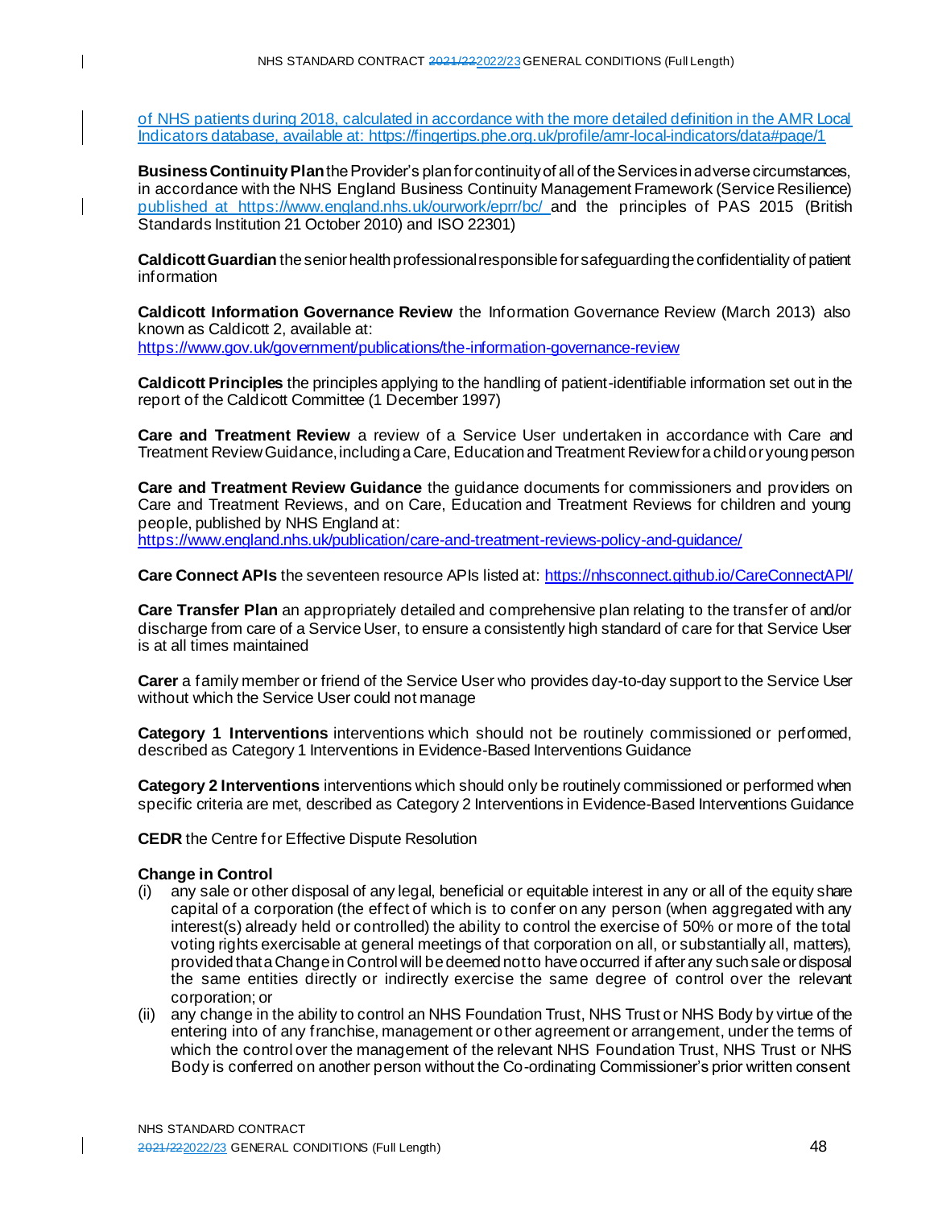of NHS patients during 2018, calculated in accordance with the more detailed definition in the AMR Local Indicators database, available at: https://fingertips.phe.org.uk/profile/amr-local-indicators/data#page/1

**Business Continuity Plan** the Provider's plan for continuity of all of the Services in adverse circumstances, in accordance with the NHS England Business Continuity Management Framework (Service Resilience) published at https://www.england.nhs.uk/ourwork/eprr/bc/ and the principles of PAS 2015 (British Standards Institution 21 October 2010) and ISO 22301)

**Caldicott Guardian** the senior health professional responsible for safeguarding the confidentiality of patient information

**Caldicott Information Governance Review** the Information Governance Review (March 2013) also known as Caldicott 2, available at: https://www.gov.uk/government/publications/the-information-governance-review

**Caldicott Principles** the principles applying to the handling of patient-identifiable information set out in the report of the Caldicott Committee (1 December 1997)

**Care and Treatment Review** a review of a Service User undertaken in accordance with Care and Treatment Review Guidance, including a Care, Education and Treatment Review for a child or young person

**Care and Treatment Review Guidance** the guidance documents for commissioners and providers on Care and Treatment Reviews, and on Care, Education and Treatment Reviews for children and young people, published by NHS England at: https://www.england.nhs.uk/publication/care-and-treatment-reviews-policy-and-guidance/

**Care Connect APIs** the seventeen resource APIs listed at: https://nhsconnect.github.io/CareConnectAPI/

**Care Transfer Plan** an appropriately detailed and comprehensive plan relating to the transfer of and/or discharge from care of a Service User, to ensure a consistently high standard of care for that Service User is at all times maintained

**Carer** a family member or friend of the Service User who provides day-to-day support to the Service User without which the Service User could not manage

**Category 1 Interventions** interventions which should not be routinely commissioned or performed, described as Category 1 Interventions in Evidence-Based Interventions Guidance

**Category 2 Interventions** interventions which should only be routinely commissioned or performed when specific criteria are met, described as Category 2 Interventions in Evidence-Based Interventions Guidance

**CEDR** the Centre for Effective Dispute Resolution

**Change in Control**

(i) any sale or other disposal of any legal, beneficial or equitable interest in any or all of the equity share capital of a corporation (the effect of which is to confer on any person (when aggregated with any interest(s) already held or controlled) the ability to control the exercise of 50% or more of the total voting rights exercisable at general meetings of that corporation on all, or substantially all, matters), provided that a Change in Control will be deemed not to have occurred if after any such sale or disposal the same entities directly or indirectly exercise the same degree of control over the relevant corporation; or

(ii) any change in the ability to control an NHS Foundation Trust, NHS Trust or NHS Body by virtue of the entering into of any franchise, management or other agreement or arrangement, under the terms of which the control over the management of the relevant NHS Foundation Trust, NHS Trust or NHS Body is conferred on another person without the Co-ordinating Commissioner's prior written consent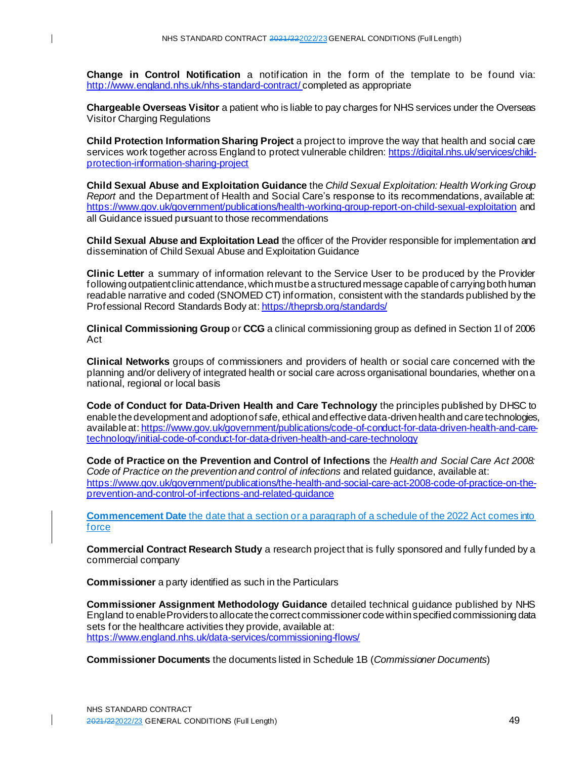**Change in Control Notification** a notification in the form of the template to be found via: http://www.england.nhs.uk/nhs-standard-contract/ completed as appropriate

**Chargeable Overseas Visitor** a patient who is liable to pay charges for NHS services under the Overseas Visitor Charging Regulations

**Child Protection Information Sharing Project** a project to improve the way that health and social care services work together across England to protect vulnerable children: https://digital.nhs.uk/services/child-protection-information-sharing-project

**Child Sexual Abuse and Exploitation Guidance** the *Child Sexual Exploitation: Health Working Group Report* and the Department of Health and Social Care's response to its recommendations, available at: https://www.gov.uk/government/publications/health-working-group-report-on-child-sexual-exploitation and all Guidance issued pursuant to those recommendations

**Child Sexual Abuse and Exploitation Lead** the officer of the Provider responsible for implementation and dissemination of Child Sexual Abuse and Exploitation Guidance

**Clinic Letter** a summary of information relevant to the Service User to be produced by the Provider following outpatient clinic attendance, which must be a structured message capable of carrying both human readable narrative and coded (SNOMED CT) information, consistent with the standards published by the Professional Record Standards Body at: https://theprsb.org/standards/

**Clinical Commissioning Group** or **CCG** a clinical commissioning group as defined in Section 1I of 2006 Act

**Clinical Networks** groups of commissioners and providers of health or social care concerned with the planning and/or delivery of integrated health or social care across organisational boundaries, whether on a national, regional or local basis

**Code of Conduct for Data-Driven Health and Care Technology** the principles published by DHSC to enable the development and adoption of safe, ethical and effective data-driven health and care technologies, available at: https://www.gov.uk/government/publications/code-of-conduct-for-data-driven-health-and-care-technology/initial-code-of-conduct-for-data-driven-health-and-care-technology

**Code of Practice on the Prevention and Control of Infections** the *Health and Social Care Act 2008: Code of Practice on the prevention and control of infections* and related guidance, available at: https://www.gov.uk/government/publications/the-health-and-social-care-act-2008-code-of-practice-on-the-prevention-and-control-of-infections-and-related-guidance

**Commencement Date** the date that a section or a paragraph of a schedule of the 2022 Act comes into force

**Commercial Contract Research Study** a research project that is fully sponsored and fully funded by a commercial company

**Commissioner** a party identified as such in the Particulars

**Commissioner Assignment Methodology Guidance** detailed technical guidance published by NHS England to enable Providers to allocate the correct commissioner code within specified commissioning data sets for the healthcare activities they provide, available at: https://www.england.nhs.uk/data-services/commissioning-flows/

**Commissioner Documents** the documents listed in Schedule 1B (*Commissioner Documents*)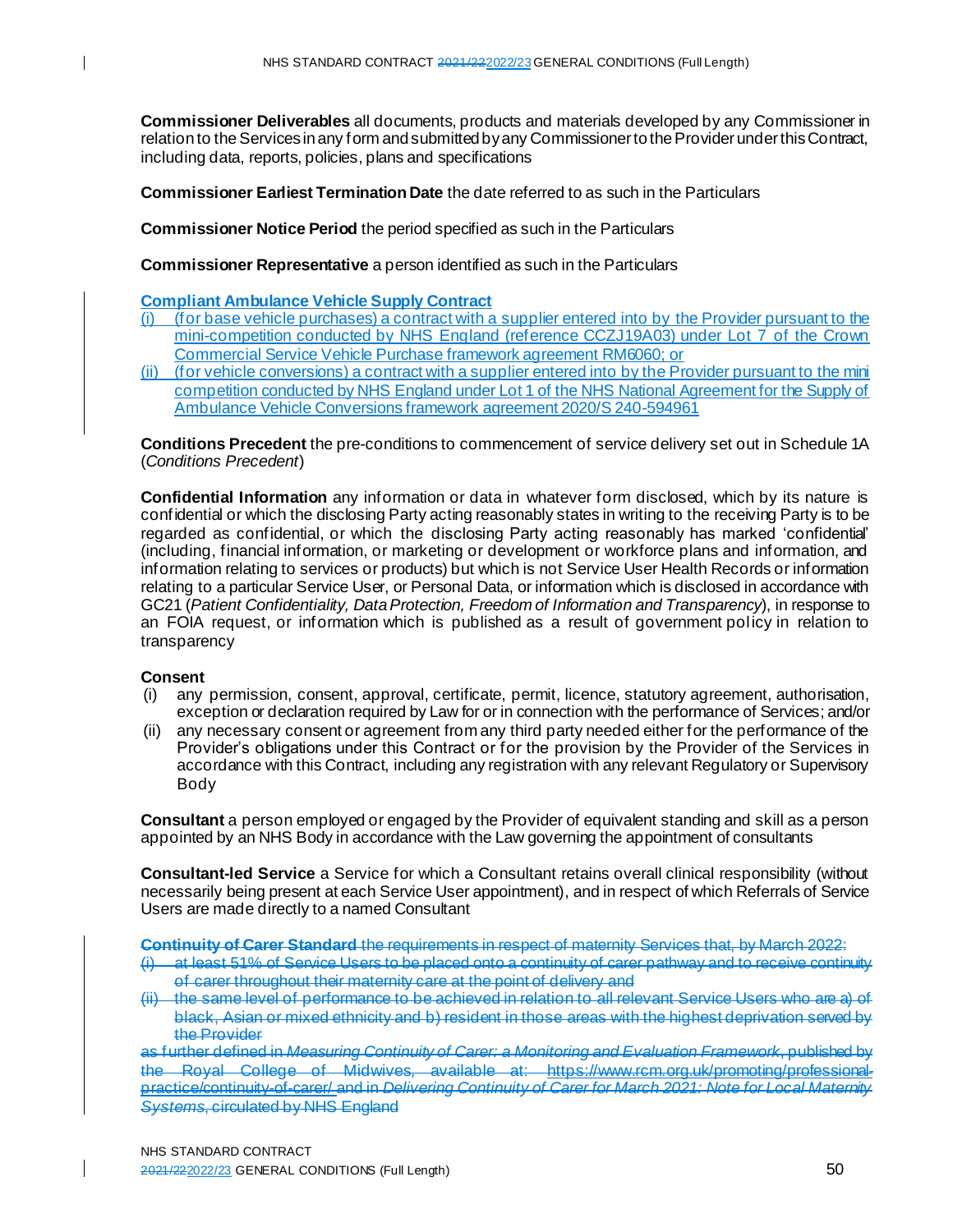**Commissioner Deliverables** all documents, products and materials developed by any Commissioner in relation to the Services in any form and submitted by any Commissioner to the Provider under this Contract, including data, reports, policies, plans and specifications

**Commissioner Earliest Termination Date** the date referred to as such in the Particulars

**Commissioner Notice Period** the period specified as such in the Particulars

**Commissioner Representative** a person identified as such in the Particulars

**Compliant Ambulance Vehicle Supply Contract**

(i) (for base vehicle purchases) a contract with a supplier entered into by the Provider pursuant to the mini-competition conducted by NHS England (reference CCZJ19A03) under Lot 7 of the Crown Commercial Service Vehicle Purchase framework agreement RM6060; or

(ii) (for vehicle conversions) a contract with a supplier entered into by the Provider pursuant to the mini competition conducted by NHS England under Lot 1 of the NHS National Agreement for the Supply of Ambulance Vehicle Conversions framework agreement 2020/S 240-594961

**Conditions Precedent** the pre-conditions to commencement of service delivery set out in Schedule 1A (*Conditions Precedent*)

**Confidential Information** any information or data in whatever form disclosed, which by its nature is confidential or which the disclosing Party acting reasonably states in writing to the receiving Party is to be regarded as confidential, or which the disclosing Party acting reasonably has marked 'confidential' (including, financial information, or marketing or development or workforce plans and information, and information relating to services or products) but which is not Service User Health Records or information relating to a particular Service User, or Personal Data, or information which is disclosed in accordance with GC21 (*Patient Confidentiality, Data Protection, Freedom of Information and Transparency*), in response to an FOIA request, or information which is published as a result of government policy in relation to transparency

**Consent**

(i) any permission, consent, approval, certificate, permit, licence, statutory agreement, authorisation, exception or declaration required by Law for or in connection with the performance of Services; and/or

(ii) any necessary consent or agreement from any third party needed either for the performance of the Provider's obligations under this Contract or for the provision by the Provider of the Services in accordance with this Contract, including any registration with any relevant Regulatory or Supervisory Body

**Consultant** a person employed or engaged by the Provider of equivalent standing and skill as a person appointed by an NHS Body in accordance with the Law governing the appointment of consultants

**Consultant-led Service** a Service for which a Consultant retains overall clinical responsibility (without necessarily being present at each Service User appointment), and in respect of which Referrals of Service Users are made directly to a named Consultant

~~**Continuity of Carer Standard** the requirements in respect of maternity Services that, by March 2022:~~

~~(i) at least 51% of Service Users to be placed onto a continuity of carer pathway and to receive continuity of carer throughout their maternity care at the point of delivery and~~

~~(ii) the same level of performance to be achieved in relation to all relevant Service Users who are a) of black, Asian or mixed ethnicity and b) resident in those areas with the highest deprivation served by the Provider~~

~~as further defined in *Measuring Continuity of Carer: a Monitoring and Evaluation Framework*, published by the Royal College of Midwives, available at: https://www.rcm.org.uk/promoting/professional-practice/continuity-of-carer/ and in *Delivering Continuity of Carer for March 2021: Note for Local Maternity Systems*, circulated by NHS England~~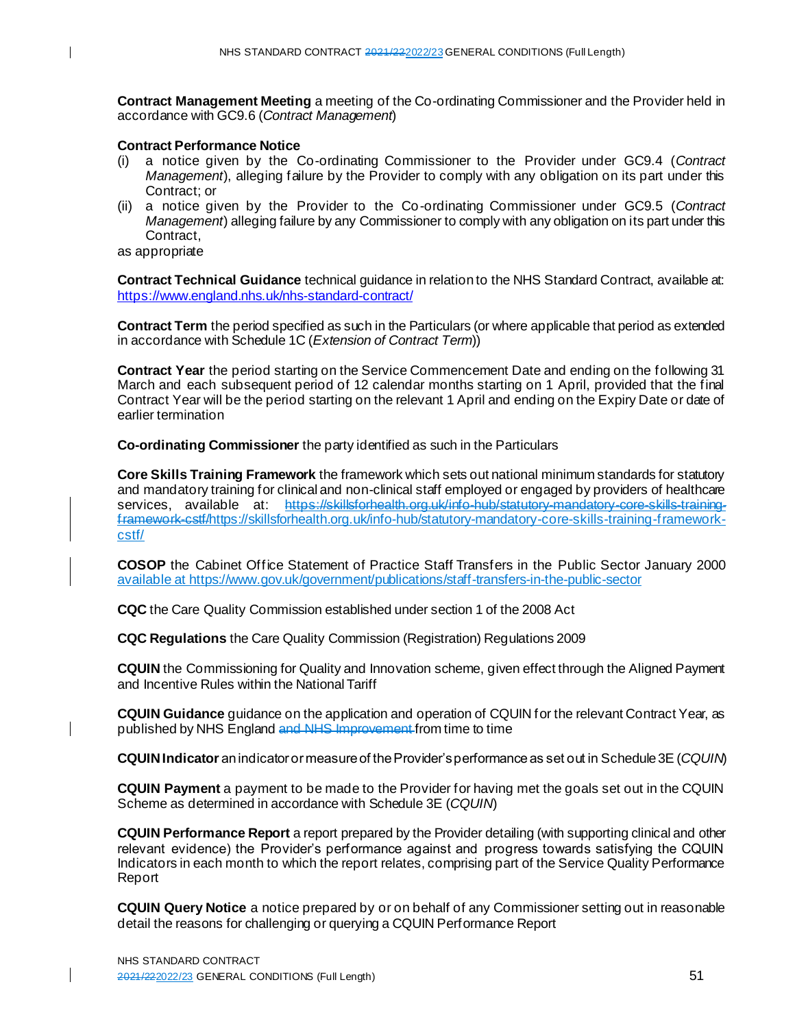**Contract Management Meeting** a meeting of the Co-ordinating Commissioner and the Provider held in accordance with GC9.6 (*Contract Management*)

**Contract Performance Notice**
(i) a notice given by the Co-ordinating Commissioner to the Provider under GC9.4 (*Contract Management*), alleging failure by the Provider to comply with any obligation on its part under this Contract; or
(ii) a notice given by the Provider to the Co-ordinating Commissioner under GC9.5 (*Contract Management*) alleging failure by any Commissioner to comply with any obligation on its part under this Contract,

as appropriate

**Contract Technical Guidance** technical guidance in relation to the NHS Standard Contract, available at: https://www.england.nhs.uk/nhs-standard-contract/

**Contract Term** the period specified as such in the Particulars (or where applicable that period as extended in accordance with Schedule 1C (*Extension of Contract Term*))

**Contract Year** the period starting on the Service Commencement Date and ending on the following 31 March and each subsequent period of 12 calendar months starting on 1 April, provided that the final Contract Year will be the period starting on the relevant 1 April and ending on the Expiry Date or date of earlier termination

**Co-ordinating Commissioner** the party identified as such in the Particulars

**Core Skills Training Framework** the framework which sets out national minimum standards for statutory and mandatory training for clinical and non-clinical staff employed or engaged by providers of healthcare services, available at: ~~https://skillsforhealth.org.uk/info-hub/statutory-mandatory-core-skills-training-framework-cstf/~~https://skillsforhealth.org.uk/info-hub/statutory-mandatory-core-skills-training-framework-cstf/

**COSOP** the Cabinet Office Statement of Practice Staff Transfers in the Public Sector January 2000 available at https://www.gov.uk/government/publications/staff-transfers-in-the-public-sector

**CQC** the Care Quality Commission established under section 1 of the 2008 Act

**CQC Regulations** the Care Quality Commission (Registration) Regulations 2009

**CQUIN** the Commissioning for Quality and Innovation scheme, given effect through the Aligned Payment and Incentive Rules within the National Tariff

**CQUIN Guidance** guidance on the application and operation of CQUIN for the relevant Contract Year, as published by NHS England ~~and NHS Improvement~~ from time to time

**CQUIN Indicator** an indicator or measure of the Provider's performance as set out in Schedule 3E (*CQUIN*)

**CQUIN Payment** a payment to be made to the Provider for having met the goals set out in the CQUIN Scheme as determined in accordance with Schedule 3E (*CQUIN*)

**CQUIN Performance Report** a report prepared by the Provider detailing (with supporting clinical and other relevant evidence) the Provider's performance against and progress towards satisfying the CQUIN Indicators in each month to which the report relates, comprising part of the Service Quality Performance Report

**CQUIN Query Notice** a notice prepared by or on behalf of any Commissioner setting out in reasonable detail the reasons for challenging or querying a CQUIN Performance Report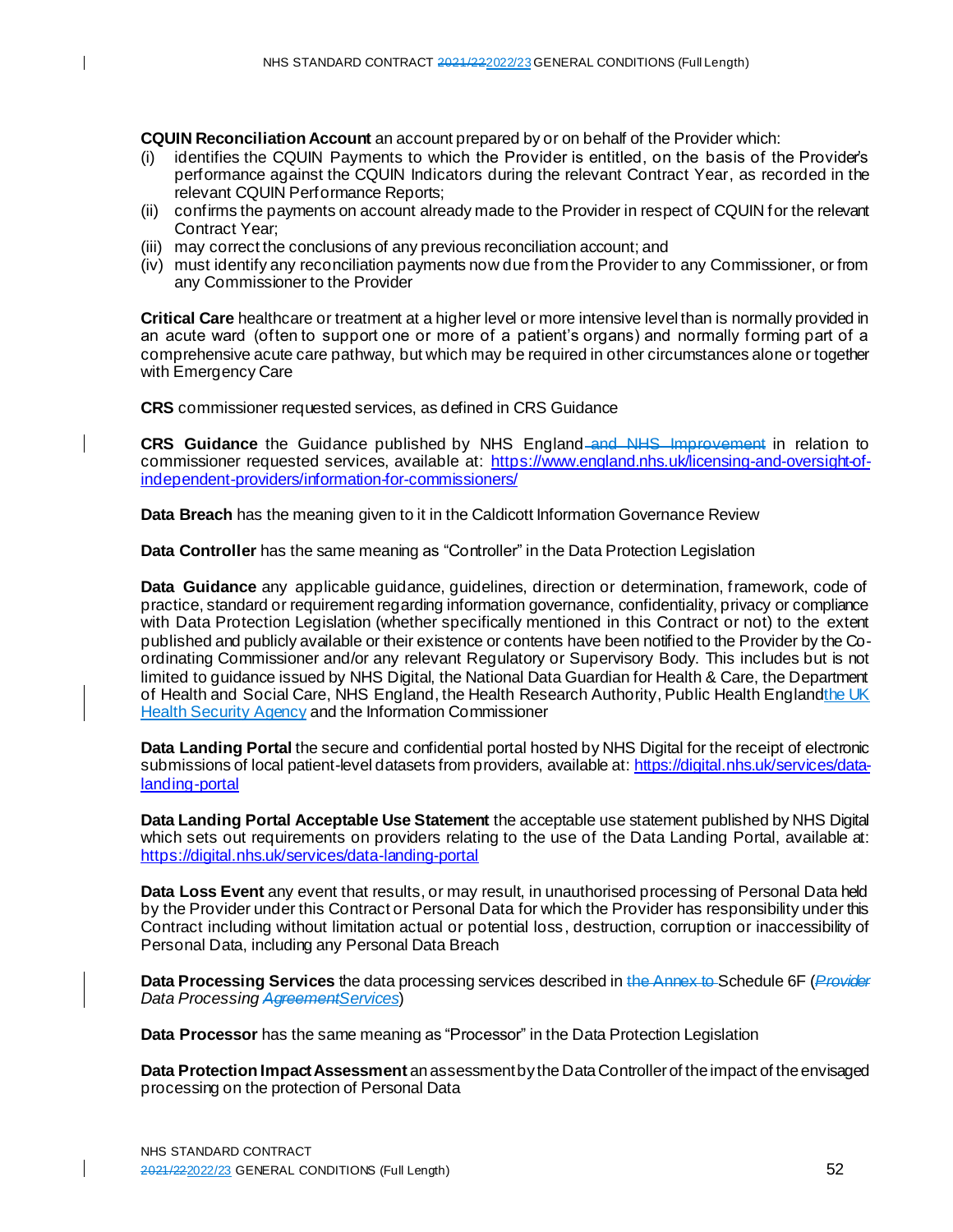**CQUIN Reconciliation Account** an account prepared by or on behalf of the Provider which:

(i) identifies the CQUIN Payments to which the Provider is entitled, on the basis of the Provider's performance against the CQUIN Indicators during the relevant Contract Year, as recorded in the relevant CQUIN Performance Reports;

(ii) confirms the payments on account already made to the Provider in respect of CQUIN for the relevant Contract Year;

(iii) may correct the conclusions of any previous reconciliation account; and

(iv) must identify any reconciliation payments now due from the Provider to any Commissioner, or from any Commissioner to the Provider

**Critical Care** healthcare or treatment at a higher level or more intensive level than is normally provided in an acute ward (often to support one or more of a patient's organs) and normally forming part of a comprehensive acute care pathway, but which may be required in other circumstances alone or together with Emergency Care

**CRS** commissioner requested services, as defined in CRS Guidance

**CRS Guidance** the Guidance published by NHS England ~~and NHS Improvement~~ in relation to commissioner requested services, available at: https://www.england.nhs.uk/licensing-and-oversight-of-independent-providers/information-for-commissioners/

**Data Breach** has the meaning given to it in the Caldicott Information Governance Review

**Data Controller** has the same meaning as "Controller" in the Data Protection Legislation

**Data Guidance** any applicable guidance, guidelines, direction or determination, framework, code of practice, standard or requirement regarding information governance, confidentiality, privacy or compliance with Data Protection Legislation (whether specifically mentioned in this Contract or not) to the extent published and publicly available or their existence or contents have been notified to the Provider by the Co-ordinating Commissioner and/or any relevant Regulatory or Supervisory Body. This includes but is not limited to guidance issued by NHS Digital, the National Data Guardian for Health & Care, the Department of Health and Social Care, NHS England, the Health Research Authority, ~~Public Health England~~the UK Health Security Agency and the Information Commissioner

**Data Landing Portal** the secure and confidential portal hosted by NHS Digital for the receipt of electronic submissions of local patient-level datasets from providers, available at: https://digital.nhs.uk/services/data-landing-portal

**Data Landing Portal Acceptable Use Statement** the acceptable use statement published by NHS Digital which sets out requirements on providers relating to the use of the Data Landing Portal, available at: https://digital.nhs.uk/services/data-landing-portal

**Data Loss Event** any event that results, or may result, in unauthorised processing of Personal Data held by the Provider under this Contract or Personal Data for which the Provider has responsibility under this Contract including without limitation actual or potential loss, destruction, corruption or inaccessibility of Personal Data, including any Personal Data Breach

**Data Processing Services** the data processing services described in ~~the Annex to~~ Schedule 6F (~~*Provider*~~ *Data Processing ~~Agreement~~Services*)

**Data Processor** has the same meaning as "Processor" in the Data Protection Legislation

**Data Protection Impact Assessment** an assessment by the Data Controller of the impact of the envisaged processing on the protection of Personal Data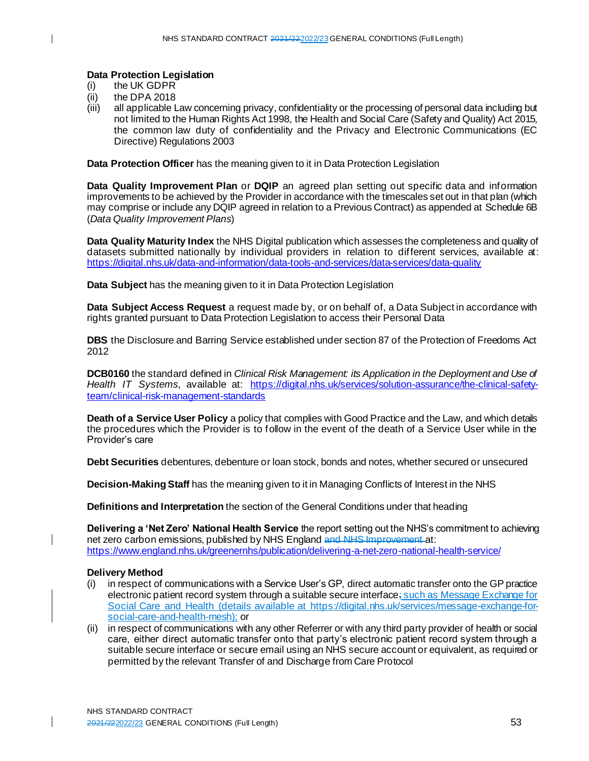**Data Protection Legislation**
(i) the UK GDPR
(ii) the DPA 2018
(iii) all applicable Law concerning privacy, confidentiality or the processing of personal data including but not limited to the Human Rights Act 1998, the Health and Social Care (Safety and Quality) Act 2015, the common law duty of confidentiality and the Privacy and Electronic Communications (EC Directive) Regulations 2003

**Data Protection Officer** has the meaning given to it in Data Protection Legislation

**Data Quality Improvement Plan** or **DQIP** an agreed plan setting out specific data and information improvements to be achieved by the Provider in accordance with the timescales set out in that plan (which may comprise or include any DQIP agreed in relation to a Previous Contract) as appended at Schedule 6B (*Data Quality Improvement Plans*)

**Data Quality Maturity Index** the NHS Digital publication which assesses the completeness and quality of datasets submitted nationally by individual providers in relation to different services, available at: https://digital.nhs.uk/data-and-information/data-tools-and-services/data-services/data-quality

**Data Subject** has the meaning given to it in Data Protection Legislation

**Data Subject Access Request** a request made by, or on behalf of, a Data Subject in accordance with rights granted pursuant to Data Protection Legislation to access their Personal Data

**DBS** the Disclosure and Barring Service established under section 87 of the Protection of Freedoms Act 2012

**DCB0160** the standard defined in *Clinical Risk Management: its Application in the Deployment and Use of Health IT Systems*, available at: https://digital.nhs.uk/services/solution-assurance/the-clinical-safety-team/clinical-risk-management-standards

**Death of a Service User Policy** a policy that complies with Good Practice and the Law, and which details the procedures which the Provider is to follow in the event of the death of a Service User while in the Provider's care

**Debt Securities** debentures, debenture or loan stock, bonds and notes, whether secured or unsecured

**Decision-Making Staff** has the meaning given to it in Managing Conflicts of Interest in the NHS

**Definitions and Interpretation** the section of the General Conditions under that heading

**Delivering a 'Net Zero' National Health Service** the report setting out the NHS's commitment to achieving net zero carbon emissions, published by NHS England ~~and NHS Improvement~~ at: https://www.england.nhs.uk/greenernhs/publication/delivering-a-net-zero-national-health-service/

**Delivery Method**
(i) in respect of communications with a Service User's GP, direct automatic transfer onto the GP practice electronic patient record system through a suitable secure interface~~;~~ such as Message Exchange for Social Care and Health (details available at https://digital.nhs.uk/services/message-exchange-for-social-care-and-health-mesh); or
(ii) in respect of communications with any other Referrer or with any third party provider of health or social care, either direct automatic transfer onto that party's electronic patient record system through a suitable secure interface or secure email using an NHS secure account or equivalent, as required or permitted by the relevant Transfer of and Discharge from Care Protocol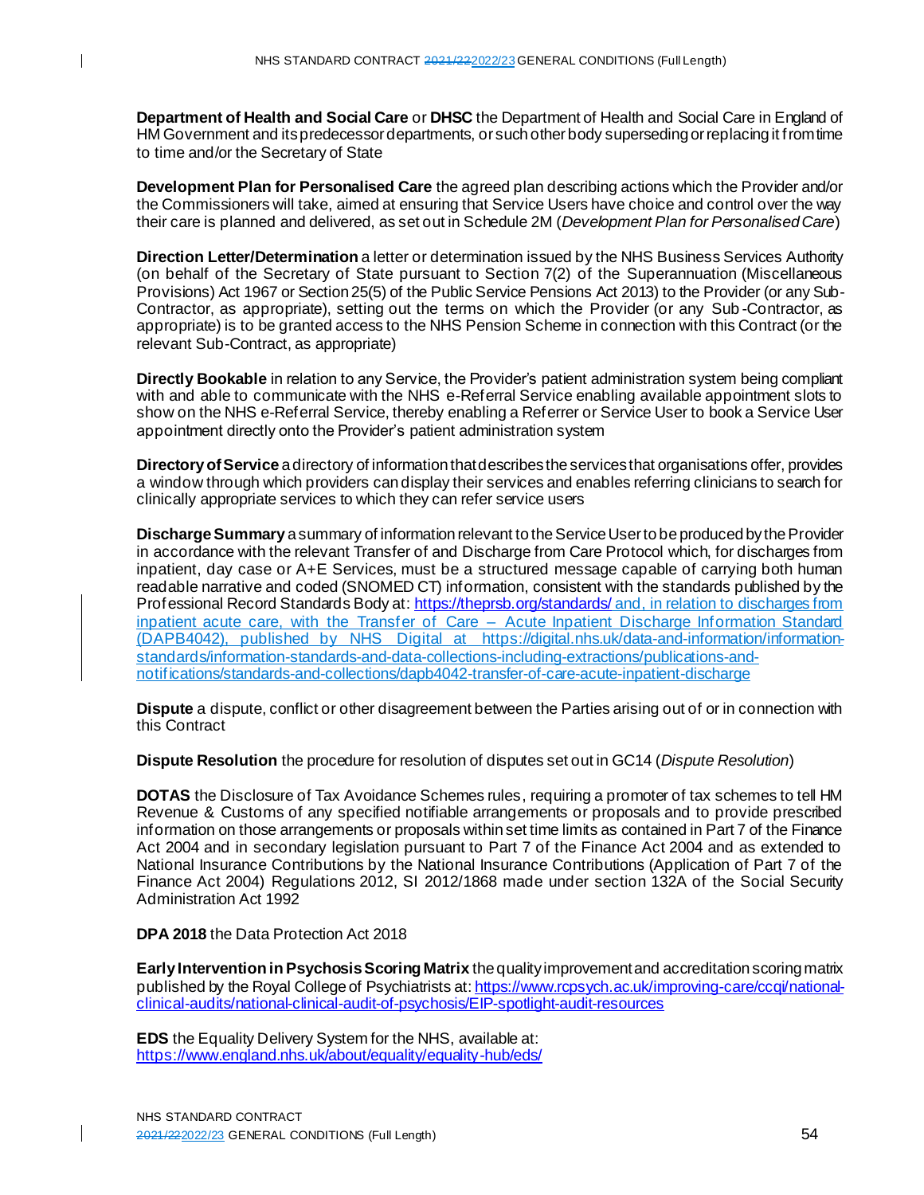**Department of Health and Social Care** or **DHSC** the Department of Health and Social Care in England of HM Government and its predecessor departments, or such other body superseding or replacing it from time to time and/or the Secretary of State

**Development Plan for Personalised Care** the agreed plan describing actions which the Provider and/or the Commissioners will take, aimed at ensuring that Service Users have choice and control over the way their care is planned and delivered, as set out in Schedule 2M (*Development Plan for Personalised Care*)

**Direction Letter/Determination** a letter or determination issued by the NHS Business Services Authority (on behalf of the Secretary of State pursuant to Section 7(2) of the Superannuation (Miscellaneous Provisions) Act 1967 or Section 25(5) of the Public Service Pensions Act 2013) to the Provider (or any Sub-Contractor, as appropriate), setting out the terms on which the Provider (or any Sub-Contractor, as appropriate) is to be granted access to the NHS Pension Scheme in connection with this Contract (or the relevant Sub-Contract, as appropriate)

**Directly Bookable** in relation to any Service, the Provider's patient administration system being compliant with and able to communicate with the NHS e-Referral Service enabling available appointment slots to show on the NHS e-Referral Service, thereby enabling a Referrer or Service User to book a Service User appointment directly onto the Provider's patient administration system

**Directory of Service** a directory of information that describes the services that organisations offer, provides a window through which providers can display their services and enables referring clinicians to search for clinically appropriate services to which they can refer service users

**Discharge Summary** a summary of information relevant to the Service User to be produced by the Provider in accordance with the relevant Transfer of and Discharge from Care Protocol which, for discharges from inpatient, day case or A+E Services, must be a structured message capable of carrying both human readable narrative and coded (SNOMED CT) information, consistent with the standards published by the Professional Record Standards Body at: https://theprsb.org/standards/ and, in relation to discharges from inpatient acute care, with the Transfer of Care – Acute Inpatient Discharge Information Standard (DAPB4042), published by NHS Digital at https://digital.nhs.uk/data-and-information/information-standards/information-standards-and-data-collections-including-extractions/publications-and-notifications/standards-and-collections/dapb4042-transfer-of-care-acute-inpatient-discharge

**Dispute** a dispute, conflict or other disagreement between the Parties arising out of or in connection with this Contract

**Dispute Resolution** the procedure for resolution of disputes set out in GC14 (*Dispute Resolution*)

**DOTAS** the Disclosure of Tax Avoidance Schemes rules, requiring a promoter of tax schemes to tell HM Revenue & Customs of any specified notifiable arrangements or proposals and to provide prescribed information on those arrangements or proposals within set time limits as contained in Part 7 of the Finance Act 2004 and in secondary legislation pursuant to Part 7 of the Finance Act 2004 and as extended to National Insurance Contributions by the National Insurance Contributions (Application of Part 7 of the Finance Act 2004) Regulations 2012, SI 2012/1868 made under section 132A of the Social Security Administration Act 1992

**DPA 2018** the Data Protection Act 2018

**Early Intervention in Psychosis Scoring Matrix** the quality improvement and accreditation scoring matrix published by the Royal College of Psychiatrists at: https://www.rcpsych.ac.uk/improving-care/ccqi/national-clinical-audits/national-clinical-audit-of-psychosis/EIP-spotlight-audit-resources

**EDS** the Equality Delivery System for the NHS, available at: https://www.england.nhs.uk/about/equality/equality-hub/eds/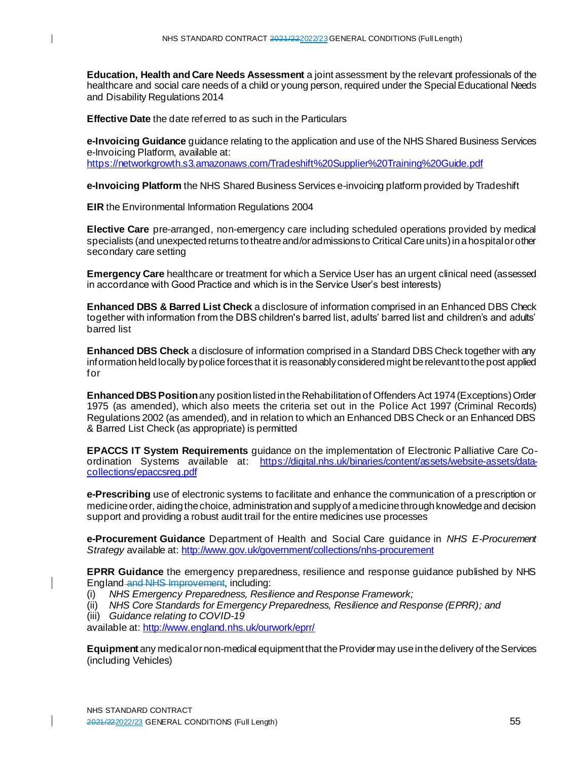**Education, Health and Care Needs Assessment** a joint assessment by the relevant professionals of the healthcare and social care needs of a child or young person, required under the Special Educational Needs and Disability Regulations 2014

**Effective Date** the date referred to as such in the Particulars

**e-Invoicing Guidance** guidance relating to the application and use of the NHS Shared Business Services e-Invoicing Platform, available at: https://networkgrowth.s3.amazonaws.com/Tradeshift%20Supplier%20Training%20Guide.pdf

**e-Invoicing Platform** the NHS Shared Business Services e-invoicing platform provided by Tradeshift

**EIR** the Environmental Information Regulations 2004

**Elective Care** pre-arranged, non-emergency care including scheduled operations provided by medical specialists (and unexpected returns to theatre and/or admissions to Critical Care units) in a hospital or other secondary care setting

**Emergency Care** healthcare or treatment for which a Service User has an urgent clinical need (assessed in accordance with Good Practice and which is in the Service User's best interests)

**Enhanced DBS & Barred List Check** a disclosure of information comprised in an Enhanced DBS Check together with information from the DBS children's barred list, adults' barred list and children's and adults' barred list

**Enhanced DBS Check** a disclosure of information comprised in a Standard DBS Check together with any information held locally by police forces that it is reasonably considered might be relevant to the post applied for

**Enhanced DBS Position** any position listed in the Rehabilitation of Offenders Act 1974 (Exceptions) Order 1975 (as amended), which also meets the criteria set out in the Police Act 1997 (Criminal Records) Regulations 2002 (as amended), and in relation to which an Enhanced DBS Check or an Enhanced DBS & Barred List Check (as appropriate) is permitted

**EPACCS IT System Requirements** guidance on the implementation of Electronic Palliative Care Co-ordination Systems available at: https://digital.nhs.uk/binaries/content/assets/website-assets/data-collections/epaccsreq.pdf

**e-Prescribing** use of electronic systems to facilitate and enhance the communication of a prescription or medicine order, aiding the choice, administration and supply of a medicine through knowledge and decision support and providing a robust audit trail for the entire medicines use processes

**e-Procurement Guidance** Department of Health and Social Care guidance in *NHS E-Procurement Strategy* available at: http://www.gov.uk/government/collections/nhs-procurement

**EPRR Guidance** the emergency preparedness, resilience and response guidance published by NHS England ~~and NHS Improvement~~, including:

(i) *NHS Emergency Preparedness, Resilience and Response Framework;*
(ii) *NHS Core Standards for Emergency Preparedness, Resilience and Response (EPRR); and*
(iii) *Guidance relating to COVID-19*

available at: http://www.england.nhs.uk/ourwork/eprr/

**Equipment** any medical or non-medical equipment that the Provider may use in the delivery of the Services (including Vehicles)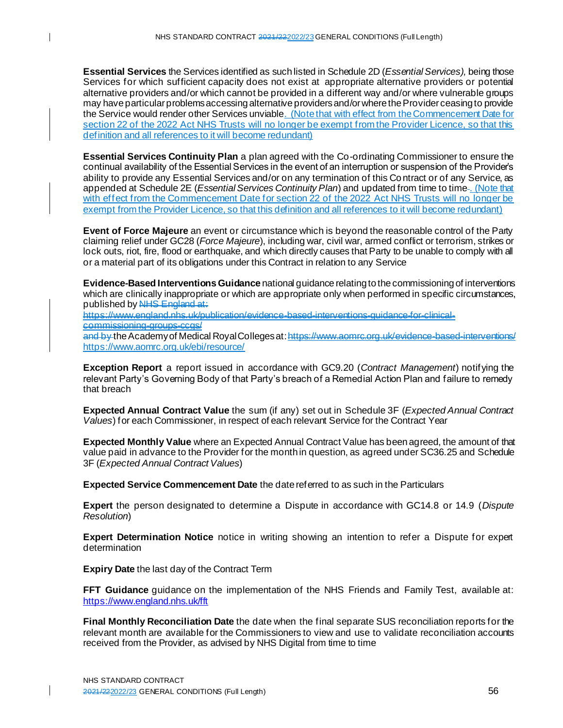**Essential Services** the Services identified as such listed in Schedule 2D (*Essential Services),* being those Services for which sufficient capacity does not exist at appropriate alternative providers or potential alternative providers and/or which cannot be provided in a different way and/or where vulnerable groups may have particular problems accessing alternative providers and/or where the Provider ceasing to provide the Service would render other Services unviable. (Note that with effect from the Commencement Date for section 22 of the 2022 Act NHS Trusts will no longer be exempt from the Provider Licence, so that this definition and all references to it will become redundant)

**Essential Services Continuity Plan** a plan agreed with the Co-ordinating Commissioner to ensure the continual availability of the Essential Services in the event of an interruption or suspension of the Provider's ability to provide any Essential Services and/or on any termination of this Contract or of any Service, as appended at Schedule 2E (*Essential Services Continuity Plan*) and updated from time to time. (Note that with effect from the Commencement Date for section 22 of the 2022 Act NHS Trusts will no longer be exempt from the Provider Licence, so that this definition and all references to it will become redundant)

**Event of Force Majeure** an event or circumstance which is beyond the reasonable control of the Party claiming relief under GC28 (*Force Majeure*), including war, civil war, armed conflict or terrorism, strikes or lock outs, riot, fire, flood or earthquake, and which directly causes that Party to be unable to comply with all or a material part of its obligations under this Contract in relation to any Service

**Evidence-Based Interventions Guidance** national guidance relating to the commissioning of interventions which are clinically inappropriate or which are appropriate only when performed in specific circumstances, published by ~~NHS England at: https://www.england.nhs.uk/publication/evidence-based-interventions-guidance-for-clinical-commissioning-groups-ccgs/ and by~~ the Academy of Medical Royal Colleges at: ~~https://www.aomrc.org.uk/evidence-based-interventions/~~ https://www.aomrc.org.uk/ebi/resource/

**Exception Report** a report issued in accordance with GC9.20 (*Contract Management*) notifying the relevant Party's Governing Body of that Party's breach of a Remedial Action Plan and failure to remedy that breach

**Expected Annual Contract Value** the sum (if any) set out in Schedule 3F (*Expected Annual Contract Values*) for each Commissioner, in respect of each relevant Service for the Contract Year

**Expected Monthly Value** where an Expected Annual Contract Value has been agreed, the amount of that value paid in advance to the Provider for the month in question, as agreed under SC36.25 and Schedule 3F (*Expected Annual Contract Values*)

**Expected Service Commencement Date** the date referred to as such in the Particulars

**Expert** the person designated to determine a Dispute in accordance with GC14.8 or 14.9 (*Dispute Resolution*)

**Expert Determination Notice** notice in writing showing an intention to refer a Dispute for expert determination

**Expiry Date** the last day of the Contract Term

**FFT Guidance** guidance on the implementation of the NHS Friends and Family Test, available at: https://www.england.nhs.uk/fft

**Final Monthly Reconciliation Date** the date when the final separate SUS reconciliation reports for the relevant month are available for the Commissioners to view and use to validate reconciliation accounts received from the Provider, as advised by NHS Digital from time to time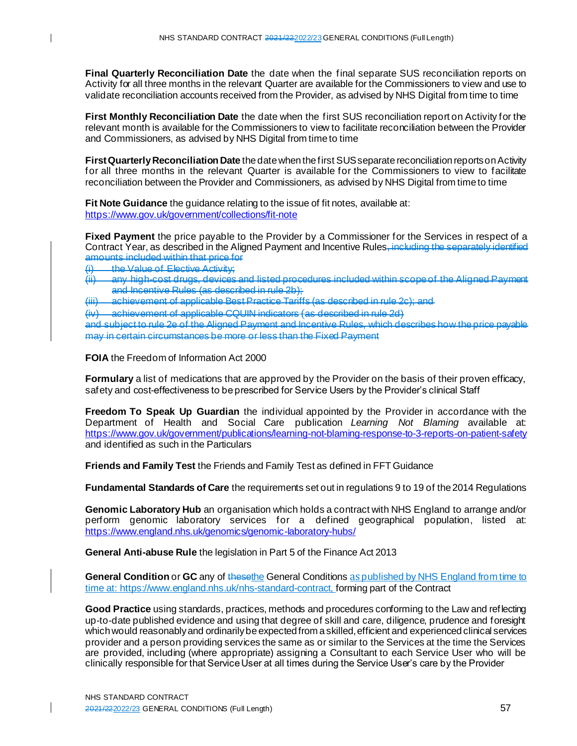**Final Quarterly Reconciliation Date** the date when the final separate SUS reconciliation reports on Activity for all three months in the relevant Quarter are available for the Commissioners to view and use to validate reconciliation accounts received from the Provider, as advised by NHS Digital from time to time

**First Monthly Reconciliation Date** the date when the first SUS reconciliation report on Activity for the relevant month is available for the Commissioners to view to facilitate reconciliation between the Provider and Commissioners, as advised by NHS Digital from time to time

**First Quarterly Reconciliation Date** the date when the first SUS separate reconciliation reports on Activity for all three months in the relevant Quarter is available for the Commissioners to view to facilitate reconciliation between the Provider and Commissioners, as advised by NHS Digital from time to time

**Fit Note Guidance** the guidance relating to the issue of fit notes, available at: https://www.gov.uk/government/collections/fit-note

**Fixed Payment** the price payable to the Provider by a Commissioner for the Services in respect of a Contract Year, as described in the Aligned Payment and Incentive Rules~~, including the separately identified amounts included within that price for~~

~~(i) the Value of Elective Activity;~~

~~(ii) any high-cost drugs, devices and listed procedures included within scope of the Aligned Payment and Incentive Rules (as described in rule 2b);~~

~~(iii) achievement of applicable Best Practice Tariffs (as described in rule 2c); and~~

~~(iv) achievement of applicable CQUIN indicators (as described in rule 2d)~~

~~and subject to rule 2e of the Aligned Payment and Incentive Rules, which describes how the price payable may in certain circumstances be more or less than the Fixed Payment~~

**FOIA** the Freedom of Information Act 2000

**Formulary** a list of medications that are approved by the Provider on the basis of their proven efficacy, safety and cost-effectiveness to be prescribed for Service Users by the Provider's clinical Staff

**Freedom To Speak Up Guardian** the individual appointed by the Provider in accordance with the Department of Health and Social Care publication *Learning Not Blaming* available at: https://www.gov.uk/government/publications/learning-not-blaming-response-to-3-reports-on-patient-safety and identified as such in the Particulars

**Friends and Family Test** the Friends and Family Test as defined in FFT Guidance

**Fundamental Standards of Care** the requirements set out in regulations 9 to 19 of the 2014 Regulations

**Genomic Laboratory Hub** an organisation which holds a contract with NHS England to arrange and/or perform genomic laboratory services for a defined geographical population, listed at: https://www.england.nhs.uk/genomics/genomic-laboratory-hubs/

**General Anti-abuse Rule** the legislation in Part 5 of the Finance Act 2013

**General Condition** or **GC** any of ~~these~~the General Conditions as published by NHS England from time to time at: https://www.england.nhs.uk/nhs-standard-contract, forming part of the Contract

**Good Practice** using standards, practices, methods and procedures conforming to the Law and reflecting up-to-date published evidence and using that degree of skill and care, diligence, prudence and foresight which would reasonably and ordinarily be expected from a skilled, efficient and experienced clinical services provider and a person providing services the same as or similar to the Services at the time the Services are provided, including (where appropriate) assigning a Consultant to each Service User who will be clinically responsible for that Service User at all times during the Service User's care by the Provider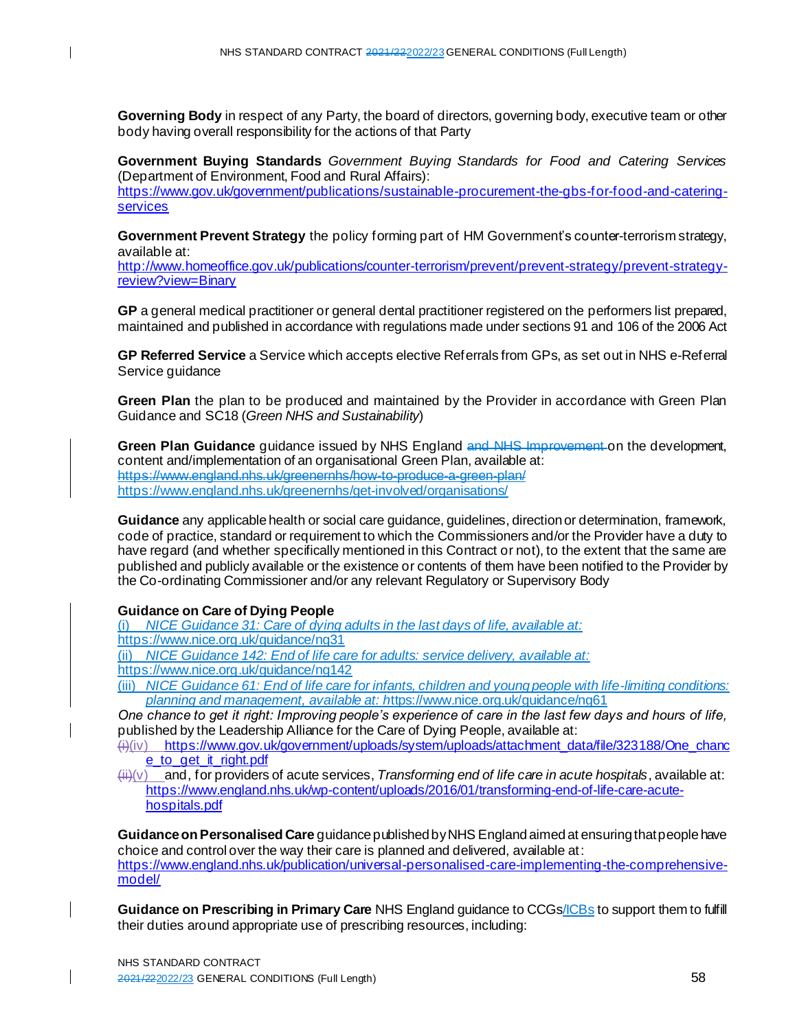**Governing Body** in respect of any Party, the board of directors, governing body, executive team or other body having overall responsibility for the actions of that Party

**Government Buying Standards** *Government Buying Standards for Food and Catering Services* (Department of Environment, Food and Rural Affairs):
https://www.gov.uk/government/publications/sustainable-procurement-the-gbs-for-food-and-catering-services

**Government Prevent Strategy** the policy forming part of HM Government's counter-terrorism strategy, available at:
http://www.homeoffice.gov.uk/publications/counter-terrorism/prevent/prevent-strategy/prevent-strategy-review?view=Binary

**GP** a general medical practitioner or general dental practitioner registered on the performers list prepared, maintained and published in accordance with regulations made under sections 91 and 106 of the 2006 Act

**GP Referred Service** a Service which accepts elective Referrals from GPs, as set out in NHS e-Referral Service guidance

**Green Plan** the plan to be produced and maintained by the Provider in accordance with Green Plan Guidance and SC18 (*Green NHS and Sustainability*)

**Green Plan Guidance** guidance issued by NHS England ~~and NHS Improvement~~ on the development, content and/implementation of an organisational Green Plan, available at:
~~https://www.england.nhs.uk/greenernhs/how-to-produce-a-green-plan/~~
https://www.england.nhs.uk/greenernhs/get-involved/organisations/

**Guidance** any applicable health or social care guidance, guidelines, direction or determination, framework, code of practice, standard or requirement to which the Commissioners and/or the Provider have a duty to have regard (and whether specifically mentioned in this Contract or not), to the extent that the same are published and publicly available or the existence or contents of them have been notified to the Provider by the Co-ordinating Commissioner and/or any relevant Regulatory or Supervisory Body

**Guidance on Care of Dying People**
(i) *NICE Guidance 31: Care of dying adults in the last days of life, available at:*
https://www.nice.org.uk/guidance/ng31
(ii) *NICE Guidance 142: End of life care for adults: service delivery, available at:*
https://www.nice.org.uk/guidance/ng142
(iii) *NICE Guidance 61: End of life care for infants, children and young people with life-limiting conditions: planning and management, available at:* https://www.nice.org.uk/guidance/ng61
*One chance to get it right: Improving people's experience of care in the last few days and hours of life,* published by the Leadership Alliance for the Care of Dying People, available at:
~~(i)~~(iv) https://www.gov.uk/government/uploads/system/uploads/attachment_data/file/323188/One_chance_to_get_it_right.pdf
~~(ii)~~(v) and, for providers of acute services, *Transforming end of life care in acute hospitals*, available at: https://www.england.nhs.uk/wp-content/uploads/2016/01/transforming-end-of-life-care-acute-hospitals.pdf

**Guidance on Personalised Care** guidance published by NHS England aimed at ensuring that people have choice and control over the way their care is planned and delivered, available at:
https://www.england.nhs.uk/publication/universal-personalised-care-implementing-the-comprehensive-model/

**Guidance on Prescribing in Primary Care** NHS England guidance to CCGs/ICBs to support them to fulfill their duties around appropriate use of prescribing resources, including: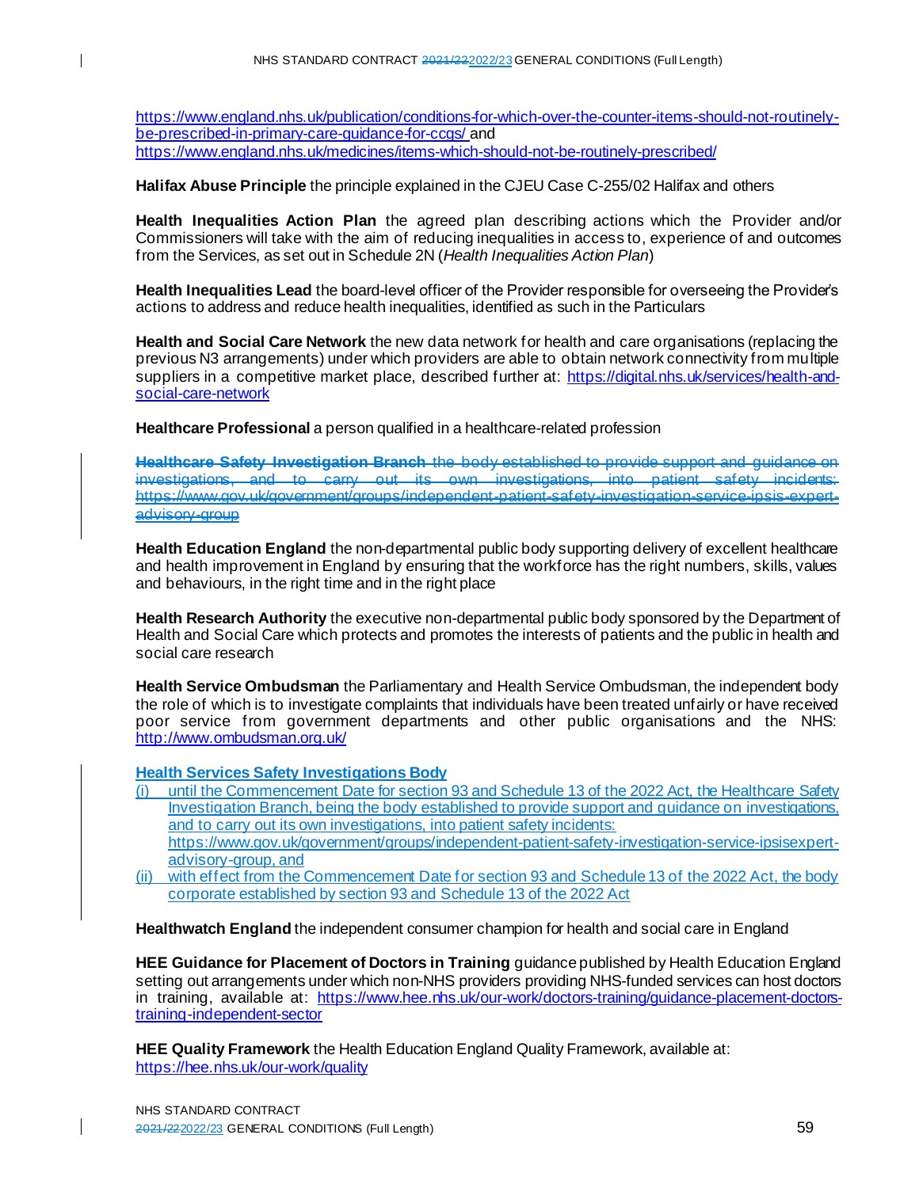https://www.england.nhs.uk/publication/conditions-for-which-over-the-counter-items-should-not-routinely-be-prescribed-in-primary-care-guidance-for-ccgs/ and https://www.england.nhs.uk/medicines/items-which-should-not-be-routinely-prescribed/

**Halifax Abuse Principle** the principle explained in the CJEU Case C-255/02 Halifax and others

**Health Inequalities Action Plan** the agreed plan describing actions which the Provider and/or Commissioners will take with the aim of reducing inequalities in access to, experience of and outcomes from the Services, as set out in Schedule 2N (*Health Inequalities Action Plan*)

**Health Inequalities Lead** the board-level officer of the Provider responsible for overseeing the Provider's actions to address and reduce health inequalities, identified as such in the Particulars

**Health and Social Care Network** the new data network for health and care organisations (replacing the previous N3 arrangements) under which providers are able to obtain network connectivity from multiple suppliers in a competitive market place, described further at: https://digital.nhs.uk/services/health-and-social-care-network

**Healthcare Professional** a person qualified in a healthcare-related profession

~~**Healthcare Safety Investigation Branch** the body established to provide support and guidance on investigations, and to carry out its own investigations, into patient safety incidents: https://www.gov.uk/government/groups/independent-patient-safety-investigation-service-ipsis-expert-advisory-group~~

**Health Education England** the non-departmental public body supporting delivery of excellent healthcare and health improvement in England by ensuring that the workforce has the right numbers, skills, values and behaviours, in the right time and in the right place

**Health Research Authority** the executive non-departmental public body sponsored by the Department of Health and Social Care which protects and promotes the interests of patients and the public in health and social care research

**Health Service Ombudsman** the Parliamentary and Health Service Ombudsman, the independent body the role of which is to investigate complaints that individuals have been treated unfairly or have received poor service from government departments and other public organisations and the NHS: http://www.ombudsman.org.uk/

**Health Services Safety Investigations Body**

(i) until the Commencement Date for section 93 and Schedule 13 of the 2022 Act, the Healthcare Safety Investigation Branch, being the body established to provide support and guidance on investigations, and to carry out its own investigations, into patient safety incidents: https://www.gov.uk/government/groups/independent-patient-safety-investigation-service-ipsisexpert-advisory-group, and

(ii) with effect from the Commencement Date for section 93 and Schedule 13 of the 2022 Act, the body corporate established by section 93 and Schedule 13 of the 2022 Act

**Healthwatch England** the independent consumer champion for health and social care in England

**HEE Guidance for Placement of Doctors in Training** guidance published by Health Education England setting out arrangements under which non-NHS providers providing NHS-funded services can host doctors in training, available at: https://www.hee.nhs.uk/our-work/doctors-training/guidance-placement-doctors-training-independent-sector

**HEE Quality Framework** the Health Education England Quality Framework, available at: https://hee.nhs.uk/our-work/quality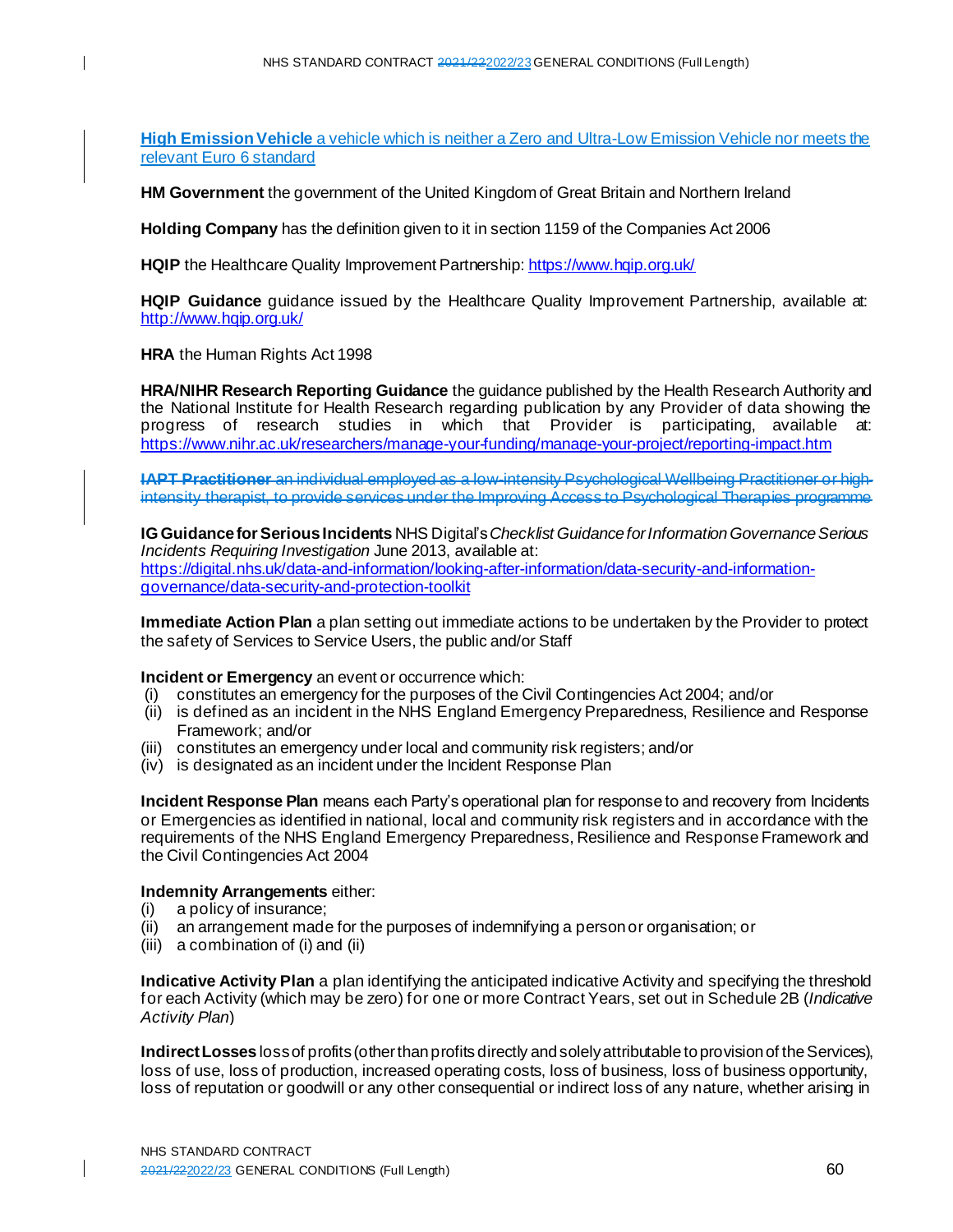**High Emission Vehicle** a vehicle which is neither a Zero and Ultra-Low Emission Vehicle nor meets the relevant Euro 6 standard

**HM Government** the government of the United Kingdom of Great Britain and Northern Ireland

**Holding Company** has the definition given to it in section 1159 of the Companies Act 2006

**HQIP** the Healthcare Quality Improvement Partnership: https://www.hqip.org.uk/

**HQIP Guidance** guidance issued by the Healthcare Quality Improvement Partnership, available at: http://www.hqip.org.uk/

**HRA** the Human Rights Act 1998

**HRA/NIHR Research Reporting Guidance** the guidance published by the Health Research Authority and the National Institute for Health Research regarding publication by any Provider of data showing the progress of research studies in which that Provider is participating, available at: https://www.nihr.ac.uk/researchers/manage-your-funding/manage-your-project/reporting-impact.htm

~~**IAPT Practitioner** an individual employed as a low-intensity Psychological Wellbeing Practitioner or high-intensity therapist, to provide services under the Improving Access to Psychological Therapies programme~~

**IG Guidance for Serious Incidents** NHS Digital's *Checklist Guidance for Information Governance Serious Incidents Requiring Investigation* June 2013, available at: https://digital.nhs.uk/data-and-information/looking-after-information/data-security-and-information-governance/data-security-and-protection-toolkit

**Immediate Action Plan** a plan setting out immediate actions to be undertaken by the Provider to protect the safety of Services to Service Users, the public and/or Staff

**Incident or Emergency** an event or occurrence which:
(i) constitutes an emergency for the purposes of the Civil Contingencies Act 2004; and/or
(ii) is defined as an incident in the NHS England Emergency Preparedness, Resilience and Response Framework; and/or
(iii) constitutes an emergency under local and community risk registers; and/or
(iv) is designated as an incident under the Incident Response Plan

**Incident Response Plan** means each Party's operational plan for response to and recovery from Incidents or Emergencies as identified in national, local and community risk registers and in accordance with the requirements of the NHS England Emergency Preparedness, Resilience and Response Framework and the Civil Contingencies Act 2004

**Indemnity Arrangements** either:
(i) a policy of insurance;
(ii) an arrangement made for the purposes of indemnifying a person or organisation; or
(iii) a combination of (i) and (ii)

**Indicative Activity Plan** a plan identifying the anticipated indicative Activity and specifying the threshold for each Activity (which may be zero) for one or more Contract Years, set out in Schedule 2B (*Indicative Activity Plan*)

**Indirect Losses** loss of profits (other than profits directly and solely attributable to provision of the Services), loss of use, loss of production, increased operating costs, loss of business, loss of business opportunity, loss of reputation or goodwill or any other consequential or indirect loss of any nature, whether arising in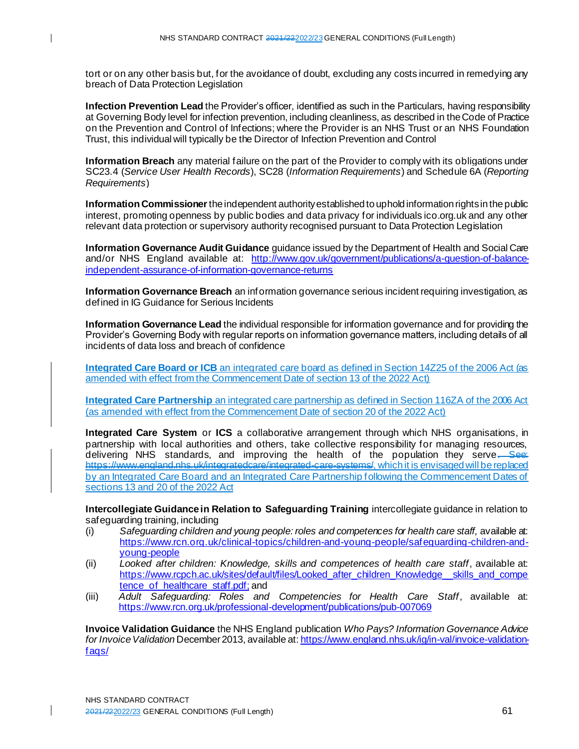tort or on any other basis but, for the avoidance of doubt, excluding any costs incurred in remedying any breach of Data Protection Legislation

**Infection Prevention Lead** the Provider's officer, identified as such in the Particulars, having responsibility at Governing Body level for infection prevention, including cleanliness, as described in the Code of Practice on the Prevention and Control of Infections; where the Provider is an NHS Trust or an NHS Foundation Trust, this individual will typically be the Director of Infection Prevention and Control

**Information Breach** any material failure on the part of the Provider to comply with its obligations under SC23.4 (*Service User Health Records*), SC28 (*Information Requirements*) and Schedule 6A (*Reporting Requirements*)

**Information Commissioner** the independent authority established to uphold information rights in the public interest, promoting openness by public bodies and data privacy for individuals ico.org.uk and any other relevant data protection or supervisory authority recognised pursuant to Data Protection Legislation

**Information Governance Audit Guidance** guidance issued by the Department of Health and Social Care and/or NHS England available at: http://www.gov.uk/government/publications/a-question-of-balance-independent-assurance-of-information-governance-returns

**Information Governance Breach** an information governance serious incident requiring investigation, as defined in IG Guidance for Serious Incidents

**Information Governance Lead** the individual responsible for information governance and for providing the Provider's Governing Body with regular reports on information governance matters, including details of all incidents of data loss and breach of confidence

**Integrated Care Board or ICB** an integrated care board as defined in Section 14Z25 of the 2006 Act (as amended with effect from the Commencement Date of section 13 of the 2022 Act)

**Integrated Care Partnership** an integrated care partnership as defined in Section 116ZA of the 2006 Act (as amended with effect from the Commencement Date of section 20 of the 2022 Act)

**Integrated Care System** or **ICS** a collaborative arrangement through which NHS organisations, in partnership with local authorities and others, take collective responsibility for managing resources, delivering NHS standards, and improving the health of the population they serve~~. See: https://www.england.nhs.uk/integratedcare/integrated-care-systems/~~, which it is envisaged will be replaced by an Integrated Care Board and an Integrated Care Partnership following the Commencement Dates of sections 13 and 20 of the 2022 Act

**Intercollegiate Guidance in Relation to Safeguarding Training** intercollegiate guidance in relation to safeguarding training, including

(i) *Safeguarding children and young people: roles and competences for health care staff,* available at: https://www.rcn.org.uk/clinical-topics/children-and-young-people/safeguarding-children-and-young-people

(ii) *Looked after children: Knowledge, skills and competences of health care staff*, available at: https://www.rcpch.ac.uk/sites/default/files/Looked_after_children_Knowledge__skills_and_competence_of_healthcare_staff.pdf; and

(iii) *Adult Safeguarding: Roles and Competencies for Health Care Staff*, available at: https://www.rcn.org.uk/professional-development/publications/pub-007069

**Invoice Validation Guidance** the NHS England publication *Who Pays? Information Governance Advice for Invoice Validation* December 2013, available at: https://www.england.nhs.uk/ig/in-val/invoice-validation-faqs/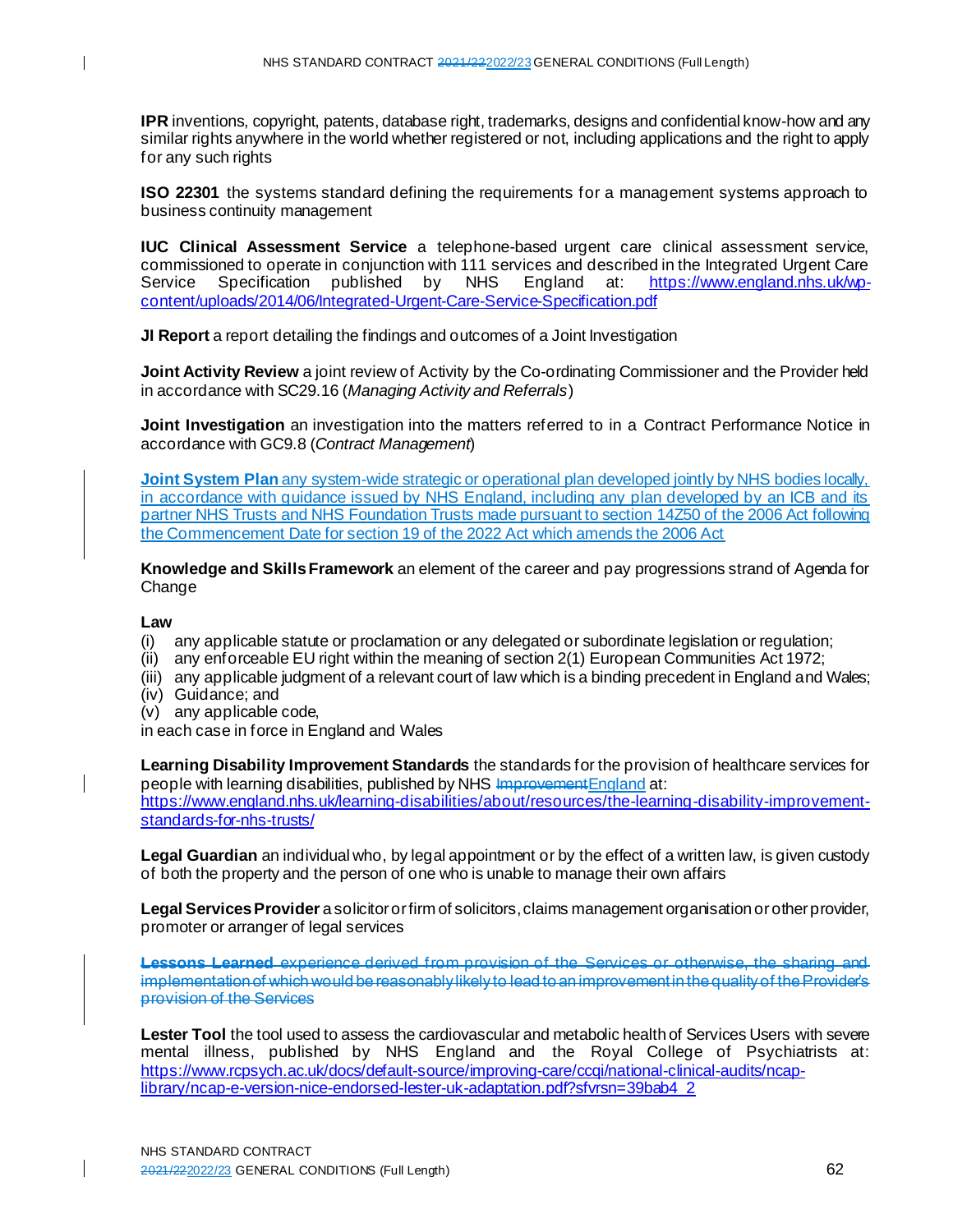**IPR** inventions, copyright, patents, database right, trademarks, designs and confidential know-how and any similar rights anywhere in the world whether registered or not, including applications and the right to apply for any such rights

**ISO 22301** the systems standard defining the requirements for a management systems approach to business continuity management

**IUC Clinical Assessment Service** a telephone-based urgent care clinical assessment service, commissioned to operate in conjunction with 111 services and described in the Integrated Urgent Care Service Specification published by NHS England at: https://www.england.nhs.uk/wp-content/uploads/2014/06/Integrated-Urgent-Care-Service-Specification.pdf

**JI Report** a report detailing the findings and outcomes of a Joint Investigation

**Joint Activity Review** a joint review of Activity by the Co-ordinating Commissioner and the Provider held in accordance with SC29.16 (*Managing Activity and Referrals*)

**Joint Investigation** an investigation into the matters referred to in a Contract Performance Notice in accordance with GC9.8 (*Contract Management*)

**Joint System Plan** any system-wide strategic or operational plan developed jointly by NHS bodies locally, in accordance with guidance issued by NHS England, including any plan developed by an ICB and its partner NHS Trusts and NHS Foundation Trusts made pursuant to section 14Z50 of the 2006 Act following the Commencement Date for section 19 of the 2022 Act which amends the 2006 Act

**Knowledge and Skills Framework** an element of the career and pay progressions strand of Agenda for Change

**Law**
(i) any applicable statute or proclamation or any delegated or subordinate legislation or regulation;
(ii) any enforceable EU right within the meaning of section 2(1) European Communities Act 1972;
(iii) any applicable judgment of a relevant court of law which is a binding precedent in England and Wales;
(iv) Guidance; and
(v) any applicable code,
in each case in force in England and Wales

**Learning Disability Improvement Standards** the standards for the provision of healthcare services for people with learning disabilities, published by NHS ~~Improvement~~England at: https://www.england.nhs.uk/learning-disabilities/about/resources/the-learning-disability-improvement-standards-for-nhs-trusts/

**Legal Guardian** an individual who, by legal appointment or by the effect of a written law, is given custody of both the property and the person of one who is unable to manage their own affairs

**Legal Services Provider** a solicitor or firm of solicitors, claims management organisation or other provider, promoter or arranger of legal services

~~**Lessons Learned** experience derived from provision of the Services or otherwise, the sharing and implementation of which would be reasonably likely to lead to an improvement in the quality of the Provider's provision of the Services~~

**Lester Tool** the tool used to assess the cardiovascular and metabolic health of Services Users with severe mental illness, published by NHS England and the Royal College of Psychiatrists at: https://www.rcpsych.ac.uk/docs/default-source/improving-care/ccqi/national-clinical-audits/ncap-library/ncap-e-version-nice-endorsed-lester-uk-adaptation.pdf?sfvrsn=39bab4_2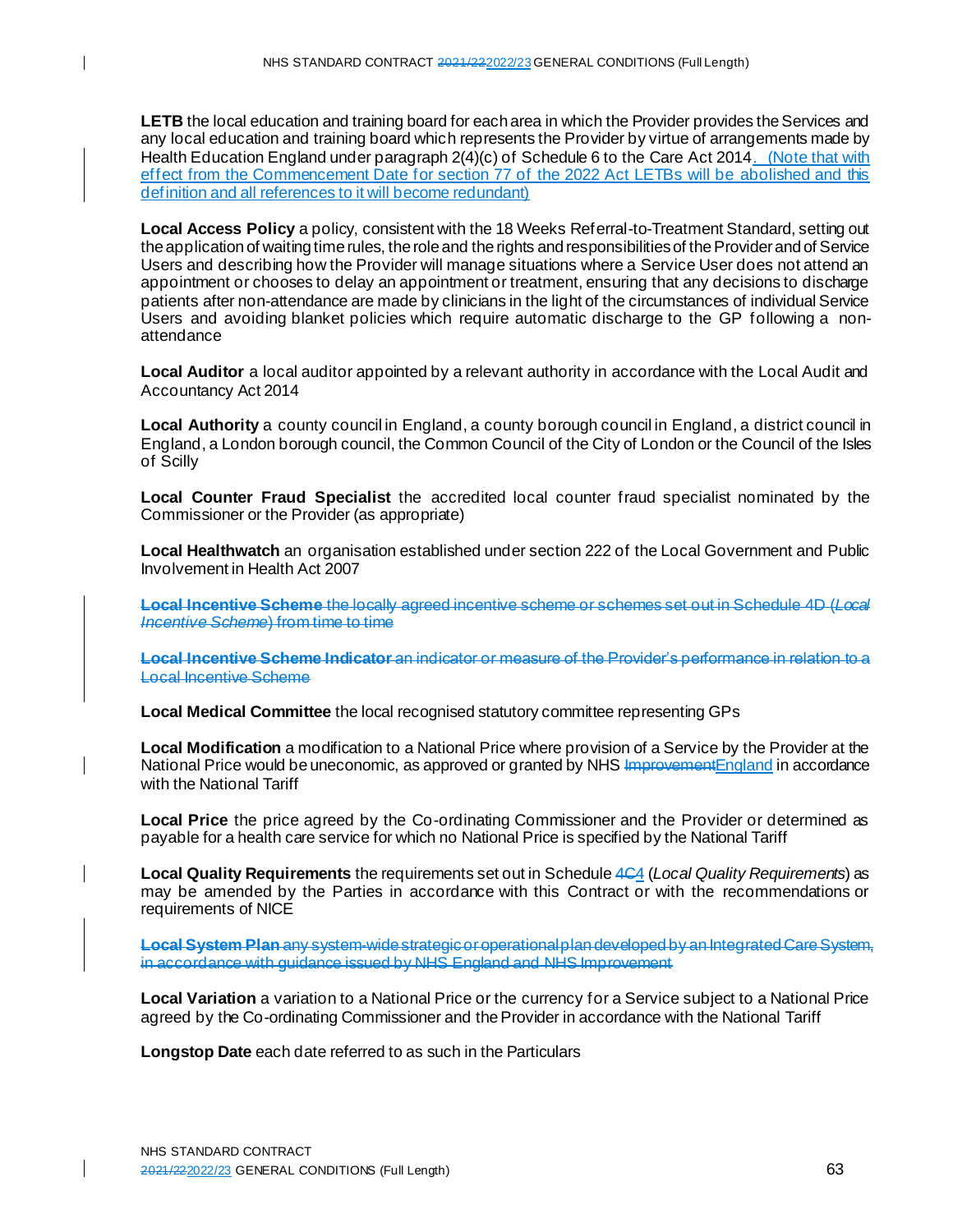**LETB** the local education and training board for each area in which the Provider provides the Services and any local education and training board which represents the Provider by virtue of arrangements made by Health Education England under paragraph 2(4)(c) of Schedule 6 to the Care Act 2014. (Note that with effect from the Commencement Date for section 77 of the 2022 Act LETBs will be abolished and this definition and all references to it will become redundant)

**Local Access Policy** a policy, consistent with the 18 Weeks Referral-to-Treatment Standard, setting out the application of waiting time rules, the role and the rights and responsibilities of the Provider and of Service Users and describing how the Provider will manage situations where a Service User does not attend an appointment or chooses to delay an appointment or treatment, ensuring that any decisions to discharge patients after non-attendance are made by clinicians in the light of the circumstances of individual Service Users and avoiding blanket policies which require automatic discharge to the GP following a non-attendance

**Local Auditor** a local auditor appointed by a relevant authority in accordance with the Local Audit and Accountancy Act 2014

**Local Authority** a county council in England, a county borough council in England, a district council in England, a London borough council, the Common Council of the City of London or the Council of the Isles of Scilly

**Local Counter Fraud Specialist** the accredited local counter fraud specialist nominated by the Commissioner or the Provider (as appropriate)

**Local Healthwatch** an organisation established under section 222 of the Local Government and Public Involvement in Health Act 2007

~~**Local Incentive Scheme** the locally agreed incentive scheme or schemes set out in Schedule 4D (*Local Incentive Scheme*) from time to time~~

~~**Local Incentive Scheme Indicator** an indicator or measure of the Provider's performance in relation to a Local Incentive Scheme~~

**Local Medical Committee** the local recognised statutory committee representing GPs

**Local Modification** a modification to a National Price where provision of a Service by the Provider at the National Price would be uneconomic, as approved or granted by NHS ~~Improvement~~England in accordance with the National Tariff

**Local Price** the price agreed by the Co-ordinating Commissioner and the Provider or determined as payable for a health care service for which no National Price is specified by the National Tariff

**Local Quality Requirements** the requirements set out in Schedule ~~4C~~4 (*Local Quality Requirements*) as may be amended by the Parties in accordance with this Contract or with the recommendations or requirements of NICE

~~**Local System Plan** any system-wide strategic or operational plan developed by an Integrated Care System, in accordance with guidance issued by NHS England and NHS Improvement~~

**Local Variation** a variation to a National Price or the currency for a Service subject to a National Price agreed by the Co-ordinating Commissioner and the Provider in accordance with the National Tariff

**Longstop Date** each date referred to as such in the Particulars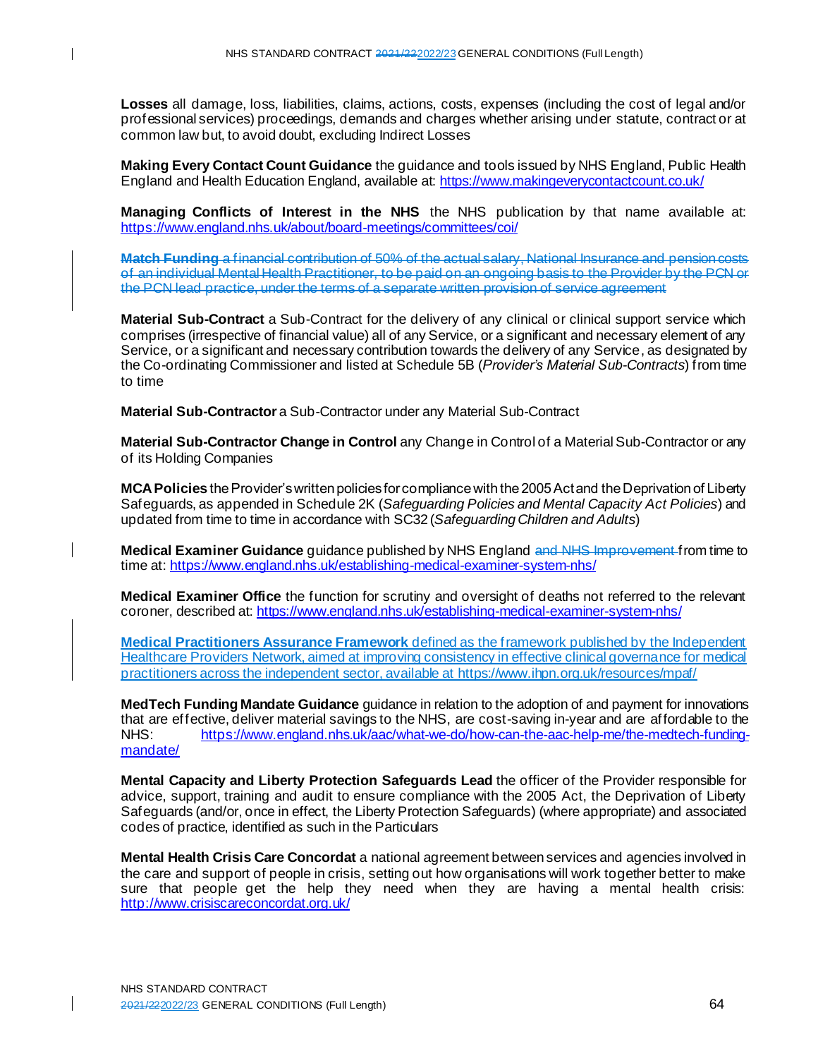**Losses** all damage, loss, liabilities, claims, actions, costs, expenses (including the cost of legal and/or professional services) proceedings, demands and charges whether arising under statute, contract or at common law but, to avoid doubt, excluding Indirect Losses

**Making Every Contact Count Guidance** the guidance and tools issued by NHS England, Public Health England and Health Education England, available at: https://www.makingeverycontactcount.co.uk/

**Managing Conflicts of Interest in the NHS** the NHS publication by that name available at: https://www.england.nhs.uk/about/board-meetings/committees/coi/

~~**Match Funding** a financial contribution of 50% of the actual salary, National Insurance and pension costs of an individual Mental Health Practitioner, to be paid on an ongoing basis to the Provider by the PCN or the PCN lead practice, under the terms of a separate written provision of service agreement~~

**Material Sub-Contract** a Sub-Contract for the delivery of any clinical or clinical support service which comprises (irrespective of financial value) all of any Service, or a significant and necessary element of any Service, or a significant and necessary contribution towards the delivery of any Service, as designated by the Co-ordinating Commissioner and listed at Schedule 5B (*Provider's Material Sub-Contracts*) from time to time

**Material Sub-Contractor** a Sub-Contractor under any Material Sub-Contract

**Material Sub-Contractor Change in Control** any Change in Control of a Material Sub-Contractor or any of its Holding Companies

**MCA Policies** the Provider's written policies for compliance with the 2005 Act and the Deprivation of Liberty Safeguards, as appended in Schedule 2K (*Safeguarding Policies and Mental Capacity Act Policies*) and updated from time to time in accordance with SC32 (*Safeguarding Children and Adults*)

**Medical Examiner Guidance** guidance published by NHS England ~~and NHS Improvement~~ from time to time at: https://www.england.nhs.uk/establishing-medical-examiner-system-nhs/

**Medical Examiner Office** the function for scrutiny and oversight of deaths not referred to the relevant coroner, described at: https://www.england.nhs.uk/establishing-medical-examiner-system-nhs/

**Medical Practitioners Assurance Framework** defined as the framework published by the Independent Healthcare Providers Network, aimed at improving consistency in effective clinical governance for medical practitioners across the independent sector, available at https://www.ihpn.org.uk/resources/mpaf/

**MedTech Funding Mandate Guidance** guidance in relation to the adoption of and payment for innovations that are effective, deliver material savings to the NHS, are cost-saving in-year and are affordable to the NHS: https://www.england.nhs.uk/aac/what-we-do/how-can-the-aac-help-me/the-medtech-funding-mandate/

**Mental Capacity and Liberty Protection Safeguards Lead** the officer of the Provider responsible for advice, support, training and audit to ensure compliance with the 2005 Act, the Deprivation of Liberty Safeguards (and/or, once in effect, the Liberty Protection Safeguards) (where appropriate) and associated codes of practice, identified as such in the Particulars

**Mental Health Crisis Care Concordat** a national agreement between services and agencies involved in the care and support of people in crisis, setting out how organisations will work together better to make sure that people get the help they need when they are having a mental health crisis: http://www.crisiscareconcordat.org.uk/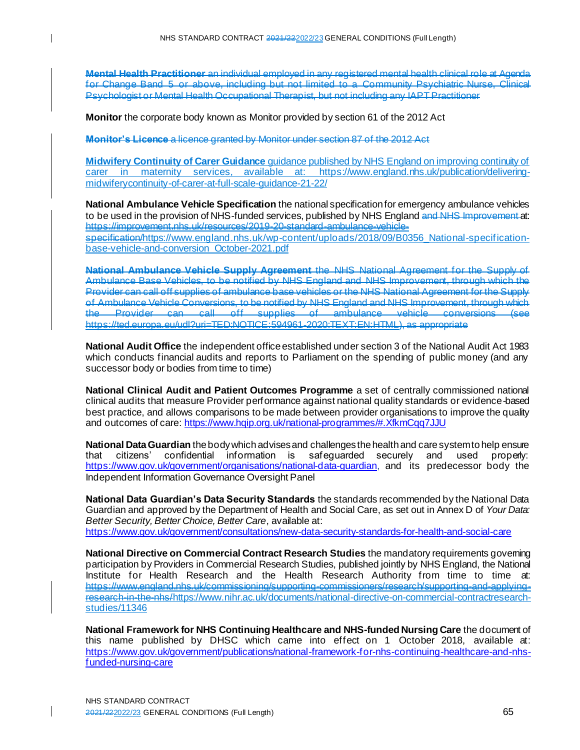**Mental Health Practitioner** ~~an individual employed in any registered mental health clinical role at Agenda for Change Band 5 or above, including but not limited to a Community Psychiatric Nurse, Clinical Psychologist or Mental Health Occupational Therapist, but not including any IAPT Practitioner~~

**Monitor** the corporate body known as Monitor provided by section 61 of the 2012 Act

~~**Monitor's Licence** a licence granted by Monitor under section 87 of the 2012 Act~~

**Midwifery Continuity of Carer Guidance** guidance published by NHS England on improving continuity of carer in maternity services, available at: https://www.england.nhs.uk/publication/delivering-midwiferycontinuity-of-carer-at-full-scale-guidance-21-22/

**National Ambulance Vehicle Specification** the national specification for emergency ambulance vehicles to be used in the provision of NHS-funded services, published by NHS England ~~and NHS Improvement~~ at: ~~https://improvement.nhs.uk/resources/2019-20-standard-ambulance-vehicle-specification/~~https://www.england.nhs.uk/wp-content/uploads/2018/09/B0356_National-specification-base-vehicle-and-conversion_October-2021.pdf

~~**National Ambulance Vehicle Supply Agreement** the NHS National Agreement for the Supply of Ambulance Base Vehicles, to be notified by NHS England and NHS Improvement, through which the Provider can call off supplies of ambulance base vehicles or the NHS National Agreement for the Supply of Ambulance Vehicle Conversions, to be notified by NHS England and NHS Improvement, through which the Provider can call off supplies of ambulance vehicle conversions (see https://ted.europa.eu/udl?uri=TED:NOTICE:594961-2020:TEXT:EN:HTML), as appropriate~~

**National Audit Office** the independent office established under section 3 of the National Audit Act 1983 which conducts financial audits and reports to Parliament on the spending of public money (and any successor body or bodies from time to time)

**National Clinical Audit and Patient Outcomes Programme** a set of centrally commissioned national clinical audits that measure Provider performance against national quality standards or evidence-based best practice, and allows comparisons to be made between provider organisations to improve the quality and outcomes of care: https://www.hqip.org.uk/national-programmes/#.XfkmCqq7JJU

**National Data Guardian** the body which advises and challenges the health and care system to help ensure that citizens' confidential information is safeguarded securely and used properly: https://www.gov.uk/government/organisations/national-data-guardian, and its predecessor body the Independent Information Governance Oversight Panel

**National Data Guardian's Data Security Standards** the standards recommended by the National Data Guardian and approved by the Department of Health and Social Care, as set out in Annex D of *Your Data: Better Security, Better Choice, Better Care*, available at: https://www.gov.uk/government/consultations/new-data-security-standards-for-health-and-social-care

**National Directive on Commercial Contract Research Studies** the mandatory requirements governing participation by Providers in Commercial Research Studies, published jointly by NHS England, the National Institute for Health Research and the Health Research Authority from time to time at: ~~https://www.england.nhs.uk/commissioning/supporting-commissioners/research/supporting-and-applying-research-in-the-nhs/~~https://www.nihr.ac.uk/documents/national-directive-on-commercial-contractresearch-studies/11346

**National Framework for NHS Continuing Healthcare and NHS-funded Nursing Care** the document of this name published by DHSC which came into effect on 1 October 2018, available at: https://www.gov.uk/government/publications/national-framework-for-nhs-continuing-healthcare-and-nhs-funded-nursing-care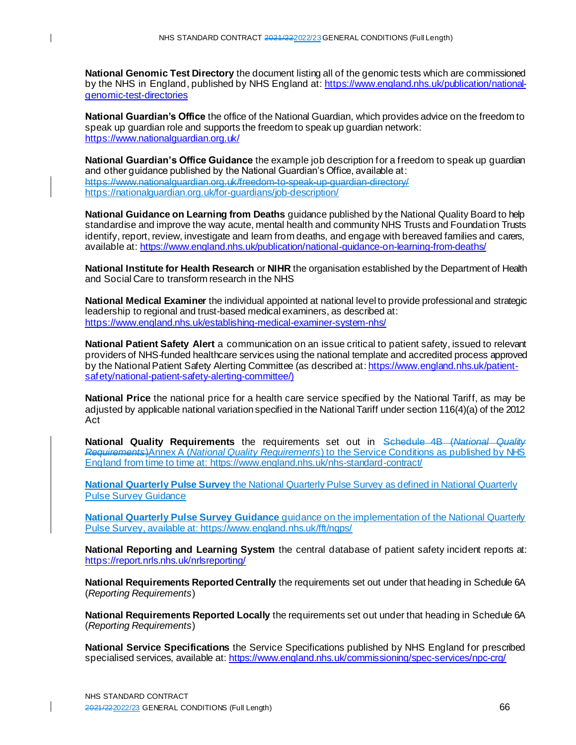**National Genomic Test Directory** the document listing all of the genomic tests which are commissioned by the NHS in England, published by NHS England at: https://www.england.nhs.uk/publication/national-genomic-test-directories

**National Guardian's Office** the office of the National Guardian, which provides advice on the freedom to speak up guardian role and supports the freedom to speak up guardian network: https://www.nationalguardian.org.uk/

**National Guardian's Office Guidance** the example job description for a freedom to speak up guardian and other guidance published by the National Guardian's Office, available at: ~~https://www.nationalguardian.org.uk/freedom-to-speak-up-guardian-directory/~~ https://nationalguardian.org.uk/for-guardians/job-description/

**National Guidance on Learning from Deaths** guidance published by the National Quality Board to help standardise and improve the way acute, mental health and community NHS Trusts and Foundation Trusts identify, report, review, investigate and learn from deaths, and engage with bereaved families and carers, available at: https://www.england.nhs.uk/publication/national-guidance-on-learning-from-deaths/

**National Institute for Health Research** or **NIHR** the organisation established by the Department of Health and Social Care to transform research in the NHS

**National Medical Examiner** the individual appointed at national level to provide professional and strategic leadership to regional and trust-based medical examiners, as described at: https://www.england.nhs.uk/establishing-medical-examiner-system-nhs/

**National Patient Safety Alert** a communication on an issue critical to patient safety, issued to relevant providers of NHS-funded healthcare services using the national template and accredited process approved by the National Patient Safety Alerting Committee (as described at: https://www.england.nhs.uk/patient-safety/national-patient-safety-alerting-committee/)

**National Price** the national price for a health care service specified by the National Tariff, as may be adjusted by applicable national variation specified in the National Tariff under section 116(4)(a) of the 2012 Act

**National Quality Requirements** the requirements set out in ~~Schedule 4B (*National Quality Requirements*)~~Annex A (*National Quality Requirements*) to the Service Conditions as published by NHS England from time to time at: https://www.england.nhs.uk/nhs-standard-contract/

**National Quarterly Pulse Survey** the National Quarterly Pulse Survey as defined in National Quarterly Pulse Survey Guidance

**National Quarterly Pulse Survey Guidance** guidance on the implementation of the National Quarterly Pulse Survey, available at: https://www.england.nhs.uk/fft/nqps/

**National Reporting and Learning System** the central database of patient safety incident reports at: https://report.nrls.nhs.uk/nrlsreporting/

**National Requirements Reported Centrally** the requirements set out under that heading in Schedule 6A (*Reporting Requirements*)

**National Requirements Reported Locally** the requirements set out under that heading in Schedule 6A (*Reporting Requirements*)

**National Service Specifications** the Service Specifications published by NHS England for prescribed specialised services, available at: https://www.england.nhs.uk/commissioning/spec-services/npc-crg/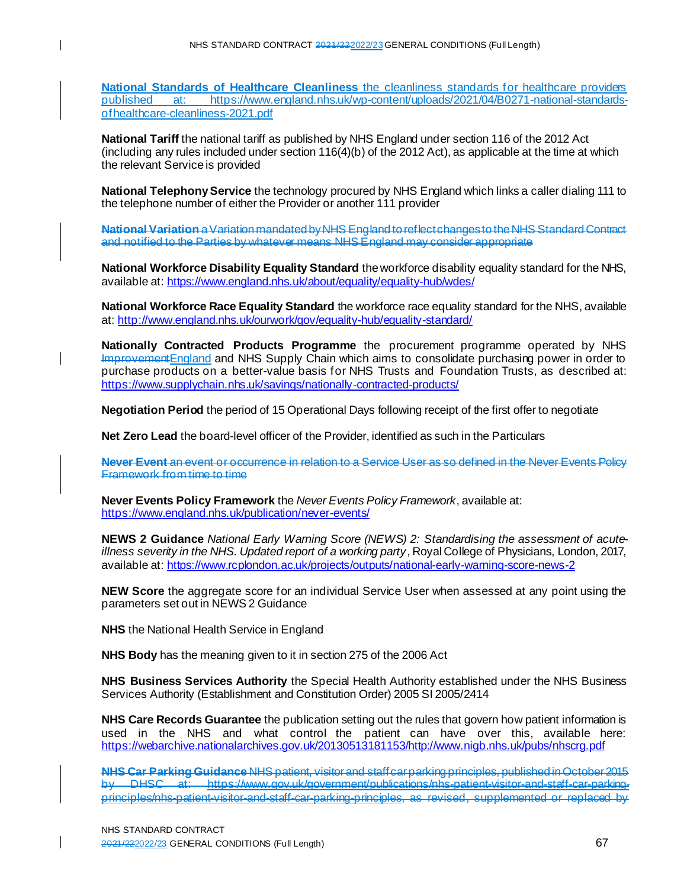**National Standards of Healthcare Cleanliness** the cleanliness standards for healthcare providers published at: https://www.england.nhs.uk/wp-content/uploads/2021/04/B0271-national-standards-of-healthcare-cleanliness-2021.pdf

**National Tariff** the national tariff as published by NHS England under section 116 of the 2012 Act (including any rules included under section 116(4)(b) of the 2012 Act), as applicable at the time at which the relevant Service is provided

**National Telephony Service** the technology procured by NHS England which links a caller dialing 111 to the telephone number of either the Provider or another 111 provider

~~**National Variation** a Variation mandated by NHS England to reflect changes to the NHS Standard Contract and notified to the Parties by whatever means NHS England may consider appropriate~~

**National Workforce Disability Equality Standard** the workforce disability equality standard for the NHS, available at: https://www.england.nhs.uk/about/equality/equality-hub/wdes/

**National Workforce Race Equality Standard** the workforce race equality standard for the NHS, available at: http://www.england.nhs.uk/ourwork/gov/equality-hub/equality-standard/

**Nationally Contracted Products Programme** the procurement programme operated by NHS ~~Improvement~~England and NHS Supply Chain which aims to consolidate purchasing power in order to purchase products on a better-value basis for NHS Trusts and Foundation Trusts, as described at: https://www.supplychain.nhs.uk/savings/nationally-contracted-products/

**Negotiation Period** the period of 15 Operational Days following receipt of the first offer to negotiate

**Net Zero Lead** the board-level officer of the Provider, identified as such in the Particulars

~~**Never Event** an event or occurrence in relation to a Service User as so defined in the Never Events Policy Framework from time to time~~

**Never Events Policy Framework** the *Never Events Policy Framework*, available at: https://www.england.nhs.uk/publication/never-events/

**NEWS 2 Guidance** *National Early Warning Score (NEWS) 2: Standardising the assessment of acute-illness severity in the NHS. Updated report of a working party*, Royal College of Physicians, London, 2017, available at: https://www.rcplondon.ac.uk/projects/outputs/national-early-warning-score-news-2

**NEW Score** the aggregate score for an individual Service User when assessed at any point using the parameters set out in NEWS 2 Guidance

**NHS** the National Health Service in England

**NHS Body** has the meaning given to it in section 275 of the 2006 Act

**NHS Business Services Authority** the Special Health Authority established under the NHS Business Services Authority (Establishment and Constitution Order) 2005 SI 2005/2414

**NHS Care Records Guarantee** the publication setting out the rules that govern how patient information is used in the NHS and what control the patient can have over this, available here: https://webarchive.nationalarchives.gov.uk/20130513181153/http://www.nigb.nhs.uk/pubs/nhscrg.pdf

~~**NHS Car Parking Guidance** NHS patient, visitor and staff car parking principles, published in October 2015 by DHSC at: https://www.gov.uk/government/publications/nhs-patient-visitor-and-staff-car-parking-principles/nhs-patient-visitor-and-staff-car-parking-principles, as revised, supplemented or replaced by~~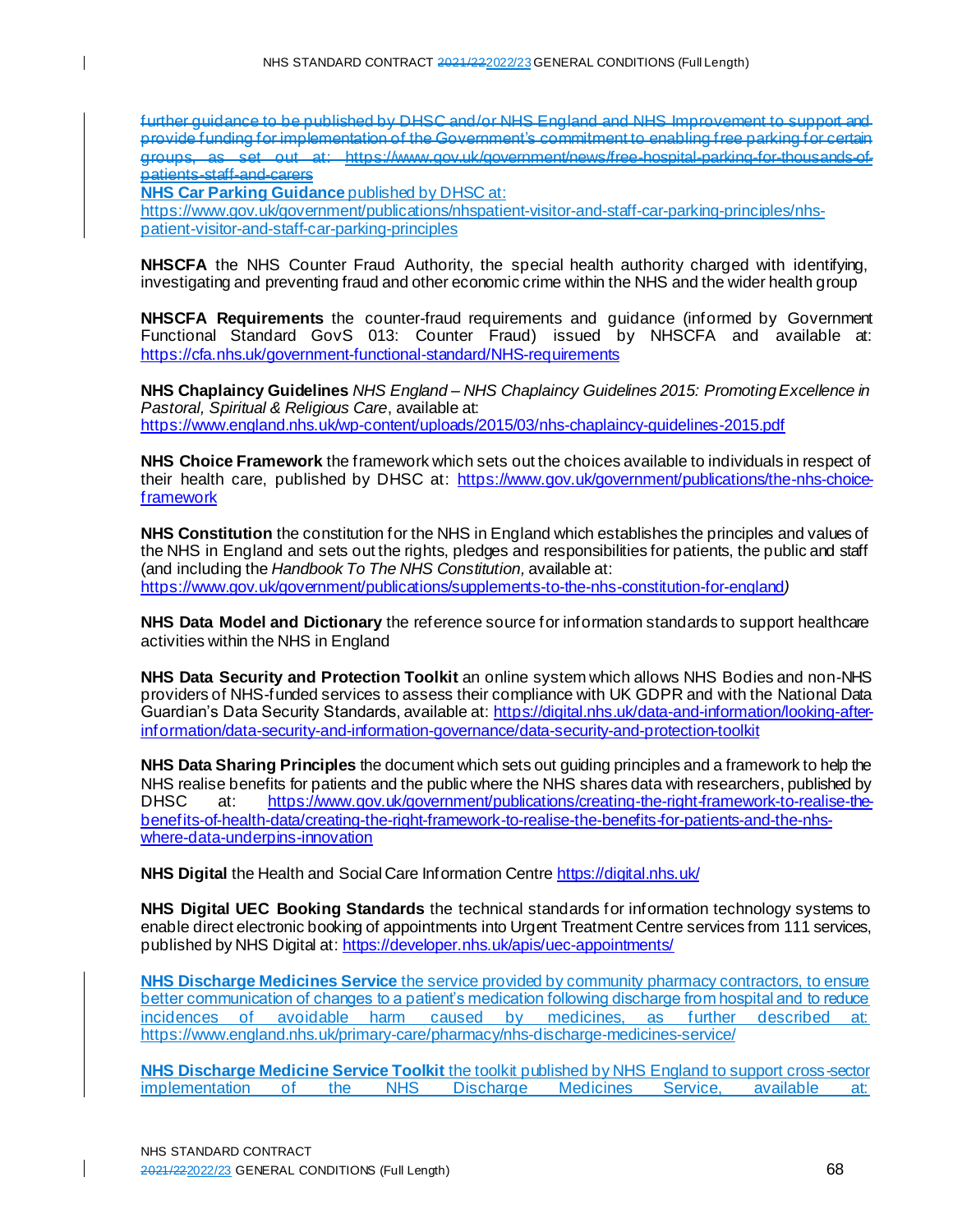~~further guidance to be published by DHSC and/or NHS England and NHS Improvement to support and provide funding for implementation of the Government's commitment to enabling free parking for certain groups, as set out at: https://www.gov.uk/government/news/free-hospital-parking-for-thousands-of-patients-staff-and-carers~~

**NHS Car Parking Guidance** published by DHSC at: https://www.gov.uk/government/publications/nhspatient-visitor-and-staff-car-parking-principles/nhs-patient-visitor-and-staff-car-parking-principles

**NHSCFA** the NHS Counter Fraud Authority, the special health authority charged with identifying, investigating and preventing fraud and other economic crime within the NHS and the wider health group

**NHSCFA Requirements** the counter-fraud requirements and guidance (informed by Government Functional Standard GovS 013: Counter Fraud) issued by NHSCFA and available at: https://cfa.nhs.uk/government-functional-standard/NHS-requirements

**NHS Chaplaincy Guidelines** *NHS England – NHS Chaplaincy Guidelines 2015: Promoting Excellence in Pastoral, Spiritual & Religious Care*, available at: https://www.england.nhs.uk/wp-content/uploads/2015/03/nhs-chaplaincy-guidelines-2015.pdf

**NHS Choice Framework** the framework which sets out the choices available to individuals in respect of their health care, published by DHSC at: https://www.gov.uk/government/publications/the-nhs-choice-framework

**NHS Constitution** the constitution for the NHS in England which establishes the principles and values of the NHS in England and sets out the rights, pledges and responsibilities for patients, the public and staff (and including the *Handbook To The NHS Constitution,* available at: https://www.gov.uk/government/publications/supplements-to-the-nhs-constitution-for-england)

**NHS Data Model and Dictionary** the reference source for information standards to support healthcare activities within the NHS in England

**NHS Data Security and Protection Toolkit** an online system which allows NHS Bodies and non-NHS providers of NHS-funded services to assess their compliance with UK GDPR and with the National Data Guardian's Data Security Standards, available at: https://digital.nhs.uk/data-and-information/looking-after-information/data-security-and-information-governance/data-security-and-protection-toolkit

**NHS Data Sharing Principles** the document which sets out guiding principles and a framework to help the NHS realise benefits for patients and the public where the NHS shares data with researchers, published by DHSC at: https://www.gov.uk/government/publications/creating-the-right-framework-to-realise-the-benefits-of-health-data/creating-the-right-framework-to-realise-the-benefits-for-patients-and-the-nhs-where-data-underpins-innovation

**NHS Digital** the Health and Social Care Information Centre https://digital.nhs.uk/

**NHS Digital UEC Booking Standards** the technical standards for information technology systems to enable direct electronic booking of appointments into Urgent Treatment Centre services from 111 services, published by NHS Digital at: https://developer.nhs.uk/apis/uec-appointments/

**NHS Discharge Medicines Service** the service provided by community pharmacy contractors, to ensure better communication of changes to a patient's medication following discharge from hospital and to reduce incidences of avoidable harm caused by medicines, as further described at: https://www.england.nhs.uk/primary-care/pharmacy/nhs-discharge-medicines-service/

**NHS Discharge Medicine Service Toolkit** the toolkit published by NHS England to support cross-sector implementation of the NHS Discharge Medicines Service, available at: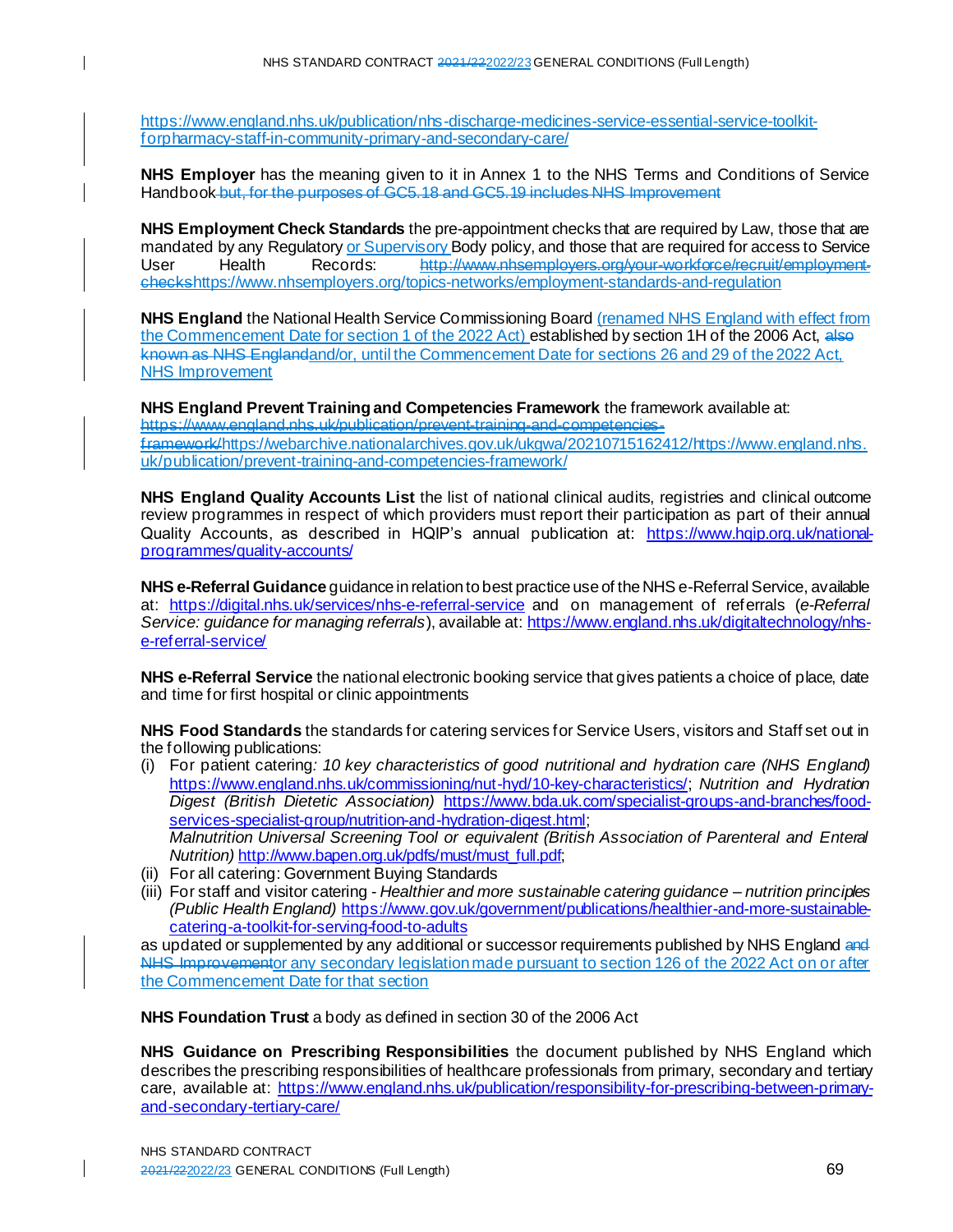https://www.england.nhs.uk/publication/nhs-discharge-medicines-service-essential-service-toolkit-forpharmacy-staff-in-community-primary-and-secondary-care/

**NHS Employer** has the meaning given to it in Annex 1 to the NHS Terms and Conditions of Service Handbook but, for the purposes of GC5.18 and GC5.19 includes NHS Improvement

**NHS Employment Check Standards** the pre-appointment checks that are required by Law, those that are mandated by any Regulatory or Supervisory Body policy, and those that are required for access to Service User Health Records: http://www.nhsemployers.org/your-workforce/recruit/employment-checkshttps://www.nhsemployers.org/topics-networks/employment-standards-and-regulation

**NHS England** the National Health Service Commissioning Board (renamed NHS England with effect from the Commencement Date for section 1 of the 2022 Act) established by section 1H of the 2006 Act, also known as NHS Englandand/or, until the Commencement Date for sections 26 and 29 of the 2022 Act, NHS Improvement

**NHS England Prevent Training and Competencies Framework** the framework available at: https://www.england.nhs.uk/publication/prevent-training-and-competencies-framework/https://webarchive.nationalarchives.gov.uk/ukgwa/20210715162412/https://www.england.nhs.uk/publication/prevent-training-and-competencies-framework/

**NHS England Quality Accounts List** the list of national clinical audits, registries and clinical outcome review programmes in respect of which providers must report their participation as part of their annual Quality Accounts, as described in HQIP's annual publication at: https://www.hqip.org.uk/national-programmes/quality-accounts/

**NHS e-Referral Guidance** guidance in relation to best practice use of the NHS e-Referral Service, available at: https://digital.nhs.uk/services/nhs-e-referral-service and on management of referrals (*e-Referral Service: guidance for managing referrals*), available at: https://www.england.nhs.uk/digitaltechnology/nhs-e-referral-service/

**NHS e-Referral Service** the national electronic booking service that gives patients a choice of place, date and time for first hospital or clinic appointments

**NHS Food Standards** the standards for catering services for Service Users, visitors and Staff set out in the following publications:

(i) For patient catering*: 10 key characteristics of good nutritional and hydration care (NHS England)* https://www.england.nhs.uk/commissioning/nut-hyd/10-key-characteristics/; *Nutrition and Hydration Digest (British Dietetic Association)* https://www.bda.uk.com/specialist-groups-and-branches/food-services-specialist-group/nutrition-and-hydration-digest.html; *Malnutrition Universal Screening Tool or equivalent (British Association of Parenteral and Enteral Nutrition)* http://www.bapen.org.uk/pdfs/must/must_full.pdf;
(ii) For all catering: Government Buying Standards
(iii) For staff and visitor catering - *Healthier and more sustainable catering guidance – nutrition principles (Public Health England)* https://www.gov.uk/government/publications/healthier-and-more-sustainable-catering-a-toolkit-for-serving-food-to-adults

as updated or supplemented by any additional or successor requirements published by NHS England and NHS Improvementor any secondary legislation made pursuant to section 126 of the 2022 Act on or after the Commencement Date for that section

**NHS Foundation Trust** a body as defined in section 30 of the 2006 Act

**NHS Guidance on Prescribing Responsibilities** the document published by NHS England which describes the prescribing responsibilities of healthcare professionals from primary, secondary and tertiary care, available at: https://www.england.nhs.uk/publication/responsibility-for-prescribing-between-primary-and-secondary-tertiary-care/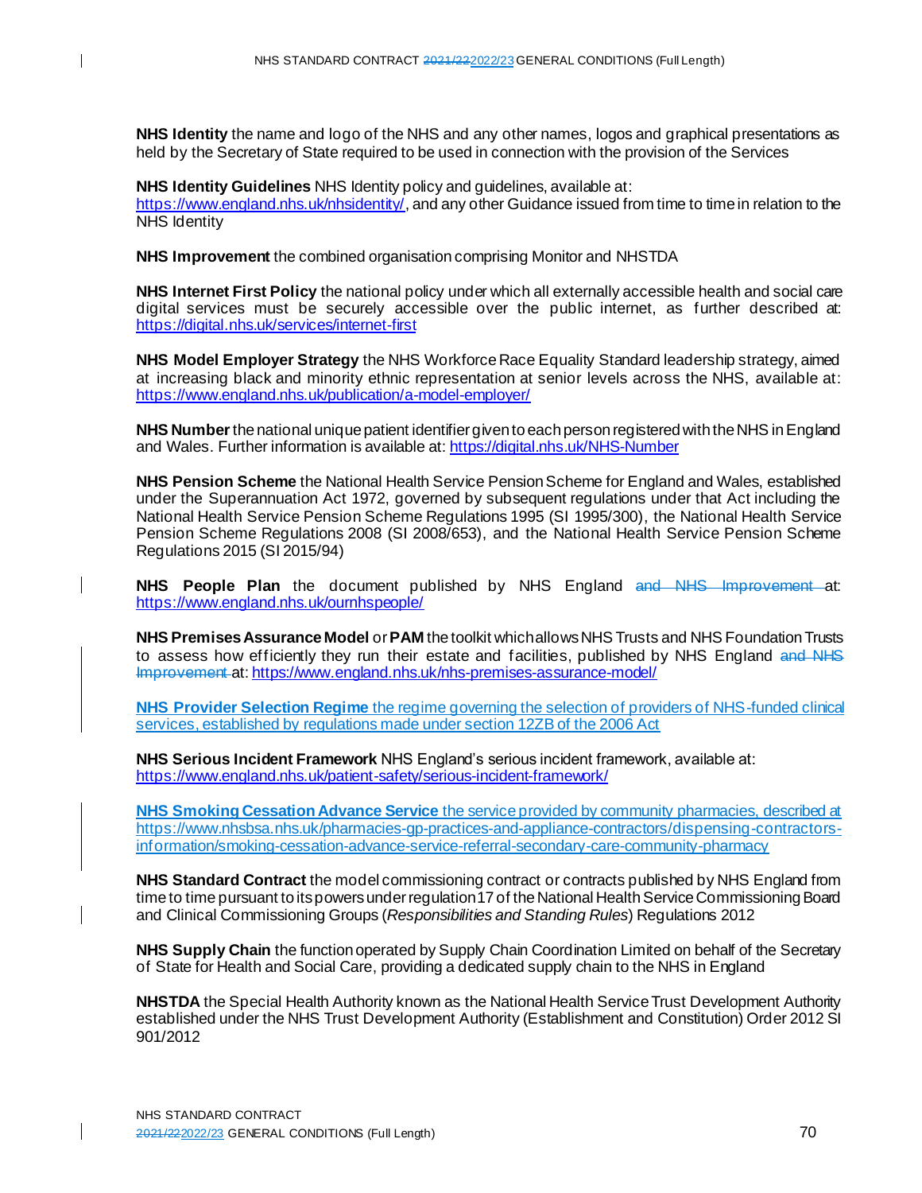**NHS Identity** the name and logo of the NHS and any other names, logos and graphical presentations as held by the Secretary of State required to be used in connection with the provision of the Services

**NHS Identity Guidelines** NHS Identity policy and guidelines, available at: https://www.england.nhs.uk/nhsidentity/, and any other Guidance issued from time to time in relation to the NHS Identity

**NHS Improvement** the combined organisation comprising Monitor and NHSTDA

**NHS Internet First Policy** the national policy under which all externally accessible health and social care digital services must be securely accessible over the public internet, as further described at: https://digital.nhs.uk/services/internet-first

**NHS Model Employer Strategy** the NHS Workforce Race Equality Standard leadership strategy, aimed at increasing black and minority ethnic representation at senior levels across the NHS, available at: https://www.england.nhs.uk/publication/a-model-employer/

**NHS Number** the national unique patient identifier given to each person registered with the NHS in England and Wales. Further information is available at: https://digital.nhs.uk/NHS-Number

**NHS Pension Scheme** the National Health Service Pension Scheme for England and Wales, established under the Superannuation Act 1972, governed by subsequent regulations under that Act including the National Health Service Pension Scheme Regulations 1995 (SI 1995/300), the National Health Service Pension Scheme Regulations 2008 (SI 2008/653), and the National Health Service Pension Scheme Regulations 2015 (SI 2015/94)

**NHS People Plan** the document published by NHS England ~~and NHS Improvement~~ at: https://www.england.nhs.uk/ournhspeople/

**NHS Premises Assurance Model** or **PAM** the toolkit which allows NHS Trusts and NHS Foundation Trusts to assess how efficiently they run their estate and facilities, published by NHS England ~~and NHS Improvement~~ at: https://www.england.nhs.uk/nhs-premises-assurance-model/

**NHS Provider Selection Regime** the regime governing the selection of providers of NHS-funded clinical services, established by regulations made under section 12ZB of the 2006 Act

**NHS Serious Incident Framework** NHS England's serious incident framework, available at: https://www.england.nhs.uk/patient-safety/serious-incident-framework/

**NHS Smoking Cessation Advance Service** the service provided by community pharmacies, described at https://www.nhsbsa.nhs.uk/pharmacies-gp-practices-and-appliance-contractors/dispensing-contractors-information/smoking-cessation-advance-service-referral-secondary-care-community-pharmacy

**NHS Standard Contract** the model commissioning contract or contracts published by NHS England from time to time pursuant to its powers under regulation 17 of the National Health Service Commissioning Board and Clinical Commissioning Groups (*Responsibilities and Standing Rules*) Regulations 2012

**NHS Supply Chain** the function operated by Supply Chain Coordination Limited on behalf of the Secretary of State for Health and Social Care, providing a dedicated supply chain to the NHS in England

**NHSTDA** the Special Health Authority known as the National Health Service Trust Development Authority established under the NHS Trust Development Authority (Establishment and Constitution) Order 2012 SI 901/2012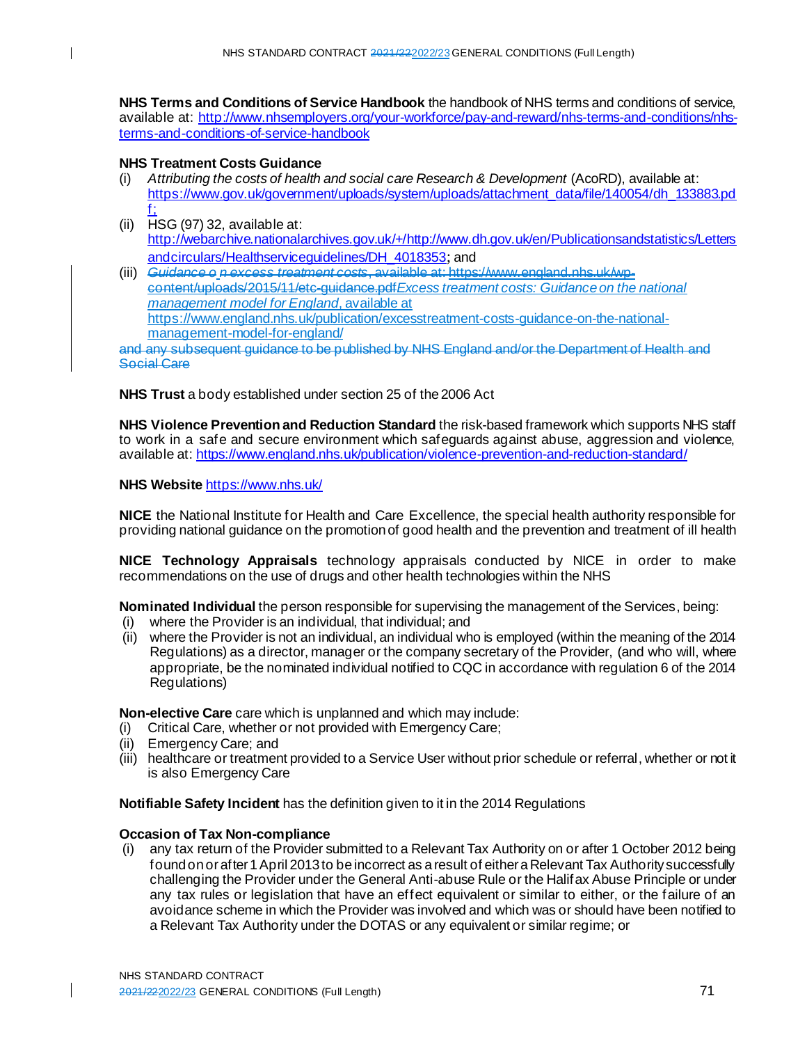**NHS Terms and Conditions of Service Handbook** the handbook of NHS terms and conditions of service, available at: http://www.nhsemployers.org/your-workforce/pay-and-reward/nhs-terms-and-conditions/nhs-terms-and-conditions-of-service-handbook

**NHS Treatment Costs Guidance**
(i) *Attributing the costs of health and social care Research & Development* (AcoRD), available at: https://www.gov.uk/government/uploads/system/uploads/attachment_data/file/140054/dh_133883.pdf;
(ii) HSG (97) 32, available at: http://webarchive.nationalarchives.gov.uk/+/http://www.dh.gov.uk/en/Publicationsandstatistics/Lettersandcirculars/Healthserviceguidelines/DH_4018353; and
(iii) ~~*Guidance on excess treatment costs*, available at: https://www.england.nhs.uk/wp-content/uploads/2015/11/etc-guidance.pdf~~*Excess treatment costs: Guidance on the national management model for England*, available at https://www.england.nhs.uk/publication/excesstreatment-costs-guidance-on-the-national-management-model-for-england/

~~and any subsequent guidance to be published by NHS England and/or the Department of Health and Social Care~~

**NHS Trust** a body established under section 25 of the 2006 Act

**NHS Violence Prevention and Reduction Standard** the risk-based framework which supports NHS staff to work in a safe and secure environment which safeguards against abuse, aggression and violence, available at: https://www.england.nhs.uk/publication/violence-prevention-and-reduction-standard/

**NHS Website** https://www.nhs.uk/

**NICE** the National Institute for Health and Care Excellence, the special health authority responsible for providing national guidance on the promotion of good health and the prevention and treatment of ill health

**NICE Technology Appraisals** technology appraisals conducted by NICE in order to make recommendations on the use of drugs and other health technologies within the NHS

**Nominated Individual** the person responsible for supervising the management of the Services, being:
(i) where the Provider is an individual, that individual; and
(ii) where the Provider is not an individual, an individual who is employed (within the meaning of the 2014 Regulations) as a director, manager or the company secretary of the Provider, (and who will, where appropriate, be the nominated individual notified to CQC in accordance with regulation 6 of the 2014 Regulations)

**Non-elective Care** care which is unplanned and which may include:
(i) Critical Care, whether or not provided with Emergency Care;
(ii) Emergency Care; and
(iii) healthcare or treatment provided to a Service User without prior schedule or referral, whether or not it is also Emergency Care

**Notifiable Safety Incident** has the definition given to it in the 2014 Regulations

**Occasion of Tax Non-compliance**
(i) any tax return of the Provider submitted to a Relevant Tax Authority on or after 1 October 2012 being found on or after 1 April 2013 to be incorrect as a result of either a Relevant Tax Authority successfully challenging the Provider under the General Anti-abuse Rule or the Halifax Abuse Principle or under any tax rules or legislation that have an effect equivalent or similar to either, or the failure of an avoidance scheme in which the Provider was involved and which was or should have been notified to a Relevant Tax Authority under the DOTAS or any equivalent or similar regime; or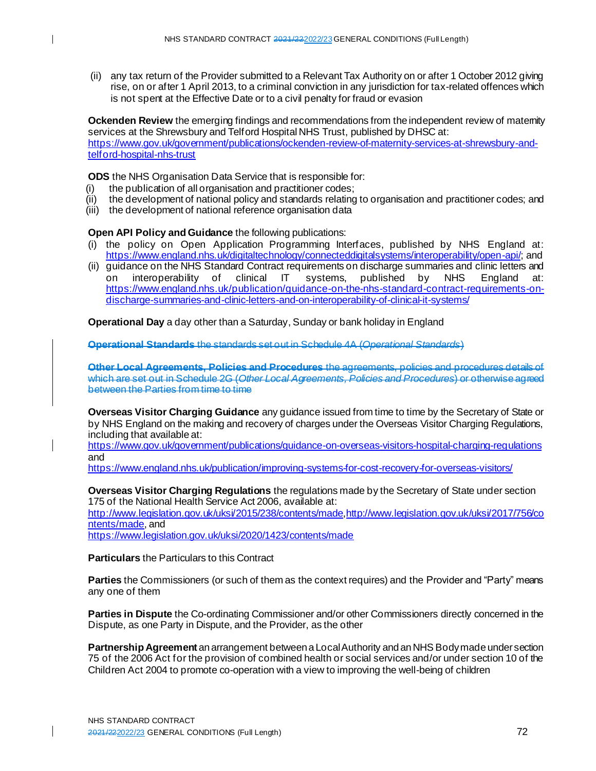(ii) any tax return of the Provider submitted to a Relevant Tax Authority on or after 1 October 2012 giving rise, on or after 1 April 2013, to a criminal conviction in any jurisdiction for tax-related offences which is not spent at the Effective Date or to a civil penalty for fraud or evasion

**Ockenden Review** the emerging findings and recommendations from the independent review of maternity services at the Shrewsbury and Telford Hospital NHS Trust, published by DHSC at: https://www.gov.uk/government/publications/ockenden-review-of-maternity-services-at-shrewsbury-and-telford-hospital-nhs-trust

**ODS** the NHS Organisation Data Service that is responsible for:
(i) the publication of all organisation and practitioner codes;
(ii) the development of national policy and standards relating to organisation and practitioner codes; and
(iii) the development of national reference organisation data

**Open API Policy and Guidance** the following publications:
(i) the policy on Open Application Programming Interfaces, published by NHS England at: https://www.england.nhs.uk/digitaltechnology/connecteddigitalsystems/interoperability/open-api/; and
(ii) guidance on the NHS Standard Contract requirements on discharge summaries and clinic letters and on interoperability of clinical IT systems, published by NHS England at: https://www.england.nhs.uk/publication/guidance-on-the-nhs-standard-contract-requirements-on-discharge-summaries-and-clinic-letters-and-on-interoperability-of-clinical-it-systems/

**Operational Day** a day other than a Saturday, Sunday or bank holiday in England

~~**Operational Standards** the standards set out in Schedule 4A (*Operational Standards*)~~

~~**Other Local Agreements, Policies and Procedures** the agreements, policies and procedures details of which are set out in Schedule 2G (*Other Local Agreements, Policies and Procedures*) or otherwise agreed between the Parties from time to time~~

**Overseas Visitor Charging Guidance** any guidance issued from time to time by the Secretary of State or by NHS England on the making and recovery of charges under the Overseas Visitor Charging Regulations, including that available at:
https://www.gov.uk/government/publications/guidance-on-overseas-visitors-hospital-charging-regulations and
https://www.england.nhs.uk/publication/improving-systems-for-cost-recovery-for-overseas-visitors/

**Overseas Visitor Charging Regulations** the regulations made by the Secretary of State under section 175 of the National Health Service Act 2006, available at:
http://www.legislation.gov.uk/uksi/2015/238/contents/made, http://www.legislation.gov.uk/uksi/2017/756/contents/made, and
https://www.legislation.gov.uk/uksi/2020/1423/contents/made

**Particulars** the Particulars to this Contract

**Parties** the Commissioners (or such of them as the context requires) and the Provider and "Party" means any one of them

**Parties in Dispute** the Co-ordinating Commissioner and/or other Commissioners directly concerned in the Dispute, as one Party in Dispute, and the Provider, as the other

**Partnership Agreement** an arrangement between a Local Authority and an NHS Body made under section 75 of the 2006 Act for the provision of combined health or social services and/or under section 10 of the Children Act 2004 to promote co-operation with a view to improving the well-being of children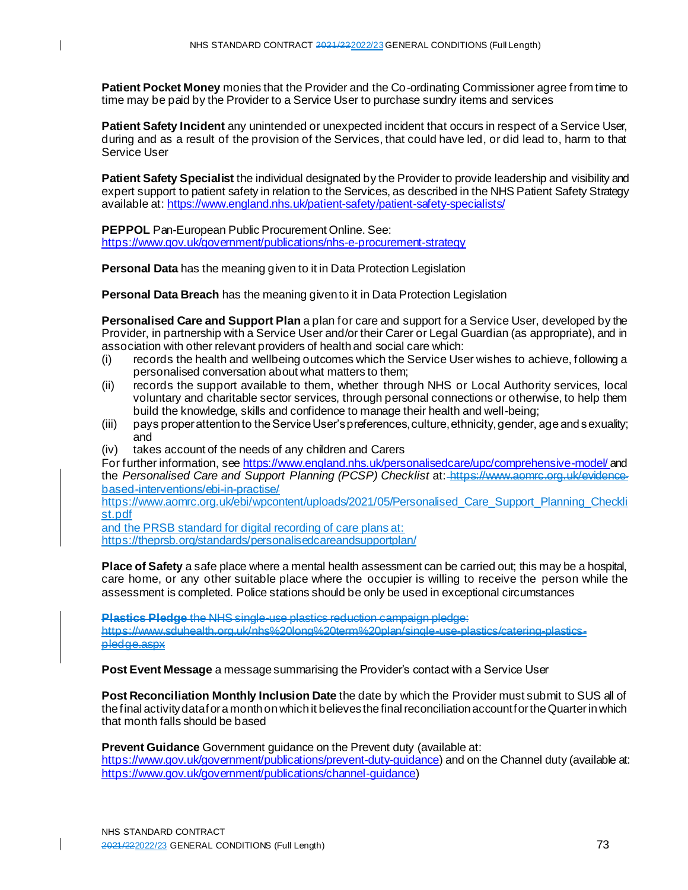**Patient Pocket Money** monies that the Provider and the Co-ordinating Commissioner agree from time to time may be paid by the Provider to a Service User to purchase sundry items and services

**Patient Safety Incident** any unintended or unexpected incident that occurs in respect of a Service User, during and as a result of the provision of the Services, that could have led, or did lead to, harm to that Service User

**Patient Safety Specialist** the individual designated by the Provider to provide leadership and visibility and expert support to patient safety in relation to the Services, as described in the NHS Patient Safety Strategy available at: https://www.england.nhs.uk/patient-safety/patient-safety-specialists/

**PEPPOL** Pan-European Public Procurement Online. See: https://www.gov.uk/government/publications/nhs-e-procurement-strategy

**Personal Data** has the meaning given to it in Data Protection Legislation

**Personal Data Breach** has the meaning given to it in Data Protection Legislation

**Personalised Care and Support Plan** a plan for care and support for a Service User, developed by the Provider, in partnership with a Service User and/or their Carer or Legal Guardian (as appropriate), and in association with other relevant providers of health and social care which:

(i) records the health and wellbeing outcomes which the Service User wishes to achieve, following a personalised conversation about what matters to them;
(ii) records the support available to them, whether through NHS or Local Authority services, local voluntary and charitable sector services, through personal connections or otherwise, to help them build the knowledge, skills and confidence to manage their health and well-being;
(iii) pays proper attention to the Service User's preferences, culture, ethnicity, gender, age and sexuality; and
(iv) takes account of the needs of any children and Carers

For further information, see https://www.england.nhs.uk/personalisedcare/upc/comprehensive-model/ and the *Personalised Care and Support Planning (PCSP) Checklist* at: ~~https://www.aomrc.org.uk/evidence-based-interventions/ebi-in-practise/~~ https://www.aomrc.org.uk/ebi/wpcontent/uploads/2021/05/Personalised_Care_Support_Planning_Checklist.pdf and the PRSB standard for digital recording of care plans at: https://theprsb.org/standards/personalisedcareandsupportplan/

**Place of Safety** a safe place where a mental health assessment can be carried out; this may be a hospital, care home, or any other suitable place where the occupier is willing to receive the person while the assessment is completed. Police stations should be only be used in exceptional circumstances

~~**Plastics Pledge** the NHS single-use plastics reduction campaign pledge: https://www.sduhealth.org.uk/nhs%20long%20term%20plan/single-use-plastics/catering-plastics-pledge.aspx~~

**Post Event Message** a message summarising the Provider's contact with a Service User

**Post Reconciliation Monthly Inclusion Date** the date by which the Provider must submit to SUS all of the final activity data for a month on which it believes the final reconciliation account for the Quarter in which that month falls should be based

**Prevent Guidance** Government guidance on the Prevent duty (available at: https://www.gov.uk/government/publications/prevent-duty-guidance) and on the Channel duty (available at: https://www.gov.uk/government/publications/channel-guidance)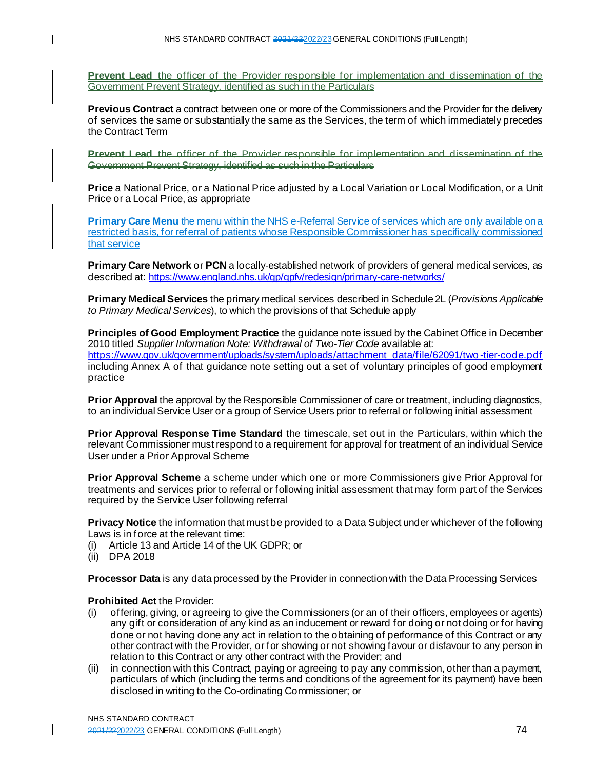**Prevent Lead** the officer of the Provider responsible for implementation and dissemination of the Government Prevent Strategy, identified as such in the Particulars

**Previous Contract** a contract between one or more of the Commissioners and the Provider for the delivery of services the same or substantially the same as the Services, the term of which immediately precedes the Contract Term

~~**Prevent Lead** the officer of the Provider responsible for implementation and dissemination of the Government Prevent Strategy, identified as such in the Particulars~~

**Price** a National Price, or a National Price adjusted by a Local Variation or Local Modification, or a Unit Price or a Local Price, as appropriate

**Primary Care Menu** the menu within the NHS e-Referral Service of services which are only available on a restricted basis, for referral of patients whose Responsible Commissioner has specifically commissioned that service

**Primary Care Network** or **PCN** a locally-established network of providers of general medical services, as described at: https://www.england.nhs.uk/gp/gpfv/redesign/primary-care-networks/

**Primary Medical Services** the primary medical services described in Schedule 2L (*Provisions Applicable to Primary Medical Services*), to which the provisions of that Schedule apply

**Principles of Good Employment Practice** the guidance note issued by the Cabinet Office in December 2010 titled *Supplier Information Note: Withdrawal of Two-Tier Code* available at: https://www.gov.uk/government/uploads/system/uploads/attachment_data/file/62091/two-tier-code.pdf including Annex A of that guidance note setting out a set of voluntary principles of good employment practice

**Prior Approval** the approval by the Responsible Commissioner of care or treatment, including diagnostics, to an individual Service User or a group of Service Users prior to referral or following initial assessment

**Prior Approval Response Time Standard** the timescale, set out in the Particulars, within which the relevant Commissioner must respond to a requirement for approval for treatment of an individual Service User under a Prior Approval Scheme

**Prior Approval Scheme** a scheme under which one or more Commissioners give Prior Approval for treatments and services prior to referral or following initial assessment that may form part of the Services required by the Service User following referral

**Privacy Notice** the information that must be provided to a Data Subject under whichever of the following Laws is in force at the relevant time:

(i) Article 13 and Article 14 of the UK GDPR; or
(ii) DPA 2018

**Processor Data** is any data processed by the Provider in connection with the Data Processing Services

**Prohibited Act** the Provider:

(i) offering, giving, or agreeing to give the Commissioners (or an of their officers, employees or agents) any gift or consideration of any kind as an inducement or reward for doing or not doing or for having done or not having done any act in relation to the obtaining of performance of this Contract or any other contract with the Provider, or for showing or not showing favour or disfavour to any person in relation to this Contract or any other contract with the Provider; and
(ii) in connection with this Contract, paying or agreeing to pay any commission, other than a payment, particulars of which (including the terms and conditions of the agreement for its payment) have been disclosed in writing to the Co-ordinating Commissioner; or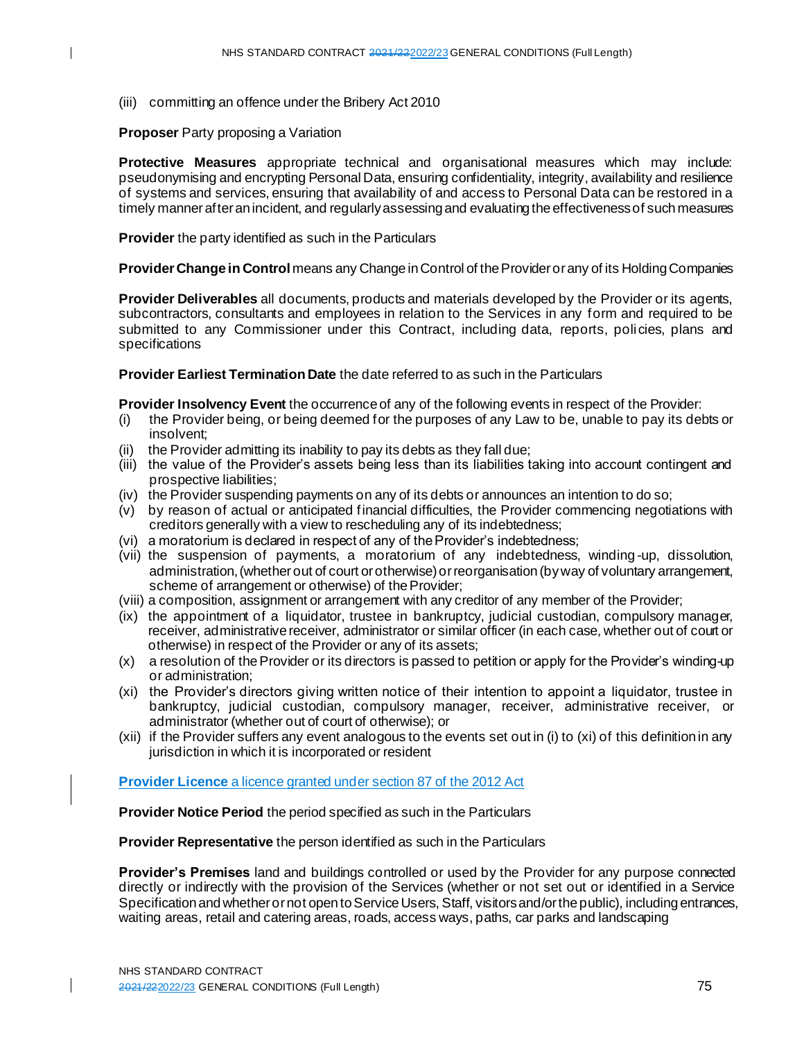(iii) committing an offence under the Bribery Act 2010

**Proposer** Party proposing a Variation

**Protective Measures** appropriate technical and organisational measures which may include: pseudonymising and encrypting Personal Data, ensuring confidentiality, integrity, availability and resilience of systems and services, ensuring that availability of and access to Personal Data can be restored in a timely manner after an incident, and regularly assessing and evaluating the effectiveness of such measures

**Provider** the party identified as such in the Particulars

**Provider Change in Control** means any Change in Control of the Provider or any of its Holding Companies

**Provider Deliverables** all documents, products and materials developed by the Provider or its agents, subcontractors, consultants and employees in relation to the Services in any form and required to be submitted to any Commissioner under this Contract, including data, reports, policies, plans and specifications

**Provider Earliest Termination Date** the date referred to as such in the Particulars

**Provider Insolvency Event** the occurrence of any of the following events in respect of the Provider:

- (i) the Provider being, or being deemed for the purposes of any Law to be, unable to pay its debts or insolvent;
- (ii) the Provider admitting its inability to pay its debts as they fall due;
- (iii) the value of the Provider's assets being less than its liabilities taking into account contingent and prospective liabilities;
- (iv) the Provider suspending payments on any of its debts or announces an intention to do so;
- (v) by reason of actual or anticipated financial difficulties, the Provider commencing negotiations with creditors generally with a view to rescheduling any of its indebtedness;
- (vi) a moratorium is declared in respect of any of the Provider's indebtedness;
- (vii) the suspension of payments, a moratorium of any indebtedness, winding-up, dissolution, administration, (whether out of court or otherwise) or reorganisation (by way of voluntary arrangement, scheme of arrangement or otherwise) of the Provider;
- (viii) a composition, assignment or arrangement with any creditor of any member of the Provider;
- (ix) the appointment of a liquidator, trustee in bankruptcy, judicial custodian, compulsory manager, receiver, administrative receiver, administrator or similar officer (in each case, whether out of court or otherwise) in respect of the Provider or any of its assets;
- (x) a resolution of the Provider or its directors is passed to petition or apply for the Provider's winding-up or administration;
- (xi) the Provider's directors giving written notice of their intention to appoint a liquidator, trustee in bankruptcy, judicial custodian, compulsory manager, receiver, administrative receiver, or administrator (whether out of court of otherwise); or
- (xii) if the Provider suffers any event analogous to the events set out in (i) to (xi) of this definition in any jurisdiction in which it is incorporated or resident

**Provider Licence** a licence granted under section 87 of the 2012 Act

**Provider Notice Period** the period specified as such in the Particulars

**Provider Representative** the person identified as such in the Particulars

**Provider's Premises** land and buildings controlled or used by the Provider for any purpose connected directly or indirectly with the provision of the Services (whether or not set out or identified in a Service Specification and whether or not open to Service Users, Staff, visitors and/or the public), including entrances, waiting areas, retail and catering areas, roads, access ways, paths, car parks and landscaping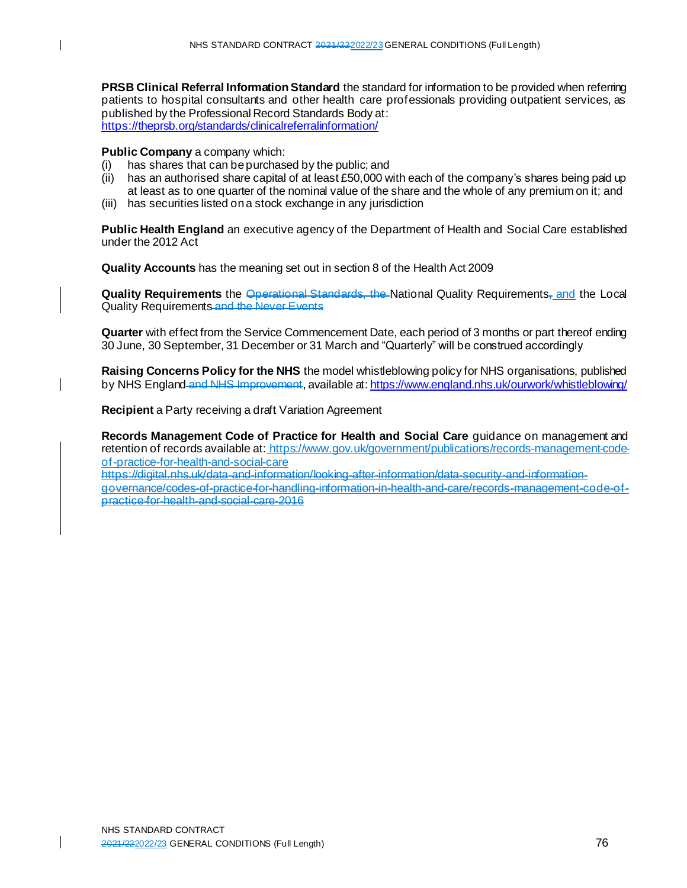**PRSB Clinical Referral Information Standard** the standard for information to be provided when referring patients to hospital consultants and other health care professionals providing outpatient services, as published by the Professional Record Standards Body at: https://theprsb.org/standards/clinicalreferralinformation/

**Public Company** a company which:

(i) has shares that can be purchased by the public; and
(ii) has an authorised share capital of at least £50,000 with each of the company's shares being paid up at least as to one quarter of the nominal value of the share and the whole of any premium on it; and
(iii) has securities listed on a stock exchange in any jurisdiction

**Public Health England** an executive agency of the Department of Health and Social Care established under the 2012 Act

**Quality Accounts** has the meaning set out in section 8 of the Health Act 2009

**Quality Requirements** the ~~Operational Standards, the~~ National Quality Requirements~~,~~ and the Local Quality Requirements ~~and the Never Events~~

**Quarter** with effect from the Service Commencement Date, each period of 3 months or part thereof ending 30 June, 30 September, 31 December or 31 March and "Quarterly" will be construed accordingly

**Raising Concerns Policy for the NHS** the model whistleblowing policy for NHS organisations, published by NHS England ~~and NHS Improvement~~, available at: https://www.england.nhs.uk/ourwork/whistleblowing/

**Recipient** a Party receiving a draft Variation Agreement

**Records Management Code of Practice for Health and Social Care** guidance on management and retention of records available at: https://www.gov.uk/government/publications/records-management-code-of-practice-for-health-and-social-care ~~https://digital.nhs.uk/data-and-information/looking-after-information/data-security-and-information-governance/codes-of-practice-for-handling-information-in-health-and-care/records-management-code-of-practice-for-health-and-social-care-2016~~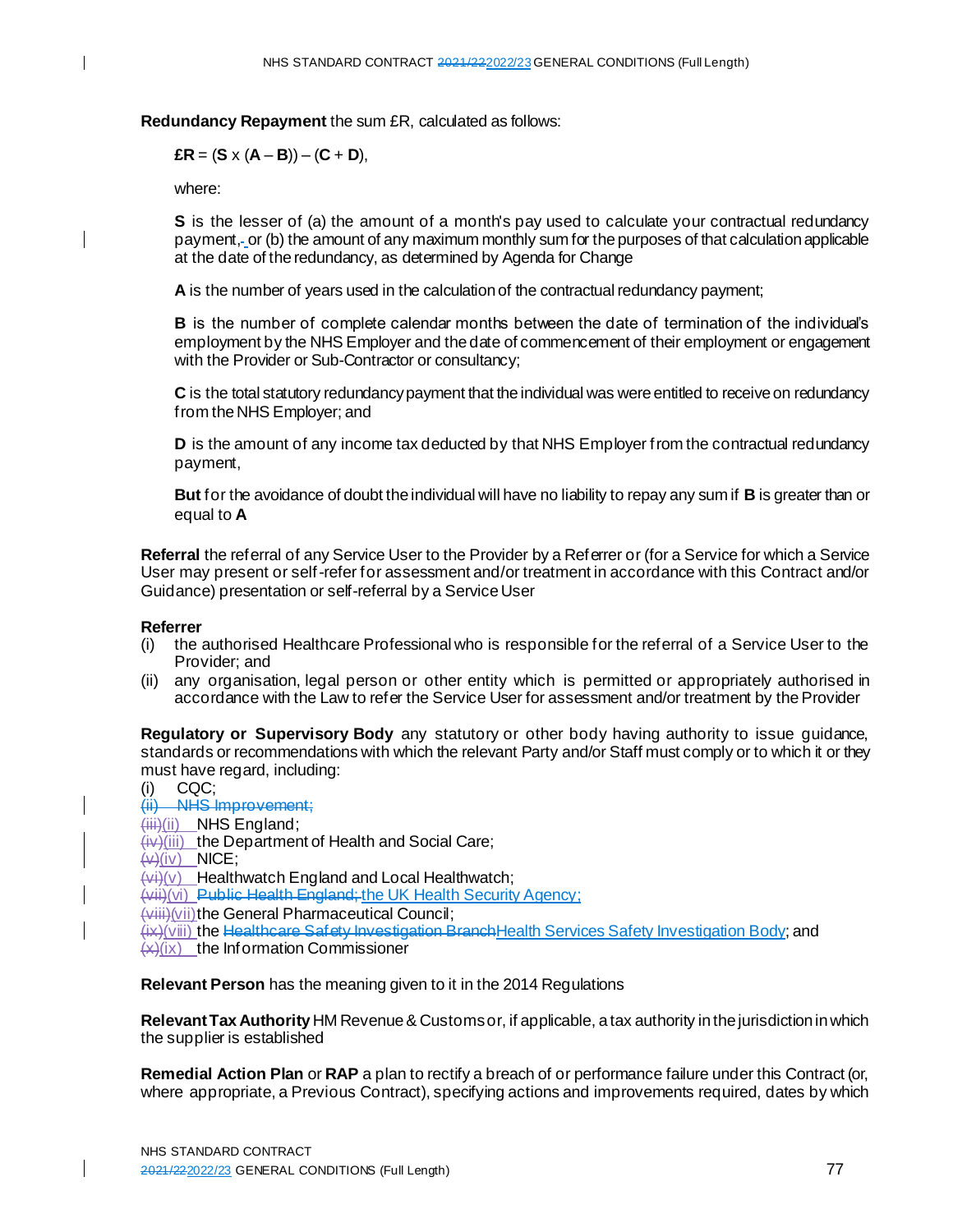**Redundancy Repayment** the sum £R, calculated as follows:

$$£R = (S \times (A - B)) - (C + D),$$

where:

**S** is the lesser of (a) the amount of a month's pay used to calculate your contractual redundancy payment,~~-~~ or (b) the amount of any maximum monthly sum for the purposes of that calculation applicable at the date of the redundancy, as determined by Agenda for Change

**A** is the number of years used in the calculation of the contractual redundancy payment;

**B** is the number of complete calendar months between the date of termination of the individual's employment by the NHS Employer and the date of commencement of their employment or engagement with the Provider or Sub-Contractor or consultancy;

**C** is the total statutory redundancy payment that the individual was were entitled to receive on redundancy from the NHS Employer; and

**D** is the amount of any income tax deducted by that NHS Employer from the contractual redundancy payment,

**But** for the avoidance of doubt the individual will have no liability to repay any sum if **B** is greater than or equal to **A**

**Referral** the referral of any Service User to the Provider by a Referrer or (for a Service for which a Service User may present or self-refer for assessment and/or treatment in accordance with this Contract and/or Guidance) presentation or self-referral by a Service User

**Referrer**

(i) the authorised Healthcare Professional who is responsible for the referral of a Service User to the Provider; and

(ii) any organisation, legal person or other entity which is permitted or appropriately authorised in accordance with the Law to refer the Service User for assessment and/or treatment by the Provider

**Regulatory or Supervisory Body** any statutory or other body having authority to issue guidance, standards or recommendations with which the relevant Party and/or Staff must comply or to which it or they must have regard, including:

(i) CQC;
~~(ii) NHS Improvement;~~
~~(iii)~~(ii) NHS England;
~~(iv)~~(iii) the Department of Health and Social Care;
~~(v)~~(iv) NICE;
~~(vi)~~(v) Healthwatch England and Local Healthwatch;
~~(vii)~~(vi) ~~Public Health England;~~ the UK Health Security Agency;
~~(viii)~~(vii) the General Pharmaceutical Council;
~~(ix)~~(viii) the ~~Healthcare Safety Investigation Branch~~Health Services Safety Investigation Body; and
~~(x)~~(ix) the Information Commissioner

**Relevant Person** has the meaning given to it in the 2014 Regulations

**Relevant Tax Authority** HM Revenue & Customs or, if applicable, a tax authority in the jurisdiction in which the supplier is established

**Remedial Action Plan** or **RAP** a plan to rectify a breach of or performance failure under this Contract (or, where appropriate, a Previous Contract), specifying actions and improvements required, dates by which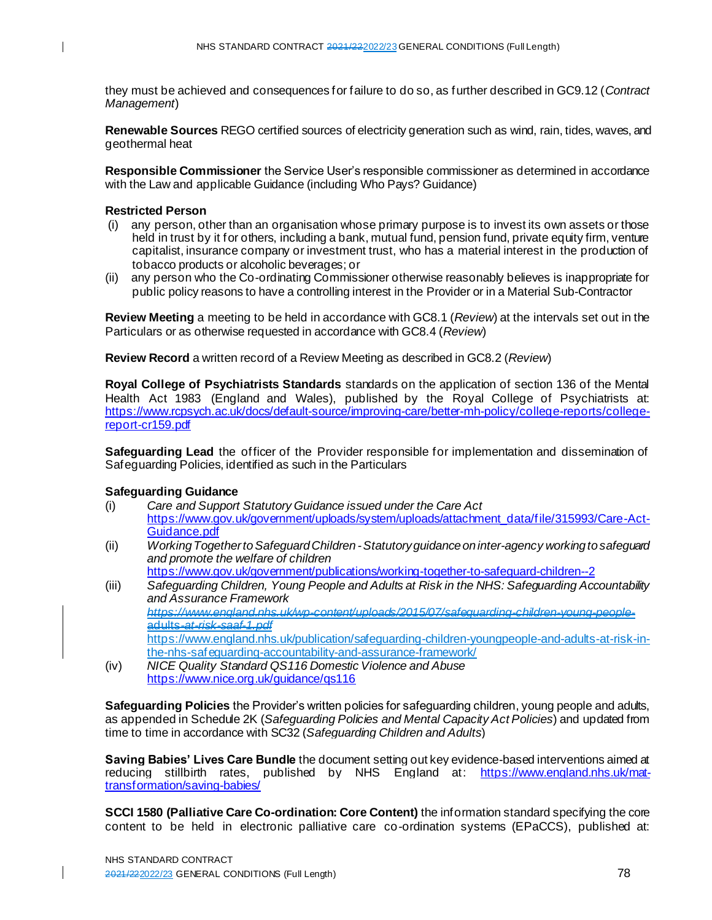they must be achieved and consequences for failure to do so, as further described in GC9.12 (*Contract Management*)

**Renewable Sources** REGO certified sources of electricity generation such as wind, rain, tides, waves, and geothermal heat

**Responsible Commissioner** the Service User's responsible commissioner as determined in accordance with the Law and applicable Guidance (including Who Pays? Guidance)

**Restricted Person**

(i) any person, other than an organisation whose primary purpose is to invest its own assets or those held in trust by it for others, including a bank, mutual fund, pension fund, private equity firm, venture capitalist, insurance company or investment trust, who has a material interest in the production of tobacco products or alcoholic beverages; or

(ii) any person who the Co-ordinating Commissioner otherwise reasonably believes is inappropriate for public policy reasons to have a controlling interest in the Provider or in a Material Sub-Contractor

**Review Meeting** a meeting to be held in accordance with GC8.1 (*Review*) at the intervals set out in the Particulars or as otherwise requested in accordance with GC8.4 (*Review*)

**Review Record** a written record of a Review Meeting as described in GC8.2 (*Review*)

**Royal College of Psychiatrists Standards** standards on the application of section 136 of the Mental Health Act 1983 (England and Wales), published by the Royal College of Psychiatrists at: https://www.rcpsych.ac.uk/docs/default-source/improving-care/better-mh-policy/college-reports/college-report-cr159.pdf

**Safeguarding Lead** the officer of the Provider responsible for implementation and dissemination of Safeguarding Policies, identified as such in the Particulars

**Safeguarding Guidance**

(i) *Care and Support Statutory Guidance issued under the Care Act* https://www.gov.uk/government/uploads/system/uploads/attachment_data/file/315993/Care-Act-Guidance.pdf

(ii) *Working Together to Safeguard Children - Statutory guidance on inter-agency working to safeguard and promote the welfare of children* https://www.gov.uk/government/publications/working-together-to-safeguard-children--2

(iii) *Safeguarding Children, Young People and Adults at Risk in the NHS: Safeguarding Accountability and Assurance Framework* ~~https://www.england.nhs.uk/wp-content/uploads/2015/07/safeguarding-children-young-people-adults-at-risk-saaf-1.pdf~~ https://www.england.nhs.uk/publication/safeguarding-children-youngpeople-and-adults-at-risk-in-the-nhs-safeguarding-accountability-and-assurance-framework/

(iv) *NICE Quality Standard QS116 Domestic Violence and Abuse* https://www.nice.org.uk/guidance/qs116

**Safeguarding Policies** the Provider's written policies for safeguarding children, young people and adults, as appended in Schedule 2K (*Safeguarding Policies and Mental Capacity Act Policies*) and updated from time to time in accordance with SC32 (*Safeguarding Children and Adults*)

**Saving Babies' Lives Care Bundle** the document setting out key evidence-based interventions aimed at reducing stillbirth rates, published by NHS England at: https://www.england.nhs.uk/mat-transformation/saving-babies/

**SCCI 1580 (Palliative Care Co-ordination: Core Content)** the information standard specifying the core content to be held in electronic palliative care co-ordination systems (EPaCCS), published at: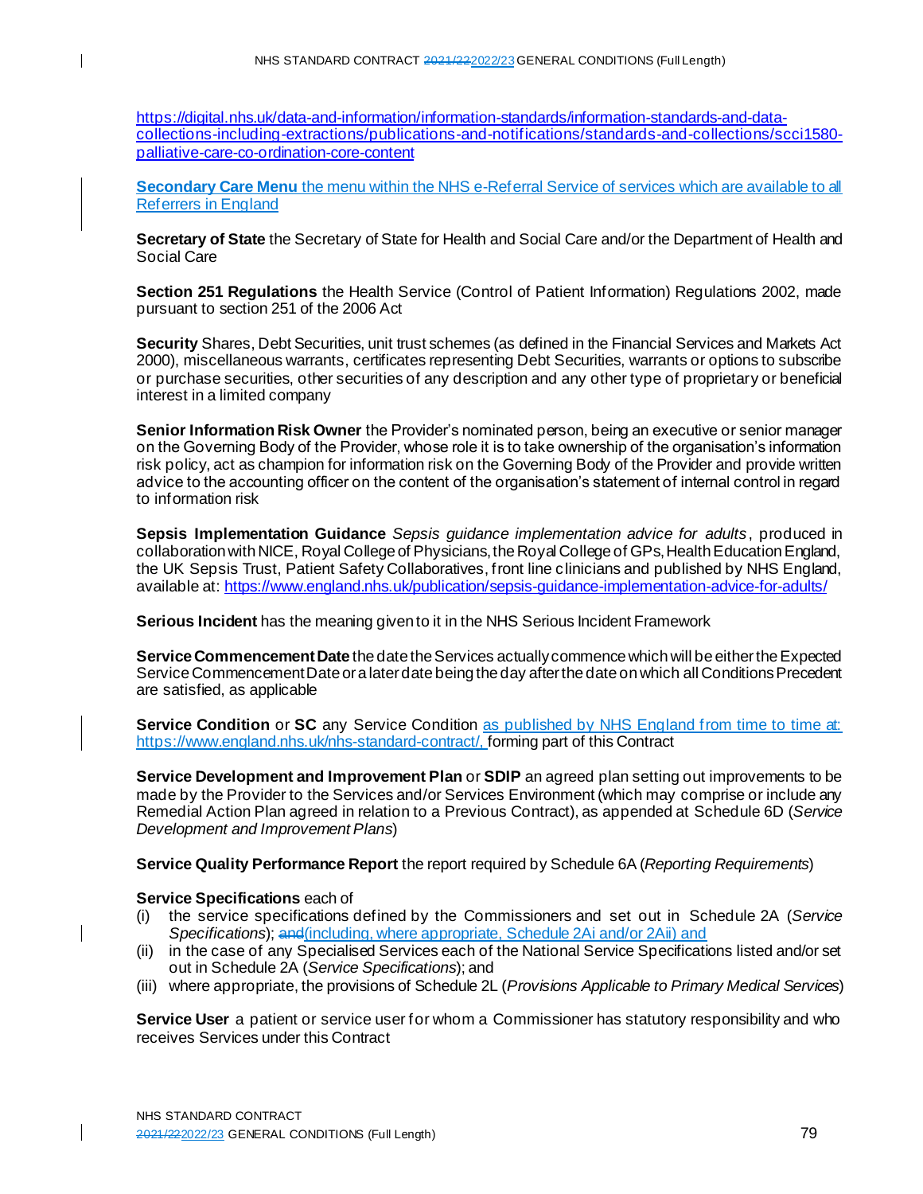https://digital.nhs.uk/data-and-information/information-standards/information-standards-and-data-collections-including-extractions/publications-and-notifications/standards-and-collections/scci1580-palliative-care-co-ordination-core-content

**Secondary Care Menu** the menu within the NHS e-Referral Service of services which are available to all Referrers in England

**Secretary of State** the Secretary of State for Health and Social Care and/or the Department of Health and Social Care

**Section 251 Regulations** the Health Service (Control of Patient Information) Regulations 2002, made pursuant to section 251 of the 2006 Act

**Security** Shares, Debt Securities, unit trust schemes (as defined in the Financial Services and Markets Act 2000), miscellaneous warrants, certificates representing Debt Securities, warrants or options to subscribe or purchase securities, other securities of any description and any other type of proprietary or beneficial interest in a limited company

**Senior Information Risk Owner** the Provider's nominated person, being an executive or senior manager on the Governing Body of the Provider, whose role it is to take ownership of the organisation's information risk policy, act as champion for information risk on the Governing Body of the Provider and provide written advice to the accounting officer on the content of the organisation's statement of internal control in regard to information risk

**Sepsis Implementation Guidance** *Sepsis guidance implementation advice for adults*, produced in collaboration with NICE, Royal College of Physicians, the Royal College of GPs, Health Education England, the UK Sepsis Trust, Patient Safety Collaboratives, front line clinicians and published by NHS England, available at: https://www.england.nhs.uk/publication/sepsis-guidance-implementation-advice-for-adults/

**Serious Incident** has the meaning given to it in the NHS Serious Incident Framework

**Service Commencement Date** the date the Services actually commence which will be either the Expected Service Commencement Date or a later date being the day after the date on which all Conditions Precedent are satisfied, as applicable

**Service Condition** or **SC** any Service Condition as published by NHS England from time to time at: https://www.england.nhs.uk/nhs-standard-contract/, forming part of this Contract

**Service Development and Improvement Plan** or **SDIP** an agreed plan setting out improvements to be made by the Provider to the Services and/or Services Environment (which may comprise or include any Remedial Action Plan agreed in relation to a Previous Contract), as appended at Schedule 6D (*Service Development and Improvement Plans*)

**Service Quality Performance Report** the report required by Schedule 6A (*Reporting Requirements*)

**Service Specifications** each of

(i) the service specifications defined by the Commissioners and set out in Schedule 2A (*Service Specifications*); ~~and~~(including, where appropriate, Schedule 2Ai and/or 2Aii) and
(ii) in the case of any Specialised Services each of the National Service Specifications listed and/or set out in Schedule 2A (*Service Specifications*); and
(iii) where appropriate, the provisions of Schedule 2L (*Provisions Applicable to Primary Medical Services*)

**Service User** a patient or service user for whom a Commissioner has statutory responsibility and who receives Services under this Contract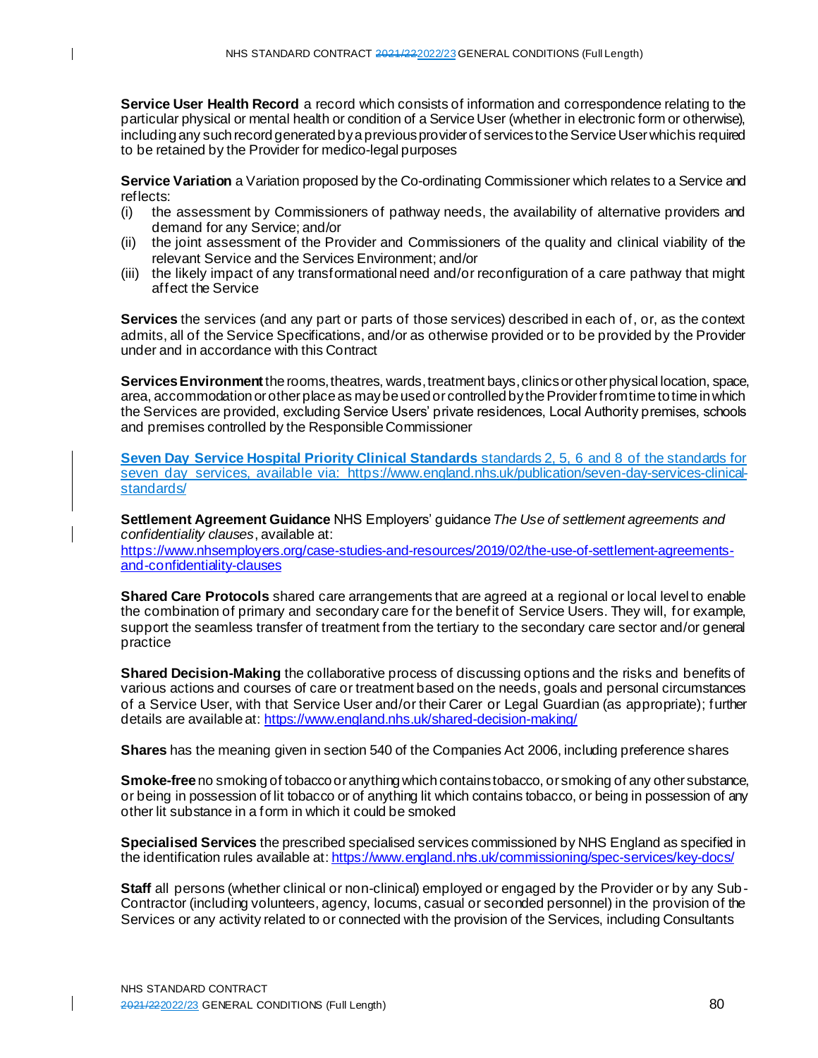**Service User Health Record** a record which consists of information and correspondence relating to the particular physical or mental health or condition of a Service User (whether in electronic form or otherwise), including any such record generated by a previous provider of services to the Service User which is required to be retained by the Provider for medico-legal purposes

**Service Variation** a Variation proposed by the Co-ordinating Commissioner which relates to a Service and reflects:

- (i) the assessment by Commissioners of pathway needs, the availability of alternative providers and demand for any Service; and/or
- (ii) the joint assessment of the Provider and Commissioners of the quality and clinical viability of the relevant Service and the Services Environment; and/or
- (iii) the likely impact of any transformational need and/or reconfiguration of a care pathway that might affect the Service

**Services** the services (and any part or parts of those services) described in each of, or, as the context admits, all of the Service Specifications, and/or as otherwise provided or to be provided by the Provider under and in accordance with this Contract

**Services Environment** the rooms, theatres, wards, treatment bays, clinics or other physical location, space, area, accommodation or other place as may be used or controlled by the Provider from time to time in which the Services are provided, excluding Service Users' private residences, Local Authority premises, schools and premises controlled by the Responsible Commissioner

**Seven Day Service Hospital Priority Clinical Standards** standards 2, 5, 6 and 8 of the standards for seven day services, available via: https://www.england.nhs.uk/publication/seven-day-services-clinical-standards/

**Settlement Agreement Guidance** NHS Employers' guidance *The Use of settlement agreements and confidentiality clauses*, available at: https://www.nhsemployers.org/case-studies-and-resources/2019/02/the-use-of-settlement-agreements-and-confidentiality-clauses

**Shared Care Protocols** shared care arrangements that are agreed at a regional or local level to enable the combination of primary and secondary care for the benefit of Service Users. They will, for example, support the seamless transfer of treatment from the tertiary to the secondary care sector and/or general practice

**Shared Decision-Making** the collaborative process of discussing options and the risks and benefits of various actions and courses of care or treatment based on the needs, goals and personal circumstances of a Service User, with that Service User and/or their Carer or Legal Guardian (as appropriate); further details are available at: https://www.england.nhs.uk/shared-decision-making/

**Shares** has the meaning given in section 540 of the Companies Act 2006, including preference shares

**Smoke-free** no smoking of tobacco or anything which contains tobacco, or smoking of any other substance, or being in possession of lit tobacco or of anything lit which contains tobacco, or being in possession of any other lit substance in a form in which it could be smoked

**Specialised Services** the prescribed specialised services commissioned by NHS England as specified in the identification rules available at: https://www.england.nhs.uk/commissioning/spec-services/key-docs/

**Staff** all persons (whether clinical or non-clinical) employed or engaged by the Provider or by any Sub-Contractor (including volunteers, agency, locums, casual or seconded personnel) in the provision of the Services or any activity related to or connected with the provision of the Services, including Consultants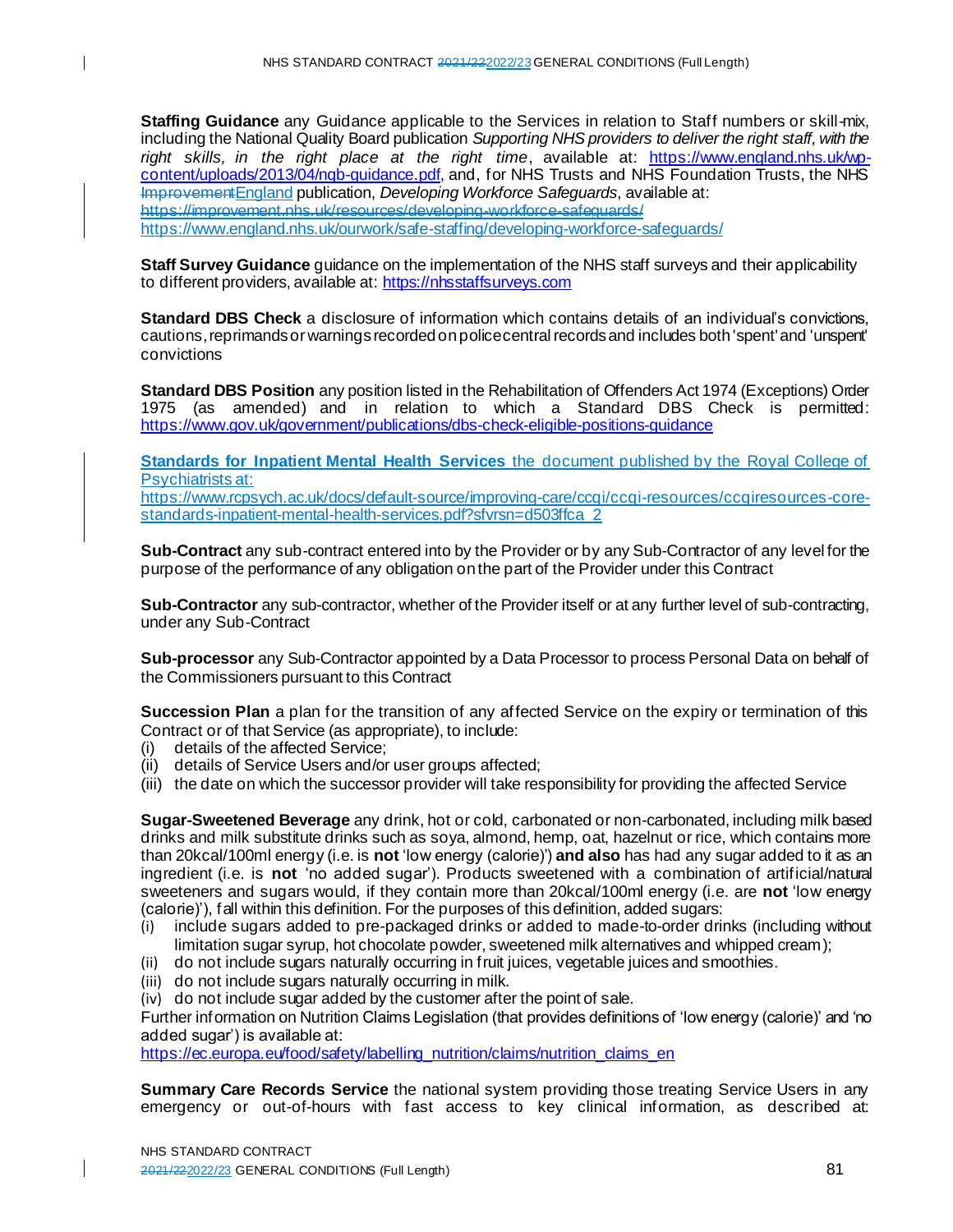**Staffing Guidance** any Guidance applicable to the Services in relation to Staff numbers or skill-mix, including the National Quality Board publication *Supporting NHS providers to deliver the right staff, with the right skills, in the right place at the right time*, available at: https://www.england.nhs.uk/wp-content/uploads/2013/04/nqb-guidance.pdf, and, for NHS Trusts and NHS Foundation Trusts, the NHS ~~Improvement~~England publication, *Developing Workforce Safeguards*, available at: ~~https://improvement.nhs.uk/resources/developing-workforce-safeguards/~~ https://www.england.nhs.uk/ourwork/safe-staffing/developing-workforce-safeguards/

**Staff Survey Guidance** guidance on the implementation of the NHS staff surveys and their applicability to different providers, available at: https://nhsstaffsurveys.com

**Standard DBS Check** a disclosure of information which contains details of an individual's convictions, cautions, reprimands or warnings recorded on police central records and includes both 'spent' and 'unspent' convictions

**Standard DBS Position** any position listed in the Rehabilitation of Offenders Act 1974 (Exceptions) Order 1975 (as amended) and in relation to which a Standard DBS Check is permitted: https://www.gov.uk/government/publications/dbs-check-eligible-positions-guidance

**Standards for Inpatient Mental Health Services** the document published by the Royal College of Psychiatrists at: https://www.rcpsych.ac.uk/docs/default-source/improving-care/ccqi/ccqi-resources/ccqiresources-core-standards-inpatient-mental-health-services.pdf?sfvrsn=d503ffca_2

**Sub-Contract** any sub-contract entered into by the Provider or by any Sub-Contractor of any level for the purpose of the performance of any obligation on the part of the Provider under this Contract

**Sub-Contractor** any sub-contractor, whether of the Provider itself or at any further level of sub-contracting, under any Sub-Contract

**Sub-processor** any Sub-Contractor appointed by a Data Processor to process Personal Data on behalf of the Commissioners pursuant to this Contract

**Succession Plan** a plan for the transition of any affected Service on the expiry or termination of this Contract or of that Service (as appropriate), to include:

(i) details of the affected Service;
(ii) details of Service Users and/or user groups affected;
(iii) the date on which the successor provider will take responsibility for providing the affected Service

**Sugar-Sweetened Beverage** any drink, hot or cold, carbonated or non-carbonated, including milk based drinks and milk substitute drinks such as soya, almond, hemp, oat, hazelnut or rice, which contains more than 20kcal/100ml energy (i.e. is **not** 'low energy (calorie)') **and also** has had any sugar added to it as an ingredient (i.e. is **not** 'no added sugar'). Products sweetened with a combination of artificial/natural sweeteners and sugars would, if they contain more than 20kcal/100ml energy (i.e. are **not** 'low energy (calorie)'), fall within this definition. For the purposes of this definition, added sugars:

(i) include sugars added to pre-packaged drinks or added to made-to-order drinks (including without limitation sugar syrup, hot chocolate powder, sweetened milk alternatives and whipped cream);
(ii) do not include sugars naturally occurring in fruit juices, vegetable juices and smoothies.
(iii) do not include sugars naturally occurring in milk.
(iv) do not include sugar added by the customer after the point of sale.

Further information on Nutrition Claims Legislation (that provides definitions of 'low energy (calorie)' and 'no added sugar') is available at: https://ec.europa.eu/food/safety/labelling_nutrition/claims/nutrition_claims_en

**Summary Care Records Service** the national system providing those treating Service Users in any emergency or out-of-hours with fast access to key clinical information, as described at: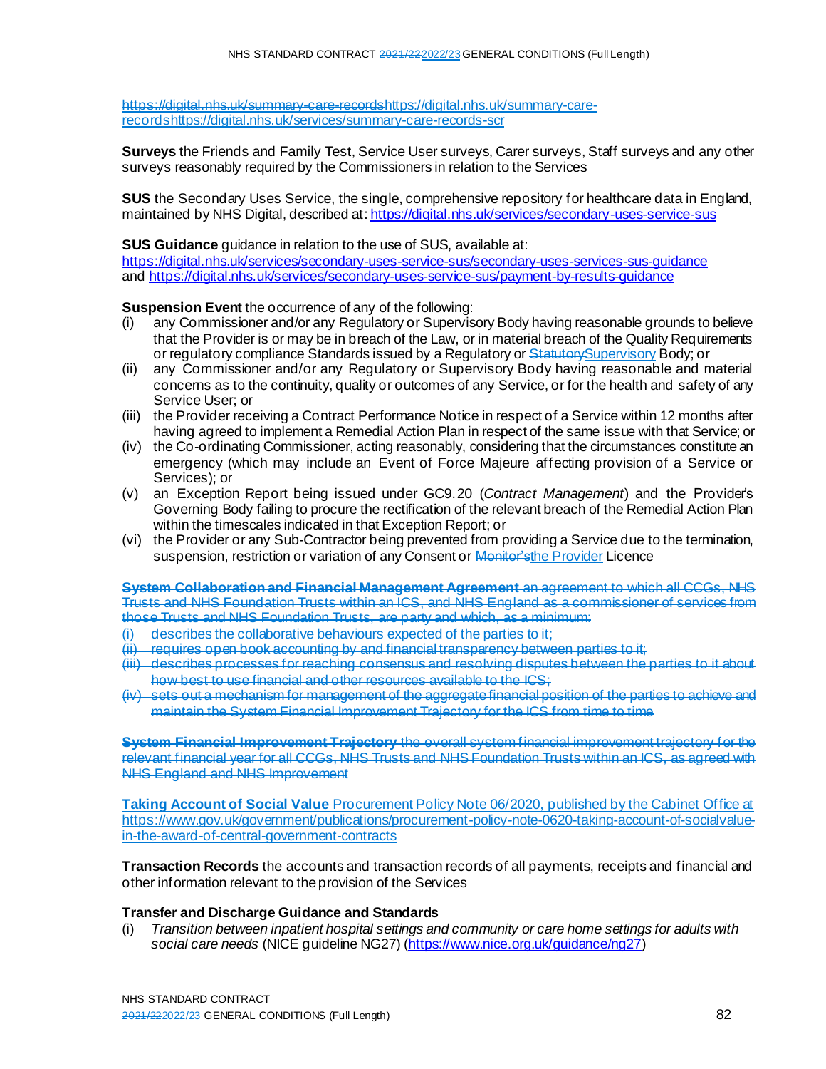~~https://digital.nhs.uk/summary-care-records~~https://digital.nhs.uk/summary-care-recordshttps://digital.nhs.uk/services/summary-care-records-scr

**Surveys** the Friends and Family Test, Service User surveys, Carer surveys, Staff surveys and any other surveys reasonably required by the Commissioners in relation to the Services

**SUS** the Secondary Uses Service, the single, comprehensive repository for healthcare data in England, maintained by NHS Digital, described at: https://digital.nhs.uk/services/secondary-uses-service-sus

**SUS Guidance** guidance in relation to the use of SUS, available at: https://digital.nhs.uk/services/secondary-uses-service-sus/secondary-uses-services-sus-guidance and https://digital.nhs.uk/services/secondary-uses-service-sus/payment-by-results-guidance

**Suspension Event** the occurrence of any of the following:

(i) any Commissioner and/or any Regulatory or Supervisory Body having reasonable grounds to believe that the Provider is or may be in breach of the Law, or in material breach of the Quality Requirements or regulatory compliance Standards issued by a Regulatory or ~~Statutory~~Supervisory Body; or

(ii) any Commissioner and/or any Regulatory or Supervisory Body having reasonable and material concerns as to the continuity, quality or outcomes of any Service, or for the health and safety of any Service User; or

(iii) the Provider receiving a Contract Performance Notice in respect of a Service within 12 months after having agreed to implement a Remedial Action Plan in respect of the same issue with that Service; or

(iv) the Co-ordinating Commissioner, acting reasonably, considering that the circumstances constitute an emergency (which may include an Event of Force Majeure affecting provision of a Service or Services); or

(v) an Exception Report being issued under GC9.20 (*Contract Management*) and the Provider's Governing Body failing to procure the rectification of the relevant breach of the Remedial Action Plan within the timescales indicated in that Exception Report; or

(vi) the Provider or any Sub-Contractor being prevented from providing a Service due to the termination, suspension, restriction or variation of any Consent or ~~Monitor's~~the Provider Licence

~~**System Collaboration and Financial Management Agreement** an agreement to which all CCGs, NHS Trusts and NHS Foundation Trusts within an ICS, and NHS England as a commissioner of services from those Trusts and NHS Foundation Trusts, are party and which, as a minimum:~~

~~(i) describes the collaborative behaviours expected of the parties to it;~~

~~(ii) requires open book accounting by and financial transparency between parties to it;~~

~~(iii) describes processes for reaching consensus and resolving disputes between the parties to it about how best to use financial and other resources available to the ICS;~~

~~(iv) sets out a mechanism for management of the aggregate financial position of the parties to achieve and maintain the System Financial Improvement Trajectory for the ICS from time to time~~

~~**System Financial Improvement Trajectory** the overall system financial improvement trajectory for the relevant financial year for all CCGs, NHS Trusts and NHS Foundation Trusts within an ICS, as agreed with NHS England and NHS Improvement~~

**Taking Account of Social Value** Procurement Policy Note 06/2020, published by the Cabinet Office at https://www.gov.uk/government/publications/procurement-policy-note-0620-taking-account-of-socialvalue-in-the-award-of-central-government-contracts

**Transaction Records** the accounts and transaction records of all payments, receipts and financial and other information relevant to the provision of the Services

**Transfer and Discharge Guidance and Standards**

(i) *Transition between inpatient hospital settings and community or care home settings for adults with social care needs* (NICE guideline NG27) (https://www.nice.org.uk/guidance/ng27)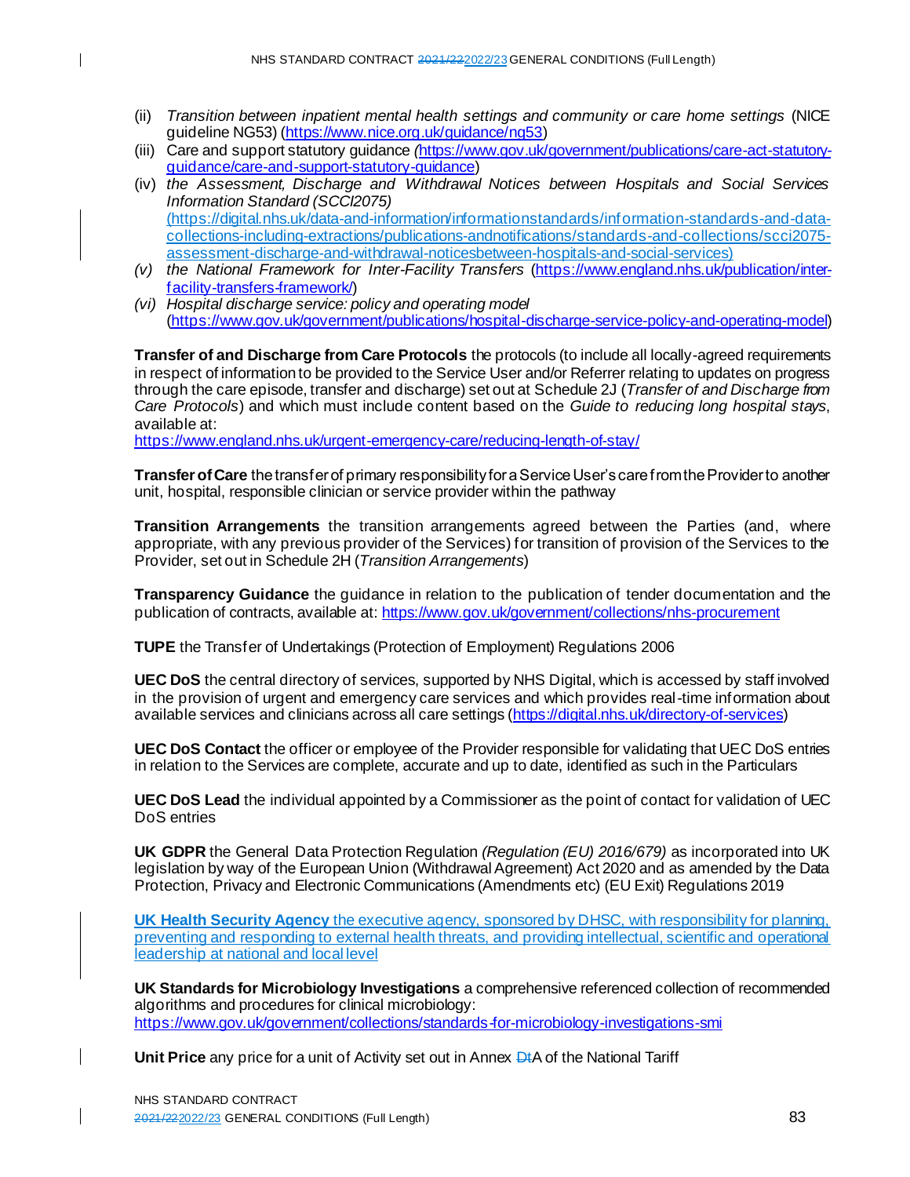(ii) *Transition between inpatient mental health settings and community or care home settings* (NICE guideline NG53) (https://www.nice.org.uk/guidance/ng53)

(iii) Care and support statutory guidance *(*https://www.gov.uk/government/publications/care-act-statutory-guidance/care-and-support-statutory-guidance)

(iv) *the Assessment, Discharge and Withdrawal Notices between Hospitals and Social Services Information Standard (SCCI2075)* (https://digital.nhs.uk/data-and-information/informationstandards/information-standards-and-data-collections-including-extractions/publications-andnotifications/standards-and-collections/scci2075-assessment-discharge-and-withdrawal-noticesbetween-hospitals-and-social-services)

*(v)* *the National Framework for Inter-Facility Transfers* (https://www.england.nhs.uk/publication/inter-facility-transfers-framework/)

*(vi)* *Hospital discharge service: policy and operating model* (https://www.gov.uk/government/publications/hospital-discharge-service-policy-and-operating-model)

**Transfer of and Discharge from Care Protocols** the protocols (to include all locally-agreed requirements in respect of information to be provided to the Service User and/or Referrer relating to updates on progress through the care episode, transfer and discharge) set out at Schedule 2J (*Transfer of and Discharge from Care Protocols*) and which must include content based on the *Guide to reducing long hospital stays*, available at:
https://www.england.nhs.uk/urgent-emergency-care/reducing-length-of-stay/

**Transfer of Care** the transfer of primary responsibility for a Service User's care from the Provider to another unit, hospital, responsible clinician or service provider within the pathway

**Transition Arrangements** the transition arrangements agreed between the Parties (and, where appropriate, with any previous provider of the Services) for transition of provision of the Services to the Provider, set out in Schedule 2H (*Transition Arrangements*)

**Transparency Guidance** the guidance in relation to the publication of tender documentation and the publication of contracts, available at: https://www.gov.uk/government/collections/nhs-procurement

**TUPE** the Transfer of Undertakings (Protection of Employment) Regulations 2006

**UEC DoS** the central directory of services, supported by NHS Digital, which is accessed by staff involved in the provision of urgent and emergency care services and which provides real-time information about available services and clinicians across all care settings (https://digital.nhs.uk/directory-of-services)

**UEC DoS Contact** the officer or employee of the Provider responsible for validating that UEC DoS entries in relation to the Services are complete, accurate and up to date, identified as such in the Particulars

**UEC DoS Lead** the individual appointed by a Commissioner as the point of contact for validation of UEC DoS entries

**UK GDPR** the General Data Protection Regulation *(Regulation (EU) 2016/679)* as incorporated into UK legislation by way of the European Union (Withdrawal Agreement) Act 2020 and as amended by the Data Protection, Privacy and Electronic Communications (Amendments etc) (EU Exit) Regulations 2019

**UK Health Security Agency** the executive agency, sponsored by DHSC, with responsibility for planning, preventing and responding to external health threats, and providing intellectual, scientific and operational leadership at national and local level

**UK Standards for Microbiology Investigations** a comprehensive referenced collection of recommended algorithms and procedures for clinical microbiology:
https://www.gov.uk/government/collections/standards-for-microbiology-investigations-smi

**Unit Price** any price for a unit of Activity set out in Annex ~~Dt~~A of the National Tariff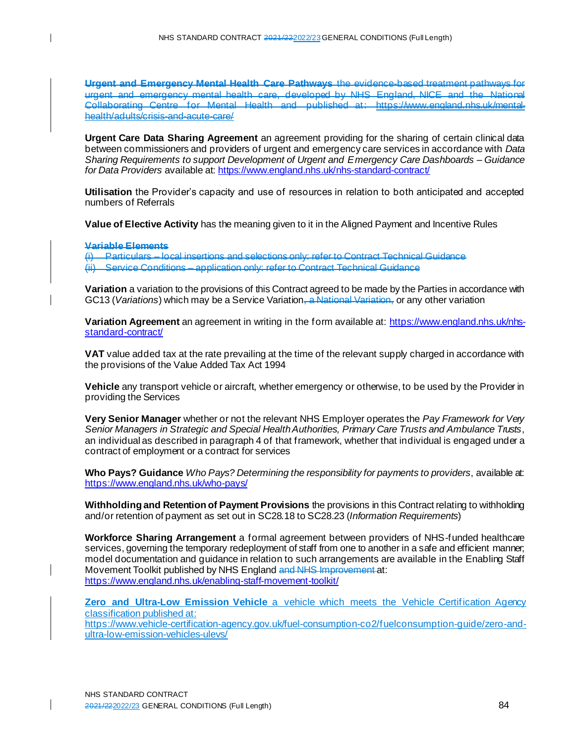**Urgent and Emergency Mental Health Care Pathways** the evidence-based treatment pathways for urgent and emergency mental health care, developed by NHS England, NICE and the National Collaborating Centre for Mental Health and published at: https://www.england.nhs.uk/mental-health/adults/crisis-and-acute-care/

**Urgent Care Data Sharing Agreement** an agreement providing for the sharing of certain clinical data between commissioners and providers of urgent and emergency care services in accordance with *Data Sharing Requirements to support Development of Urgent and Emergency Care Dashboards – Guidance for Data Providers* available at: https://www.england.nhs.uk/nhs-standard-contract/

**Utilisation** the Provider's capacity and use of resources in relation to both anticipated and accepted numbers of Referrals

**Value of Elective Activity** has the meaning given to it in the Aligned Payment and Incentive Rules

**Variable Elements**
(i) Particulars – local insertions and selections only: refer to Contract Technical Guidance
(ii) Service Conditions – application only: refer to Contract Technical Guidance

**Variation** a variation to the provisions of this Contract agreed to be made by the Parties in accordance with GC13 (*Variations*) which may be a Service Variation, a National Variation, or any other variation

**Variation Agreement** an agreement in writing in the form available at: https://www.england.nhs.uk/nhs-standard-contract/

**VAT** value added tax at the rate prevailing at the time of the relevant supply charged in accordance with the provisions of the Value Added Tax Act 1994

**Vehicle** any transport vehicle or aircraft, whether emergency or otherwise, to be used by the Provider in providing the Services

**Very Senior Manager** whether or not the relevant NHS Employer operates the *Pay Framework for Very Senior Managers in Strategic and Special Health Authorities, Primary Care Trusts and Ambulance Trusts*, an individual as described in paragraph 4 of that framework, whether that individual is engaged under a contract of employment or a contract for services

**Who Pays? Guidance** *Who Pays? Determining the responsibility for payments to providers*, available at: https://www.england.nhs.uk/who-pays/

**Withholding and Retention of Payment Provisions** the provisions in this Contract relating to withholding and/or retention of payment as set out in SC28.18 to SC28.23 (*Information Requirements*)

**Workforce Sharing Arrangement** a formal agreement between providers of NHS-funded healthcare services, governing the temporary redeployment of staff from one to another in a safe and efficient manner; model documentation and guidance in relation to such arrangements are available in the Enabling Staff Movement Toolkit published by NHS England and NHS Improvement at: https://www.england.nhs.uk/enabling-staff-movement-toolkit/

**Zero and Ultra-Low Emission Vehicle** a vehicle which meets the Vehicle Certification Agency classification published at: https://www.vehicle-certification-agency.gov.uk/fuel-consumption-co2/fuelconsumption-guide/zero-and-ultra-low-emission-vehicles-ulevs/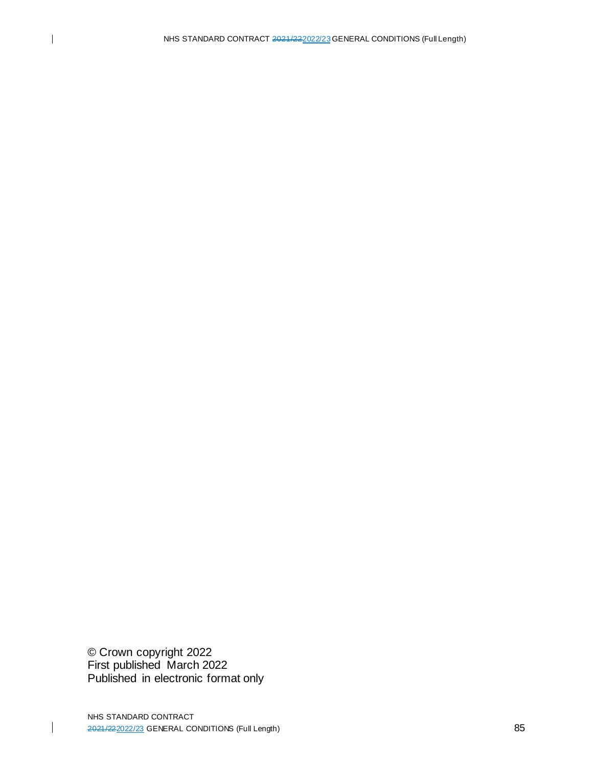© Crown copyright 2022
First published March 2022
Published in electronic format only